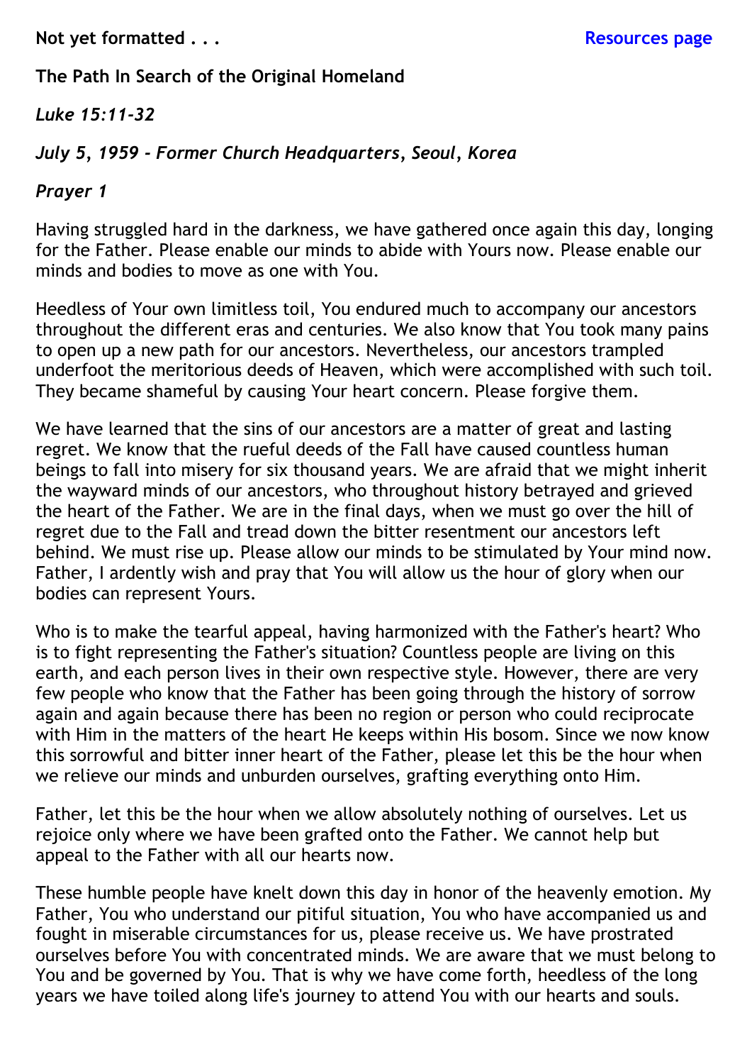**Not yet formatted . . .** **Resources page**

**The Path In Search of the Original Homeland**

***Luke 15:11-32***

***July 5, 1959 - Former Church Headquarters, Seoul, Korea***

***Prayer 1***

Having struggled hard in the darkness, we have gathered once again this day, longing for the Father. Please enable our minds to abide with Yours now. Please enable our minds and bodies to move as one with You.

Heedless of Your own limitless toil, You endured much to accompany our ancestors throughout the different eras and centuries. We also know that You took many pains to open up a new path for our ancestors. Nevertheless, our ancestors trampled underfoot the meritorious deeds of Heaven, which were accomplished with such toil. They became shameful by causing Your heart concern. Please forgive them.

We have learned that the sins of our ancestors are a matter of great and lasting regret. We know that the rueful deeds of the Fall have caused countless human beings to fall into misery for six thousand years. We are afraid that we might inherit the wayward minds of our ancestors, who throughout history betrayed and grieved the heart of the Father. We are in the final days, when we must go over the hill of regret due to the Fall and tread down the bitter resentment our ancestors left behind. We must rise up. Please allow our minds to be stimulated by Your mind now. Father, I ardently wish and pray that You will allow us the hour of glory when our bodies can represent Yours.

Who is to make the tearful appeal, having harmonized with the Father's heart? Who is to fight representing the Father's situation? Countless people are living on this earth, and each person lives in their own respective style. However, there are very few people who know that the Father has been going through the history of sorrow again and again because there has been no region or person who could reciprocate with Him in the matters of the heart He keeps within His bosom. Since we now know this sorrowful and bitter inner heart of the Father, please let this be the hour when we relieve our minds and unburden ourselves, grafting everything onto Him.

Father, let this be the hour when we allow absolutely nothing of ourselves. Let us rejoice only where we have been grafted onto the Father. We cannot help but appeal to the Father with all our hearts now.

These humble people have knelt down this day in honor of the heavenly emotion. My Father, You who understand our pitiful situation, You who have accompanied us and fought in miserable circumstances for us, please receive us. We have prostrated ourselves before You with concentrated minds. We are aware that we must belong to You and be governed by You. That is why we have come forth, heedless of the long years we have toiled along life's journey to attend You with our hearts and souls.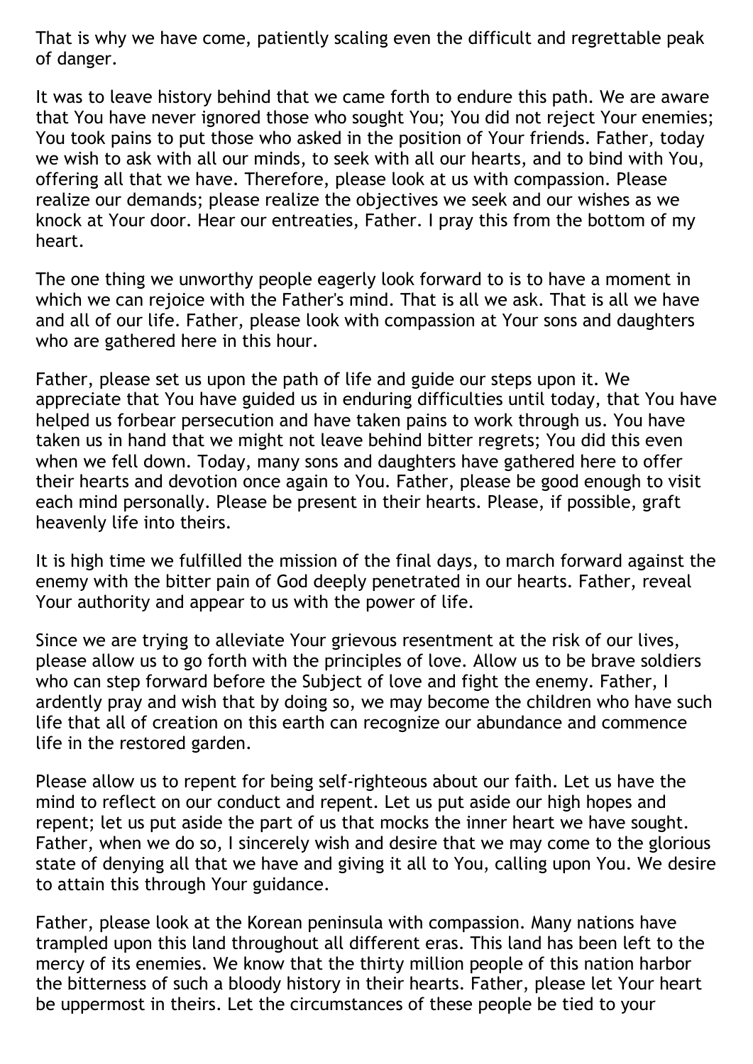That is why we have come, patiently scaling even the difficult and regrettable peak of danger.

It was to leave history behind that we came forth to endure this path. We are aware that You have never ignored those who sought You; You did not reject Your enemies; You took pains to put those who asked in the position of Your friends. Father, today we wish to ask with all our minds, to seek with all our hearts, and to bind with You, offering all that we have. Therefore, please look at us with compassion. Please realize our demands; please realize the objectives we seek and our wishes as we knock at Your door. Hear our entreaties, Father. I pray this from the bottom of my heart.

The one thing we unworthy people eagerly look forward to is to have a moment in which we can rejoice with the Father's mind. That is all we ask. That is all we have and all of our life. Father, please look with compassion at Your sons and daughters who are gathered here in this hour.

Father, please set us upon the path of life and guide our steps upon it. We appreciate that You have guided us in enduring difficulties until today, that You have helped us forbear persecution and have taken pains to work through us. You have taken us in hand that we might not leave behind bitter regrets; You did this even when we fell down. Today, many sons and daughters have gathered here to offer their hearts and devotion once again to You. Father, please be good enough to visit each mind personally. Please be present in their hearts. Please, if possible, graft heavenly life into theirs.

It is high time we fulfilled the mission of the final days, to march forward against the enemy with the bitter pain of God deeply penetrated in our hearts. Father, reveal Your authority and appear to us with the power of life.

Since we are trying to alleviate Your grievous resentment at the risk of our lives, please allow us to go forth with the principles of love. Allow us to be brave soldiers who can step forward before the Subject of love and fight the enemy. Father, I ardently pray and wish that by doing so, we may become the children who have such life that all of creation on this earth can recognize our abundance and commence life in the restored garden.

Please allow us to repent for being self-righteous about our faith. Let us have the mind to reflect on our conduct and repent. Let us put aside our high hopes and repent; let us put aside the part of us that mocks the inner heart we have sought. Father, when we do so, I sincerely wish and desire that we may come to the glorious state of denying all that we have and giving it all to You, calling upon You. We desire to attain this through Your guidance.

Father, please look at the Korean peninsula with compassion. Many nations have trampled upon this land throughout all different eras. This land has been left to the mercy of its enemies. We know that the thirty million people of this nation harbor the bitterness of such a bloody history in their hearts. Father, please let Your heart be uppermost in theirs. Let the circumstances of these people be tied to your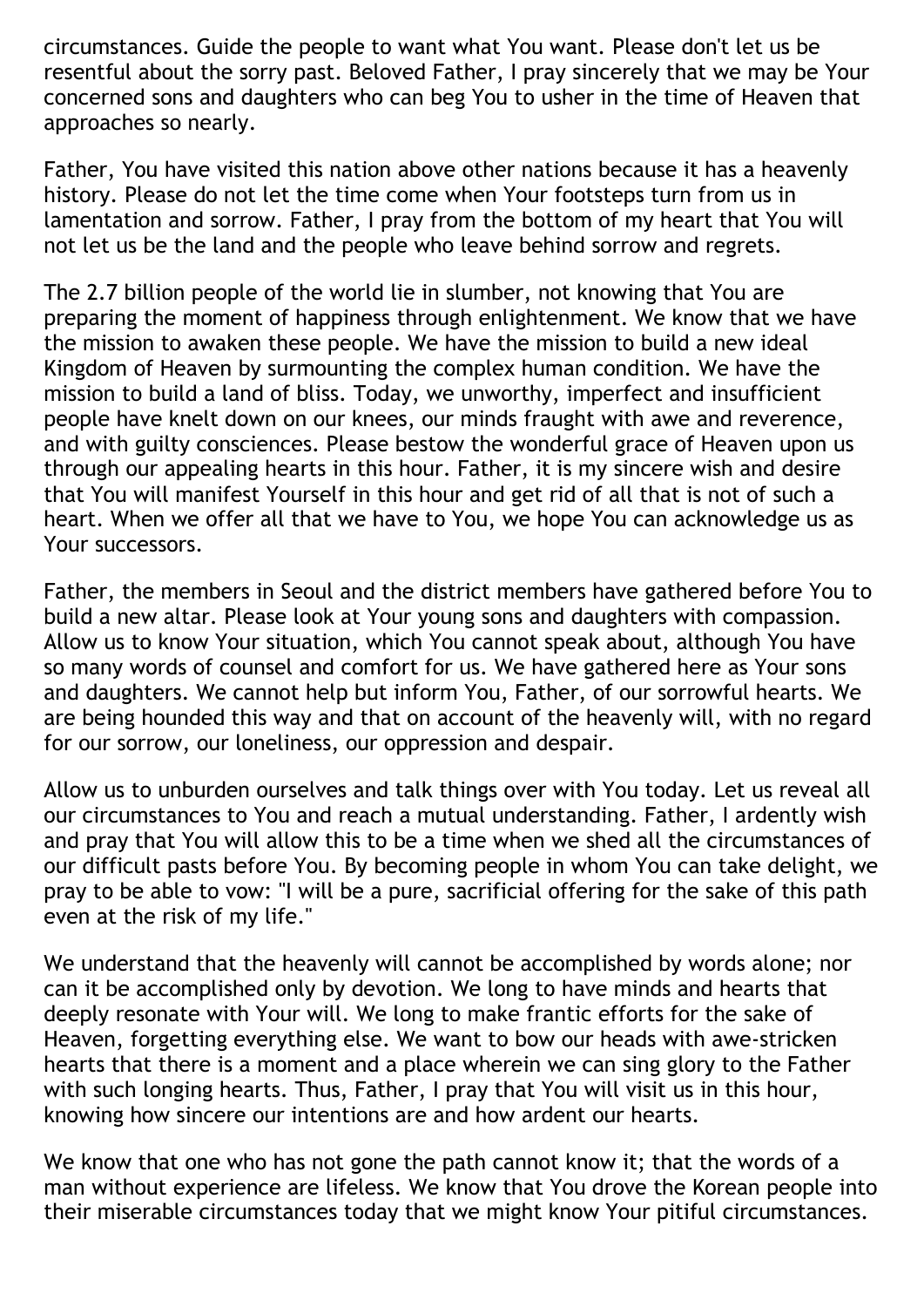circumstances. Guide the people to want what You want. Please don't let us be resentful about the sorry past. Beloved Father, I pray sincerely that we may be Your concerned sons and daughters who can beg You to usher in the time of Heaven that approaches so nearly.

Father, You have visited this nation above other nations because it has a heavenly history. Please do not let the time come when Your footsteps turn from us in lamentation and sorrow. Father, I pray from the bottom of my heart that You will not let us be the land and the people who leave behind sorrow and regrets.

The 2.7 billion people of the world lie in slumber, not knowing that You are preparing the moment of happiness through enlightenment. We know that we have the mission to awaken these people. We have the mission to build a new ideal Kingdom of Heaven by surmounting the complex human condition. We have the mission to build a land of bliss. Today, we unworthy, imperfect and insufficient people have knelt down on our knees, our minds fraught with awe and reverence, and with guilty consciences. Please bestow the wonderful grace of Heaven upon us through our appealing hearts in this hour. Father, it is my sincere wish and desire that You will manifest Yourself in this hour and get rid of all that is not of such a heart. When we offer all that we have to You, we hope You can acknowledge us as Your successors.

Father, the members in Seoul and the district members have gathered before You to build a new altar. Please look at Your young sons and daughters with compassion. Allow us to know Your situation, which You cannot speak about, although You have so many words of counsel and comfort for us. We have gathered here as Your sons and daughters. We cannot help but inform You, Father, of our sorrowful hearts. We are being hounded this way and that on account of the heavenly will, with no regard for our sorrow, our loneliness, our oppression and despair.

Allow us to unburden ourselves and talk things over with You today. Let us reveal all our circumstances to You and reach a mutual understanding. Father, I ardently wish and pray that You will allow this to be a time when we shed all the circumstances of our difficult pasts before You. By becoming people in whom You can take delight, we pray to be able to vow: "I will be a pure, sacrificial offering for the sake of this path even at the risk of my life."

We understand that the heavenly will cannot be accomplished by words alone; nor can it be accomplished only by devotion. We long to have minds and hearts that deeply resonate with Your will. We long to make frantic efforts for the sake of Heaven, forgetting everything else. We want to bow our heads with awe-stricken hearts that there is a moment and a place wherein we can sing glory to the Father with such longing hearts. Thus, Father, I pray that You will visit us in this hour, knowing how sincere our intentions are and how ardent our hearts.

We know that one who has not gone the path cannot know it; that the words of a man without experience are lifeless. We know that You drove the Korean people into their miserable circumstances today that we might know Your pitiful circumstances.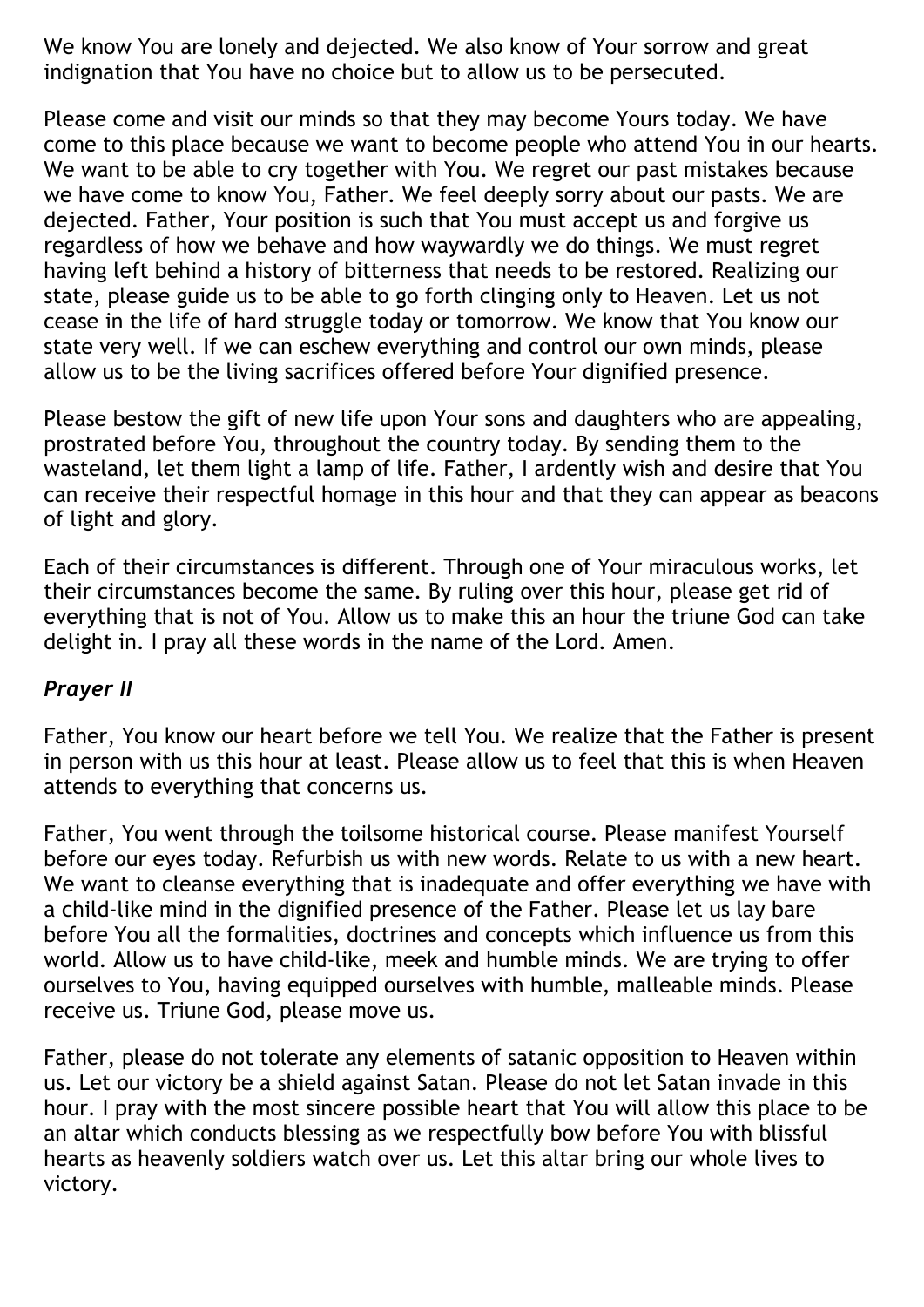We know You are lonely and dejected. We also know of Your sorrow and great indignation that You have no choice but to allow us to be persecuted.

Please come and visit our minds so that they may become Yours today. We have come to this place because we want to become people who attend You in our hearts. We want to be able to cry together with You. We regret our past mistakes because we have come to know You, Father. We feel deeply sorry about our pasts. We are dejected. Father, Your position is such that You must accept us and forgive us regardless of how we behave and how waywardly we do things. We must regret having left behind a history of bitterness that needs to be restored. Realizing our state, please guide us to be able to go forth clinging only to Heaven. Let us not cease in the life of hard struggle today or tomorrow. We know that You know our state very well. If we can eschew everything and control our own minds, please allow us to be the living sacrifices offered before Your dignified presence.

Please bestow the gift of new life upon Your sons and daughters who are appealing, prostrated before You, throughout the country today. By sending them to the wasteland, let them light a lamp of life. Father, I ardently wish and desire that You can receive their respectful homage in this hour and that they can appear as beacons of light and glory.

Each of their circumstances is different. Through one of Your miraculous works, let their circumstances become the same. By ruling over this hour, please get rid of everything that is not of You. Allow us to make this an hour the triune God can take delight in. I pray all these words in the name of the Lord. Amen.

### *Prayer II*

Father, You know our heart before we tell You. We realize that the Father is present in person with us this hour at least. Please allow us to feel that this is when Heaven attends to everything that concerns us.

Father, You went through the toilsome historical course. Please manifest Yourself before our eyes today. Refurbish us with new words. Relate to us with a new heart. We want to cleanse everything that is inadequate and offer everything we have with a child-like mind in the dignified presence of the Father. Please let us lay bare before You all the formalities, doctrines and concepts which influence us from this world. Allow us to have child-like, meek and humble minds. We are trying to offer ourselves to You, having equipped ourselves with humble, malleable minds. Please receive us. Triune God, please move us.

Father, please do not tolerate any elements of satanic opposition to Heaven within us. Let our victory be a shield against Satan. Please do not let Satan invade in this hour. I pray with the most sincere possible heart that You will allow this place to be an altar which conducts blessing as we respectfully bow before You with blissful hearts as heavenly soldiers watch over us. Let this altar bring our whole lives to victory.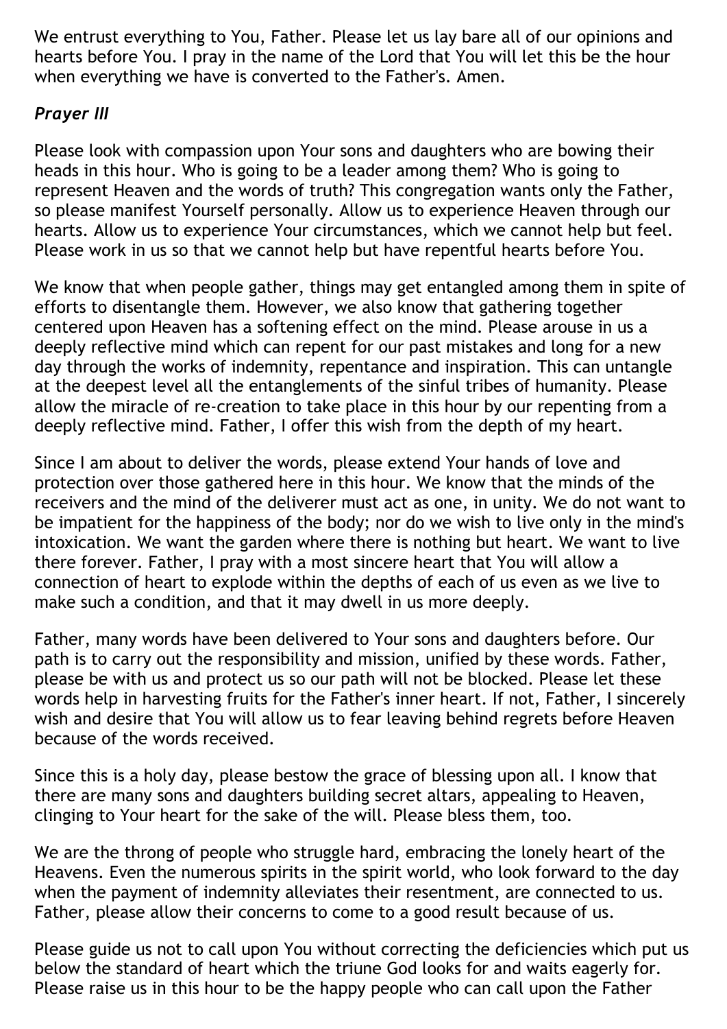We entrust everything to You, Father. Please let us lay bare all of our opinions and hearts before You. I pray in the name of the Lord that You will let this be the hour when everything we have is converted to the Father's. Amen.

### *Prayer III*

Please look with compassion upon Your sons and daughters who are bowing their heads in this hour. Who is going to be a leader among them? Who is going to represent Heaven and the words of truth? This congregation wants only the Father, so please manifest Yourself personally. Allow us to experience Heaven through our hearts. Allow us to experience Your circumstances, which we cannot help but feel. Please work in us so that we cannot help but have repentful hearts before You.

We know that when people gather, things may get entangled among them in spite of efforts to disentangle them. However, we also know that gathering together centered upon Heaven has a softening effect on the mind. Please arouse in us a deeply reflective mind which can repent for our past mistakes and long for a new day through the works of indemnity, repentance and inspiration. This can untangle at the deepest level all the entanglements of the sinful tribes of humanity. Please allow the miracle of re-creation to take place in this hour by our repenting from a deeply reflective mind. Father, I offer this wish from the depth of my heart.

Since I am about to deliver the words, please extend Your hands of love and protection over those gathered here in this hour. We know that the minds of the receivers and the mind of the deliverer must act as one, in unity. We do not want to be impatient for the happiness of the body; nor do we wish to live only in the mind's intoxication. We want the garden where there is nothing but heart. We want to live there forever. Father, I pray with a most sincere heart that You will allow a connection of heart to explode within the depths of each of us even as we live to make such a condition, and that it may dwell in us more deeply.

Father, many words have been delivered to Your sons and daughters before. Our path is to carry out the responsibility and mission, unified by these words. Father, please be with us and protect us so our path will not be blocked. Please let these words help in harvesting fruits for the Father's inner heart. If not, Father, I sincerely wish and desire that You will allow us to fear leaving behind regrets before Heaven because of the words received.

Since this is a holy day, please bestow the grace of blessing upon all. I know that there are many sons and daughters building secret altars, appealing to Heaven, clinging to Your heart for the sake of the will. Please bless them, too.

We are the throng of people who struggle hard, embracing the lonely heart of the Heavens. Even the numerous spirits in the spirit world, who look forward to the day when the payment of indemnity alleviates their resentment, are connected to us. Father, please allow their concerns to come to a good result because of us.

Please guide us not to call upon You without correcting the deficiencies which put us below the standard of heart which the triune God looks for and waits eagerly for. Please raise us in this hour to be the happy people who can call upon the Father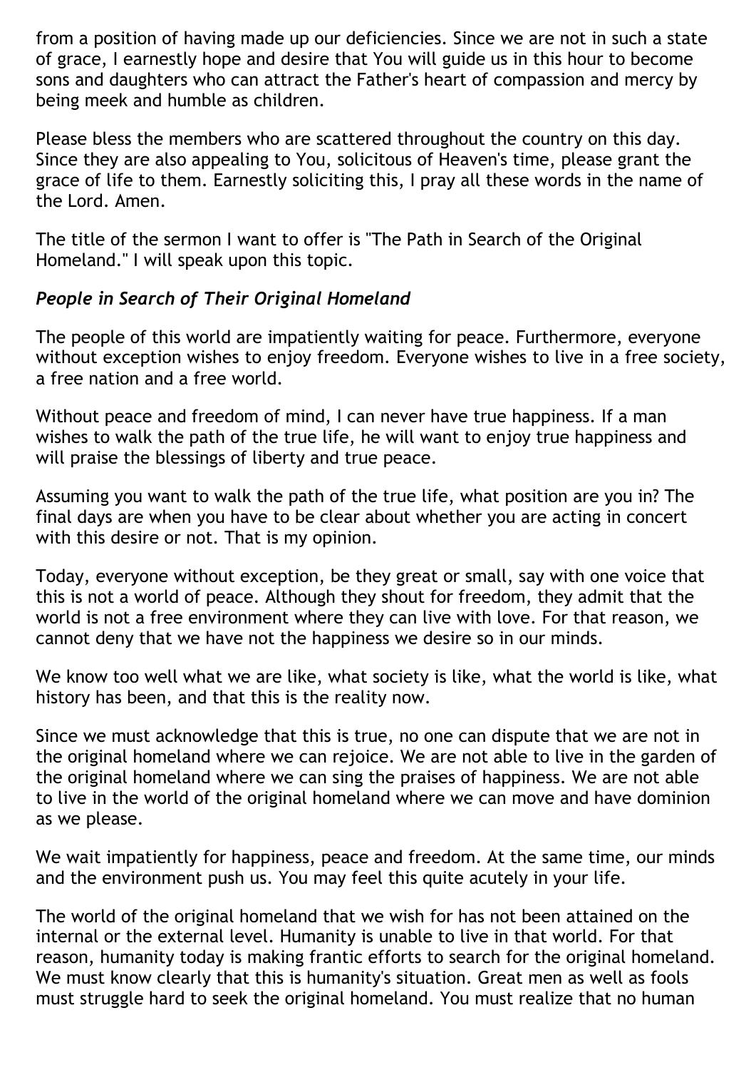from a position of having made up our deficiencies. Since we are not in such a state of grace, I earnestly hope and desire that You will guide us in this hour to become sons and daughters who can attract the Father's heart of compassion and mercy by being meek and humble as children.

Please bless the members who are scattered throughout the country on this day. Since they are also appealing to You, solicitous of Heaven's time, please grant the grace of life to them. Earnestly soliciting this, I pray all these words in the name of the Lord. Amen.

The title of the sermon I want to offer is "The Path in Search of the Original Homeland." I will speak upon this topic.

### *People in Search of Their Original Homeland*

The people of this world are impatiently waiting for peace. Furthermore, everyone without exception wishes to enjoy freedom. Everyone wishes to live in a free society, a free nation and a free world.

Without peace and freedom of mind, I can never have true happiness. If a man wishes to walk the path of the true life, he will want to enjoy true happiness and will praise the blessings of liberty and true peace.

Assuming you want to walk the path of the true life, what position are you in? The final days are when you have to be clear about whether you are acting in concert with this desire or not. That is my opinion.

Today, everyone without exception, be they great or small, say with one voice that this is not a world of peace. Although they shout for freedom, they admit that the world is not a free environment where they can live with love. For that reason, we cannot deny that we have not the happiness we desire so in our minds.

We know too well what we are like, what society is like, what the world is like, what history has been, and that this is the reality now.

Since we must acknowledge that this is true, no one can dispute that we are not in the original homeland where we can rejoice. We are not able to live in the garden of the original homeland where we can sing the praises of happiness. We are not able to live in the world of the original homeland where we can move and have dominion as we please.

We wait impatiently for happiness, peace and freedom. At the same time, our minds and the environment push us. You may feel this quite acutely in your life.

The world of the original homeland that we wish for has not been attained on the internal or the external level. Humanity is unable to live in that world. For that reason, humanity today is making frantic efforts to search for the original homeland. We must know clearly that this is humanity's situation. Great men as well as fools must struggle hard to seek the original homeland. You must realize that no human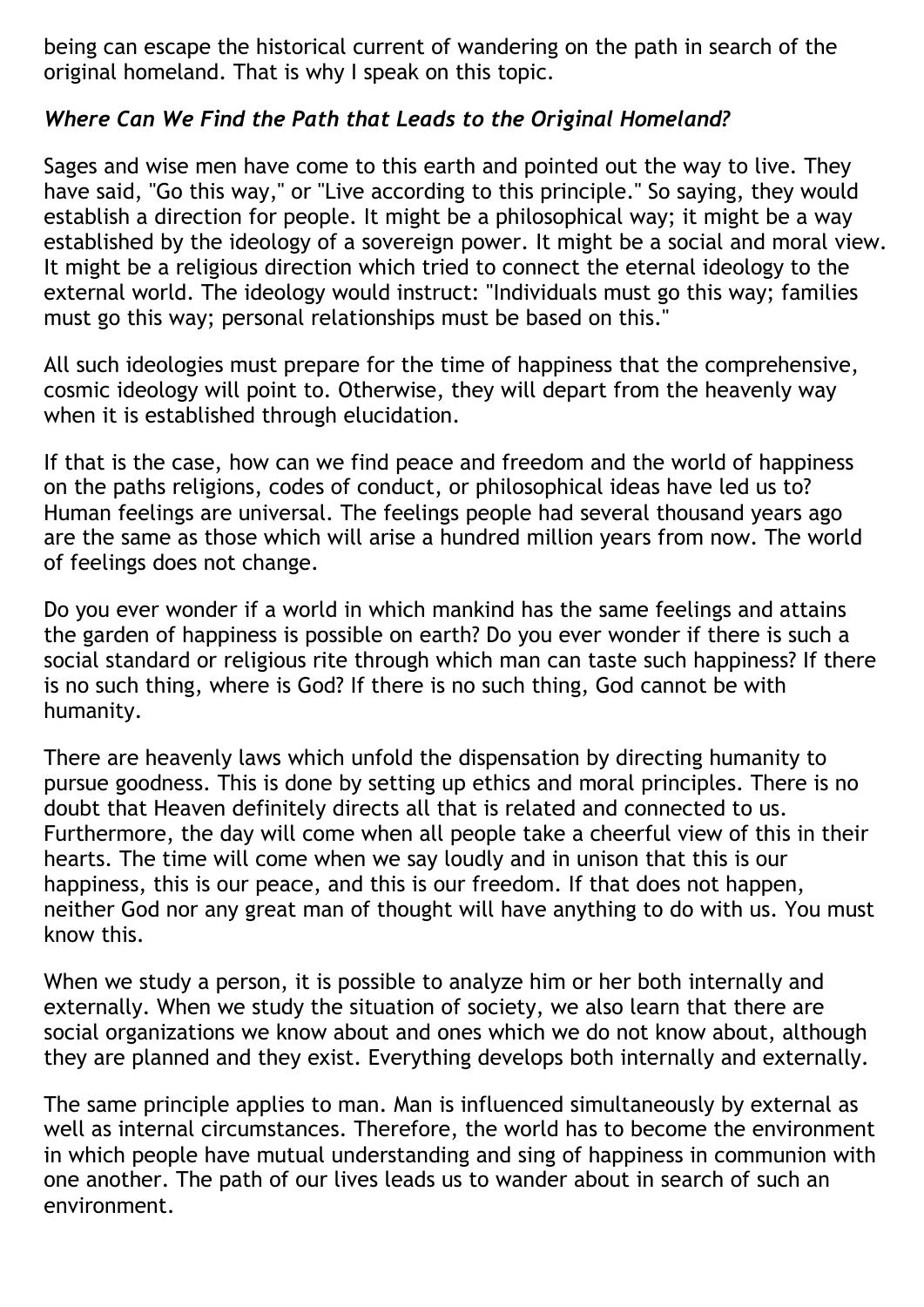being can escape the historical current of wandering on the path in search of the original homeland. That is why I speak on this topic.

### *Where Can We Find the Path that Leads to the Original Homeland?*

Sages and wise men have come to this earth and pointed out the way to live. They have said, "Go this way," or "Live according to this principle." So saying, they would establish a direction for people. It might be a philosophical way; it might be a way established by the ideology of a sovereign power. It might be a social and moral view. It might be a religious direction which tried to connect the eternal ideology to the external world. The ideology would instruct: "Individuals must go this way; families must go this way; personal relationships must be based on this."

All such ideologies must prepare for the time of happiness that the comprehensive, cosmic ideology will point to. Otherwise, they will depart from the heavenly way when it is established through elucidation.

If that is the case, how can we find peace and freedom and the world of happiness on the paths religions, codes of conduct, or philosophical ideas have led us to? Human feelings are universal. The feelings people had several thousand years ago are the same as those which will arise a hundred million years from now. The world of feelings does not change.

Do you ever wonder if a world in which mankind has the same feelings and attains the garden of happiness is possible on earth? Do you ever wonder if there is such a social standard or religious rite through which man can taste such happiness? If there is no such thing, where is God? If there is no such thing, God cannot be with humanity.

There are heavenly laws which unfold the dispensation by directing humanity to pursue goodness. This is done by setting up ethics and moral principles. There is no doubt that Heaven definitely directs all that is related and connected to us. Furthermore, the day will come when all people take a cheerful view of this in their hearts. The time will come when we say loudly and in unison that this is our happiness, this is our peace, and this is our freedom. If that does not happen, neither God nor any great man of thought will have anything to do with us. You must know this.

When we study a person, it is possible to analyze him or her both internally and externally. When we study the situation of society, we also learn that there are social organizations we know about and ones which we do not know about, although they are planned and they exist. Everything develops both internally and externally.

The same principle applies to man. Man is influenced simultaneously by external as well as internal circumstances. Therefore, the world has to become the environment in which people have mutual understanding and sing of happiness in communion with one another. The path of our lives leads us to wander about in search of such an environment.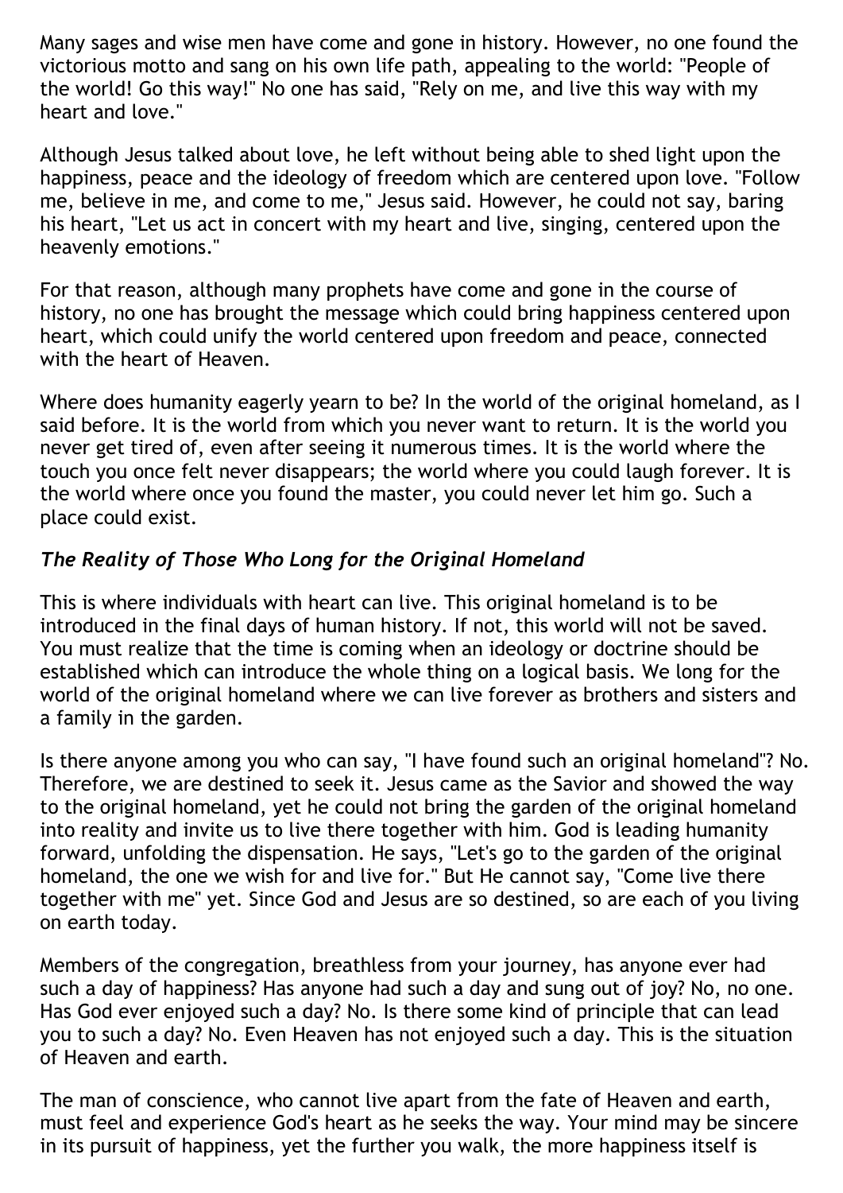Many sages and wise men have come and gone in history. However, no one found the victorious motto and sang on his own life path, appealing to the world: "People of the world! Go this way!" No one has said, "Rely on me, and live this way with my heart and love."

Although Jesus talked about love, he left without being able to shed light upon the happiness, peace and the ideology of freedom which are centered upon love. "Follow me, believe in me, and come to me," Jesus said. However, he could not say, baring his heart, "Let us act in concert with my heart and live, singing, centered upon the heavenly emotions."

For that reason, although many prophets have come and gone in the course of history, no one has brought the message which could bring happiness centered upon heart, which could unify the world centered upon freedom and peace, connected with the heart of Heaven.

Where does humanity eagerly yearn to be? In the world of the original homeland, as I said before. It is the world from which you never want to return. It is the world you never get tired of, even after seeing it numerous times. It is the world where the touch you once felt never disappears; the world where you could laugh forever. It is the world where once you found the master, you could never let him go. Such a place could exist.

### *The Reality of Those Who Long for the Original Homeland*

This is where individuals with heart can live. This original homeland is to be introduced in the final days of human history. If not, this world will not be saved. You must realize that the time is coming when an ideology or doctrine should be established which can introduce the whole thing on a logical basis. We long for the world of the original homeland where we can live forever as brothers and sisters and a family in the garden.

Is there anyone among you who can say, "I have found such an original homeland"? No. Therefore, we are destined to seek it. Jesus came as the Savior and showed the way to the original homeland, yet he could not bring the garden of the original homeland into reality and invite us to live there together with him. God is leading humanity forward, unfolding the dispensation. He says, "Let's go to the garden of the original homeland, the one we wish for and live for." But He cannot say, "Come live there together with me" yet. Since God and Jesus are so destined, so are each of you living on earth today.

Members of the congregation, breathless from your journey, has anyone ever had such a day of happiness? Has anyone had such a day and sung out of joy? No, no one. Has God ever enjoyed such a day? No. Is there some kind of principle that can lead you to such a day? No. Even Heaven has not enjoyed such a day. This is the situation of Heaven and earth.

The man of conscience, who cannot live apart from the fate of Heaven and earth, must feel and experience God's heart as he seeks the way. Your mind may be sincere in its pursuit of happiness, yet the further you walk, the more happiness itself is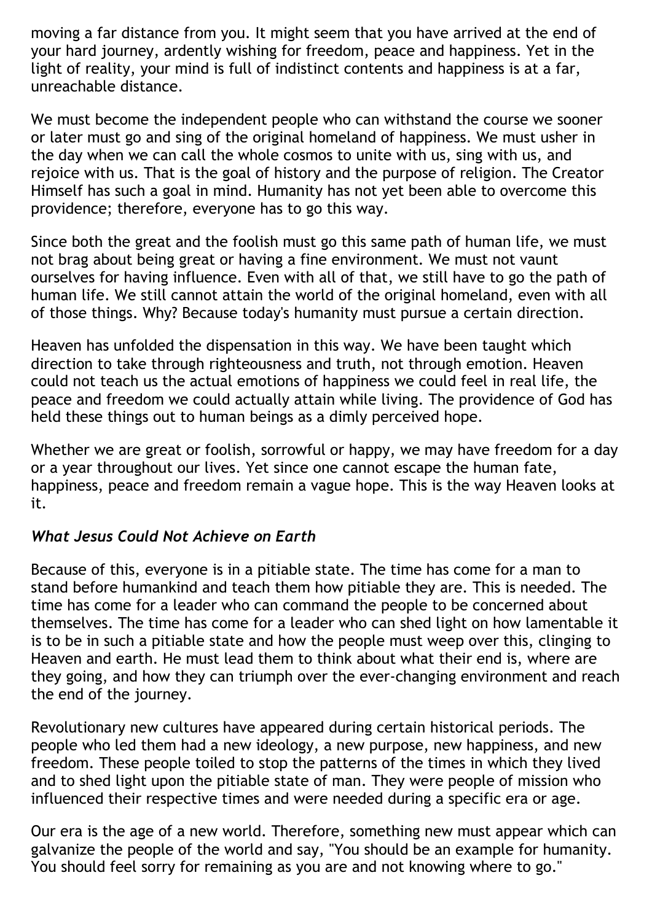moving a far distance from you. It might seem that you have arrived at the end of your hard journey, ardently wishing for freedom, peace and happiness. Yet in the light of reality, your mind is full of indistinct contents and happiness is at a far, unreachable distance.

We must become the independent people who can withstand the course we sooner or later must go and sing of the original homeland of happiness. We must usher in the day when we can call the whole cosmos to unite with us, sing with us, and rejoice with us. That is the goal of history and the purpose of religion. The Creator Himself has such a goal in mind. Humanity has not yet been able to overcome this providence; therefore, everyone has to go this way.

Since both the great and the foolish must go this same path of human life, we must not brag about being great or having a fine environment. We must not vaunt ourselves for having influence. Even with all of that, we still have to go the path of human life. We still cannot attain the world of the original homeland, even with all of those things. Why? Because today's humanity must pursue a certain direction.

Heaven has unfolded the dispensation in this way. We have been taught which direction to take through righteousness and truth, not through emotion. Heaven could not teach us the actual emotions of happiness we could feel in real life, the peace and freedom we could actually attain while living. The providence of God has held these things out to human beings as a dimly perceived hope.

Whether we are great or foolish, sorrowful or happy, we may have freedom for a day or a year throughout our lives. Yet since one cannot escape the human fate, happiness, peace and freedom remain a vague hope. This is the way Heaven looks at it.

### *What Jesus Could Not Achieve on Earth*

Because of this, everyone is in a pitiable state. The time has come for a man to stand before humankind and teach them how pitiable they are. This is needed. The time has come for a leader who can command the people to be concerned about themselves. The time has come for a leader who can shed light on how lamentable it is to be in such a pitiable state and how the people must weep over this, clinging to Heaven and earth. He must lead them to think about what their end is, where are they going, and how they can triumph over the ever-changing environment and reach the end of the journey.

Revolutionary new cultures have appeared during certain historical periods. The people who led them had a new ideology, a new purpose, new happiness, and new freedom. These people toiled to stop the patterns of the times in which they lived and to shed light upon the pitiable state of man. They were people of mission who influenced their respective times and were needed during a specific era or age.

Our era is the age of a new world. Therefore, something new must appear which can galvanize the people of the world and say, "You should be an example for humanity. You should feel sorry for remaining as you are and not knowing where to go."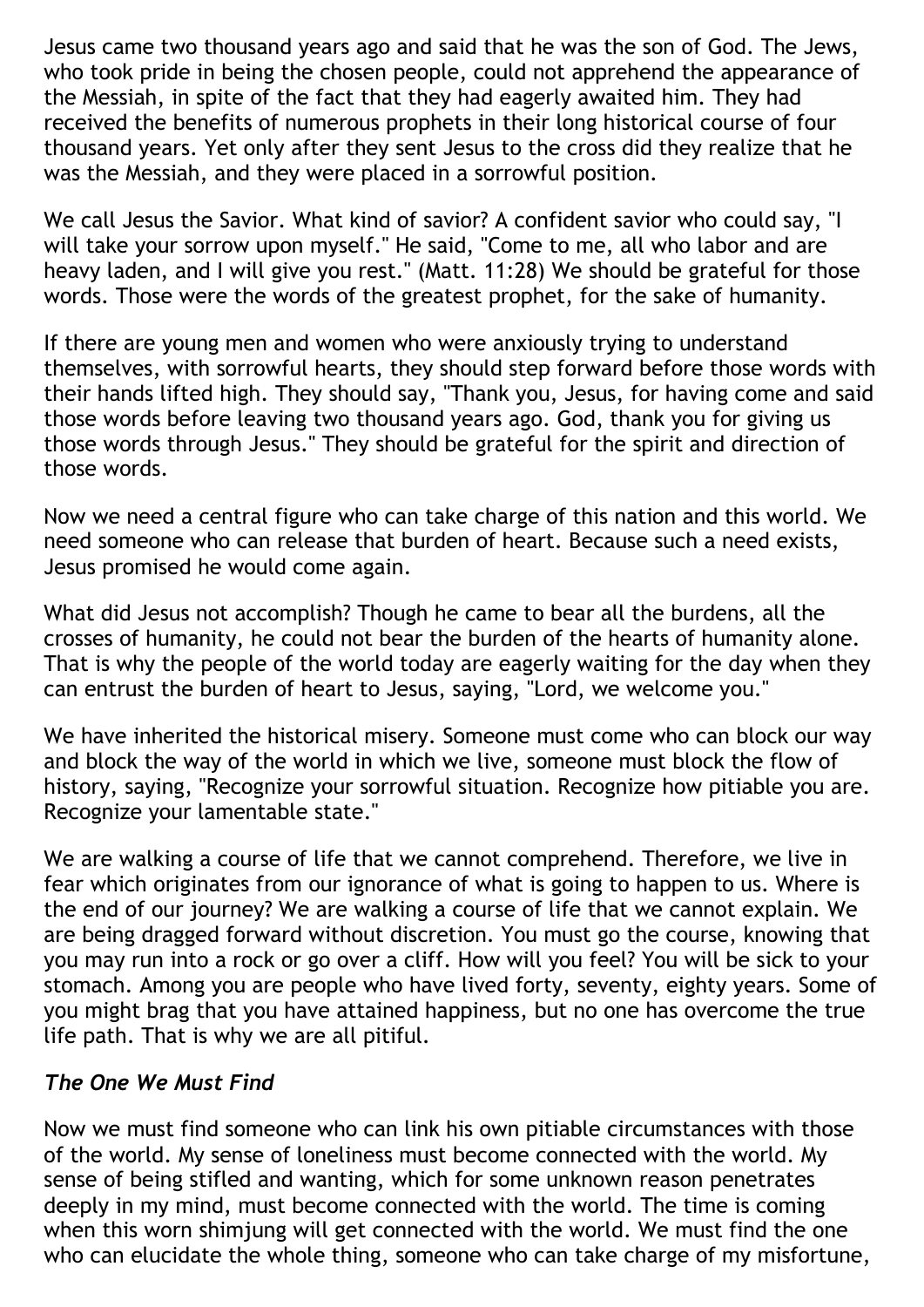Jesus came two thousand years ago and said that he was the son of God. The Jews, who took pride in being the chosen people, could not apprehend the appearance of the Messiah, in spite of the fact that they had eagerly awaited him. They had received the benefits of numerous prophets in their long historical course of four thousand years. Yet only after they sent Jesus to the cross did they realize that he was the Messiah, and they were placed in a sorrowful position.

We call Jesus the Savior. What kind of savior? A confident savior who could say, "I will take your sorrow upon myself." He said, "Come to me, all who labor and are heavy laden, and I will give you rest." (Matt. 11:28) We should be grateful for those words. Those were the words of the greatest prophet, for the sake of humanity.

If there are young men and women who were anxiously trying to understand themselves, with sorrowful hearts, they should step forward before those words with their hands lifted high. They should say, "Thank you, Jesus, for having come and said those words before leaving two thousand years ago. God, thank you for giving us those words through Jesus." They should be grateful for the spirit and direction of those words.

Now we need a central figure who can take charge of this nation and this world. We need someone who can release that burden of heart. Because such a need exists, Jesus promised he would come again.

What did Jesus not accomplish? Though he came to bear all the burdens, all the crosses of humanity, he could not bear the burden of the hearts of humanity alone. That is why the people of the world today are eagerly waiting for the day when they can entrust the burden of heart to Jesus, saying, "Lord, we welcome you."

We have inherited the historical misery. Someone must come who can block our way and block the way of the world in which we live, someone must block the flow of history, saying, "Recognize your sorrowful situation. Recognize how pitiable you are. Recognize your lamentable state."

We are walking a course of life that we cannot comprehend. Therefore, we live in fear which originates from our ignorance of what is going to happen to us. Where is the end of our journey? We are walking a course of life that we cannot explain. We are being dragged forward without discretion. You must go the course, knowing that you may run into a rock or go over a cliff. How will you feel? You will be sick to your stomach. Among you are people who have lived forty, seventy, eighty years. Some of you might brag that you have attained happiness, but no one has overcome the true life path. That is why we are all pitiful.

### *The One We Must Find*

Now we must find someone who can link his own pitiable circumstances with those of the world. My sense of loneliness must become connected with the world. My sense of being stifled and wanting, which for some unknown reason penetrates deeply in my mind, must become connected with the world. The time is coming when this worn shimjung will get connected with the world. We must find the one who can elucidate the whole thing, someone who can take charge of my misfortune,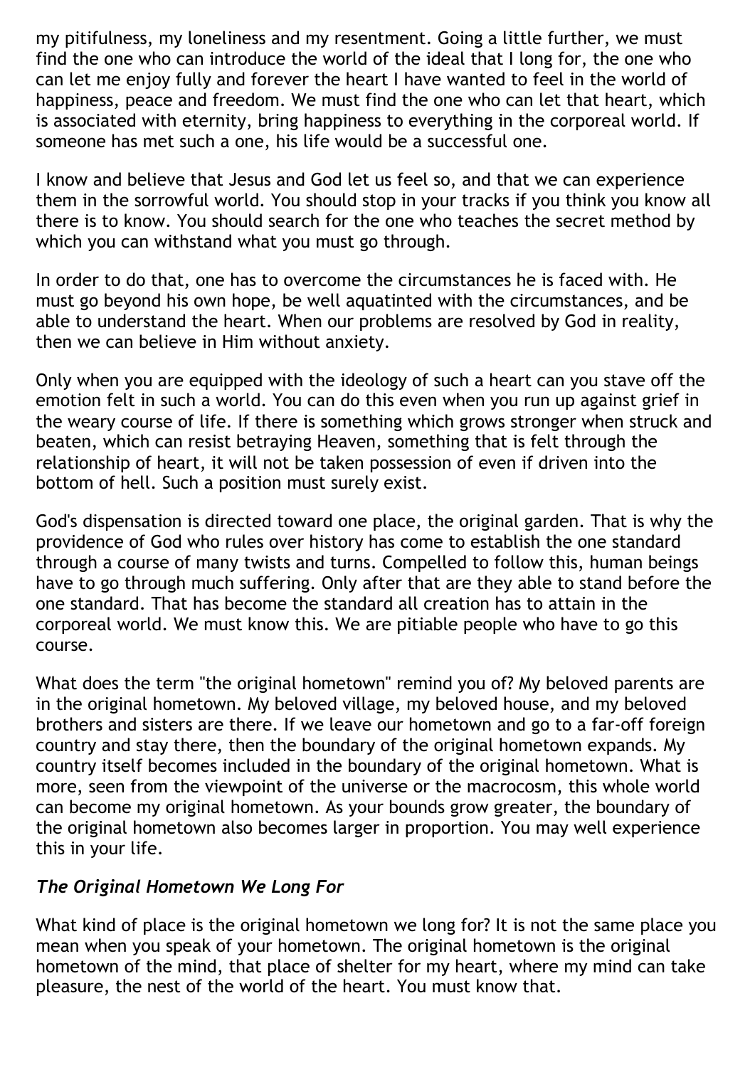my pitifulness, my loneliness and my resentment. Going a little further, we must find the one who can introduce the world of the ideal that I long for, the one who can let me enjoy fully and forever the heart I have wanted to feel in the world of happiness, peace and freedom. We must find the one who can let that heart, which is associated with eternity, bring happiness to everything in the corporeal world. If someone has met such a one, his life would be a successful one.

I know and believe that Jesus and God let us feel so, and that we can experience them in the sorrowful world. You should stop in your tracks if you think you know all there is to know. You should search for the one who teaches the secret method by which you can withstand what you must go through.

In order to do that, one has to overcome the circumstances he is faced with. He must go beyond his own hope, be well aquatinted with the circumstances, and be able to understand the heart. When our problems are resolved by God in reality, then we can believe in Him without anxiety.

Only when you are equipped with the ideology of such a heart can you stave off the emotion felt in such a world. You can do this even when you run up against grief in the weary course of life. If there is something which grows stronger when struck and beaten, which can resist betraying Heaven, something that is felt through the relationship of heart, it will not be taken possession of even if driven into the bottom of hell. Such a position must surely exist.

God's dispensation is directed toward one place, the original garden. That is why the providence of God who rules over history has come to establish the one standard through a course of many twists and turns. Compelled to follow this, human beings have to go through much suffering. Only after that are they able to stand before the one standard. That has become the standard all creation has to attain in the corporeal world. We must know this. We are pitiable people who have to go this course.

What does the term "the original hometown" remind you of? My beloved parents are in the original hometown. My beloved village, my beloved house, and my beloved brothers and sisters are there. If we leave our hometown and go to a far-off foreign country and stay there, then the boundary of the original hometown expands. My country itself becomes included in the boundary of the original hometown. What is more, seen from the viewpoint of the universe or the macrocosm, this whole world can become my original hometown. As your bounds grow greater, the boundary of the original hometown also becomes larger in proportion. You may well experience this in your life.

### *The Original Hometown We Long For*

What kind of place is the original hometown we long for? It is not the same place you mean when you speak of your hometown. The original hometown is the original hometown of the mind, that place of shelter for my heart, where my mind can take pleasure, the nest of the world of the heart. You must know that.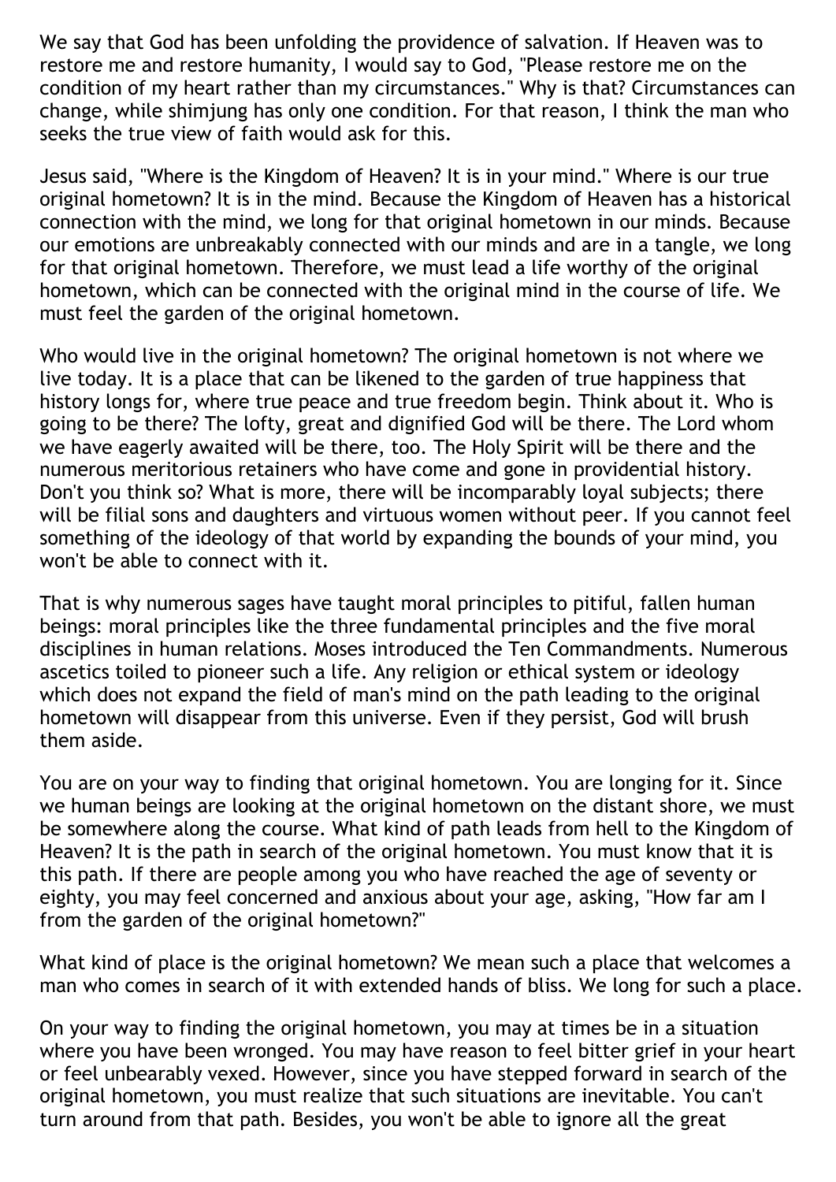We say that God has been unfolding the providence of salvation. If Heaven was to restore me and restore humanity, I would say to God, "Please restore me on the condition of my heart rather than my circumstances." Why is that? Circumstances can change, while shimjung has only one condition. For that reason, I think the man who seeks the true view of faith would ask for this.

Jesus said, "Where is the Kingdom of Heaven? It is in your mind." Where is our true original hometown? It is in the mind. Because the Kingdom of Heaven has a historical connection with the mind, we long for that original hometown in our minds. Because our emotions are unbreakably connected with our minds and are in a tangle, we long for that original hometown. Therefore, we must lead a life worthy of the original hometown, which can be connected with the original mind in the course of life. We must feel the garden of the original hometown.

Who would live in the original hometown? The original hometown is not where we live today. It is a place that can be likened to the garden of true happiness that history longs for, where true peace and true freedom begin. Think about it. Who is going to be there? The lofty, great and dignified God will be there. The Lord whom we have eagerly awaited will be there, too. The Holy Spirit will be there and the numerous meritorious retainers who have come and gone in providential history. Don't you think so? What is more, there will be incomparably loyal subjects; there will be filial sons and daughters and virtuous women without peer. If you cannot feel something of the ideology of that world by expanding the bounds of your mind, you won't be able to connect with it.

That is why numerous sages have taught moral principles to pitiful, fallen human beings: moral principles like the three fundamental principles and the five moral disciplines in human relations. Moses introduced the Ten Commandments. Numerous ascetics toiled to pioneer such a life. Any religion or ethical system or ideology which does not expand the field of man's mind on the path leading to the original hometown will disappear from this universe. Even if they persist, God will brush them aside.

You are on your way to finding that original hometown. You are longing for it. Since we human beings are looking at the original hometown on the distant shore, we must be somewhere along the course. What kind of path leads from hell to the Kingdom of Heaven? It is the path in search of the original hometown. You must know that it is this path. If there are people among you who have reached the age of seventy or eighty, you may feel concerned and anxious about your age, asking, "How far am I from the garden of the original hometown?"

What kind of place is the original hometown? We mean such a place that welcomes a man who comes in search of it with extended hands of bliss. We long for such a place.

On your way to finding the original hometown, you may at times be in a situation where you have been wronged. You may have reason to feel bitter grief in your heart or feel unbearably vexed. However, since you have stepped forward in search of the original hometown, you must realize that such situations are inevitable. You can't turn around from that path. Besides, you won't be able to ignore all the great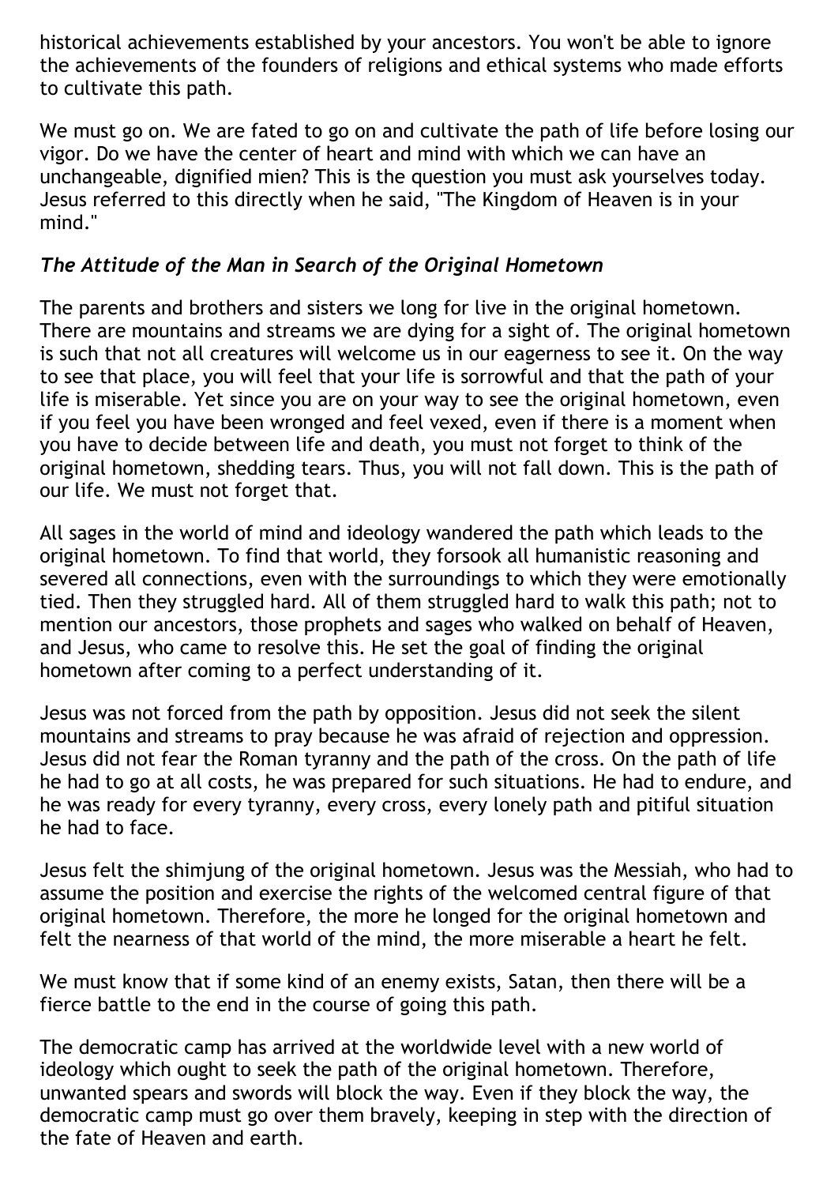historical achievements established by your ancestors. You won't be able to ignore the achievements of the founders of religions and ethical systems who made efforts to cultivate this path.

We must go on. We are fated to go on and cultivate the path of life before losing our vigor. Do we have the center of heart and mind with which we can have an unchangeable, dignified mien? This is the question you must ask yourselves today. Jesus referred to this directly when he said, "The Kingdom of Heaven is in your mind."

### *The Attitude of the Man in Search of the Original Hometown*

The parents and brothers and sisters we long for live in the original hometown. There are mountains and streams we are dying for a sight of. The original hometown is such that not all creatures will welcome us in our eagerness to see it. On the way to see that place, you will feel that your life is sorrowful and that the path of your life is miserable. Yet since you are on your way to see the original hometown, even if you feel you have been wronged and feel vexed, even if there is a moment when you have to decide between life and death, you must not forget to think of the original hometown, shedding tears. Thus, you will not fall down. This is the path of our life. We must not forget that.

All sages in the world of mind and ideology wandered the path which leads to the original hometown. To find that world, they forsook all humanistic reasoning and severed all connections, even with the surroundings to which they were emotionally tied. Then they struggled hard. All of them struggled hard to walk this path; not to mention our ancestors, those prophets and sages who walked on behalf of Heaven, and Jesus, who came to resolve this. He set the goal of finding the original hometown after coming to a perfect understanding of it.

Jesus was not forced from the path by opposition. Jesus did not seek the silent mountains and streams to pray because he was afraid of rejection and oppression. Jesus did not fear the Roman tyranny and the path of the cross. On the path of life he had to go at all costs, he was prepared for such situations. He had to endure, and he was ready for every tyranny, every cross, every lonely path and pitiful situation he had to face.

Jesus felt the shimjung of the original hometown. Jesus was the Messiah, who had to assume the position and exercise the rights of the welcomed central figure of that original hometown. Therefore, the more he longed for the original hometown and felt the nearness of that world of the mind, the more miserable a heart he felt.

We must know that if some kind of an enemy exists, Satan, then there will be a fierce battle to the end in the course of going this path.

The democratic camp has arrived at the worldwide level with a new world of ideology which ought to seek the path of the original hometown. Therefore, unwanted spears and swords will block the way. Even if they block the way, the democratic camp must go over them bravely, keeping in step with the direction of the fate of Heaven and earth.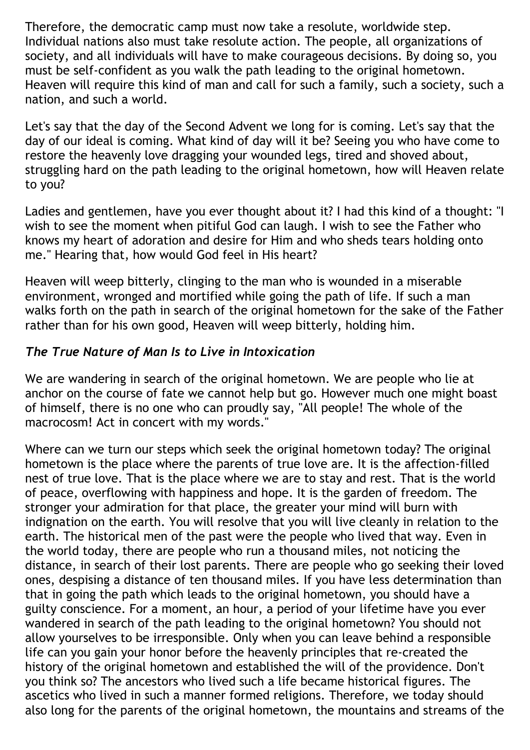Therefore, the democratic camp must now take a resolute, worldwide step. Individual nations also must take resolute action. The people, all organizations of society, and all individuals will have to make courageous decisions. By doing so, you must be self-confident as you walk the path leading to the original hometown. Heaven will require this kind of man and call for such a family, such a society, such a nation, and such a world.

Let's say that the day of the Second Advent we long for is coming. Let's say that the day of our ideal is coming. What kind of day will it be? Seeing you who have come to restore the heavenly love dragging your wounded legs, tired and shoved about, struggling hard on the path leading to the original hometown, how will Heaven relate to you?

Ladies and gentlemen, have you ever thought about it? I had this kind of a thought: "I wish to see the moment when pitiful God can laugh. I wish to see the Father who knows my heart of adoration and desire for Him and who sheds tears holding onto me." Hearing that, how would God feel in His heart?

Heaven will weep bitterly, clinging to the man who is wounded in a miserable environment, wronged and mortified while going the path of life. If such a man walks forth on the path in search of the original hometown for the sake of the Father rather than for his own good, Heaven will weep bitterly, holding him.

### *The True Nature of Man Is to Live in Intoxication*

We are wandering in search of the original hometown. We are people who lie at anchor on the course of fate we cannot help but go. However much one might boast of himself, there is no one who can proudly say, "All people! The whole of the macrocosm! Act in concert with my words."

Where can we turn our steps which seek the original hometown today? The original hometown is the place where the parents of true love are. It is the affection-filled nest of true love. That is the place where we are to stay and rest. That is the world of peace, overflowing with happiness and hope. It is the garden of freedom. The stronger your admiration for that place, the greater your mind will burn with indignation on the earth. You will resolve that you will live cleanly in relation to the earth. The historical men of the past were the people who lived that way. Even in the world today, there are people who run a thousand miles, not noticing the distance, in search of their lost parents. There are people who go seeking their loved ones, despising a distance of ten thousand miles. If you have less determination than that in going the path which leads to the original hometown, you should have a guilty conscience. For a moment, an hour, a period of your lifetime have you ever wandered in search of the path leading to the original hometown? You should not allow yourselves to be irresponsible. Only when you can leave behind a responsible life can you gain your honor before the heavenly principles that re-created the history of the original hometown and established the will of the providence. Don't you think so? The ancestors who lived such a life became historical figures. The ascetics who lived in such a manner formed religions. Therefore, we today should also long for the parents of the original hometown, the mountains and streams of the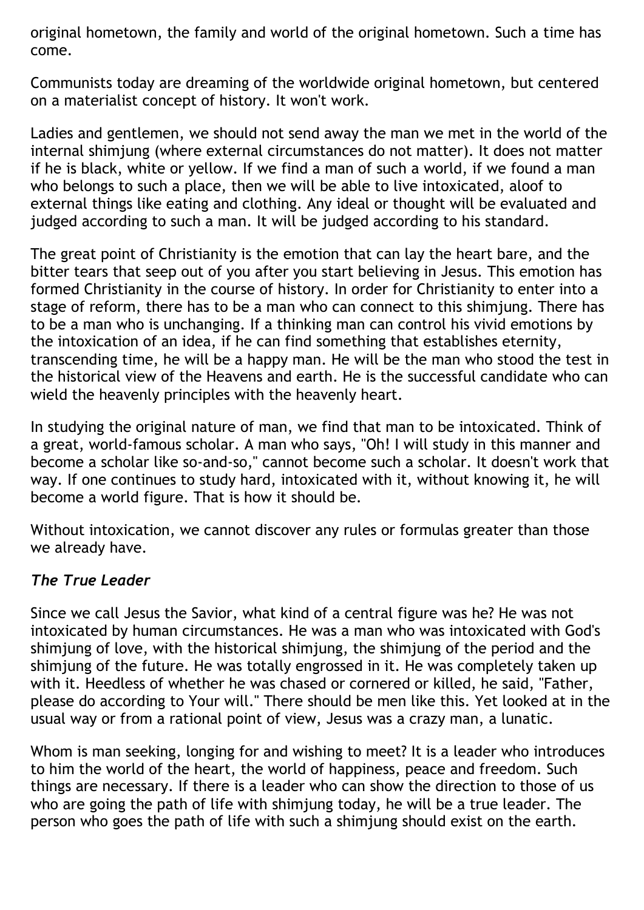original hometown, the family and world of the original hometown. Such a time has come.

Communists today are dreaming of the worldwide original hometown, but centered on a materialist concept of history. It won't work.

Ladies and gentlemen, we should not send away the man we met in the world of the internal shimjung (where external circumstances do not matter). It does not matter if he is black, white or yellow. If we find a man of such a world, if we found a man who belongs to such a place, then we will be able to live intoxicated, aloof to external things like eating and clothing. Any ideal or thought will be evaluated and judged according to such a man. It will be judged according to his standard.

The great point of Christianity is the emotion that can lay the heart bare, and the bitter tears that seep out of you after you start believing in Jesus. This emotion has formed Christianity in the course of history. In order for Christianity to enter into a stage of reform, there has to be a man who can connect to this shimjung. There has to be a man who is unchanging. If a thinking man can control his vivid emotions by the intoxication of an idea, if he can find something that establishes eternity, transcending time, he will be a happy man. He will be the man who stood the test in the historical view of the Heavens and earth. He is the successful candidate who can wield the heavenly principles with the heavenly heart.

In studying the original nature of man, we find that man to be intoxicated. Think of a great, world-famous scholar. A man who says, "Oh! I will study in this manner and become a scholar like so-and-so," cannot become such a scholar. It doesn't work that way. If one continues to study hard, intoxicated with it, without knowing it, he will become a world figure. That is how it should be.

Without intoxication, we cannot discover any rules or formulas greater than those we already have.

### *The True Leader*

Since we call Jesus the Savior, what kind of a central figure was he? He was not intoxicated by human circumstances. He was a man who was intoxicated with God's shimjung of love, with the historical shimjung, the shimjung of the period and the shimjung of the future. He was totally engrossed in it. He was completely taken up with it. Heedless of whether he was chased or cornered or killed, he said, "Father, please do according to Your will." There should be men like this. Yet looked at in the usual way or from a rational point of view, Jesus was a crazy man, a lunatic.

Whom is man seeking, longing for and wishing to meet? It is a leader who introduces to him the world of the heart, the world of happiness, peace and freedom. Such things are necessary. If there is a leader who can show the direction to those of us who are going the path of life with shimjung today, he will be a true leader. The person who goes the path of life with such a shimjung should exist on the earth.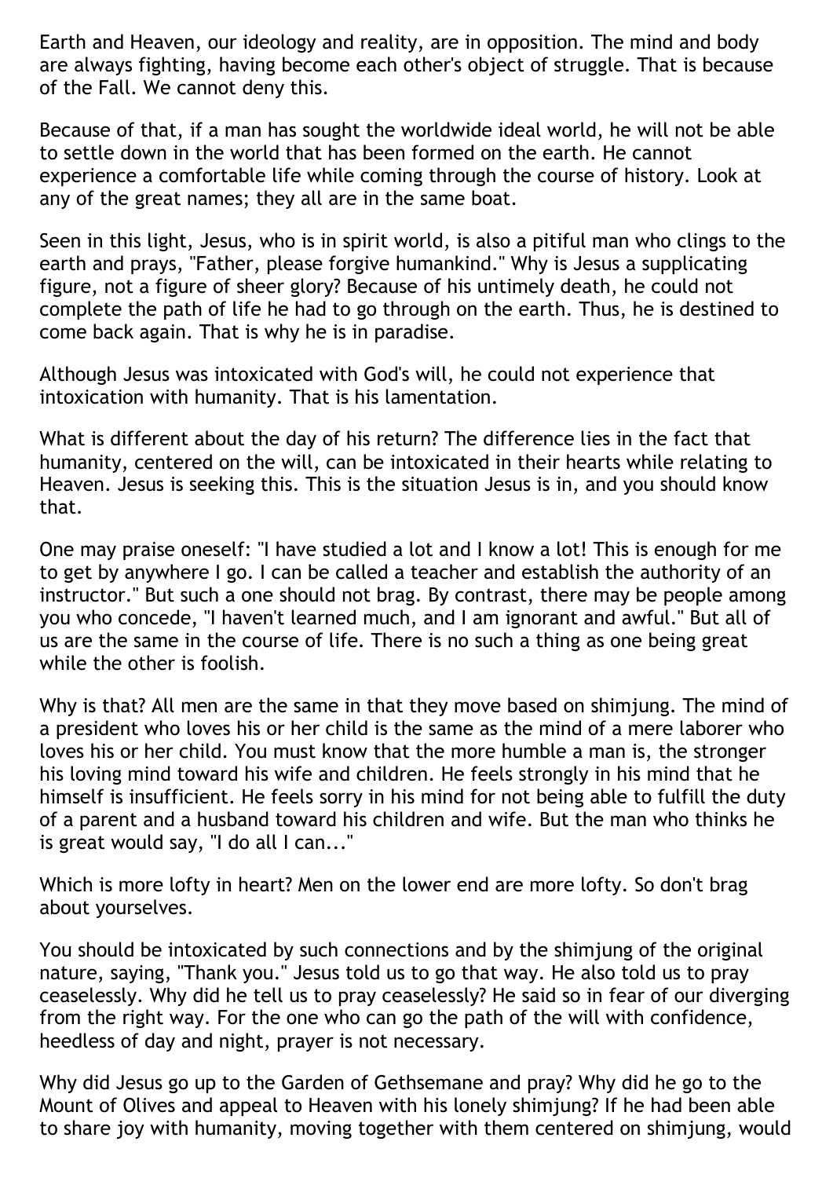Earth and Heaven, our ideology and reality, are in opposition. The mind and body are always fighting, having become each other's object of struggle. That is because of the Fall. We cannot deny this.

Because of that, if a man has sought the worldwide ideal world, he will not be able to settle down in the world that has been formed on the earth. He cannot experience a comfortable life while coming through the course of history. Look at any of the great names; they all are in the same boat.

Seen in this light, Jesus, who is in spirit world, is also a pitiful man who clings to the earth and prays, "Father, please forgive humankind." Why is Jesus a supplicating figure, not a figure of sheer glory? Because of his untimely death, he could not complete the path of life he had to go through on the earth. Thus, he is destined to come back again. That is why he is in paradise.

Although Jesus was intoxicated with God's will, he could not experience that intoxication with humanity. That is his lamentation.

What is different about the day of his return? The difference lies in the fact that humanity, centered on the will, can be intoxicated in their hearts while relating to Heaven. Jesus is seeking this. This is the situation Jesus is in, and you should know that.

One may praise oneself: "I have studied a lot and I know a lot! This is enough for me to get by anywhere I go. I can be called a teacher and establish the authority of an instructor." But such a one should not brag. By contrast, there may be people among you who concede, "I haven't learned much, and I am ignorant and awful." But all of us are the same in the course of life. There is no such a thing as one being great while the other is foolish.

Why is that? All men are the same in that they move based on shimjung. The mind of a president who loves his or her child is the same as the mind of a mere laborer who loves his or her child. You must know that the more humble a man is, the stronger his loving mind toward his wife and children. He feels strongly in his mind that he himself is insufficient. He feels sorry in his mind for not being able to fulfill the duty of a parent and a husband toward his children and wife. But the man who thinks he is great would say, "I do all I can..."

Which is more lofty in heart? Men on the lower end are more lofty. So don't brag about yourselves.

You should be intoxicated by such connections and by the shimjung of the original nature, saying, "Thank you." Jesus told us to go that way. He also told us to pray ceaselessly. Why did he tell us to pray ceaselessly? He said so in fear of our diverging from the right way. For the one who can go the path of the will with confidence, heedless of day and night, prayer is not necessary.

Why did Jesus go up to the Garden of Gethsemane and pray? Why did he go to the Mount of Olives and appeal to Heaven with his lonely shimjung? If he had been able to share joy with humanity, moving together with them centered on shimjung, would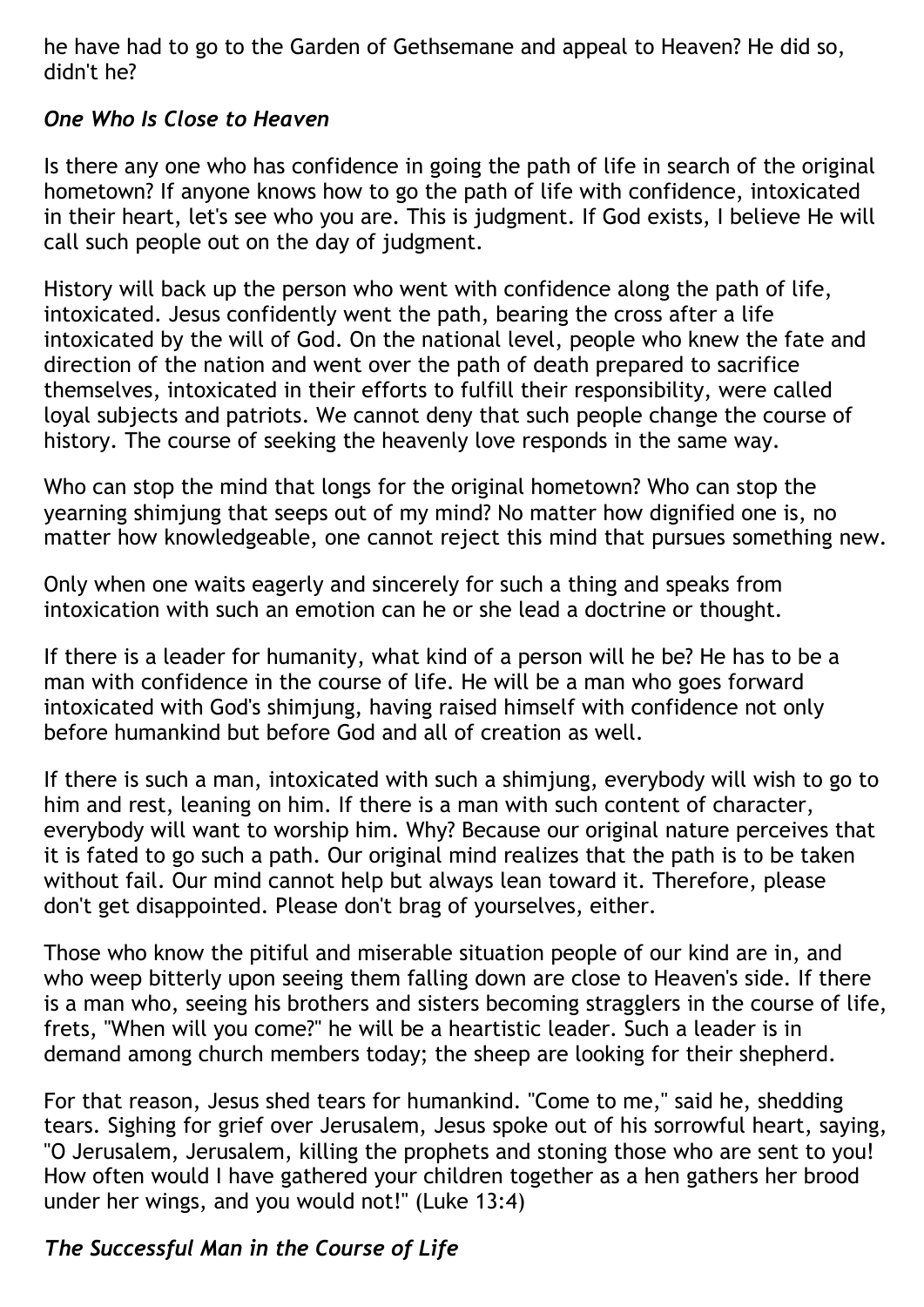he have had to go to the Garden of Gethsemane and appeal to Heaven? He did so, didn't he?

### *One Who Is Close to Heaven*

Is there any one who has confidence in going the path of life in search of the original hometown? If anyone knows how to go the path of life with confidence, intoxicated in their heart, let's see who you are. This is judgment. If God exists, I believe He will call such people out on the day of judgment.

History will back up the person who went with confidence along the path of life, intoxicated. Jesus confidently went the path, bearing the cross after a life intoxicated by the will of God. On the national level, people who knew the fate and direction of the nation and went over the path of death prepared to sacrifice themselves, intoxicated in their efforts to fulfill their responsibility, were called loyal subjects and patriots. We cannot deny that such people change the course of history. The course of seeking the heavenly love responds in the same way.

Who can stop the mind that longs for the original hometown? Who can stop the yearning shimjung that seeps out of my mind? No matter how dignified one is, no matter how knowledgeable, one cannot reject this mind that pursues something new.

Only when one waits eagerly and sincerely for such a thing and speaks from intoxication with such an emotion can he or she lead a doctrine or thought.

If there is a leader for humanity, what kind of a person will he be? He has to be a man with confidence in the course of life. He will be a man who goes forward intoxicated with God's shimjung, having raised himself with confidence not only before humankind but before God and all of creation as well.

If there is such a man, intoxicated with such a shimjung, everybody will wish to go to him and rest, leaning on him. If there is a man with such content of character, everybody will want to worship him. Why? Because our original nature perceives that it is fated to go such a path. Our original mind realizes that the path is to be taken without fail. Our mind cannot help but always lean toward it. Therefore, please don't get disappointed. Please don't brag of yourselves, either.

Those who know the pitiful and miserable situation people of our kind are in, and who weep bitterly upon seeing them falling down are close to Heaven's side. If there is a man who, seeing his brothers and sisters becoming stragglers in the course of life, frets, "When will you come?" he will be a heartistic leader. Such a leader is in demand among church members today; the sheep are looking for their shepherd.

For that reason, Jesus shed tears for humankind. "Come to me," said he, shedding tears. Sighing for grief over Jerusalem, Jesus spoke out of his sorrowful heart, saying, "O Jerusalem, Jerusalem, killing the prophets and stoning those who are sent to you! How often would I have gathered your children together as a hen gathers her brood under her wings, and you would not!" (Luke 13:4)

### *The Successful Man in the Course of Life*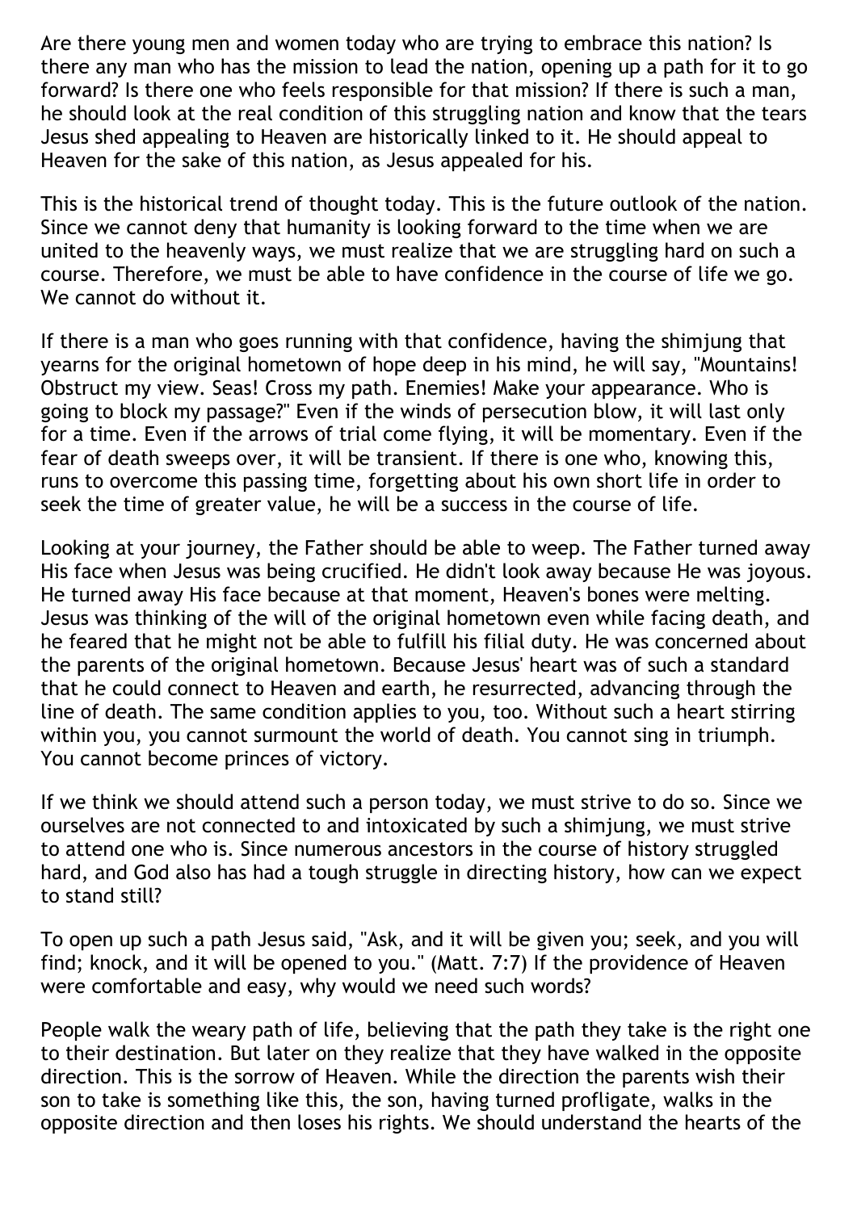Are there young men and women today who are trying to embrace this nation? Is there any man who has the mission to lead the nation, opening up a path for it to go forward? Is there one who feels responsible for that mission? If there is such a man, he should look at the real condition of this struggling nation and know that the tears Jesus shed appealing to Heaven are historically linked to it. He should appeal to Heaven for the sake of this nation, as Jesus appealed for his.

This is the historical trend of thought today. This is the future outlook of the nation. Since we cannot deny that humanity is looking forward to the time when we are united to the heavenly ways, we must realize that we are struggling hard on such a course. Therefore, we must be able to have confidence in the course of life we go. We cannot do without it.

If there is a man who goes running with that confidence, having the shimjung that yearns for the original hometown of hope deep in his mind, he will say, "Mountains! Obstruct my view. Seas! Cross my path. Enemies! Make your appearance. Who is going to block my passage?" Even if the winds of persecution blow, it will last only for a time. Even if the arrows of trial come flying, it will be momentary. Even if the fear of death sweeps over, it will be transient. If there is one who, knowing this, runs to overcome this passing time, forgetting about his own short life in order to seek the time of greater value, he will be a success in the course of life.

Looking at your journey, the Father should be able to weep. The Father turned away His face when Jesus was being crucified. He didn't look away because He was joyous. He turned away His face because at that moment, Heaven's bones were melting. Jesus was thinking of the will of the original hometown even while facing death, and he feared that he might not be able to fulfill his filial duty. He was concerned about the parents of the original hometown. Because Jesus' heart was of such a standard that he could connect to Heaven and earth, he resurrected, advancing through the line of death. The same condition applies to you, too. Without such a heart stirring within you, you cannot surmount the world of death. You cannot sing in triumph. You cannot become princes of victory.

If we think we should attend such a person today, we must strive to do so. Since we ourselves are not connected to and intoxicated by such a shimjung, we must strive to attend one who is. Since numerous ancestors in the course of history struggled hard, and God also has had a tough struggle in directing history, how can we expect to stand still?

To open up such a path Jesus said, "Ask, and it will be given you; seek, and you will find; knock, and it will be opened to you." (Matt. 7:7) If the providence of Heaven were comfortable and easy, why would we need such words?

People walk the weary path of life, believing that the path they take is the right one to their destination. But later on they realize that they have walked in the opposite direction. This is the sorrow of Heaven. While the direction the parents wish their son to take is something like this, the son, having turned profligate, walks in the opposite direction and then loses his rights. We should understand the hearts of the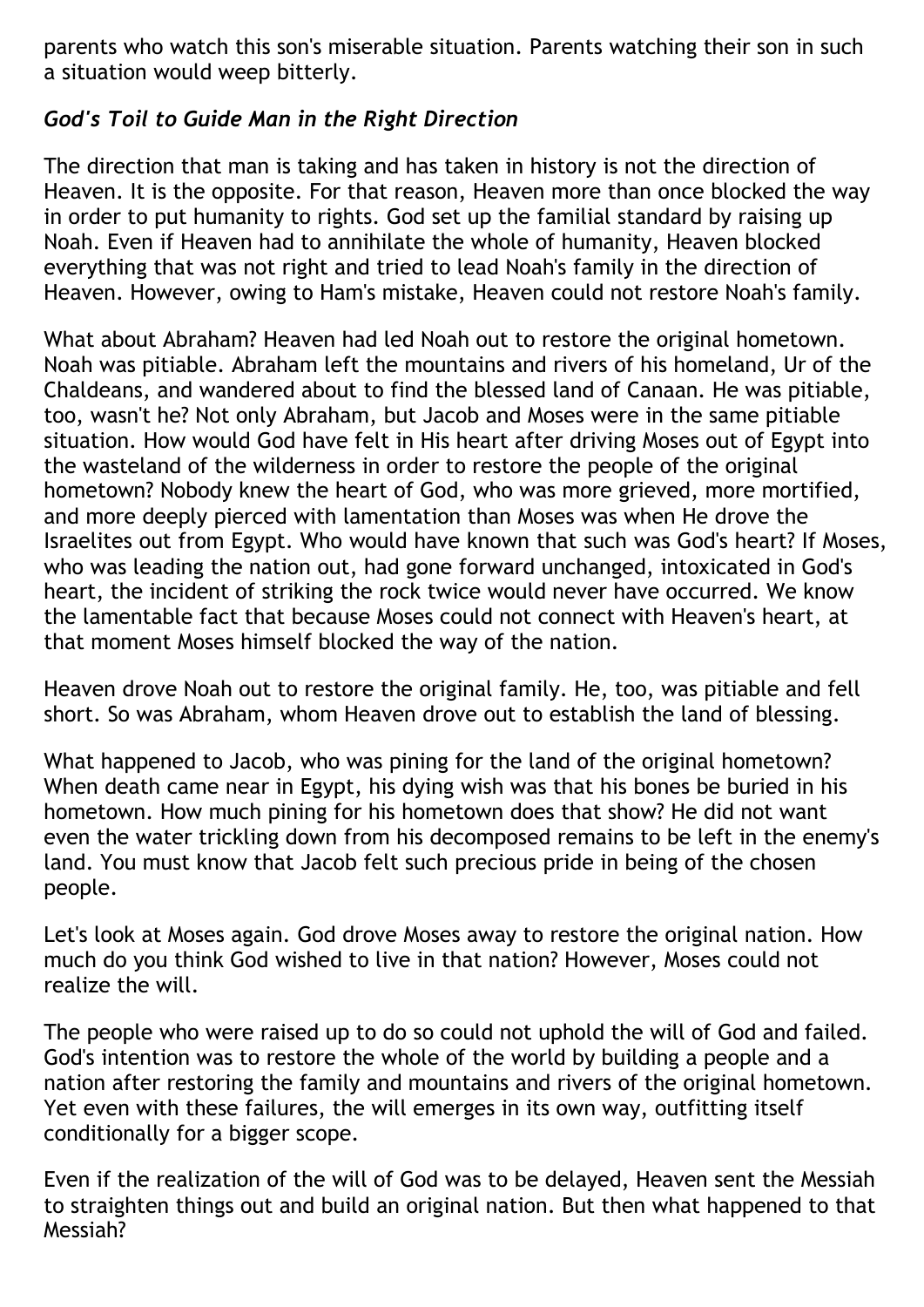parents who watch this son's miserable situation. Parents watching their son in such a situation would weep bitterly.

### *God's Toil to Guide Man in the Right Direction*

The direction that man is taking and has taken in history is not the direction of Heaven. It is the opposite. For that reason, Heaven more than once blocked the way in order to put humanity to rights. God set up the familial standard by raising up Noah. Even if Heaven had to annihilate the whole of humanity, Heaven blocked everything that was not right and tried to lead Noah's family in the direction of Heaven. However, owing to Ham's mistake, Heaven could not restore Noah's family.

What about Abraham? Heaven had led Noah out to restore the original hometown. Noah was pitiable. Abraham left the mountains and rivers of his homeland, Ur of the Chaldeans, and wandered about to find the blessed land of Canaan. He was pitiable, too, wasn't he? Not only Abraham, but Jacob and Moses were in the same pitiable situation. How would God have felt in His heart after driving Moses out of Egypt into the wasteland of the wilderness in order to restore the people of the original hometown? Nobody knew the heart of God, who was more grieved, more mortified, and more deeply pierced with lamentation than Moses was when He drove the Israelites out from Egypt. Who would have known that such was God's heart? If Moses, who was leading the nation out, had gone forward unchanged, intoxicated in God's heart, the incident of striking the rock twice would never have occurred. We know the lamentable fact that because Moses could not connect with Heaven's heart, at that moment Moses himself blocked the way of the nation.

Heaven drove Noah out to restore the original family. He, too, was pitiable and fell short. So was Abraham, whom Heaven drove out to establish the land of blessing.

What happened to Jacob, who was pining for the land of the original hometown? When death came near in Egypt, his dying wish was that his bones be buried in his hometown. How much pining for his hometown does that show? He did not want even the water trickling down from his decomposed remains to be left in the enemy's land. You must know that Jacob felt such precious pride in being of the chosen people.

Let's look at Moses again. God drove Moses away to restore the original nation. How much do you think God wished to live in that nation? However, Moses could not realize the will.

The people who were raised up to do so could not uphold the will of God and failed. God's intention was to restore the whole of the world by building a people and a nation after restoring the family and mountains and rivers of the original hometown. Yet even with these failures, the will emerges in its own way, outfitting itself conditionally for a bigger scope.

Even if the realization of the will of God was to be delayed, Heaven sent the Messiah to straighten things out and build an original nation. But then what happened to that Messiah?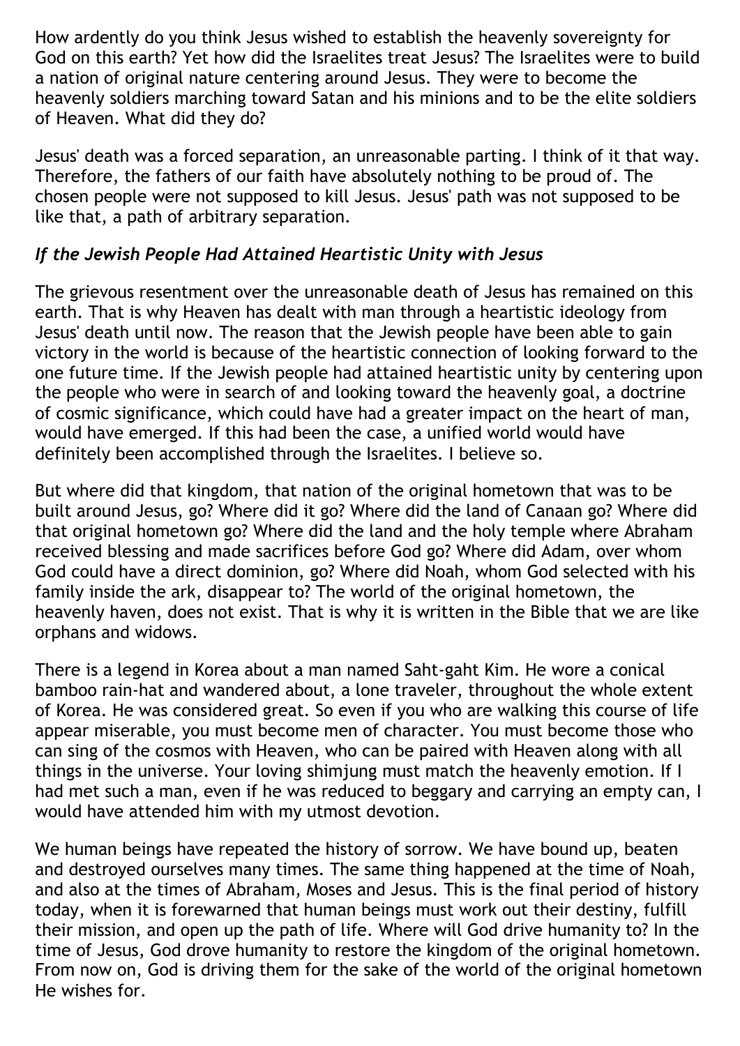How ardently do you think Jesus wished to establish the heavenly sovereignty for God on this earth? Yet how did the Israelites treat Jesus? The Israelites were to build a nation of original nature centering around Jesus. They were to become the heavenly soldiers marching toward Satan and his minions and to be the elite soldiers of Heaven. What did they do?

Jesus' death was a forced separation, an unreasonable parting. I think of it that way. Therefore, the fathers of our faith have absolutely nothing to be proud of. The chosen people were not supposed to kill Jesus. Jesus' path was not supposed to be like that, a path of arbitrary separation.

### *If the Jewish People Had Attained Heartistic Unity with Jesus*

The grievous resentment over the unreasonable death of Jesus has remained on this earth. That is why Heaven has dealt with man through a heartistic ideology from Jesus' death until now. The reason that the Jewish people have been able to gain victory in the world is because of the heartistic connection of looking forward to the one future time. If the Jewish people had attained heartistic unity by centering upon the people who were in search of and looking toward the heavenly goal, a doctrine of cosmic significance, which could have had a greater impact on the heart of man, would have emerged. If this had been the case, a unified world would have definitely been accomplished through the Israelites. I believe so.

But where did that kingdom, that nation of the original hometown that was to be built around Jesus, go? Where did it go? Where did the land of Canaan go? Where did that original hometown go? Where did the land and the holy temple where Abraham received blessing and made sacrifices before God go? Where did Adam, over whom God could have a direct dominion, go? Where did Noah, whom God selected with his family inside the ark, disappear to? The world of the original hometown, the heavenly haven, does not exist. That is why it is written in the Bible that we are like orphans and widows.

There is a legend in Korea about a man named Saht-gaht Kim. He wore a conical bamboo rain-hat and wandered about, a lone traveler, throughout the whole extent of Korea. He was considered great. So even if you who are walking this course of life appear miserable, you must become men of character. You must become those who can sing of the cosmos with Heaven, who can be paired with Heaven along with all things in the universe. Your loving shimjung must match the heavenly emotion. If I had met such a man, even if he was reduced to beggary and carrying an empty can, I would have attended him with my utmost devotion.

We human beings have repeated the history of sorrow. We have bound up, beaten and destroyed ourselves many times. The same thing happened at the time of Noah, and also at the times of Abraham, Moses and Jesus. This is the final period of history today, when it is forewarned that human beings must work out their destiny, fulfill their mission, and open up the path of life. Where will God drive humanity to? In the time of Jesus, God drove humanity to restore the kingdom of the original hometown. From now on, God is driving them for the sake of the world of the original hometown He wishes for.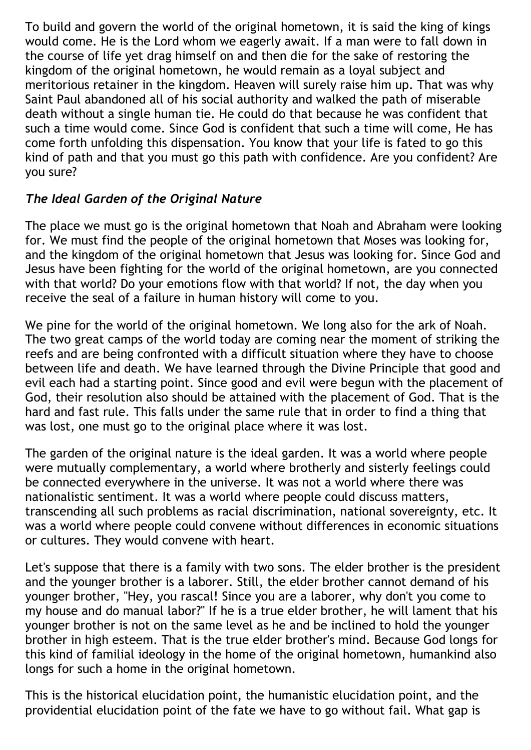To build and govern the world of the original hometown, it is said the king of kings would come. He is the Lord whom we eagerly await. If a man were to fall down in the course of life yet drag himself on and then die for the sake of restoring the kingdom of the original hometown, he would remain as a loyal subject and meritorious retainer in the kingdom. Heaven will surely raise him up. That was why Saint Paul abandoned all of his social authority and walked the path of miserable death without a single human tie. He could do that because he was confident that such a time would come. Since God is confident that such a time will come, He has come forth unfolding this dispensation. You know that your life is fated to go this kind of path and that you must go this path with confidence. Are you confident? Are you sure?

### *The Ideal Garden of the Original Nature*

The place we must go is the original hometown that Noah and Abraham were looking for. We must find the people of the original hometown that Moses was looking for, and the kingdom of the original hometown that Jesus was looking for. Since God and Jesus have been fighting for the world of the original hometown, are you connected with that world? Do your emotions flow with that world? If not, the day when you receive the seal of a failure in human history will come to you.

We pine for the world of the original hometown. We long also for the ark of Noah. The two great camps of the world today are coming near the moment of striking the reefs and are being confronted with a difficult situation where they have to choose between life and death. We have learned through the Divine Principle that good and evil each had a starting point. Since good and evil were begun with the placement of God, their resolution also should be attained with the placement of God. That is the hard and fast rule. This falls under the same rule that in order to find a thing that was lost, one must go to the original place where it was lost.

The garden of the original nature is the ideal garden. It was a world where people were mutually complementary, a world where brotherly and sisterly feelings could be connected everywhere in the universe. It was not a world where there was nationalistic sentiment. It was a world where people could discuss matters, transcending all such problems as racial discrimination, national sovereignty, etc. It was a world where people could convene without differences in economic situations or cultures. They would convene with heart.

Let's suppose that there is a family with two sons. The elder brother is the president and the younger brother is a laborer. Still, the elder brother cannot demand of his younger brother, "Hey, you rascal! Since you are a laborer, why don't you come to my house and do manual labor?" If he is a true elder brother, he will lament that his younger brother is not on the same level as he and be inclined to hold the younger brother in high esteem. That is the true elder brother's mind. Because God longs for this kind of familial ideology in the home of the original hometown, humankind also longs for such a home in the original hometown.

This is the historical elucidation point, the humanistic elucidation point, and the providential elucidation point of the fate we have to go without fail. What gap is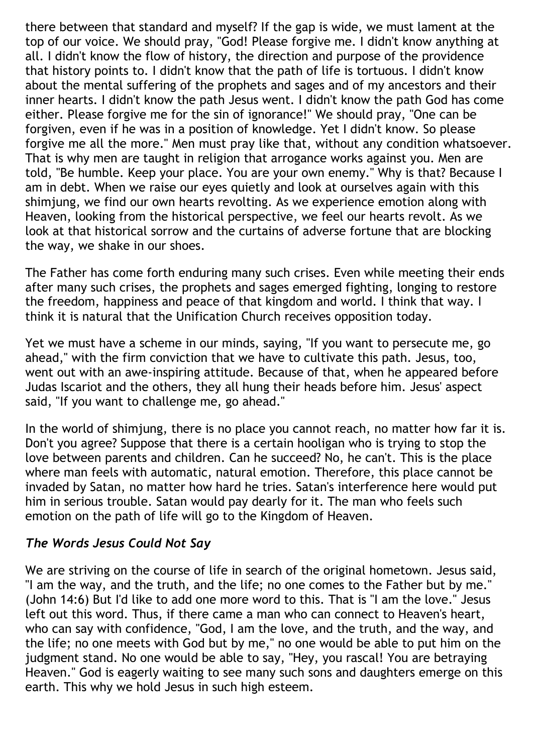there between that standard and myself? If the gap is wide, we must lament at the top of our voice. We should pray, "God! Please forgive me. I didn't know anything at all. I didn't know the flow of history, the direction and purpose of the providence that history points to. I didn't know that the path of life is tortuous. I didn't know about the mental suffering of the prophets and sages and of my ancestors and their inner hearts. I didn't know the path Jesus went. I didn't know the path God has come either. Please forgive me for the sin of ignorance!" We should pray, "One can be forgiven, even if he was in a position of knowledge. Yet I didn't know. So please forgive me all the more." Men must pray like that, without any condition whatsoever. That is why men are taught in religion that arrogance works against you. Men are told, "Be humble. Keep your place. You are your own enemy." Why is that? Because I am in debt. When we raise our eyes quietly and look at ourselves again with this shimjung, we find our own hearts revolting. As we experience emotion along with Heaven, looking from the historical perspective, we feel our hearts revolt. As we look at that historical sorrow and the curtains of adverse fortune that are blocking the way, we shake in our shoes.

The Father has come forth enduring many such crises. Even while meeting their ends after many such crises, the prophets and sages emerged fighting, longing to restore the freedom, happiness and peace of that kingdom and world. I think that way. I think it is natural that the Unification Church receives opposition today.

Yet we must have a scheme in our minds, saying, "If you want to persecute me, go ahead," with the firm conviction that we have to cultivate this path. Jesus, too, went out with an awe-inspiring attitude. Because of that, when he appeared before Judas Iscariot and the others, they all hung their heads before him. Jesus' aspect said, "If you want to challenge me, go ahead."

In the world of shimjung, there is no place you cannot reach, no matter how far it is. Don't you agree? Suppose that there is a certain hooligan who is trying to stop the love between parents and children. Can he succeed? No, he can't. This is the place where man feels with automatic, natural emotion. Therefore, this place cannot be invaded by Satan, no matter how hard he tries. Satan's interference here would put him in serious trouble. Satan would pay dearly for it. The man who feels such emotion on the path of life will go to the Kingdom of Heaven.

### *The Words Jesus Could Not Say*

We are striving on the course of life in search of the original hometown. Jesus said, "I am the way, and the truth, and the life; no one comes to the Father but by me." (John 14:6) But I'd like to add one more word to this. That is "I am the love." Jesus left out this word. Thus, if there came a man who can connect to Heaven's heart, who can say with confidence, "God, I am the love, and the truth, and the way, and the life; no one meets with God but by me," no one would be able to put him on the judgment stand. No one would be able to say, "Hey, you rascal! You are betraying Heaven." God is eagerly waiting to see many such sons and daughters emerge on this earth. This why we hold Jesus in such high esteem.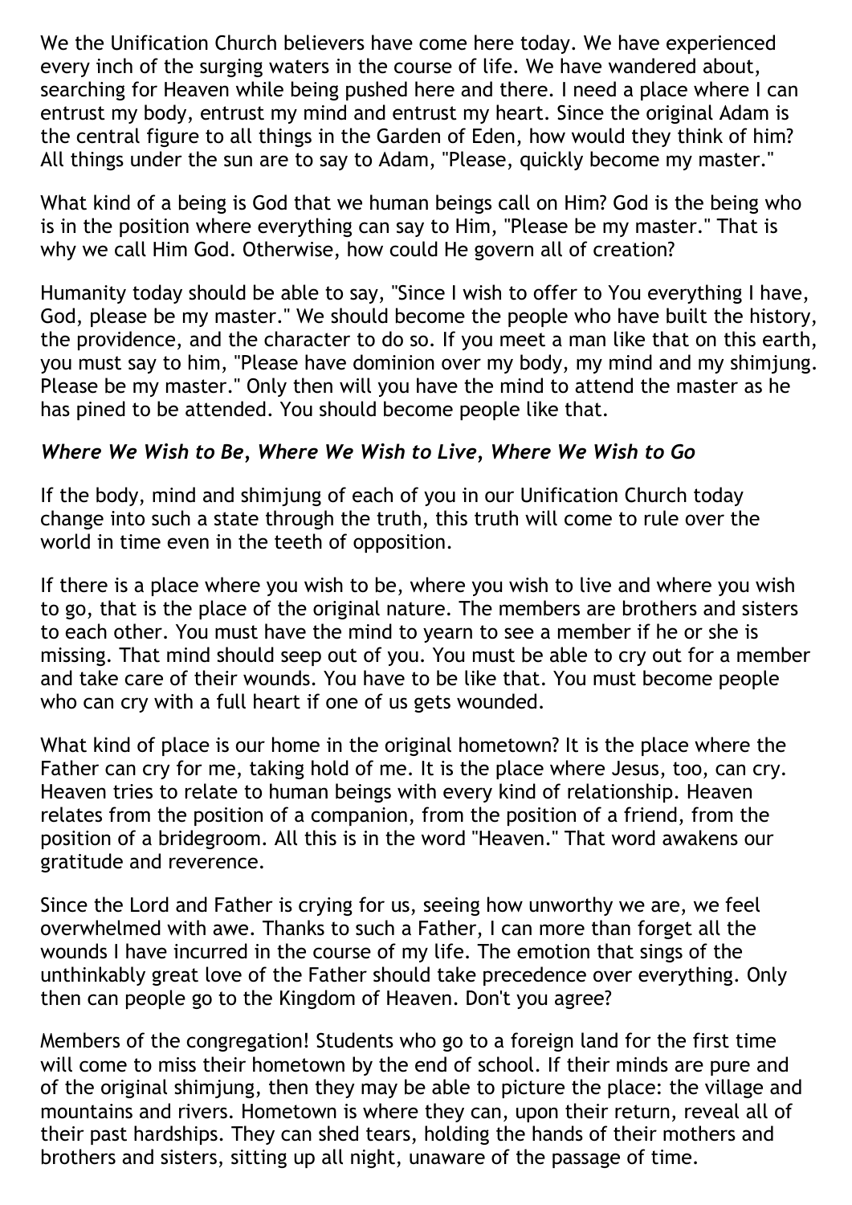We the Unification Church believers have come here today. We have experienced every inch of the surging waters in the course of life. We have wandered about, searching for Heaven while being pushed here and there. I need a place where I can entrust my body, entrust my mind and entrust my heart. Since the original Adam is the central figure to all things in the Garden of Eden, how would they think of him? All things under the sun are to say to Adam, "Please, quickly become my master."

What kind of a being is God that we human beings call on Him? God is the being who is in the position where everything can say to Him, "Please be my master." That is why we call Him God. Otherwise, how could He govern all of creation?

Humanity today should be able to say, "Since I wish to offer to You everything I have, God, please be my master." We should become the people who have built the history, the providence, and the character to do so. If you meet a man like that on this earth, you must say to him, "Please have dominion over my body, my mind and my shimjung. Please be my master." Only then will you have the mind to attend the master as he has pined to be attended. You should become people like that.

### *Where We Wish to Be, Where We Wish to Live, Where We Wish to Go*

If the body, mind and shimjung of each of you in our Unification Church today change into such a state through the truth, this truth will come to rule over the world in time even in the teeth of opposition.

If there is a place where you wish to be, where you wish to live and where you wish to go, that is the place of the original nature. The members are brothers and sisters to each other. You must have the mind to yearn to see a member if he or she is missing. That mind should seep out of you. You must be able to cry out for a member and take care of their wounds. You have to be like that. You must become people who can cry with a full heart if one of us gets wounded.

What kind of place is our home in the original hometown? It is the place where the Father can cry for me, taking hold of me. It is the place where Jesus, too, can cry. Heaven tries to relate to human beings with every kind of relationship. Heaven relates from the position of a companion, from the position of a friend, from the position of a bridegroom. All this is in the word "Heaven." That word awakens our gratitude and reverence.

Since the Lord and Father is crying for us, seeing how unworthy we are, we feel overwhelmed with awe. Thanks to such a Father, I can more than forget all the wounds I have incurred in the course of my life. The emotion that sings of the unthinkably great love of the Father should take precedence over everything. Only then can people go to the Kingdom of Heaven. Don't you agree?

Members of the congregation! Students who go to a foreign land for the first time will come to miss their hometown by the end of school. If their minds are pure and of the original shimjung, then they may be able to picture the place: the village and mountains and rivers. Hometown is where they can, upon their return, reveal all of their past hardships. They can shed tears, holding the hands of their mothers and brothers and sisters, sitting up all night, unaware of the passage of time.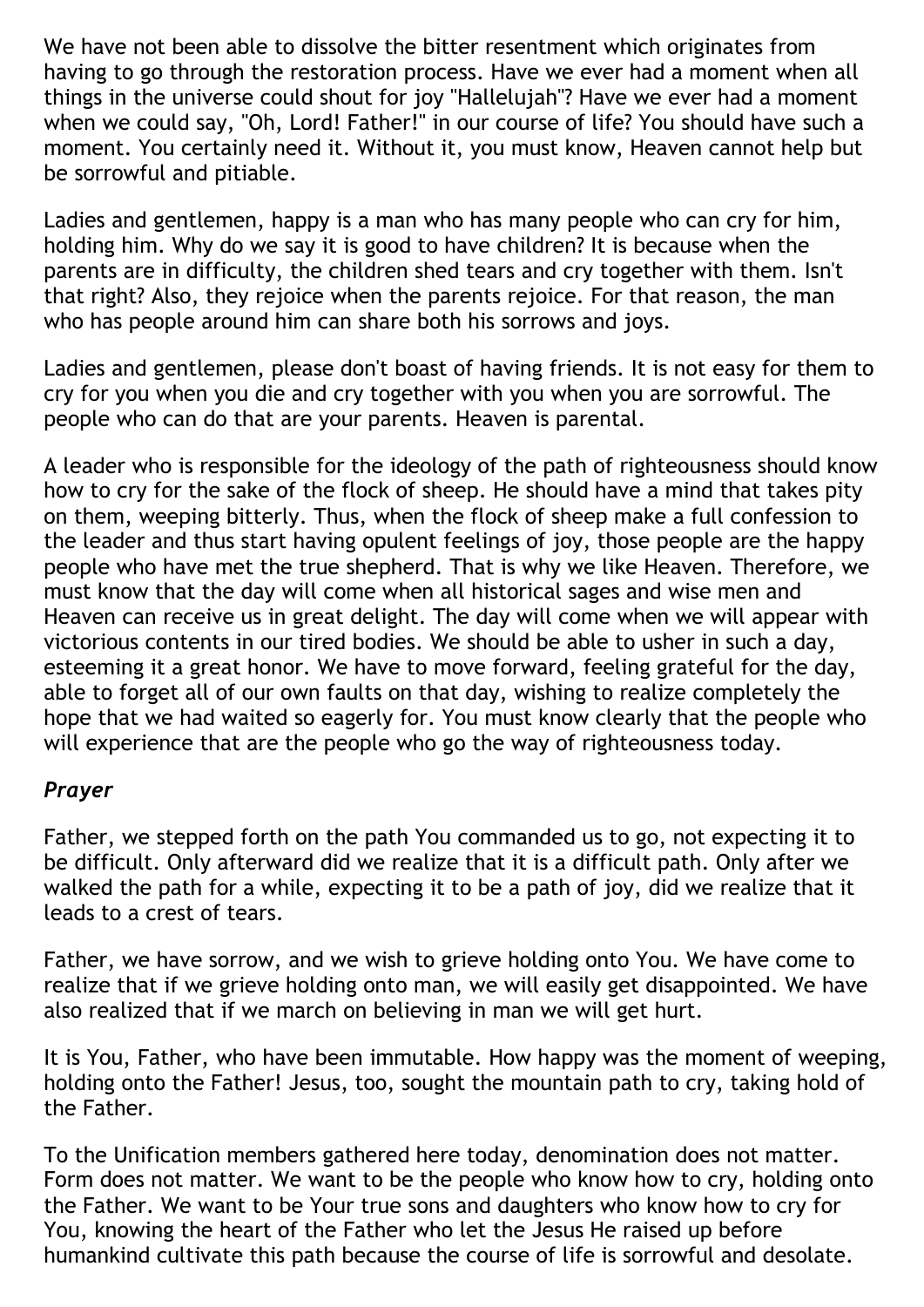We have not been able to dissolve the bitter resentment which originates from having to go through the restoration process. Have we ever had a moment when all things in the universe could shout for joy "Hallelujah"? Have we ever had a moment when we could say, "Oh, Lord! Father!" in our course of life? You should have such a moment. You certainly need it. Without it, you must know, Heaven cannot help but be sorrowful and pitiable.

Ladies and gentlemen, happy is a man who has many people who can cry for him, holding him. Why do we say it is good to have children? It is because when the parents are in difficulty, the children shed tears and cry together with them. Isn't that right? Also, they rejoice when the parents rejoice. For that reason, the man who has people around him can share both his sorrows and joys.

Ladies and gentlemen, please don't boast of having friends. It is not easy for them to cry for you when you die and cry together with you when you are sorrowful. The people who can do that are your parents. Heaven is parental.

A leader who is responsible for the ideology of the path of righteousness should know how to cry for the sake of the flock of sheep. He should have a mind that takes pity on them, weeping bitterly. Thus, when the flock of sheep make a full confession to the leader and thus start having opulent feelings of joy, those people are the happy people who have met the true shepherd. That is why we like Heaven. Therefore, we must know that the day will come when all historical sages and wise men and Heaven can receive us in great delight. The day will come when we will appear with victorious contents in our tired bodies. We should be able to usher in such a day, esteeming it a great honor. We have to move forward, feeling grateful for the day, able to forget all of our own faults on that day, wishing to realize completely the hope that we had waited so eagerly for. You must know clearly that the people who will experience that are the people who go the way of righteousness today.

### *Prayer*

Father, we stepped forth on the path You commanded us to go, not expecting it to be difficult. Only afterward did we realize that it is a difficult path. Only after we walked the path for a while, expecting it to be a path of joy, did we realize that it leads to a crest of tears.

Father, we have sorrow, and we wish to grieve holding onto You. We have come to realize that if we grieve holding onto man, we will easily get disappointed. We have also realized that if we march on believing in man we will get hurt.

It is You, Father, who have been immutable. How happy was the moment of weeping, holding onto the Father! Jesus, too, sought the mountain path to cry, taking hold of the Father.

To the Unification members gathered here today, denomination does not matter. Form does not matter. We want to be the people who know how to cry, holding onto the Father. We want to be Your true sons and daughters who know how to cry for You, knowing the heart of the Father who let the Jesus He raised up before humankind cultivate this path because the course of life is sorrowful and desolate.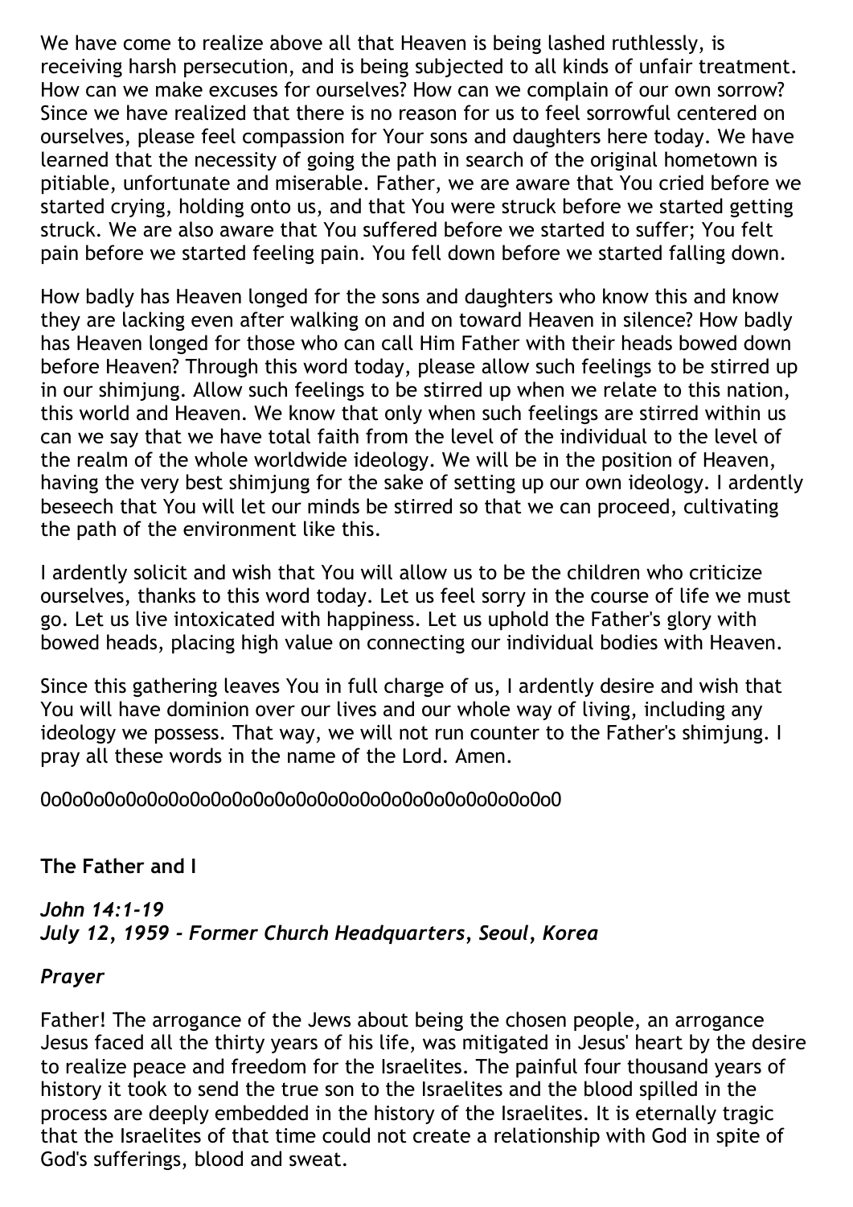We have come to realize above all that Heaven is being lashed ruthlessly, is receiving harsh persecution, and is being subjected to all kinds of unfair treatment. How can we make excuses for ourselves? How can we complain of our own sorrow? Since we have realized that there is no reason for us to feel sorrowful centered on ourselves, please feel compassion for Your sons and daughters here today. We have learned that the necessity of going the path in search of the original hometown is pitiable, unfortunate and miserable. Father, we are aware that You cried before we started crying, holding onto us, and that You were struck before we started getting struck. We are also aware that You suffered before we started to suffer; You felt pain before we started feeling pain. You fell down before we started falling down.

How badly has Heaven longed for the sons and daughters who know this and know they are lacking even after walking on and on toward Heaven in silence? How badly has Heaven longed for those who can call Him Father with their heads bowed down before Heaven? Through this word today, please allow such feelings to be stirred up in our shimjung. Allow such feelings to be stirred up when we relate to this nation, this world and Heaven. We know that only when such feelings are stirred within us can we say that we have total faith from the level of the individual to the level of the realm of the whole worldwide ideology. We will be in the position of Heaven, having the very best shimjung for the sake of setting up our own ideology. I ardently beseech that You will let our minds be stirred so that we can proceed, cultivating the path of the environment like this.

I ardently solicit and wish that You will allow us to be the children who criticize ourselves, thanks to this word today. Let us feel sorry in the course of life we must go. Let us live intoxicated with happiness. Let us uphold the Father's glory with bowed heads, placing high value on connecting our individual bodies with Heaven.

Since this gathering leaves You in full charge of us, I ardently desire and wish that You will have dominion over our lives and our whole way of living, including any ideology we possess. That way, we will not run counter to the Father's shimjung. I pray all these words in the name of the Lord. Amen.

0o0o0o0o0o0o0o0o0o0o0o0o0o0o0o0o0o0o0o0o0o0o0

**The Father and I**

***John 14:1-19***
***July 12, 1959 - Former Church Headquarters, Seoul, Korea***

***Prayer***

Father! The arrogance of the Jews about being the chosen people, an arrogance Jesus faced all the thirty years of his life, was mitigated in Jesus' heart by the desire to realize peace and freedom for the Israelites. The painful four thousand years of history it took to send the true son to the Israelites and the blood spilled in the process are deeply embedded in the history of the Israelites. It is eternally tragic that the Israelites of that time could not create a relationship with God in spite of God's sufferings, blood and sweat.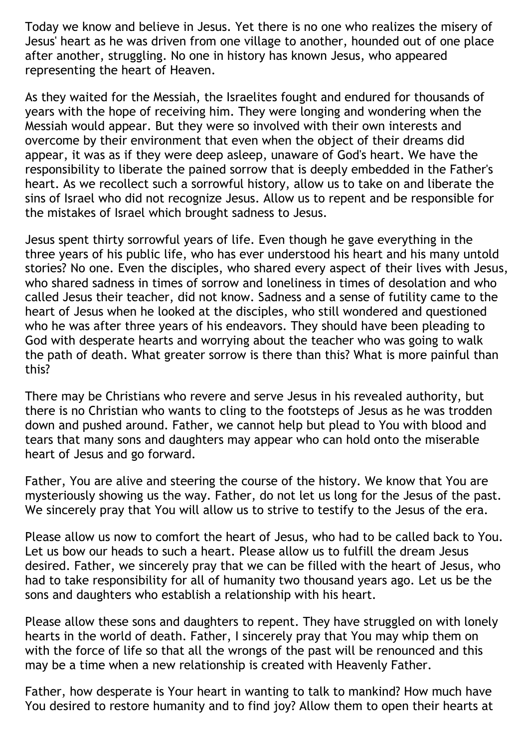Today we know and believe in Jesus. Yet there is no one who realizes the misery of Jesus' heart as he was driven from one village to another, hounded out of one place after another, struggling. No one in history has known Jesus, who appeared representing the heart of Heaven.

As they waited for the Messiah, the Israelites fought and endured for thousands of years with the hope of receiving him. They were longing and wondering when the Messiah would appear. But they were so involved with their own interests and overcome by their environment that even when the object of their dreams did appear, it was as if they were deep asleep, unaware of God's heart. We have the responsibility to liberate the pained sorrow that is deeply embedded in the Father's heart. As we recollect such a sorrowful history, allow us to take on and liberate the sins of Israel who did not recognize Jesus. Allow us to repent and be responsible for the mistakes of Israel which brought sadness to Jesus.

Jesus spent thirty sorrowful years of life. Even though he gave everything in the three years of his public life, who has ever understood his heart and his many untold stories? No one. Even the disciples, who shared every aspect of their lives with Jesus, who shared sadness in times of sorrow and loneliness in times of desolation and who called Jesus their teacher, did not know. Sadness and a sense of futility came to the heart of Jesus when he looked at the disciples, who still wondered and questioned who he was after three years of his endeavors. They should have been pleading to God with desperate hearts and worrying about the teacher who was going to walk the path of death. What greater sorrow is there than this? What is more painful than this?

There may be Christians who revere and serve Jesus in his revealed authority, but there is no Christian who wants to cling to the footsteps of Jesus as he was trodden down and pushed around. Father, we cannot help but plead to You with blood and tears that many sons and daughters may appear who can hold onto the miserable heart of Jesus and go forward.

Father, You are alive and steering the course of the history. We know that You are mysteriously showing us the way. Father, do not let us long for the Jesus of the past. We sincerely pray that You will allow us to strive to testify to the Jesus of the era.

Please allow us now to comfort the heart of Jesus, who had to be called back to You. Let us bow our heads to such a heart. Please allow us to fulfill the dream Jesus desired. Father, we sincerely pray that we can be filled with the heart of Jesus, who had to take responsibility for all of humanity two thousand years ago. Let us be the sons and daughters who establish a relationship with his heart.

Please allow these sons and daughters to repent. They have struggled on with lonely hearts in the world of death. Father, I sincerely pray that You may whip them on with the force of life so that all the wrongs of the past will be renounced and this may be a time when a new relationship is created with Heavenly Father.

Father, how desperate is Your heart in wanting to talk to mankind? How much have You desired to restore humanity and to find joy? Allow them to open their hearts at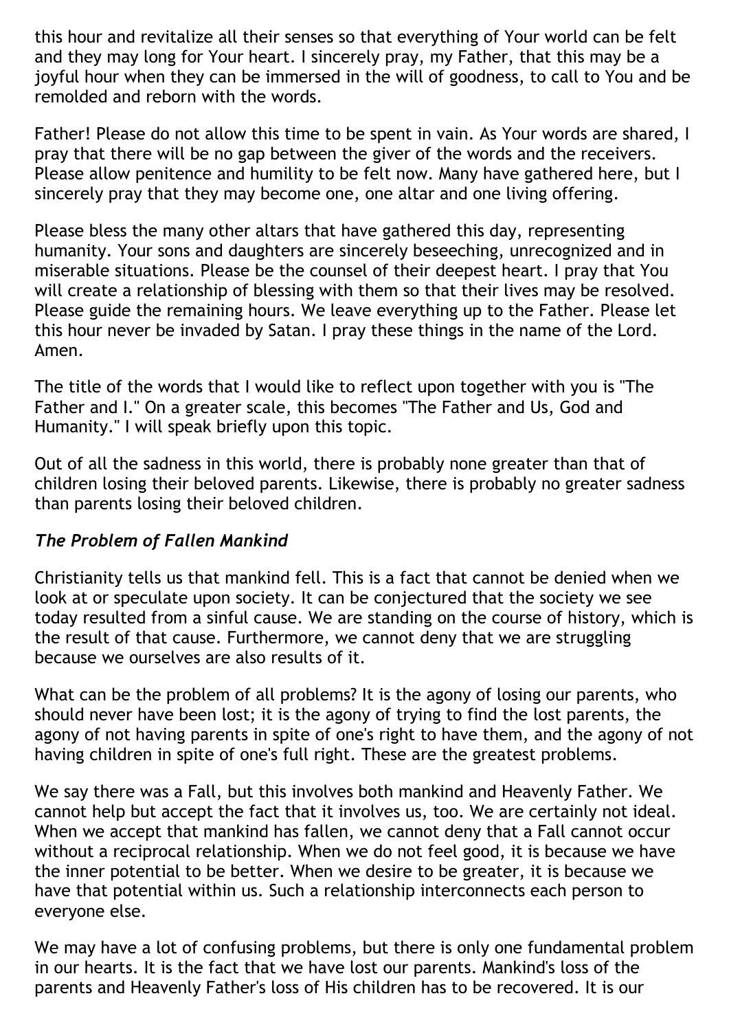this hour and revitalize all their senses so that everything of Your world can be felt and they may long for Your heart. I sincerely pray, my Father, that this may be a joyful hour when they can be immersed in the will of goodness, to call to You and be remolded and reborn with the words.

Father! Please do not allow this time to be spent in vain. As Your words are shared, I pray that there will be no gap between the giver of the words and the receivers. Please allow penitence and humility to be felt now. Many have gathered here, but I sincerely pray that they may become one, one altar and one living offering.

Please bless the many other altars that have gathered this day, representing humanity. Your sons and daughters are sincerely beseeching, unrecognized and in miserable situations. Please be the counsel of their deepest heart. I pray that You will create a relationship of blessing with them so that their lives may be resolved. Please guide the remaining hours. We leave everything up to the Father. Please let this hour never be invaded by Satan. I pray these things in the name of the Lord. Amen.

The title of the words that I would like to reflect upon together with you is "The Father and I." On a greater scale, this becomes "The Father and Us, God and Humanity." I will speak briefly upon this topic.

Out of all the sadness in this world, there is probably none greater than that of children losing their beloved parents. Likewise, there is probably no greater sadness than parents losing their beloved children.

### *The Problem of Fallen Mankind*

Christianity tells us that mankind fell. This is a fact that cannot be denied when we look at or speculate upon society. It can be conjectured that the society we see today resulted from a sinful cause. We are standing on the course of history, which is the result of that cause. Furthermore, we cannot deny that we are struggling because we ourselves are also results of it.

What can be the problem of all problems? It is the agony of losing our parents, who should never have been lost; it is the agony of trying to find the lost parents, the agony of not having parents in spite of one's right to have them, and the agony of not having children in spite of one's full right. These are the greatest problems.

We say there was a Fall, but this involves both mankind and Heavenly Father. We cannot help but accept the fact that it involves us, too. We are certainly not ideal. When we accept that mankind has fallen, we cannot deny that a Fall cannot occur without a reciprocal relationship. When we do not feel good, it is because we have the inner potential to be better. When we desire to be greater, it is because we have that potential within us. Such a relationship interconnects each person to everyone else.

We may have a lot of confusing problems, but there is only one fundamental problem in our hearts. It is the fact that we have lost our parents. Mankind's loss of the parents and Heavenly Father's loss of His children has to be recovered. It is our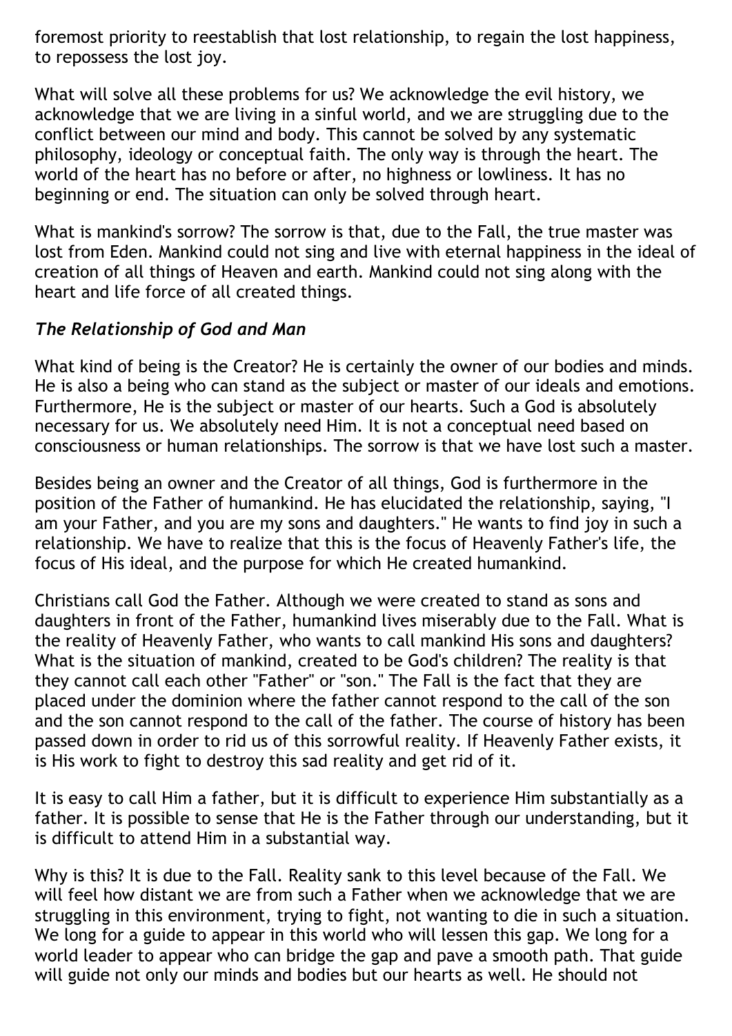foremost priority to reestablish that lost relationship, to regain the lost happiness, to repossess the lost joy.

What will solve all these problems for us? We acknowledge the evil history, we acknowledge that we are living in a sinful world, and we are struggling due to the conflict between our mind and body. This cannot be solved by any systematic philosophy, ideology or conceptual faith. The only way is through the heart. The world of the heart has no before or after, no highness or lowliness. It has no beginning or end. The situation can only be solved through heart.

What is mankind's sorrow? The sorrow is that, due to the Fall, the true master was lost from Eden. Mankind could not sing and live with eternal happiness in the ideal of creation of all things of Heaven and earth. Mankind could not sing along with the heart and life force of all created things.

### *The Relationship of God and Man*

What kind of being is the Creator? He is certainly the owner of our bodies and minds. He is also a being who can stand as the subject or master of our ideals and emotions. Furthermore, He is the subject or master of our hearts. Such a God is absolutely necessary for us. We absolutely need Him. It is not a conceptual need based on consciousness or human relationships. The sorrow is that we have lost such a master.

Besides being an owner and the Creator of all things, God is furthermore in the position of the Father of humankind. He has elucidated the relationship, saying, "I am your Father, and you are my sons and daughters." He wants to find joy in such a relationship. We have to realize that this is the focus of Heavenly Father's life, the focus of His ideal, and the purpose for which He created humankind.

Christians call God the Father. Although we were created to stand as sons and daughters in front of the Father, humankind lives miserably due to the Fall. What is the reality of Heavenly Father, who wants to call mankind His sons and daughters? What is the situation of mankind, created to be God's children? The reality is that they cannot call each other "Father" or "son." The Fall is the fact that they are placed under the dominion where the father cannot respond to the call of the son and the son cannot respond to the call of the father. The course of history has been passed down in order to rid us of this sorrowful reality. If Heavenly Father exists, it is His work to fight to destroy this sad reality and get rid of it.

It is easy to call Him a father, but it is difficult to experience Him substantially as a father. It is possible to sense that He is the Father through our understanding, but it is difficult to attend Him in a substantial way.

Why is this? It is due to the Fall. Reality sank to this level because of the Fall. We will feel how distant we are from such a Father when we acknowledge that we are struggling in this environment, trying to fight, not wanting to die in such a situation. We long for a guide to appear in this world who will lessen this gap. We long for a world leader to appear who can bridge the gap and pave a smooth path. That guide will guide not only our minds and bodies but our hearts as well. He should not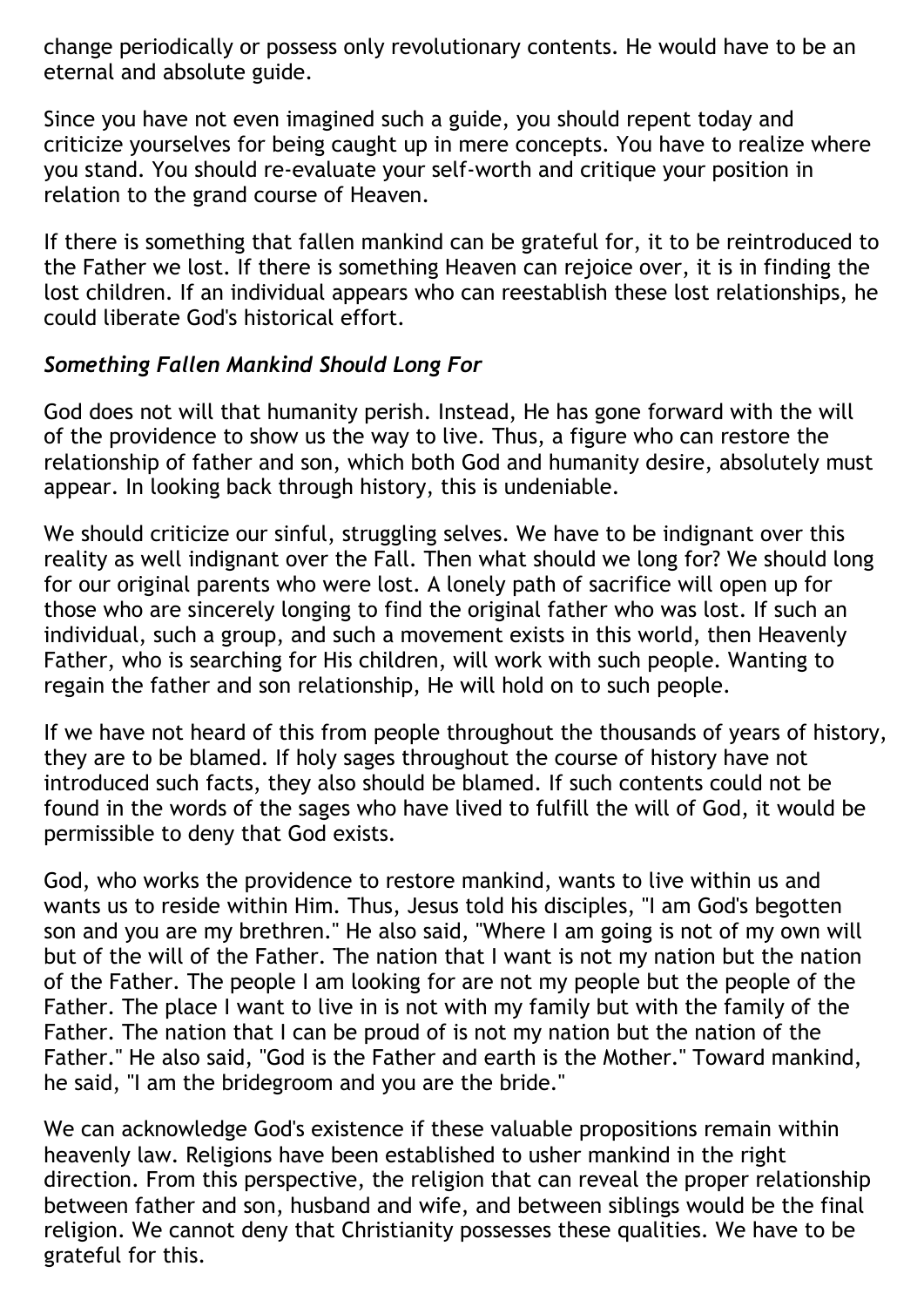change periodically or possess only revolutionary contents. He would have to be an eternal and absolute guide.

Since you have not even imagined such a guide, you should repent today and criticize yourselves for being caught up in mere concepts. You have to realize where you stand. You should re-evaluate your self-worth and critique your position in relation to the grand course of Heaven.

If there is something that fallen mankind can be grateful for, it to be reintroduced to the Father we lost. If there is something Heaven can rejoice over, it is in finding the lost children. If an individual appears who can reestablish these lost relationships, he could liberate God's historical effort.

### *Something Fallen Mankind Should Long For*

God does not will that humanity perish. Instead, He has gone forward with the will of the providence to show us the way to live. Thus, a figure who can restore the relationship of father and son, which both God and humanity desire, absolutely must appear. In looking back through history, this is undeniable.

We should criticize our sinful, struggling selves. We have to be indignant over this reality as well indignant over the Fall. Then what should we long for? We should long for our original parents who were lost. A lonely path of sacrifice will open up for those who are sincerely longing to find the original father who was lost. If such an individual, such a group, and such a movement exists in this world, then Heavenly Father, who is searching for His children, will work with such people. Wanting to regain the father and son relationship, He will hold on to such people.

If we have not heard of this from people throughout the thousands of years of history, they are to be blamed. If holy sages throughout the course of history have not introduced such facts, they also should be blamed. If such contents could not be found in the words of the sages who have lived to fulfill the will of God, it would be permissible to deny that God exists.

God, who works the providence to restore mankind, wants to live within us and wants us to reside within Him. Thus, Jesus told his disciples, "I am God's begotten son and you are my brethren." He also said, "Where I am going is not of my own will but of the will of the Father. The nation that I want is not my nation but the nation of the Father. The people I am looking for are not my people but the people of the Father. The place I want to live in is not with my family but with the family of the Father. The nation that I can be proud of is not my nation but the nation of the Father." He also said, "God is the Father and earth is the Mother." Toward mankind, he said, "I am the bridegroom and you are the bride."

We can acknowledge God's existence if these valuable propositions remain within heavenly law. Religions have been established to usher mankind in the right direction. From this perspective, the religion that can reveal the proper relationship between father and son, husband and wife, and between siblings would be the final religion. We cannot deny that Christianity possesses these qualities. We have to be grateful for this.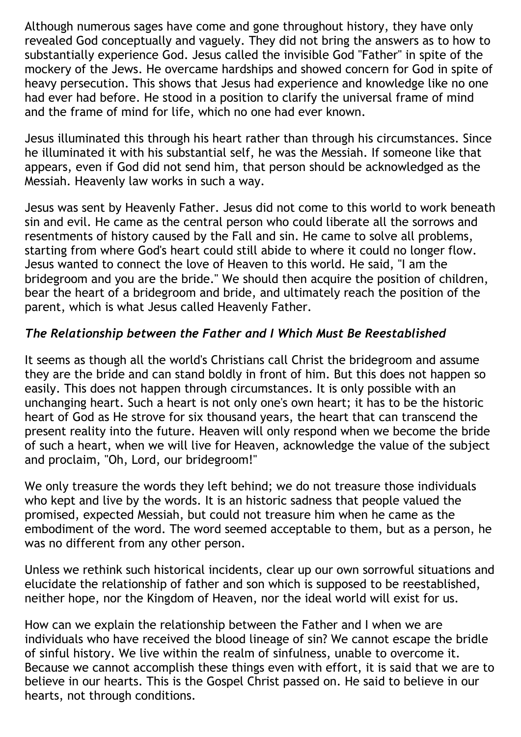Although numerous sages have come and gone throughout history, they have only revealed God conceptually and vaguely. They did not bring the answers as to how to substantially experience God. Jesus called the invisible God "Father" in spite of the mockery of the Jews. He overcame hardships and showed concern for God in spite of heavy persecution. This shows that Jesus had experience and knowledge like no one had ever had before. He stood in a position to clarify the universal frame of mind and the frame of mind for life, which no one had ever known.

Jesus illuminated this through his heart rather than through his circumstances. Since he illuminated it with his substantial self, he was the Messiah. If someone like that appears, even if God did not send him, that person should be acknowledged as the Messiah. Heavenly law works in such a way.

Jesus was sent by Heavenly Father. Jesus did not come to this world to work beneath sin and evil. He came as the central person who could liberate all the sorrows and resentments of history caused by the Fall and sin. He came to solve all problems, starting from where God's heart could still abide to where it could no longer flow. Jesus wanted to connect the love of Heaven to this world. He said, "I am the bridegroom and you are the bride." We should then acquire the position of children, bear the heart of a bridegroom and bride, and ultimately reach the position of the parent, which is what Jesus called Heavenly Father.

### *The Relationship between the Father and I Which Must Be Reestablished*

It seems as though all the world's Christians call Christ the bridegroom and assume they are the bride and can stand boldly in front of him. But this does not happen so easily. This does not happen through circumstances. It is only possible with an unchanging heart. Such a heart is not only one's own heart; it has to be the historic heart of God as He strove for six thousand years, the heart that can transcend the present reality into the future. Heaven will only respond when we become the bride of such a heart, when we will live for Heaven, acknowledge the value of the subject and proclaim, "Oh, Lord, our bridegroom!"

We only treasure the words they left behind; we do not treasure those individuals who kept and live by the words. It is an historic sadness that people valued the promised, expected Messiah, but could not treasure him when he came as the embodiment of the word. The word seemed acceptable to them, but as a person, he was no different from any other person.

Unless we rethink such historical incidents, clear up our own sorrowful situations and elucidate the relationship of father and son which is supposed to be reestablished, neither hope, nor the Kingdom of Heaven, nor the ideal world will exist for us.

How can we explain the relationship between the Father and I when we are individuals who have received the blood lineage of sin? We cannot escape the bridle of sinful history. We live within the realm of sinfulness, unable to overcome it. Because we cannot accomplish these things even with effort, it is said that we are to believe in our hearts. This is the Gospel Christ passed on. He said to believe in our hearts, not through conditions.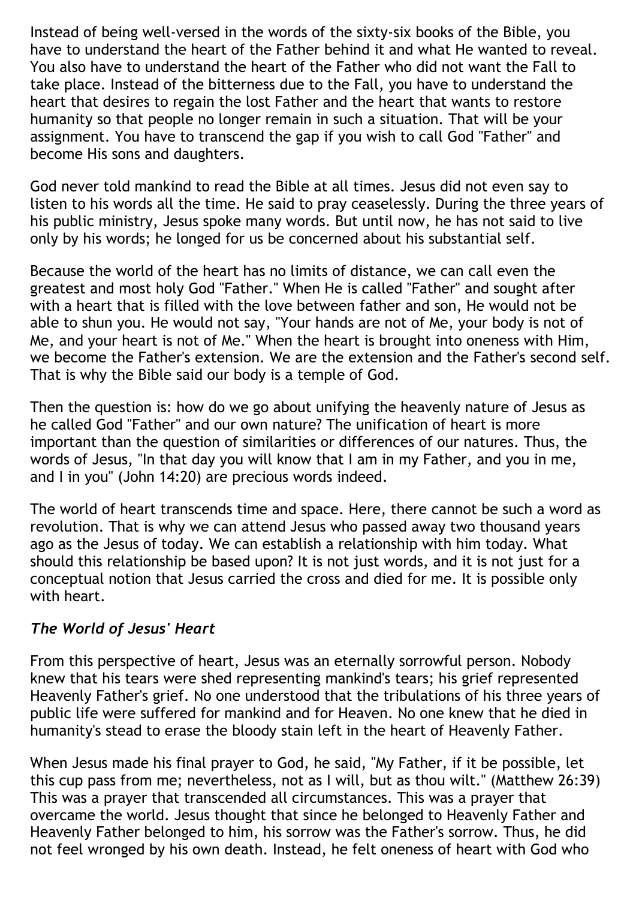Instead of being well-versed in the words of the sixty-six books of the Bible, you have to understand the heart of the Father behind it and what He wanted to reveal. You also have to understand the heart of the Father who did not want the Fall to take place. Instead of the bitterness due to the Fall, you have to understand the heart that desires to regain the lost Father and the heart that wants to restore humanity so that people no longer remain in such a situation. That will be your assignment. You have to transcend the gap if you wish to call God "Father" and become His sons and daughters.

God never told mankind to read the Bible at all times. Jesus did not even say to listen to his words all the time. He said to pray ceaselessly. During the three years of his public ministry, Jesus spoke many words. But until now, he has not said to live only by his words; he longed for us be concerned about his substantial self.

Because the world of the heart has no limits of distance, we can call even the greatest and most holy God "Father." When He is called "Father" and sought after with a heart that is filled with the love between father and son, He would not be able to shun you. He would not say, "Your hands are not of Me, your body is not of Me, and your heart is not of Me." When the heart is brought into oneness with Him, we become the Father's extension. We are the extension and the Father's second self. That is why the Bible said our body is a temple of God.

Then the question is: how do we go about unifying the heavenly nature of Jesus as he called God "Father" and our own nature? The unification of heart is more important than the question of similarities or differences of our natures. Thus, the words of Jesus, "In that day you will know that I am in my Father, and you in me, and I in you" (John 14:20) are precious words indeed.

The world of heart transcends time and space. Here, there cannot be such a word as revolution. That is why we can attend Jesus who passed away two thousand years ago as the Jesus of today. We can establish a relationship with him today. What should this relationship be based upon? It is not just words, and it is not just for a conceptual notion that Jesus carried the cross and died for me. It is possible only with heart.

### *The World of Jesus' Heart*

From this perspective of heart, Jesus was an eternally sorrowful person. Nobody knew that his tears were shed representing mankind's tears; his grief represented Heavenly Father's grief. No one understood that the tribulations of his three years of public life were suffered for mankind and for Heaven. No one knew that he died in humanity's stead to erase the bloody stain left in the heart of Heavenly Father.

When Jesus made his final prayer to God, he said, "My Father, if it be possible, let this cup pass from me; nevertheless, not as I will, but as thou wilt." (Matthew 26:39) This was a prayer that transcended all circumstances. This was a prayer that overcame the world. Jesus thought that since he belonged to Heavenly Father and Heavenly Father belonged to him, his sorrow was the Father's sorrow. Thus, he did not feel wronged by his own death. Instead, he felt oneness of heart with God who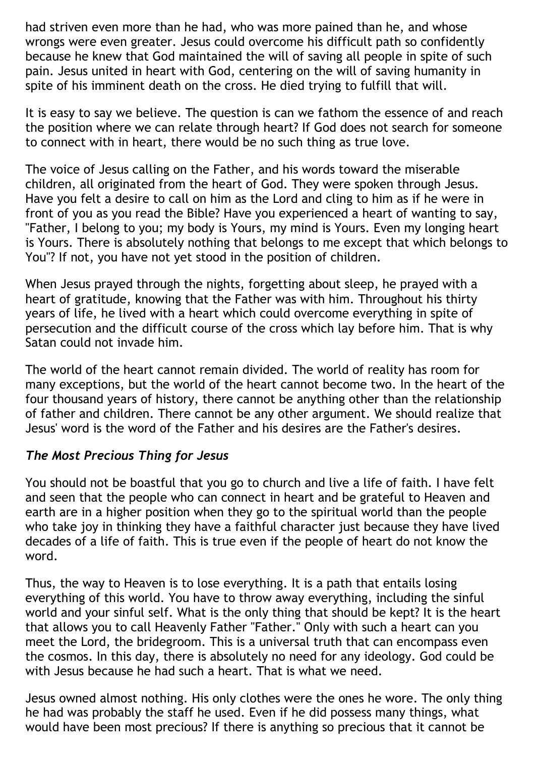had striven even more than he had, who was more pained than he, and whose wrongs were even greater. Jesus could overcome his difficult path so confidently because he knew that God maintained the will of saving all people in spite of such pain. Jesus united in heart with God, centering on the will of saving humanity in spite of his imminent death on the cross. He died trying to fulfill that will.

It is easy to say we believe. The question is can we fathom the essence of and reach the position where we can relate through heart? If God does not search for someone to connect with in heart, there would be no such thing as true love.

The voice of Jesus calling on the Father, and his words toward the miserable children, all originated from the heart of God. They were spoken through Jesus. Have you felt a desire to call on him as the Lord and cling to him as if he were in front of you as you read the Bible? Have you experienced a heart of wanting to say, "Father, I belong to you; my body is Yours, my mind is Yours. Even my longing heart is Yours. There is absolutely nothing that belongs to me except that which belongs to You"? If not, you have not yet stood in the position of children.

When Jesus prayed through the nights, forgetting about sleep, he prayed with a heart of gratitude, knowing that the Father was with him. Throughout his thirty years of life, he lived with a heart which could overcome everything in spite of persecution and the difficult course of the cross which lay before him. That is why Satan could not invade him.

The world of the heart cannot remain divided. The world of reality has room for many exceptions, but the world of the heart cannot become two. In the heart of the four thousand years of history, there cannot be anything other than the relationship of father and children. There cannot be any other argument. We should realize that Jesus' word is the word of the Father and his desires are the Father's desires.

### *The Most Precious Thing for Jesus*

You should not be boastful that you go to church and live a life of faith. I have felt and seen that the people who can connect in heart and be grateful to Heaven and earth are in a higher position when they go to the spiritual world than the people who take joy in thinking they have a faithful character just because they have lived decades of a life of faith. This is true even if the people of heart do not know the word.

Thus, the way to Heaven is to lose everything. It is a path that entails losing everything of this world. You have to throw away everything, including the sinful world and your sinful self. What is the only thing that should be kept? It is the heart that allows you to call Heavenly Father "Father." Only with such a heart can you meet the Lord, the bridegroom. This is a universal truth that can encompass even the cosmos. In this day, there is absolutely no need for any ideology. God could be with Jesus because he had such a heart. That is what we need.

Jesus owned almost nothing. His only clothes were the ones he wore. The only thing he had was probably the staff he used. Even if he did possess many things, what would have been most precious? If there is anything so precious that it cannot be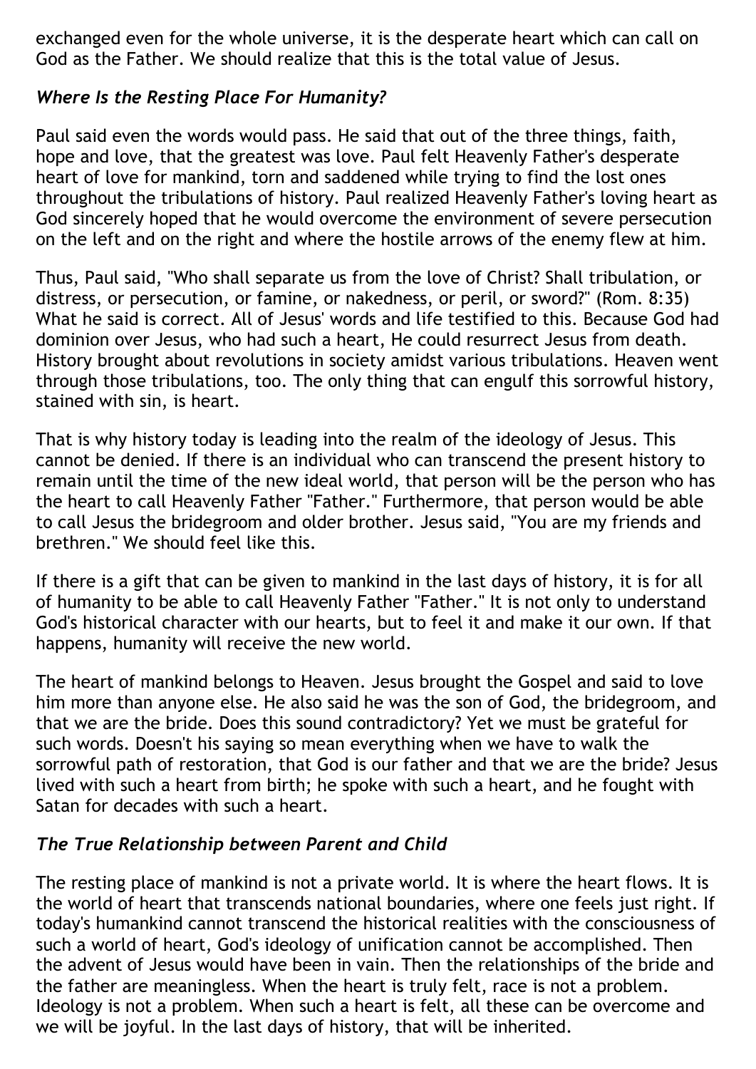exchanged even for the whole universe, it is the desperate heart which can call on God as the Father. We should realize that this is the total value of Jesus.

### *Where Is the Resting Place For Humanity?*

Paul said even the words would pass. He said that out of the three things, faith, hope and love, that the greatest was love. Paul felt Heavenly Father's desperate heart of love for mankind, torn and saddened while trying to find the lost ones throughout the tribulations of history. Paul realized Heavenly Father's loving heart as God sincerely hoped that he would overcome the environment of severe persecution on the left and on the right and where the hostile arrows of the enemy flew at him.

Thus, Paul said, "Who shall separate us from the love of Christ? Shall tribulation, or distress, or persecution, or famine, or nakedness, or peril, or sword?" (Rom. 8:35) What he said is correct. All of Jesus' words and life testified to this. Because God had dominion over Jesus, who had such a heart, He could resurrect Jesus from death. History brought about revolutions in society amidst various tribulations. Heaven went through those tribulations, too. The only thing that can engulf this sorrowful history, stained with sin, is heart.

That is why history today is leading into the realm of the ideology of Jesus. This cannot be denied. If there is an individual who can transcend the present history to remain until the time of the new ideal world, that person will be the person who has the heart to call Heavenly Father "Father." Furthermore, that person would be able to call Jesus the bridegroom and older brother. Jesus said, "You are my friends and brethren." We should feel like this.

If there is a gift that can be given to mankind in the last days of history, it is for all of humanity to be able to call Heavenly Father "Father." It is not only to understand God's historical character with our hearts, but to feel it and make it our own. If that happens, humanity will receive the new world.

The heart of mankind belongs to Heaven. Jesus brought the Gospel and said to love him more than anyone else. He also said he was the son of God, the bridegroom, and that we are the bride. Does this sound contradictory? Yet we must be grateful for such words. Doesn't his saying so mean everything when we have to walk the sorrowful path of restoration, that God is our father and that we are the bride? Jesus lived with such a heart from birth; he spoke with such a heart, and he fought with Satan for decades with such a heart.

### *The True Relationship between Parent and Child*

The resting place of mankind is not a private world. It is where the heart flows. It is the world of heart that transcends national boundaries, where one feels just right. If today's humankind cannot transcend the historical realities with the consciousness of such a world of heart, God's ideology of unification cannot be accomplished. Then the advent of Jesus would have been in vain. Then the relationships of the bride and the father are meaningless. When the heart is truly felt, race is not a problem. Ideology is not a problem. When such a heart is felt, all these can be overcome and we will be joyful. In the last days of history, that will be inherited.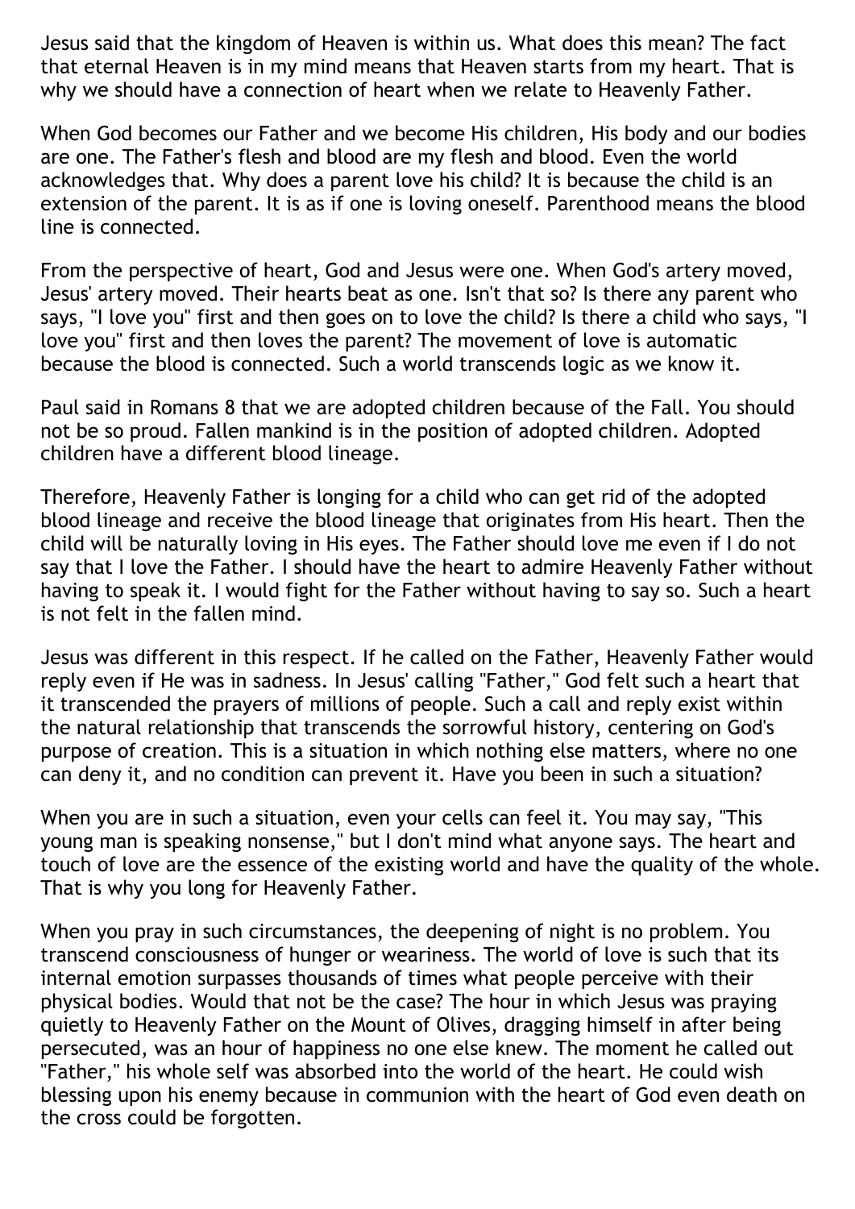Jesus said that the kingdom of Heaven is within us. What does this mean? The fact that eternal Heaven is in my mind means that Heaven starts from my heart. That is why we should have a connection of heart when we relate to Heavenly Father.

When God becomes our Father and we become His children, His body and our bodies are one. The Father's flesh and blood are my flesh and blood. Even the world acknowledges that. Why does a parent love his child? It is because the child is an extension of the parent. It is as if one is loving oneself. Parenthood means the blood line is connected.

From the perspective of heart, God and Jesus were one. When God's artery moved, Jesus' artery moved. Their hearts beat as one. Isn't that so? Is there any parent who says, "I love you" first and then goes on to love the child? Is there a child who says, "I love you" first and then loves the parent? The movement of love is automatic because the blood is connected. Such a world transcends logic as we know it.

Paul said in Romans 8 that we are adopted children because of the Fall. You should not be so proud. Fallen mankind is in the position of adopted children. Adopted children have a different blood lineage.

Therefore, Heavenly Father is longing for a child who can get rid of the adopted blood lineage and receive the blood lineage that originates from His heart. Then the child will be naturally loving in His eyes. The Father should love me even if I do not say that I love the Father. I should have the heart to admire Heavenly Father without having to speak it. I would fight for the Father without having to say so. Such a heart is not felt in the fallen mind.

Jesus was different in this respect. If he called on the Father, Heavenly Father would reply even if He was in sadness. In Jesus' calling "Father," God felt such a heart that it transcended the prayers of millions of people. Such a call and reply exist within the natural relationship that transcends the sorrowful history, centering on God's purpose of creation. This is a situation in which nothing else matters, where no one can deny it, and no condition can prevent it. Have you been in such a situation?

When you are in such a situation, even your cells can feel it. You may say, "This young man is speaking nonsense," but I don't mind what anyone says. The heart and touch of love are the essence of the existing world and have the quality of the whole. That is why you long for Heavenly Father.

When you pray in such circumstances, the deepening of night is no problem. You transcend consciousness of hunger or weariness. The world of love is such that its internal emotion surpasses thousands of times what people perceive with their physical bodies. Would that not be the case? The hour in which Jesus was praying quietly to Heavenly Father on the Mount of Olives, dragging himself in after being persecuted, was an hour of happiness no one else knew. The moment he called out "Father," his whole self was absorbed into the world of the heart. He could wish blessing upon his enemy because in communion with the heart of God even death on the cross could be forgotten.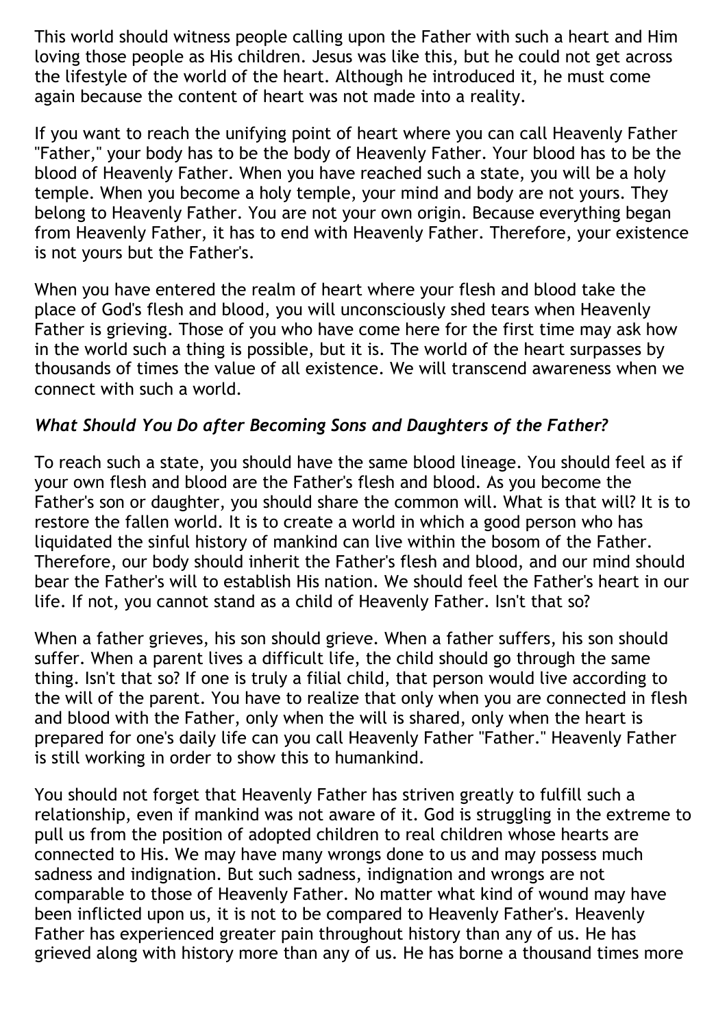This world should witness people calling upon the Father with such a heart and Him loving those people as His children. Jesus was like this, but he could not get across the lifestyle of the world of the heart. Although he introduced it, he must come again because the content of heart was not made into a reality.

If you want to reach the unifying point of heart where you can call Heavenly Father "Father," your body has to be the body of Heavenly Father. Your blood has to be the blood of Heavenly Father. When you have reached such a state, you will be a holy temple. When you become a holy temple, your mind and body are not yours. They belong to Heavenly Father. You are not your own origin. Because everything began from Heavenly Father, it has to end with Heavenly Father. Therefore, your existence is not yours but the Father's.

When you have entered the realm of heart where your flesh and blood take the place of God's flesh and blood, you will unconsciously shed tears when Heavenly Father is grieving. Those of you who have come here for the first time may ask how in the world such a thing is possible, but it is. The world of the heart surpasses by thousands of times the value of all existence. We will transcend awareness when we connect with such a world.

### *What Should You Do after Becoming Sons and Daughters of the Father?*

To reach such a state, you should have the same blood lineage. You should feel as if your own flesh and blood are the Father's flesh and blood. As you become the Father's son or daughter, you should share the common will. What is that will? It is to restore the fallen world. It is to create a world in which a good person who has liquidated the sinful history of mankind can live within the bosom of the Father. Therefore, our body should inherit the Father's flesh and blood, and our mind should bear the Father's will to establish His nation. We should feel the Father's heart in our life. If not, you cannot stand as a child of Heavenly Father. Isn't that so?

When a father grieves, his son should grieve. When a father suffers, his son should suffer. When a parent lives a difficult life, the child should go through the same thing. Isn't that so? If one is truly a filial child, that person would live according to the will of the parent. You have to realize that only when you are connected in flesh and blood with the Father, only when the will is shared, only when the heart is prepared for one's daily life can you call Heavenly Father "Father." Heavenly Father is still working in order to show this to humankind.

You should not forget that Heavenly Father has striven greatly to fulfill such a relationship, even if mankind was not aware of it. God is struggling in the extreme to pull us from the position of adopted children to real children whose hearts are connected to His. We may have many wrongs done to us and may possess much sadness and indignation. But such sadness, indignation and wrongs are not comparable to those of Heavenly Father. No matter what kind of wound may have been inflicted upon us, it is not to be compared to Heavenly Father's. Heavenly Father has experienced greater pain throughout history than any of us. He has grieved along with history more than any of us. He has borne a thousand times more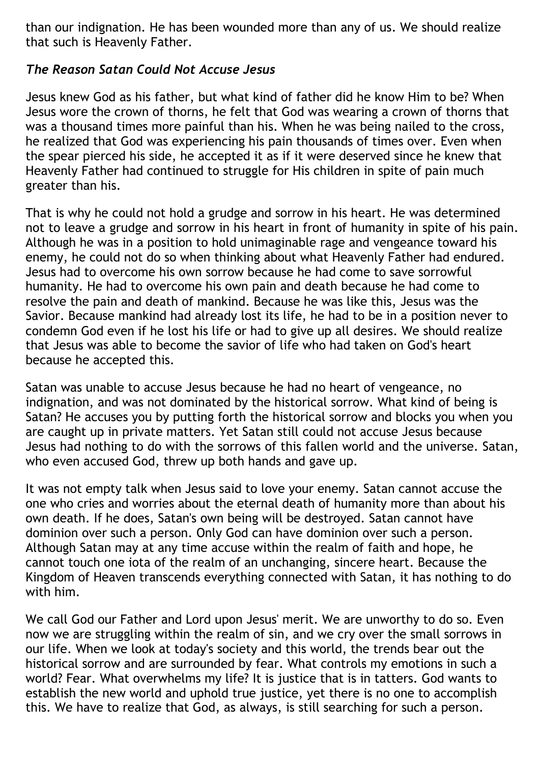than our indignation. He has been wounded more than any of us. We should realize that such is Heavenly Father.

### *The Reason Satan Could Not Accuse Jesus*

Jesus knew God as his father, but what kind of father did he know Him to be? When Jesus wore the crown of thorns, he felt that God was wearing a crown of thorns that was a thousand times more painful than his. When he was being nailed to the cross, he realized that God was experiencing his pain thousands of times over. Even when the spear pierced his side, he accepted it as if it were deserved since he knew that Heavenly Father had continued to struggle for His children in spite of pain much greater than his.

That is why he could not hold a grudge and sorrow in his heart. He was determined not to leave a grudge and sorrow in his heart in front of humanity in spite of his pain. Although he was in a position to hold unimaginable rage and vengeance toward his enemy, he could not do so when thinking about what Heavenly Father had endured. Jesus had to overcome his own sorrow because he had come to save sorrowful humanity. He had to overcome his own pain and death because he had come to resolve the pain and death of mankind. Because he was like this, Jesus was the Savior. Because mankind had already lost its life, he had to be in a position never to condemn God even if he lost his life or had to give up all desires. We should realize that Jesus was able to become the savior of life who had taken on God's heart because he accepted this.

Satan was unable to accuse Jesus because he had no heart of vengeance, no indignation, and was not dominated by the historical sorrow. What kind of being is Satan? He accuses you by putting forth the historical sorrow and blocks you when you are caught up in private matters. Yet Satan still could not accuse Jesus because Jesus had nothing to do with the sorrows of this fallen world and the universe. Satan, who even accused God, threw up both hands and gave up.

It was not empty talk when Jesus said to love your enemy. Satan cannot accuse the one who cries and worries about the eternal death of humanity more than about his own death. If he does, Satan's own being will be destroyed. Satan cannot have dominion over such a person. Only God can have dominion over such a person. Although Satan may at any time accuse within the realm of faith and hope, he cannot touch one iota of the realm of an unchanging, sincere heart. Because the Kingdom of Heaven transcends everything connected with Satan, it has nothing to do with him.

We call God our Father and Lord upon Jesus' merit. We are unworthy to do so. Even now we are struggling within the realm of sin, and we cry over the small sorrows in our life. When we look at today's society and this world, the trends bear out the historical sorrow and are surrounded by fear. What controls my emotions in such a world? Fear. What overwhelms my life? It is justice that is in tatters. God wants to establish the new world and uphold true justice, yet there is no one to accomplish this. We have to realize that God, as always, is still searching for such a person.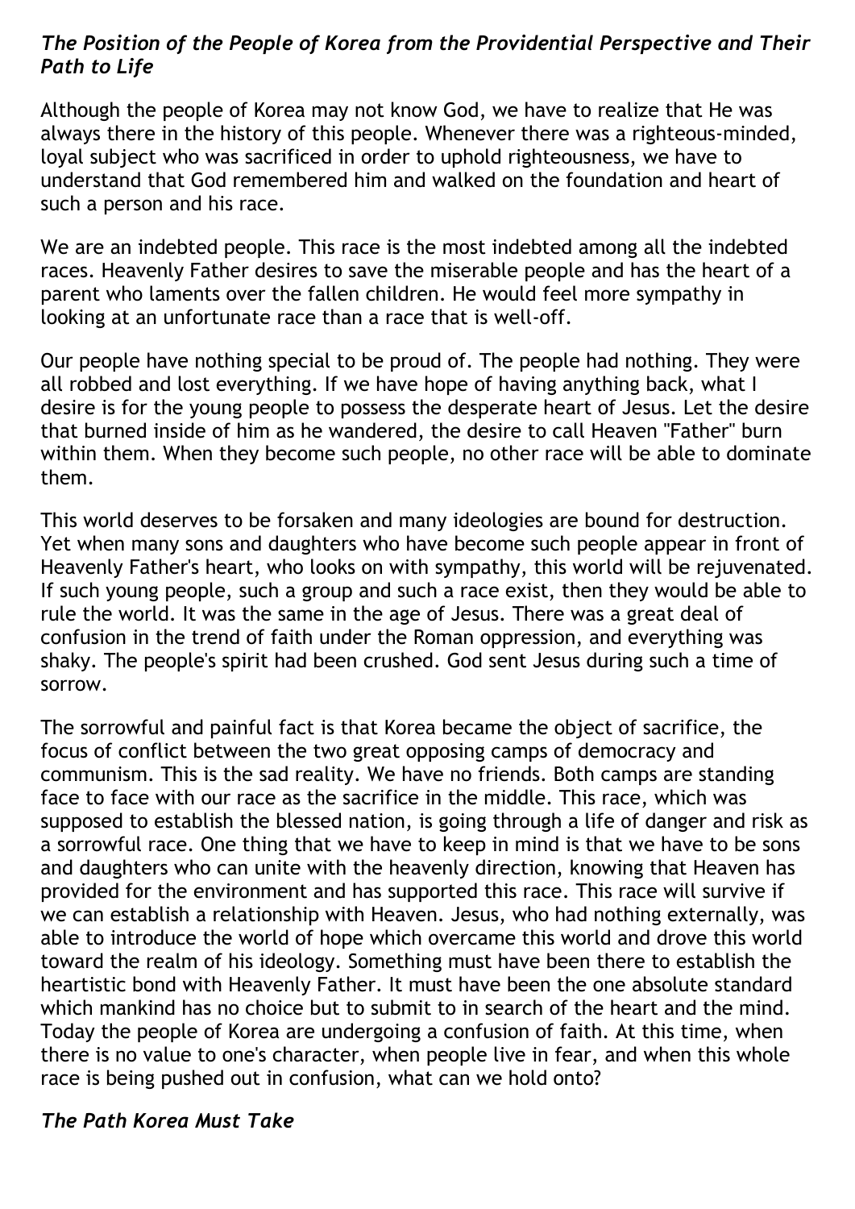### *The Position of the People of Korea from the Providential Perspective and Their Path to Life*

Although the people of Korea may not know God, we have to realize that He was always there in the history of this people. Whenever there was a righteous-minded, loyal subject who was sacrificed in order to uphold righteousness, we have to understand that God remembered him and walked on the foundation and heart of such a person and his race.

We are an indebted people. This race is the most indebted among all the indebted races. Heavenly Father desires to save the miserable people and has the heart of a parent who laments over the fallen children. He would feel more sympathy in looking at an unfortunate race than a race that is well-off.

Our people have nothing special to be proud of. The people had nothing. They were all robbed and lost everything. If we have hope of having anything back, what I desire is for the young people to possess the desperate heart of Jesus. Let the desire that burned inside of him as he wandered, the desire to call Heaven "Father" burn within them. When they become such people, no other race will be able to dominate them.

This world deserves to be forsaken and many ideologies are bound for destruction. Yet when many sons and daughters who have become such people appear in front of Heavenly Father's heart, who looks on with sympathy, this world will be rejuvenated. If such young people, such a group and such a race exist, then they would be able to rule the world. It was the same in the age of Jesus. There was a great deal of confusion in the trend of faith under the Roman oppression, and everything was shaky. The people's spirit had been crushed. God sent Jesus during such a time of sorrow.

The sorrowful and painful fact is that Korea became the object of sacrifice, the focus of conflict between the two great opposing camps of democracy and communism. This is the sad reality. We have no friends. Both camps are standing face to face with our race as the sacrifice in the middle. This race, which was supposed to establish the blessed nation, is going through a life of danger and risk as a sorrowful race. One thing that we have to keep in mind is that we have to be sons and daughters who can unite with the heavenly direction, knowing that Heaven has provided for the environment and has supported this race. This race will survive if we can establish a relationship with Heaven. Jesus, who had nothing externally, was able to introduce the world of hope which overcame this world and drove this world toward the realm of his ideology. Something must have been there to establish the heartistic bond with Heavenly Father. It must have been the one absolute standard which mankind has no choice but to submit to in search of the heart and the mind. Today the people of Korea are undergoing a confusion of faith. At this time, when there is no value to one's character, when people live in fear, and when this whole race is being pushed out in confusion, what can we hold onto?

### *The Path Korea Must Take*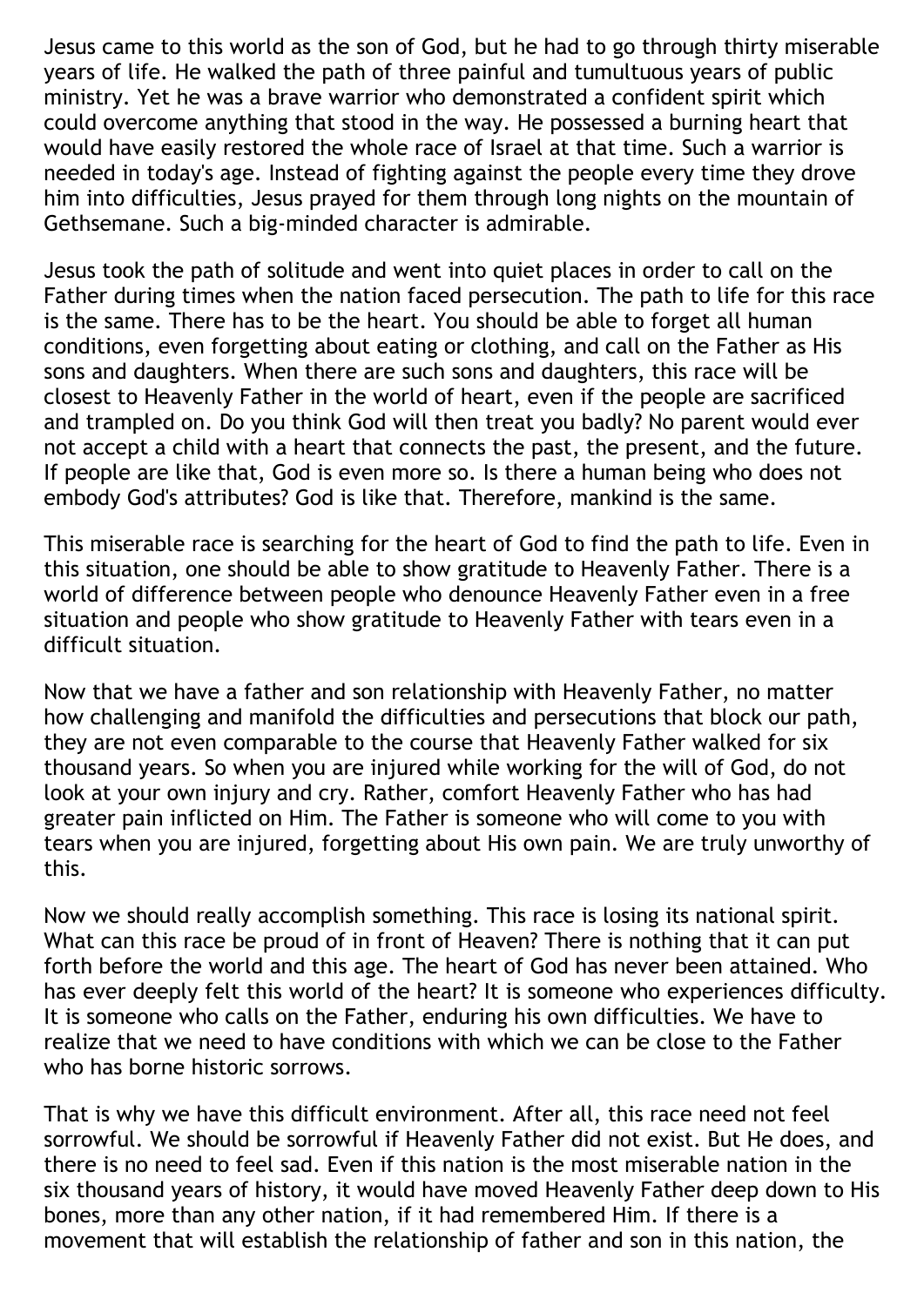Jesus came to this world as the son of God, but he had to go through thirty miserable years of life. He walked the path of three painful and tumultuous years of public ministry. Yet he was a brave warrior who demonstrated a confident spirit which could overcome anything that stood in the way. He possessed a burning heart that would have easily restored the whole race of Israel at that time. Such a warrior is needed in today's age. Instead of fighting against the people every time they drove him into difficulties, Jesus prayed for them through long nights on the mountain of Gethsemane. Such a big-minded character is admirable.

Jesus took the path of solitude and went into quiet places in order to call on the Father during times when the nation faced persecution. The path to life for this race is the same. There has to be the heart. You should be able to forget all human conditions, even forgetting about eating or clothing, and call on the Father as His sons and daughters. When there are such sons and daughters, this race will be closest to Heavenly Father in the world of heart, even if the people are sacrificed and trampled on. Do you think God will then treat you badly? No parent would ever not accept a child with a heart that connects the past, the present, and the future. If people are like that, God is even more so. Is there a human being who does not embody God's attributes? God is like that. Therefore, mankind is the same.

This miserable race is searching for the heart of God to find the path to life. Even in this situation, one should be able to show gratitude to Heavenly Father. There is a world of difference between people who denounce Heavenly Father even in a free situation and people who show gratitude to Heavenly Father with tears even in a difficult situation.

Now that we have a father and son relationship with Heavenly Father, no matter how challenging and manifold the difficulties and persecutions that block our path, they are not even comparable to the course that Heavenly Father walked for six thousand years. So when you are injured while working for the will of God, do not look at your own injury and cry. Rather, comfort Heavenly Father who has had greater pain inflicted on Him. The Father is someone who will come to you with tears when you are injured, forgetting about His own pain. We are truly unworthy of this.

Now we should really accomplish something. This race is losing its national spirit. What can this race be proud of in front of Heaven? There is nothing that it can put forth before the world and this age. The heart of God has never been attained. Who has ever deeply felt this world of the heart? It is someone who experiences difficulty. It is someone who calls on the Father, enduring his own difficulties. We have to realize that we need to have conditions with which we can be close to the Father who has borne historic sorrows.

That is why we have this difficult environment. After all, this race need not feel sorrowful. We should be sorrowful if Heavenly Father did not exist. But He does, and there is no need to feel sad. Even if this nation is the most miserable nation in the six thousand years of history, it would have moved Heavenly Father deep down to His bones, more than any other nation, if it had remembered Him. If there is a movement that will establish the relationship of father and son in this nation, the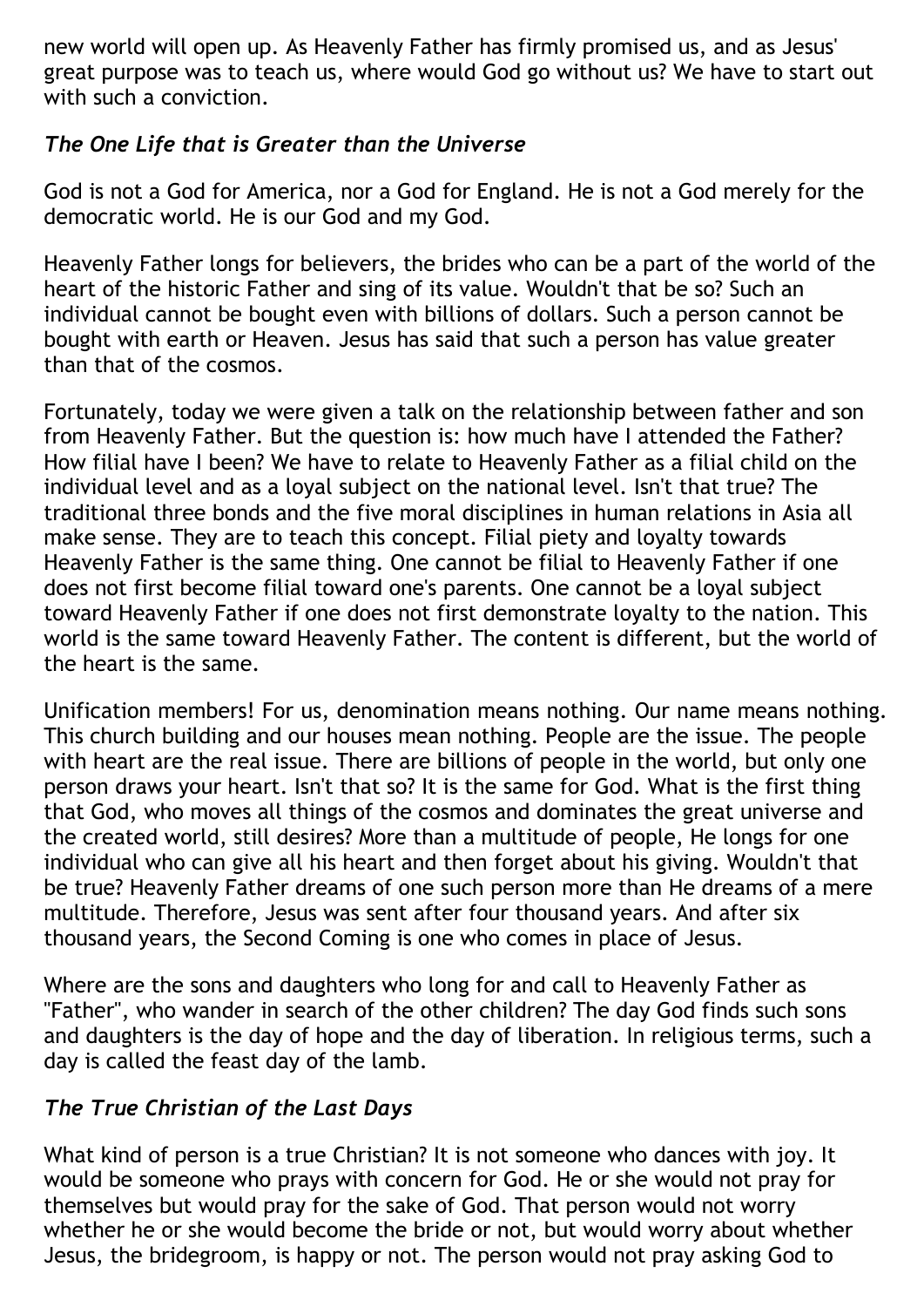new world will open up. As Heavenly Father has firmly promised us, and as Jesus' great purpose was to teach us, where would God go without us? We have to start out with such a conviction.

### *The One Life that is Greater than the Universe*

God is not a God for America, nor a God for England. He is not a God merely for the democratic world. He is our God and my God.

Heavenly Father longs for believers, the brides who can be a part of the world of the heart of the historic Father and sing of its value. Wouldn't that be so? Such an individual cannot be bought even with billions of dollars. Such a person cannot be bought with earth or Heaven. Jesus has said that such a person has value greater than that of the cosmos.

Fortunately, today we were given a talk on the relationship between father and son from Heavenly Father. But the question is: how much have I attended the Father? How filial have I been? We have to relate to Heavenly Father as a filial child on the individual level and as a loyal subject on the national level. Isn't that true? The traditional three bonds and the five moral disciplines in human relations in Asia all make sense. They are to teach this concept. Filial piety and loyalty towards Heavenly Father is the same thing. One cannot be filial to Heavenly Father if one does not first become filial toward one's parents. One cannot be a loyal subject toward Heavenly Father if one does not first demonstrate loyalty to the nation. This world is the same toward Heavenly Father. The content is different, but the world of the heart is the same.

Unification members! For us, denomination means nothing. Our name means nothing. This church building and our houses mean nothing. People are the issue. The people with heart are the real issue. There are billions of people in the world, but only one person draws your heart. Isn't that so? It is the same for God. What is the first thing that God, who moves all things of the cosmos and dominates the great universe and the created world, still desires? More than a multitude of people, He longs for one individual who can give all his heart and then forget about his giving. Wouldn't that be true? Heavenly Father dreams of one such person more than He dreams of a mere multitude. Therefore, Jesus was sent after four thousand years. And after six thousand years, the Second Coming is one who comes in place of Jesus.

Where are the sons and daughters who long for and call to Heavenly Father as "Father", who wander in search of the other children? The day God finds such sons and daughters is the day of hope and the day of liberation. In religious terms, such a day is called the feast day of the lamb.

### *The True Christian of the Last Days*

What kind of person is a true Christian? It is not someone who dances with joy. It would be someone who prays with concern for God. He or she would not pray for themselves but would pray for the sake of God. That person would not worry whether he or she would become the bride or not, but would worry about whether Jesus, the bridegroom, is happy or not. The person would not pray asking God to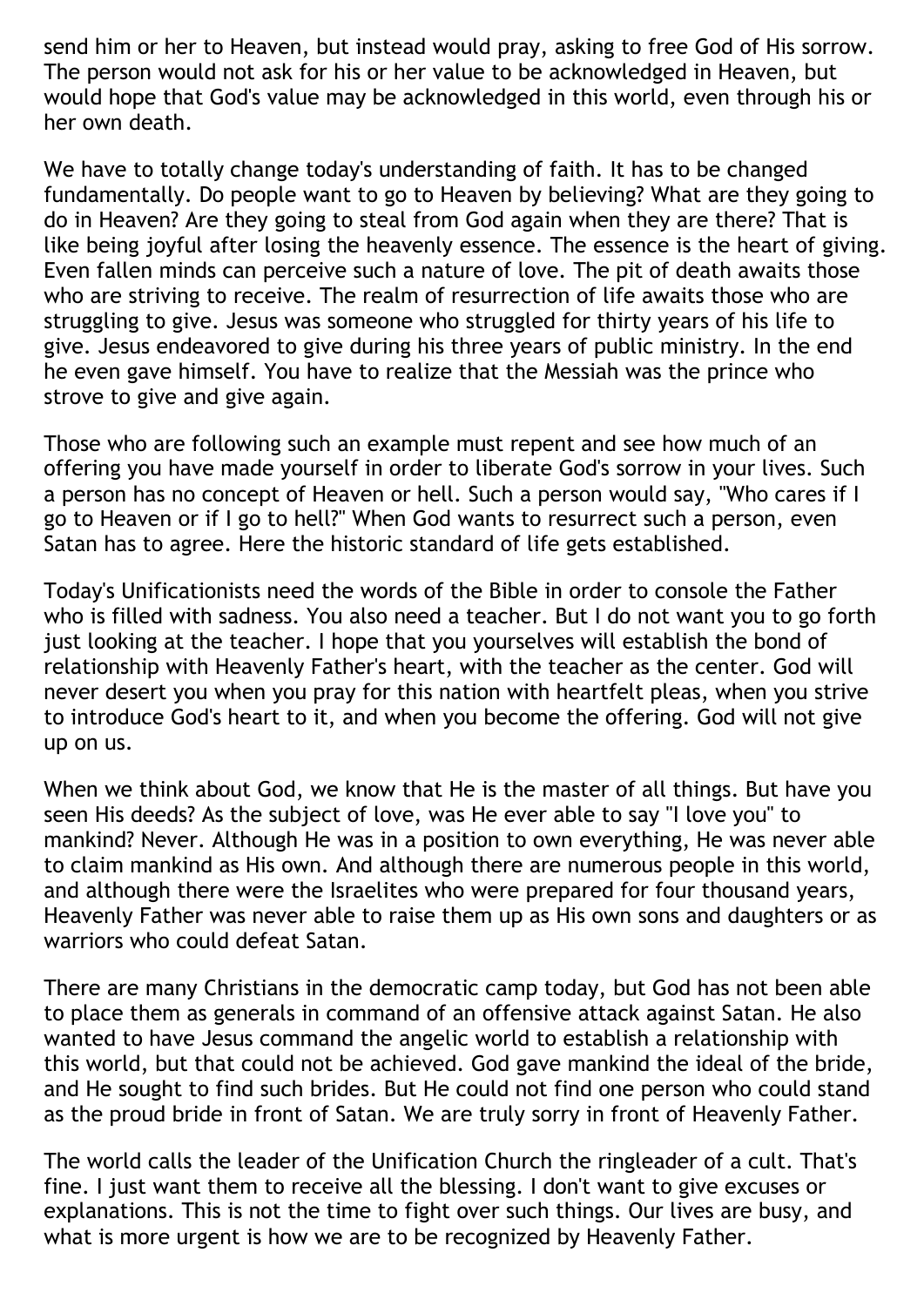send him or her to Heaven, but instead would pray, asking to free God of His sorrow. The person would not ask for his or her value to be acknowledged in Heaven, but would hope that God's value may be acknowledged in this world, even through his or her own death.

We have to totally change today's understanding of faith. It has to be changed fundamentally. Do people want to go to Heaven by believing? What are they going to do in Heaven? Are they going to steal from God again when they are there? That is like being joyful after losing the heavenly essence. The essence is the heart of giving. Even fallen minds can perceive such a nature of love. The pit of death awaits those who are striving to receive. The realm of resurrection of life awaits those who are struggling to give. Jesus was someone who struggled for thirty years of his life to give. Jesus endeavored to give during his three years of public ministry. In the end he even gave himself. You have to realize that the Messiah was the prince who strove to give and give again.

Those who are following such an example must repent and see how much of an offering you have made yourself in order to liberate God's sorrow in your lives. Such a person has no concept of Heaven or hell. Such a person would say, "Who cares if I go to Heaven or if I go to hell?" When God wants to resurrect such a person, even Satan has to agree. Here the historic standard of life gets established.

Today's Unificationists need the words of the Bible in order to console the Father who is filled with sadness. You also need a teacher. But I do not want you to go forth just looking at the teacher. I hope that you yourselves will establish the bond of relationship with Heavenly Father's heart, with the teacher as the center. God will never desert you when you pray for this nation with heartfelt pleas, when you strive to introduce God's heart to it, and when you become the offering. God will not give up on us.

When we think about God, we know that He is the master of all things. But have you seen His deeds? As the subject of love, was He ever able to say "I love you" to mankind? Never. Although He was in a position to own everything, He was never able to claim mankind as His own. And although there are numerous people in this world, and although there were the Israelites who were prepared for four thousand years, Heavenly Father was never able to raise them up as His own sons and daughters or as warriors who could defeat Satan.

There are many Christians in the democratic camp today, but God has not been able to place them as generals in command of an offensive attack against Satan. He also wanted to have Jesus command the angelic world to establish a relationship with this world, but that could not be achieved. God gave mankind the ideal of the bride, and He sought to find such brides. But He could not find one person who could stand as the proud bride in front of Satan. We are truly sorry in front of Heavenly Father.

The world calls the leader of the Unification Church the ringleader of a cult. That's fine. I just want them to receive all the blessing. I don't want to give excuses or explanations. This is not the time to fight over such things. Our lives are busy, and what is more urgent is how we are to be recognized by Heavenly Father.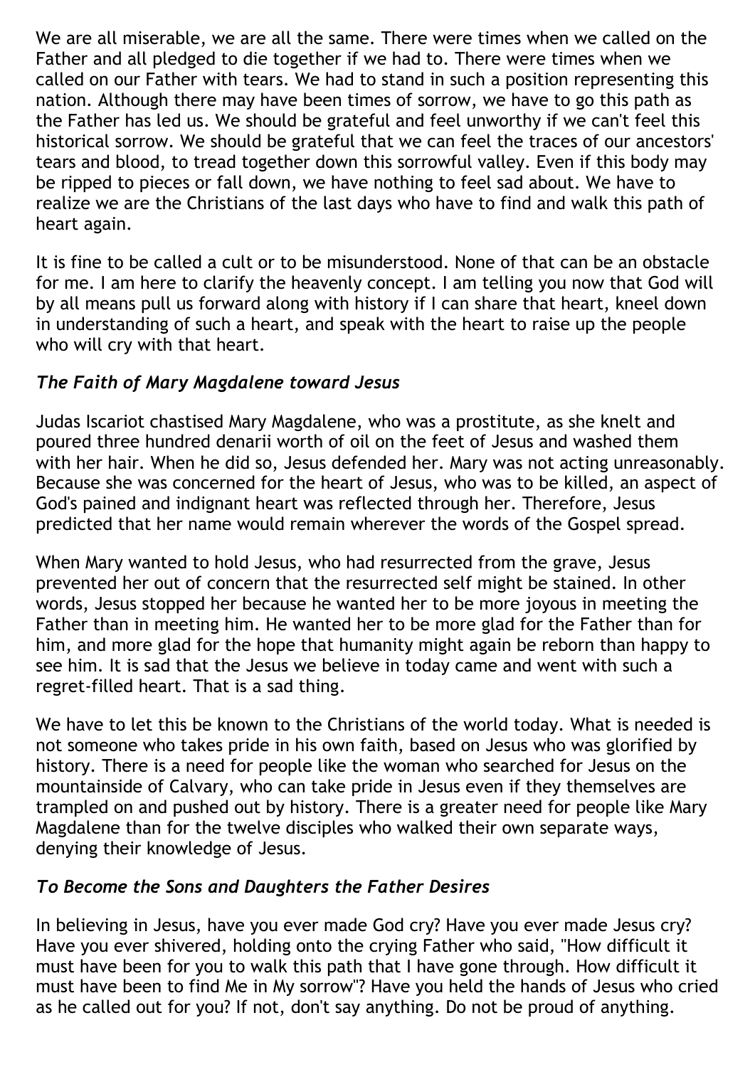We are all miserable, we are all the same. There were times when we called on the Father and all pledged to die together if we had to. There were times when we called on our Father with tears. We had to stand in such a position representing this nation. Although there may have been times of sorrow, we have to go this path as the Father has led us. We should be grateful and feel unworthy if we can't feel this historical sorrow. We should be grateful that we can feel the traces of our ancestors' tears and blood, to tread together down this sorrowful valley. Even if this body may be ripped to pieces or fall down, we have nothing to feel sad about. We have to realize we are the Christians of the last days who have to find and walk this path of heart again.

It is fine to be called a cult or to be misunderstood. None of that can be an obstacle for me. I am here to clarify the heavenly concept. I am telling you now that God will by all means pull us forward along with history if I can share that heart, kneel down in understanding of such a heart, and speak with the heart to raise up the people who will cry with that heart.

### *The Faith of Mary Magdalene toward Jesus*

Judas Iscariot chastised Mary Magdalene, who was a prostitute, as she knelt and poured three hundred denarii worth of oil on the feet of Jesus and washed them with her hair. When he did so, Jesus defended her. Mary was not acting unreasonably. Because she was concerned for the heart of Jesus, who was to be killed, an aspect of God's pained and indignant heart was reflected through her. Therefore, Jesus predicted that her name would remain wherever the words of the Gospel spread.

When Mary wanted to hold Jesus, who had resurrected from the grave, Jesus prevented her out of concern that the resurrected self might be stained. In other words, Jesus stopped her because he wanted her to be more joyous in meeting the Father than in meeting him. He wanted her to be more glad for the Father than for him, and more glad for the hope that humanity might again be reborn than happy to see him. It is sad that the Jesus we believe in today came and went with such a regret-filled heart. That is a sad thing.

We have to let this be known to the Christians of the world today. What is needed is not someone who takes pride in his own faith, based on Jesus who was glorified by history. There is a need for people like the woman who searched for Jesus on the mountainside of Calvary, who can take pride in Jesus even if they themselves are trampled on and pushed out by history. There is a greater need for people like Mary Magdalene than for the twelve disciples who walked their own separate ways, denying their knowledge of Jesus.

### *To Become the Sons and Daughters the Father Desires*

In believing in Jesus, have you ever made God cry? Have you ever made Jesus cry? Have you ever shivered, holding onto the crying Father who said, "How difficult it must have been for you to walk this path that I have gone through. How difficult it must have been to find Me in My sorrow"? Have you held the hands of Jesus who cried as he called out for you? If not, don't say anything. Do not be proud of anything.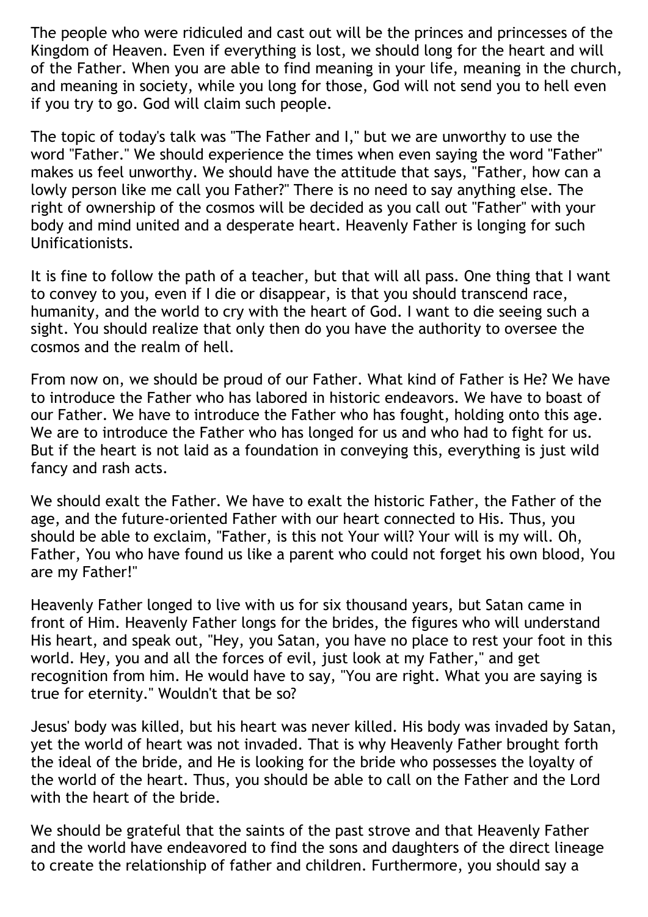The people who were ridiculed and cast out will be the princes and princesses of the Kingdom of Heaven. Even if everything is lost, we should long for the heart and will of the Father. When you are able to find meaning in your life, meaning in the church, and meaning in society, while you long for those, God will not send you to hell even if you try to go. God will claim such people.

The topic of today's talk was "The Father and I," but we are unworthy to use the word "Father." We should experience the times when even saying the word "Father" makes us feel unworthy. We should have the attitude that says, "Father, how can a lowly person like me call you Father?" There is no need to say anything else. The right of ownership of the cosmos will be decided as you call out "Father" with your body and mind united and a desperate heart. Heavenly Father is longing for such Unificationists.

It is fine to follow the path of a teacher, but that will all pass. One thing that I want to convey to you, even if I die or disappear, is that you should transcend race, humanity, and the world to cry with the heart of God. I want to die seeing such a sight. You should realize that only then do you have the authority to oversee the cosmos and the realm of hell.

From now on, we should be proud of our Father. What kind of Father is He? We have to introduce the Father who has labored in historic endeavors. We have to boast of our Father. We have to introduce the Father who has fought, holding onto this age. We are to introduce the Father who has longed for us and who had to fight for us. But if the heart is not laid as a foundation in conveying this, everything is just wild fancy and rash acts.

We should exalt the Father. We have to exalt the historic Father, the Father of the age, and the future-oriented Father with our heart connected to His. Thus, you should be able to exclaim, "Father, is this not Your will? Your will is my will. Oh, Father, You who have found us like a parent who could not forget his own blood, You are my Father!"

Heavenly Father longed to live with us for six thousand years, but Satan came in front of Him. Heavenly Father longs for the brides, the figures who will understand His heart, and speak out, "Hey, you Satan, you have no place to rest your foot in this world. Hey, you and all the forces of evil, just look at my Father," and get recognition from him. He would have to say, "You are right. What you are saying is true for eternity." Wouldn't that be so?

Jesus' body was killed, but his heart was never killed. His body was invaded by Satan, yet the world of heart was not invaded. That is why Heavenly Father brought forth the ideal of the bride, and He is looking for the bride who possesses the loyalty of the world of the heart. Thus, you should be able to call on the Father and the Lord with the heart of the bride.

We should be grateful that the saints of the past strove and that Heavenly Father and the world have endeavored to find the sons and daughters of the direct lineage to create the relationship of father and children. Furthermore, you should say a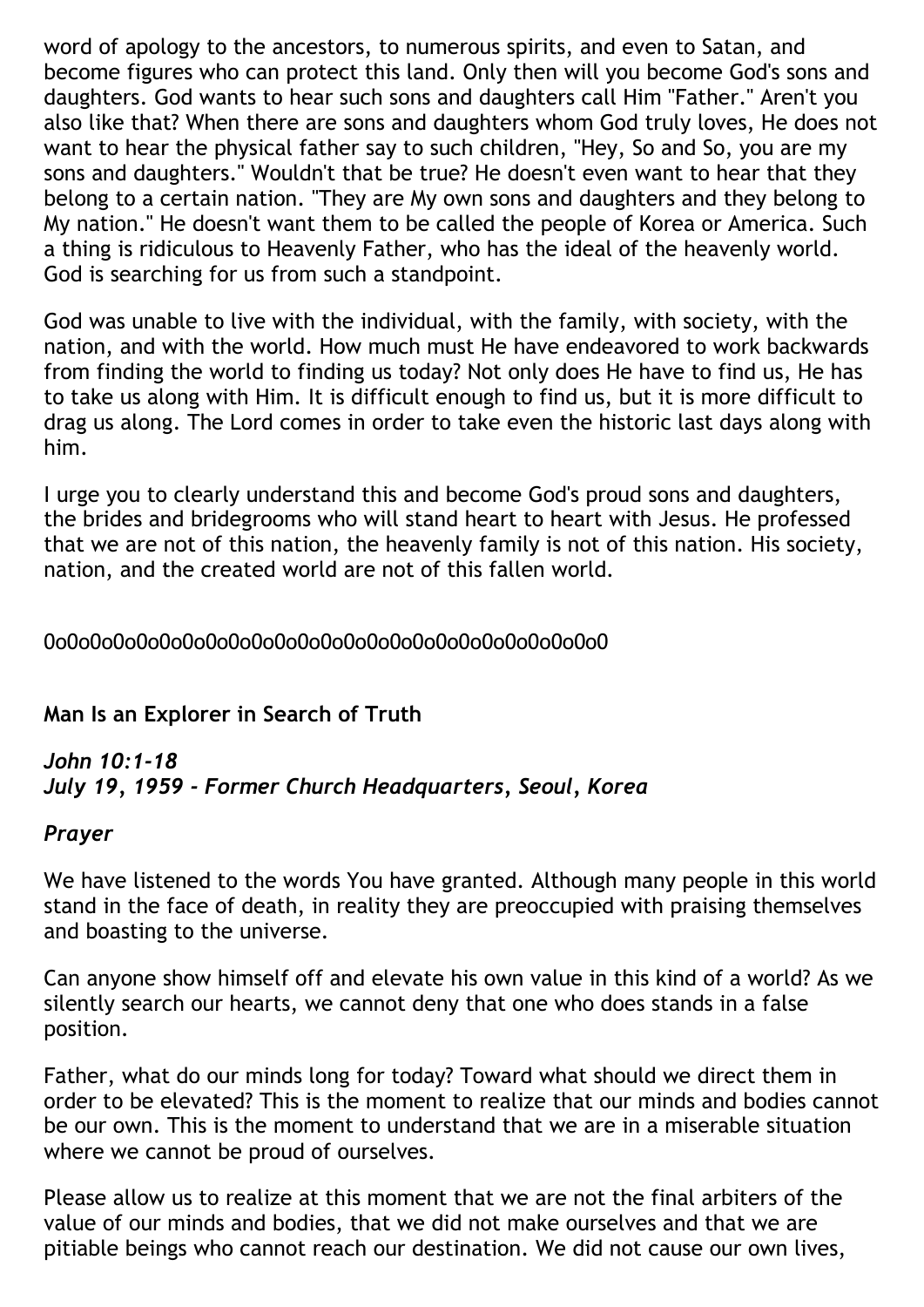word of apology to the ancestors, to numerous spirits, and even to Satan, and become figures who can protect this land. Only then will you become God's sons and daughters. God wants to hear such sons and daughters call Him "Father." Aren't you also like that? When there are sons and daughters whom God truly loves, He does not want to hear the physical father say to such children, "Hey, So and So, you are my sons and daughters." Wouldn't that be true? He doesn't even want to hear that they belong to a certain nation. "They are My own sons and daughters and they belong to My nation." He doesn't want them to be called the people of Korea or America. Such a thing is ridiculous to Heavenly Father, who has the ideal of the heavenly world. God is searching for us from such a standpoint.

God was unable to live with the individual, with the family, with society, with the nation, and with the world. How much must He have endeavored to work backwards from finding the world to finding us today? Not only does He have to find us, He has to take us along with Him. It is difficult enough to find us, but it is more difficult to drag us along. The Lord comes in order to take even the historic last days along with him.

I urge you to clearly understand this and become God's proud sons and daughters, the brides and bridegrooms who will stand heart to heart with Jesus. He professed that we are not of this nation, the heavenly family is not of this nation. His society, nation, and the created world are not of this fallen world.

0o0o0o0o0o0o0o0o0o0o0o0o0o0o0o0o0o0o0o0o0o0o0

## Man Is an Explorer in Search of Truth

***John 10:1-18***
***July 19, 1959 - Former Church Headquarters, Seoul, Korea***

***Prayer***

We have listened to the words You have granted. Although many people in this world stand in the face of death, in reality they are preoccupied with praising themselves and boasting to the universe.

Can anyone show himself off and elevate his own value in this kind of a world? As we silently search our hearts, we cannot deny that one who does stands in a false position.

Father, what do our minds long for today? Toward what should we direct them in order to be elevated? This is the moment to realize that our minds and bodies cannot be our own. This is the moment to understand that we are in a miserable situation where we cannot be proud of ourselves.

Please allow us to realize at this moment that we are not the final arbiters of the value of our minds and bodies, that we did not make ourselves and that we are pitiable beings who cannot reach our destination. We did not cause our own lives,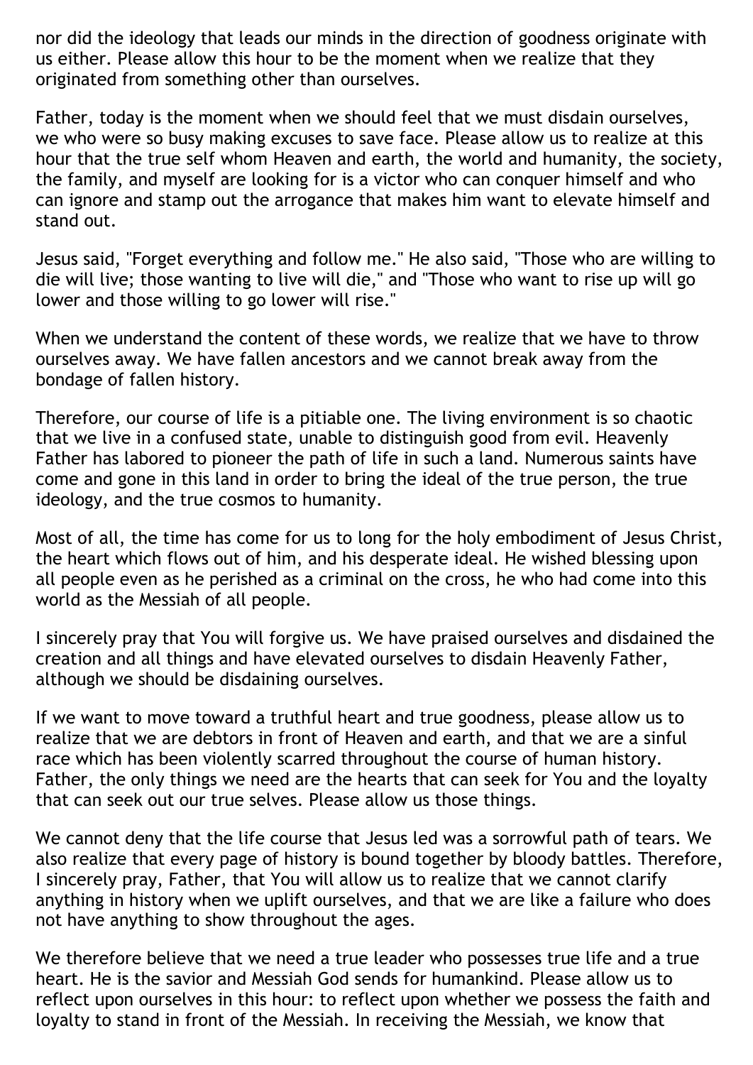nor did the ideology that leads our minds in the direction of goodness originate with us either. Please allow this hour to be the moment when we realize that they originated from something other than ourselves.

Father, today is the moment when we should feel that we must disdain ourselves, we who were so busy making excuses to save face. Please allow us to realize at this hour that the true self whom Heaven and earth, the world and humanity, the society, the family, and myself are looking for is a victor who can conquer himself and who can ignore and stamp out the arrogance that makes him want to elevate himself and stand out.

Jesus said, "Forget everything and follow me." He also said, "Those who are willing to die will live; those wanting to live will die," and "Those who want to rise up will go lower and those willing to go lower will rise."

When we understand the content of these words, we realize that we have to throw ourselves away. We have fallen ancestors and we cannot break away from the bondage of fallen history.

Therefore, our course of life is a pitiable one. The living environment is so chaotic that we live in a confused state, unable to distinguish good from evil. Heavenly Father has labored to pioneer the path of life in such a land. Numerous saints have come and gone in this land in order to bring the ideal of the true person, the true ideology, and the true cosmos to humanity.

Most of all, the time has come for us to long for the holy embodiment of Jesus Christ, the heart which flows out of him, and his desperate ideal. He wished blessing upon all people even as he perished as a criminal on the cross, he who had come into this world as the Messiah of all people.

I sincerely pray that You will forgive us. We have praised ourselves and disdained the creation and all things and have elevated ourselves to disdain Heavenly Father, although we should be disdaining ourselves.

If we want to move toward a truthful heart and true goodness, please allow us to realize that we are debtors in front of Heaven and earth, and that we are a sinful race which has been violently scarred throughout the course of human history. Father, the only things we need are the hearts that can seek for You and the loyalty that can seek out our true selves. Please allow us those things.

We cannot deny that the life course that Jesus led was a sorrowful path of tears. We also realize that every page of history is bound together by bloody battles. Therefore, I sincerely pray, Father, that You will allow us to realize that we cannot clarify anything in history when we uplift ourselves, and that we are like a failure who does not have anything to show throughout the ages.

We therefore believe that we need a true leader who possesses true life and a true heart. He is the savior and Messiah God sends for humankind. Please allow us to reflect upon ourselves in this hour: to reflect upon whether we possess the faith and loyalty to stand in front of the Messiah. In receiving the Messiah, we know that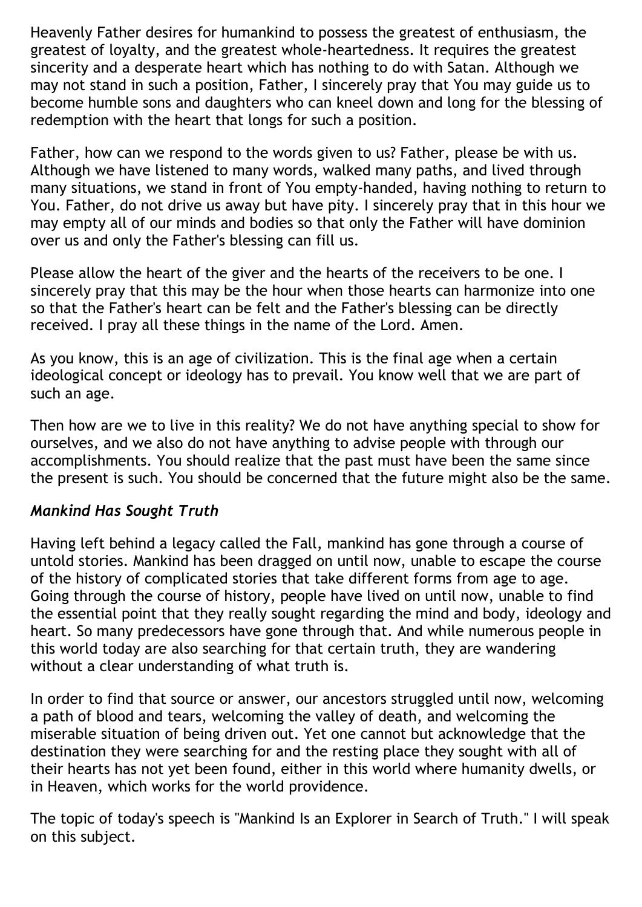Heavenly Father desires for humankind to possess the greatest of enthusiasm, the greatest of loyalty, and the greatest whole-heartedness. It requires the greatest sincerity and a desperate heart which has nothing to do with Satan. Although we may not stand in such a position, Father, I sincerely pray that You may guide us to become humble sons and daughters who can kneel down and long for the blessing of redemption with the heart that longs for such a position.

Father, how can we respond to the words given to us? Father, please be with us. Although we have listened to many words, walked many paths, and lived through many situations, we stand in front of You empty-handed, having nothing to return to You. Father, do not drive us away but have pity. I sincerely pray that in this hour we may empty all of our minds and bodies so that only the Father will have dominion over us and only the Father's blessing can fill us.

Please allow the heart of the giver and the hearts of the receivers to be one. I sincerely pray that this may be the hour when those hearts can harmonize into one so that the Father's heart can be felt and the Father's blessing can be directly received. I pray all these things in the name of the Lord. Amen.

As you know, this is an age of civilization. This is the final age when a certain ideological concept or ideology has to prevail. You know well that we are part of such an age.

Then how are we to live in this reality? We do not have anything special to show for ourselves, and we also do not have anything to advise people with through our accomplishments. You should realize that the past must have been the same since the present is such. You should be concerned that the future might also be the same.

### *Mankind Has Sought Truth*

Having left behind a legacy called the Fall, mankind has gone through a course of untold stories. Mankind has been dragged on until now, unable to escape the course of the history of complicated stories that take different forms from age to age. Going through the course of history, people have lived on until now, unable to find the essential point that they really sought regarding the mind and body, ideology and heart. So many predecessors have gone through that. And while numerous people in this world today are also searching for that certain truth, they are wandering without a clear understanding of what truth is.

In order to find that source or answer, our ancestors struggled until now, welcoming a path of blood and tears, welcoming the valley of death, and welcoming the miserable situation of being driven out. Yet one cannot but acknowledge that the destination they were searching for and the resting place they sought with all of their hearts has not yet been found, either in this world where humanity dwells, or in Heaven, which works for the world providence.

The topic of today's speech is "Mankind Is an Explorer in Search of Truth." I will speak on this subject.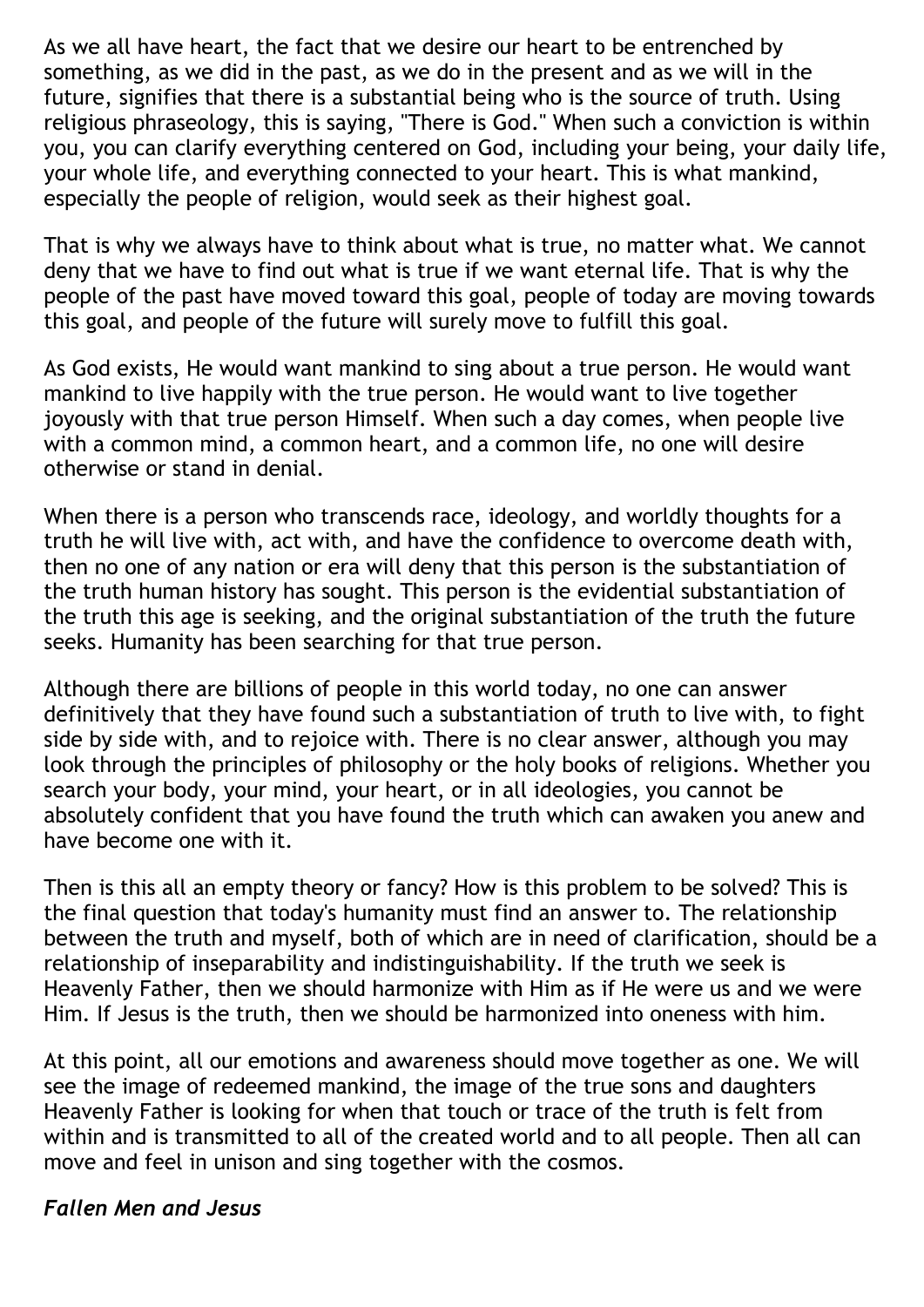As we all have heart, the fact that we desire our heart to be entrenched by something, as we did in the past, as we do in the present and as we will in the future, signifies that there is a substantial being who is the source of truth. Using religious phraseology, this is saying, "There is God." When such a conviction is within you, you can clarify everything centered on God, including your being, your daily life, your whole life, and everything connected to your heart. This is what mankind, especially the people of religion, would seek as their highest goal.

That is why we always have to think about what is true, no matter what. We cannot deny that we have to find out what is true if we want eternal life. That is why the people of the past have moved toward this goal, people of today are moving towards this goal, and people of the future will surely move to fulfill this goal.

As God exists, He would want mankind to sing about a true person. He would want mankind to live happily with the true person. He would want to live together joyously with that true person Himself. When such a day comes, when people live with a common mind, a common heart, and a common life, no one will desire otherwise or stand in denial.

When there is a person who transcends race, ideology, and worldly thoughts for a truth he will live with, act with, and have the confidence to overcome death with, then no one of any nation or era will deny that this person is the substantiation of the truth human history has sought. This person is the evidential substantiation of the truth this age is seeking, and the original substantiation of the truth the future seeks. Humanity has been searching for that true person.

Although there are billions of people in this world today, no one can answer definitively that they have found such a substantiation of truth to live with, to fight side by side with, and to rejoice with. There is no clear answer, although you may look through the principles of philosophy or the holy books of religions. Whether you search your body, your mind, your heart, or in all ideologies, you cannot be absolutely confident that you have found the truth which can awaken you anew and have become one with it.

Then is this all an empty theory or fancy? How is this problem to be solved? This is the final question that today's humanity must find an answer to. The relationship between the truth and myself, both of which are in need of clarification, should be a relationship of inseparability and indistinguishability. If the truth we seek is Heavenly Father, then we should harmonize with Him as if He were us and we were Him. If Jesus is the truth, then we should be harmonized into oneness with him.

At this point, all our emotions and awareness should move together as one. We will see the image of redeemed mankind, the image of the true sons and daughters Heavenly Father is looking for when that touch or trace of the truth is felt from within and is transmitted to all of the created world and to all people. Then all can move and feel in unison and sing together with the cosmos.

### *Fallen Men and Jesus*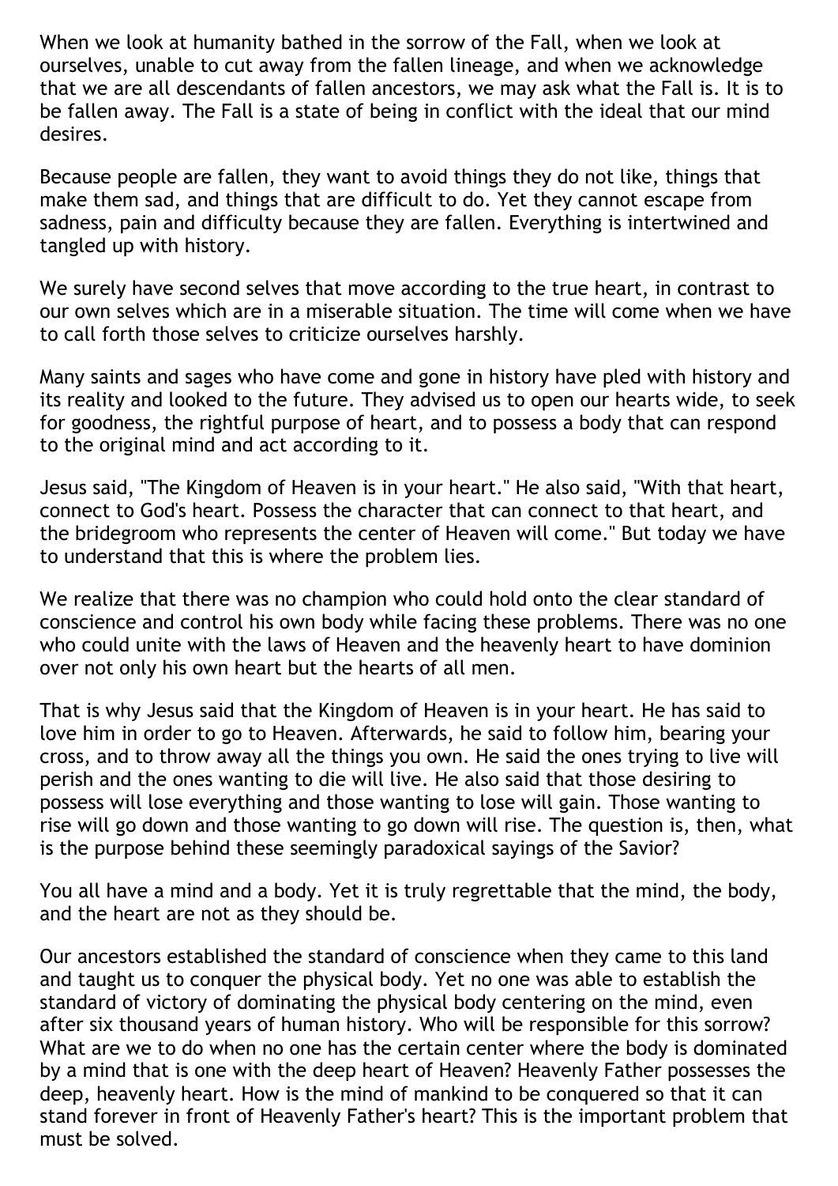When we look at humanity bathed in the sorrow of the Fall, when we look at ourselves, unable to cut away from the fallen lineage, and when we acknowledge that we are all descendants of fallen ancestors, we may ask what the Fall is. It is to be fallen away. The Fall is a state of being in conflict with the ideal that our mind desires.

Because people are fallen, they want to avoid things they do not like, things that make them sad, and things that are difficult to do. Yet they cannot escape from sadness, pain and difficulty because they are fallen. Everything is intertwined and tangled up with history.

We surely have second selves that move according to the true heart, in contrast to our own selves which are in a miserable situation. The time will come when we have to call forth those selves to criticize ourselves harshly.

Many saints and sages who have come and gone in history have pled with history and its reality and looked to the future. They advised us to open our hearts wide, to seek for goodness, the rightful purpose of heart, and to possess a body that can respond to the original mind and act according to it.

Jesus said, "The Kingdom of Heaven is in your heart." He also said, "With that heart, connect to God's heart. Possess the character that can connect to that heart, and the bridegroom who represents the center of Heaven will come." But today we have to understand that this is where the problem lies.

We realize that there was no champion who could hold onto the clear standard of conscience and control his own body while facing these problems. There was no one who could unite with the laws of Heaven and the heavenly heart to have dominion over not only his own heart but the hearts of all men.

That is why Jesus said that the Kingdom of Heaven is in your heart. He has said to love him in order to go to Heaven. Afterwards, he said to follow him, bearing your cross, and to throw away all the things you own. He said the ones trying to live will perish and the ones wanting to die will live. He also said that those desiring to possess will lose everything and those wanting to lose will gain. Those wanting to rise will go down and those wanting to go down will rise. The question is, then, what is the purpose behind these seemingly paradoxical sayings of the Savior?

You all have a mind and a body. Yet it is truly regrettable that the mind, the body, and the heart are not as they should be.

Our ancestors established the standard of conscience when they came to this land and taught us to conquer the physical body. Yet no one was able to establish the standard of victory of dominating the physical body centering on the mind, even after six thousand years of human history. Who will be responsible for this sorrow? What are we to do when no one has the certain center where the body is dominated by a mind that is one with the deep heart of Heaven? Heavenly Father possesses the deep, heavenly heart. How is the mind of mankind to be conquered so that it can stand forever in front of Heavenly Father's heart? This is the important problem that must be solved.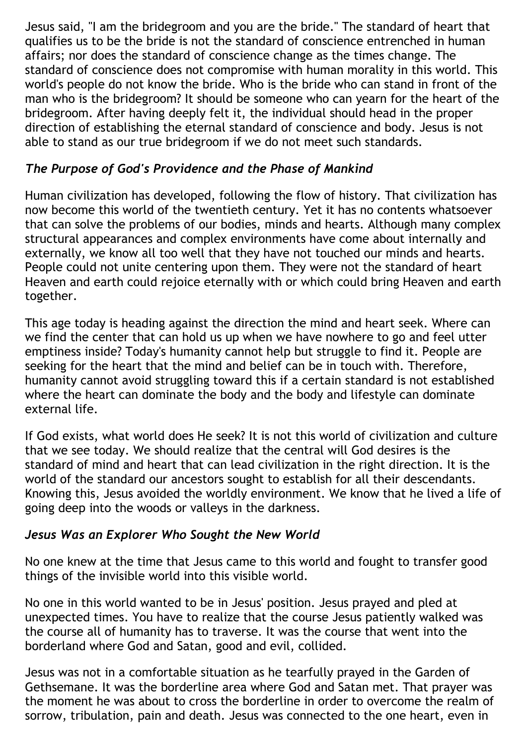Jesus said, "I am the bridegroom and you are the bride." The standard of heart that qualifies us to be the bride is not the standard of conscience entrenched in human affairs; nor does the standard of conscience change as the times change. The standard of conscience does not compromise with human morality in this world. This world's people do not know the bride. Who is the bride who can stand in front of the man who is the bridegroom? It should be someone who can yearn for the heart of the bridegroom. After having deeply felt it, the individual should head in the proper direction of establishing the eternal standard of conscience and body. Jesus is not able to stand as our true bridegroom if we do not meet such standards.

### *The Purpose of God's Providence and the Phase of Mankind*

Human civilization has developed, following the flow of history. That civilization has now become this world of the twentieth century. Yet it has no contents whatsoever that can solve the problems of our bodies, minds and hearts. Although many complex structural appearances and complex environments have come about internally and externally, we know all too well that they have not touched our minds and hearts. People could not unite centering upon them. They were not the standard of heart Heaven and earth could rejoice eternally with or which could bring Heaven and earth together.

This age today is heading against the direction the mind and heart seek. Where can we find the center that can hold us up when we have nowhere to go and feel utter emptiness inside? Today's humanity cannot help but struggle to find it. People are seeking for the heart that the mind and belief can be in touch with. Therefore, humanity cannot avoid struggling toward this if a certain standard is not established where the heart can dominate the body and the body and lifestyle can dominate external life.

If God exists, what world does He seek? It is not this world of civilization and culture that we see today. We should realize that the central will God desires is the standard of mind and heart that can lead civilization in the right direction. It is the world of the standard our ancestors sought to establish for all their descendants. Knowing this, Jesus avoided the worldly environment. We know that he lived a life of going deep into the woods or valleys in the darkness.

### *Jesus Was an Explorer Who Sought the New World*

No one knew at the time that Jesus came to this world and fought to transfer good things of the invisible world into this visible world.

No one in this world wanted to be in Jesus' position. Jesus prayed and pled at unexpected times. You have to realize that the course Jesus patiently walked was the course all of humanity has to traverse. It was the course that went into the borderland where God and Satan, good and evil, collided.

Jesus was not in a comfortable situation as he tearfully prayed in the Garden of Gethsemane. It was the borderline area where God and Satan met. That prayer was the moment he was about to cross the borderline in order to overcome the realm of sorrow, tribulation, pain and death. Jesus was connected to the one heart, even in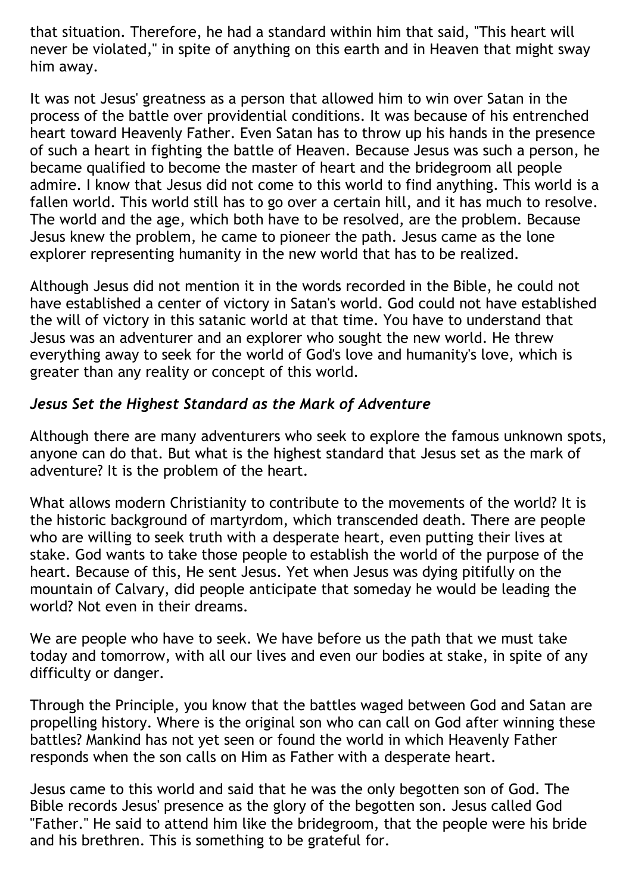that situation. Therefore, he had a standard within him that said, "This heart will never be violated," in spite of anything on this earth and in Heaven that might sway him away.

It was not Jesus' greatness as a person that allowed him to win over Satan in the process of the battle over providential conditions. It was because of his entrenched heart toward Heavenly Father. Even Satan has to throw up his hands in the presence of such a heart in fighting the battle of Heaven. Because Jesus was such a person, he became qualified to become the master of heart and the bridegroom all people admire. I know that Jesus did not come to this world to find anything. This world is a fallen world. This world still has to go over a certain hill, and it has much to resolve. The world and the age, which both have to be resolved, are the problem. Because Jesus knew the problem, he came to pioneer the path. Jesus came as the lone explorer representing humanity in the new world that has to be realized.

Although Jesus did not mention it in the words recorded in the Bible, he could not have established a center of victory in Satan's world. God could not have established the will of victory in this satanic world at that time. You have to understand that Jesus was an adventurer and an explorer who sought the new world. He threw everything away to seek for the world of God's love and humanity's love, which is greater than any reality or concept of this world.

### *Jesus Set the Highest Standard as the Mark of Adventure*

Although there are many adventurers who seek to explore the famous unknown spots, anyone can do that. But what is the highest standard that Jesus set as the mark of adventure? It is the problem of the heart.

What allows modern Christianity to contribute to the movements of the world? It is the historic background of martyrdom, which transcended death. There are people who are willing to seek truth with a desperate heart, even putting their lives at stake. God wants to take those people to establish the world of the purpose of the heart. Because of this, He sent Jesus. Yet when Jesus was dying pitifully on the mountain of Calvary, did people anticipate that someday he would be leading the world? Not even in their dreams.

We are people who have to seek. We have before us the path that we must take today and tomorrow, with all our lives and even our bodies at stake, in spite of any difficulty or danger.

Through the Principle, you know that the battles waged between God and Satan are propelling history. Where is the original son who can call on God after winning these battles? Mankind has not yet seen or found the world in which Heavenly Father responds when the son calls on Him as Father with a desperate heart.

Jesus came to this world and said that he was the only begotten son of God. The Bible records Jesus' presence as the glory of the begotten son. Jesus called God "Father." He said to attend him like the bridegroom, that the people were his bride and his brethren. This is something to be grateful for.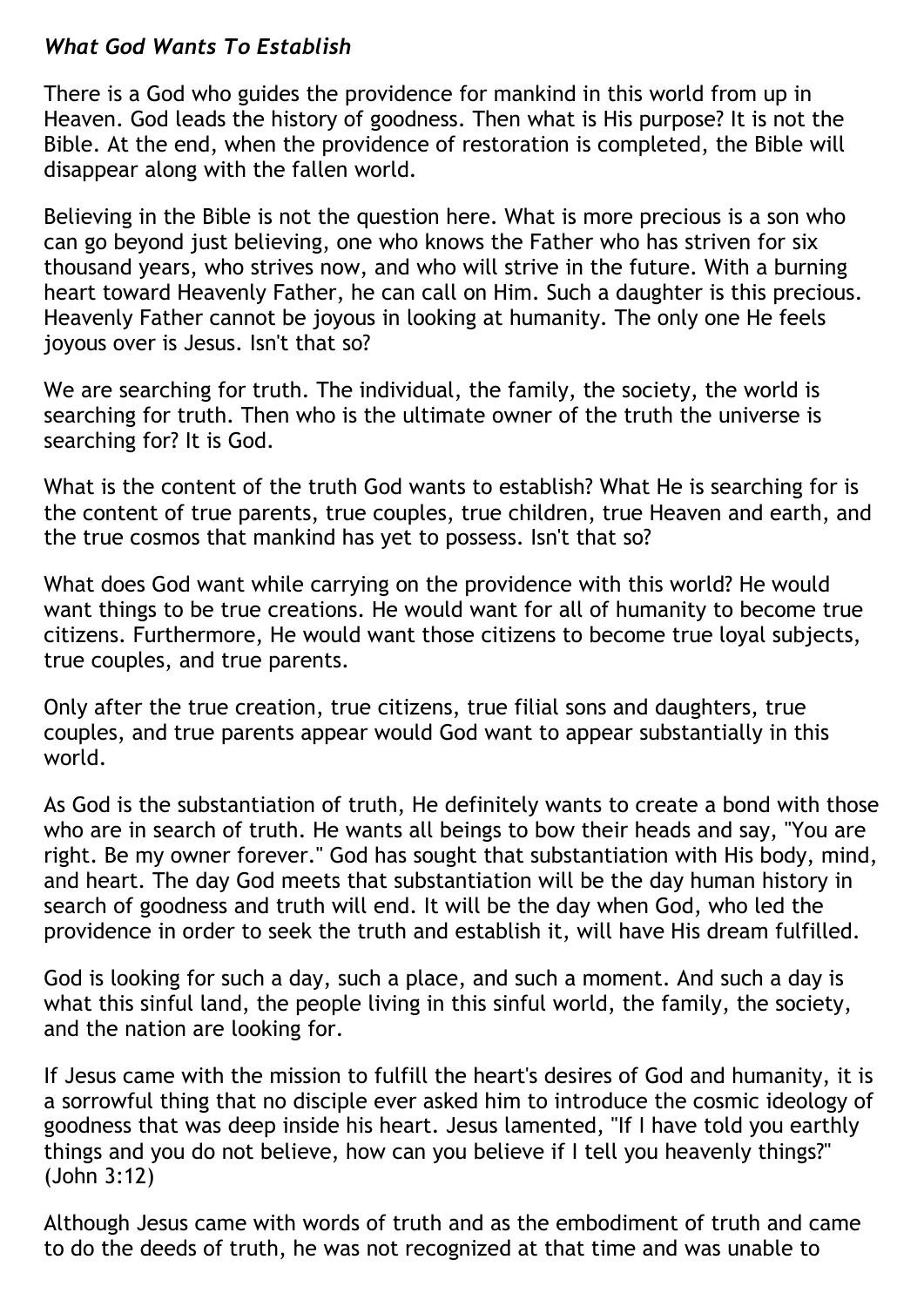### *What God Wants To Establish*

There is a God who guides the providence for mankind in this world from up in Heaven. God leads the history of goodness. Then what is His purpose? It is not the Bible. At the end, when the providence of restoration is completed, the Bible will disappear along with the fallen world.

Believing in the Bible is not the question here. What is more precious is a son who can go beyond just believing, one who knows the Father who has striven for six thousand years, who strives now, and who will strive in the future. With a burning heart toward Heavenly Father, he can call on Him. Such a daughter is this precious. Heavenly Father cannot be joyous in looking at humanity. The only one He feels joyous over is Jesus. Isn't that so?

We are searching for truth. The individual, the family, the society, the world is searching for truth. Then who is the ultimate owner of the truth the universe is searching for? It is God.

What is the content of the truth God wants to establish? What He is searching for is the content of true parents, true couples, true children, true Heaven and earth, and the true cosmos that mankind has yet to possess. Isn't that so?

What does God want while carrying on the providence with this world? He would want things to be true creations. He would want for all of humanity to become true citizens. Furthermore, He would want those citizens to become true loyal subjects, true couples, and true parents.

Only after the true creation, true citizens, true filial sons and daughters, true couples, and true parents appear would God want to appear substantially in this world.

As God is the substantiation of truth, He definitely wants to create a bond with those who are in search of truth. He wants all beings to bow their heads and say, "You are right. Be my owner forever." God has sought that substantiation with His body, mind, and heart. The day God meets that substantiation will be the day human history in search of goodness and truth will end. It will be the day when God, who led the providence in order to seek the truth and establish it, will have His dream fulfilled.

God is looking for such a day, such a place, and such a moment. And such a day is what this sinful land, the people living in this sinful world, the family, the society, and the nation are looking for.

If Jesus came with the mission to fulfill the heart's desires of God and humanity, it is a sorrowful thing that no disciple ever asked him to introduce the cosmic ideology of goodness that was deep inside his heart. Jesus lamented, "If I have told you earthly things and you do not believe, how can you believe if I tell you heavenly things?" (John 3:12)

Although Jesus came with words of truth and as the embodiment of truth and came to do the deeds of truth, he was not recognized at that time and was unable to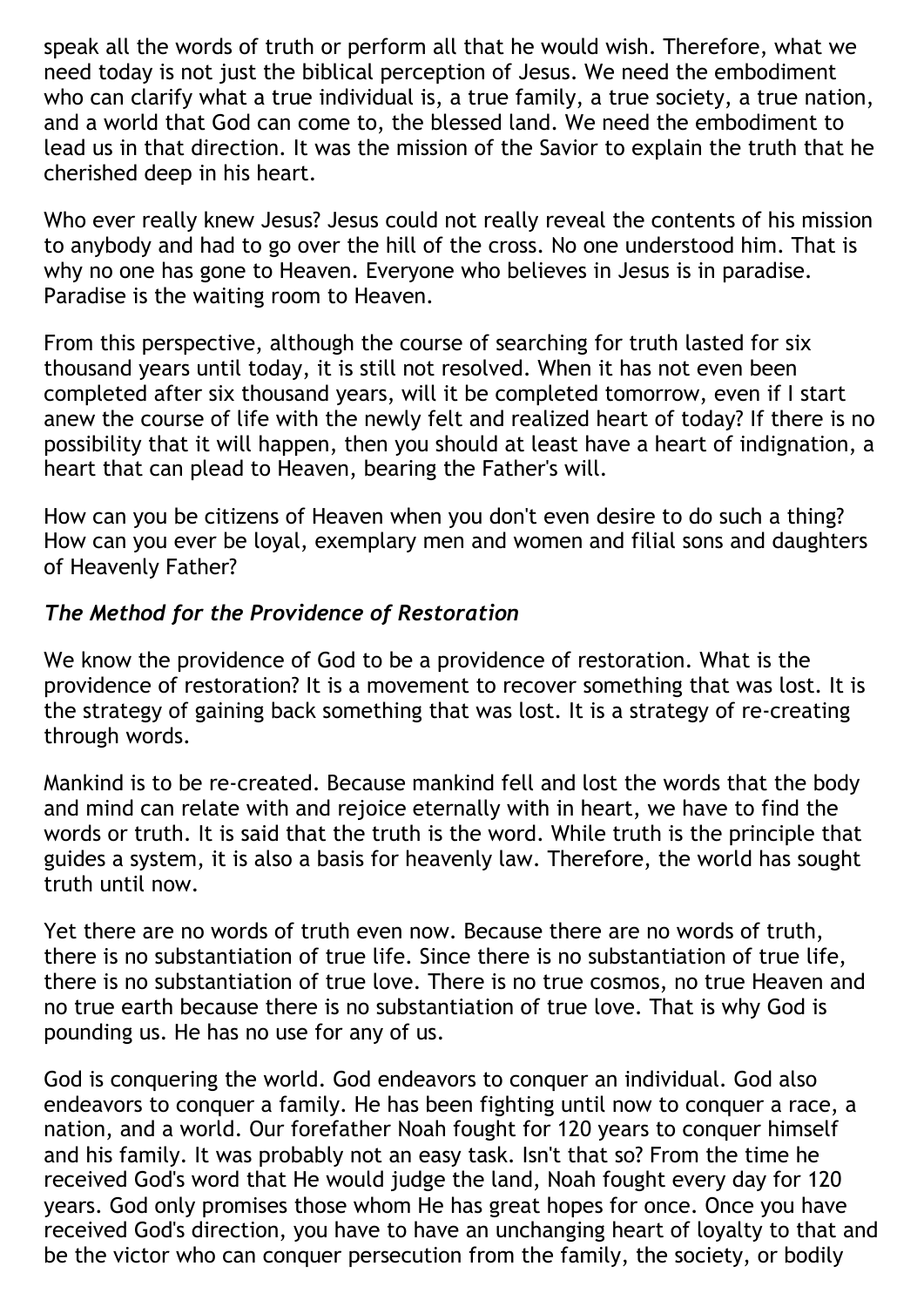speak all the words of truth or perform all that he would wish. Therefore, what we need today is not just the biblical perception of Jesus. We need the embodiment who can clarify what a true individual is, a true family, a true society, a true nation, and a world that God can come to, the blessed land. We need the embodiment to lead us in that direction. It was the mission of the Savior to explain the truth that he cherished deep in his heart.

Who ever really knew Jesus? Jesus could not really reveal the contents of his mission to anybody and had to go over the hill of the cross. No one understood him. That is why no one has gone to Heaven. Everyone who believes in Jesus is in paradise. Paradise is the waiting room to Heaven.

From this perspective, although the course of searching for truth lasted for six thousand years until today, it is still not resolved. When it has not even been completed after six thousand years, will it be completed tomorrow, even if I start anew the course of life with the newly felt and realized heart of today? If there is no possibility that it will happen, then you should at least have a heart of indignation, a heart that can plead to Heaven, bearing the Father's will.

How can you be citizens of Heaven when you don't even desire to do such a thing? How can you ever be loyal, exemplary men and women and filial sons and daughters of Heavenly Father?

### *The Method for the Providence of Restoration*

We know the providence of God to be a providence of restoration. What is the providence of restoration? It is a movement to recover something that was lost. It is the strategy of gaining back something that was lost. It is a strategy of re-creating through words.

Mankind is to be re-created. Because mankind fell and lost the words that the body and mind can relate with and rejoice eternally with in heart, we have to find the words or truth. It is said that the truth is the word. While truth is the principle that guides a system, it is also a basis for heavenly law. Therefore, the world has sought truth until now.

Yet there are no words of truth even now. Because there are no words of truth, there is no substantiation of true life. Since there is no substantiation of true life, there is no substantiation of true love. There is no true cosmos, no true Heaven and no true earth because there is no substantiation of true love. That is why God is pounding us. He has no use for any of us.

God is conquering the world. God endeavors to conquer an individual. God also endeavors to conquer a family. He has been fighting until now to conquer a race, a nation, and a world. Our forefather Noah fought for 120 years to conquer himself and his family. It was probably not an easy task. Isn't that so? From the time he received God's word that He would judge the land, Noah fought every day for 120 years. God only promises those whom He has great hopes for once. Once you have received God's direction, you have to have an unchanging heart of loyalty to that and be the victor who can conquer persecution from the family, the society, or bodily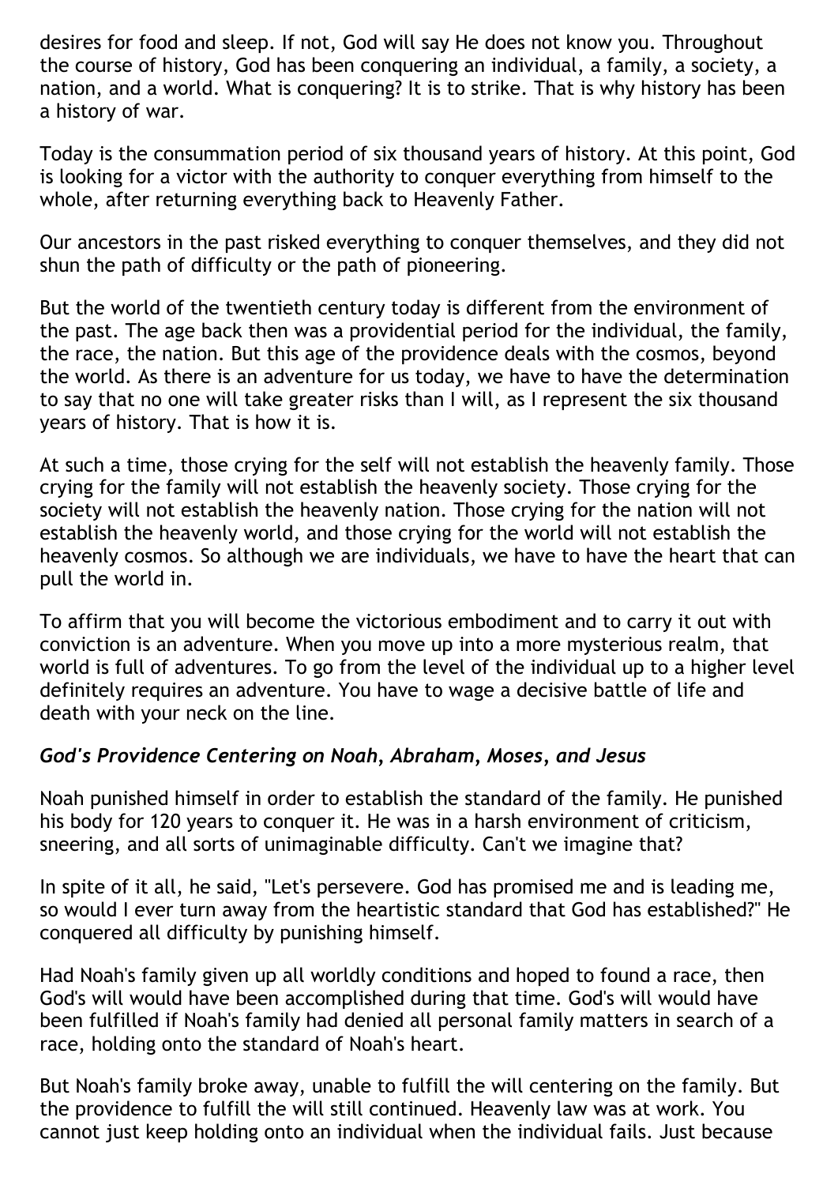desires for food and sleep. If not, God will say He does not know you. Throughout the course of history, God has been conquering an individual, a family, a society, a nation, and a world. What is conquering? It is to strike. That is why history has been a history of war.

Today is the consummation period of six thousand years of history. At this point, God is looking for a victor with the authority to conquer everything from himself to the whole, after returning everything back to Heavenly Father.

Our ancestors in the past risked everything to conquer themselves, and they did not shun the path of difficulty or the path of pioneering.

But the world of the twentieth century today is different from the environment of the past. The age back then was a providential period for the individual, the family, the race, the nation. But this age of the providence deals with the cosmos, beyond the world. As there is an adventure for us today, we have to have the determination to say that no one will take greater risks than I will, as I represent the six thousand years of history. That is how it is.

At such a time, those crying for the self will not establish the heavenly family. Those crying for the family will not establish the heavenly society. Those crying for the society will not establish the heavenly nation. Those crying for the nation will not establish the heavenly world, and those crying for the world will not establish the heavenly cosmos. So although we are individuals, we have to have the heart that can pull the world in.

To affirm that you will become the victorious embodiment and to carry it out with conviction is an adventure. When you move up into a more mysterious realm, that world is full of adventures. To go from the level of the individual up to a higher level definitely requires an adventure. You have to wage a decisive battle of life and death with your neck on the line.

### *God's Providence Centering on Noah, Abraham, Moses, and Jesus*

Noah punished himself in order to establish the standard of the family. He punished his body for 120 years to conquer it. He was in a harsh environment of criticism, sneering, and all sorts of unimaginable difficulty. Can't we imagine that?

In spite of it all, he said, "Let's persevere. God has promised me and is leading me, so would I ever turn away from the heartistic standard that God has established?" He conquered all difficulty by punishing himself.

Had Noah's family given up all worldly conditions and hoped to found a race, then God's will would have been accomplished during that time. God's will would have been fulfilled if Noah's family had denied all personal family matters in search of a race, holding onto the standard of Noah's heart.

But Noah's family broke away, unable to fulfill the will centering on the family. But the providence to fulfill the will still continued. Heavenly law was at work. You cannot just keep holding onto an individual when the individual fails. Just because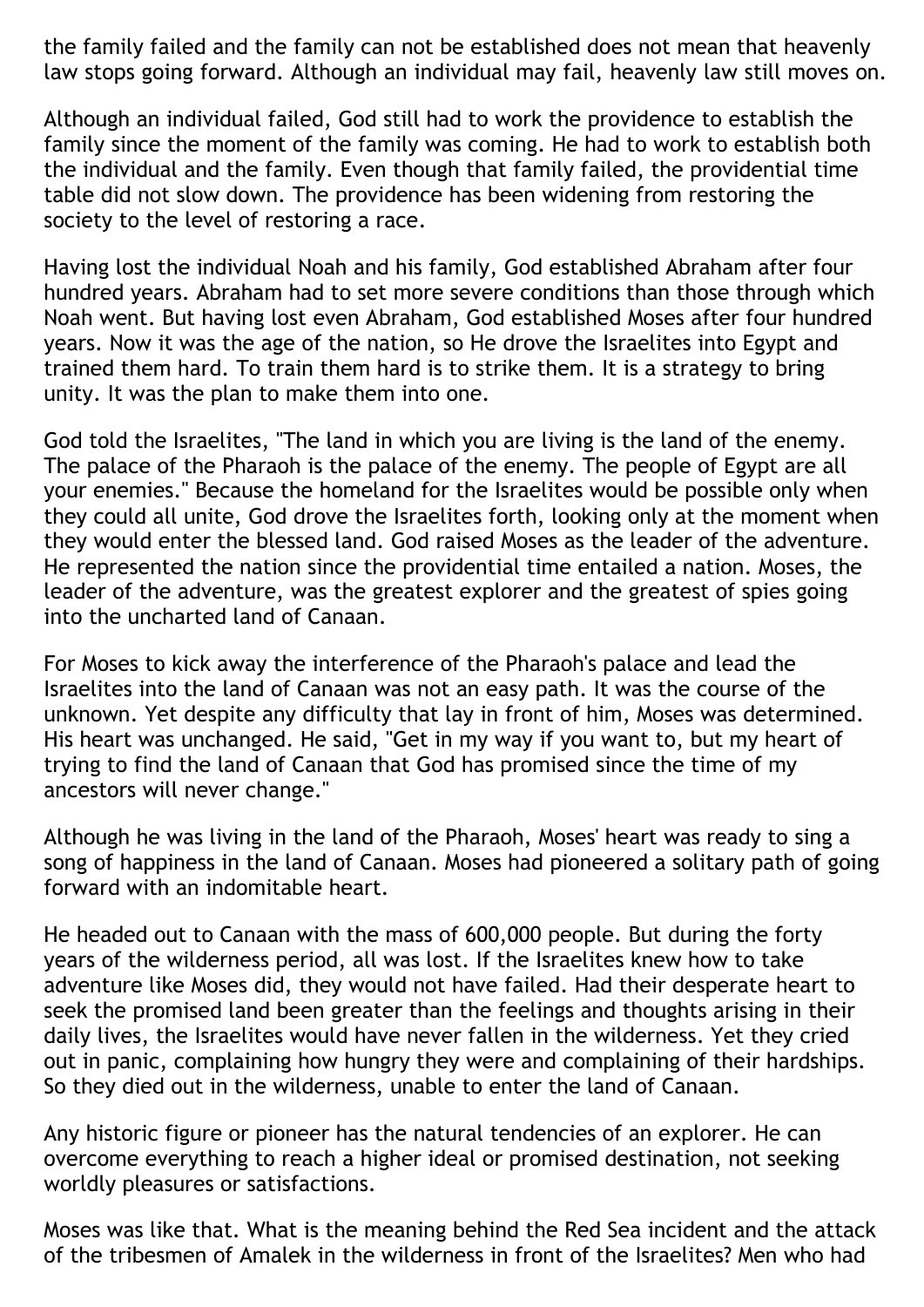the family failed and the family can not be established does not mean that heavenly law stops going forward. Although an individual may fail, heavenly law still moves on.

Although an individual failed, God still had to work the providence to establish the family since the moment of the family was coming. He had to work to establish both the individual and the family. Even though that family failed, the providential time table did not slow down. The providence has been widening from restoring the society to the level of restoring a race.

Having lost the individual Noah and his family, God established Abraham after four hundred years. Abraham had to set more severe conditions than those through which Noah went. But having lost even Abraham, God established Moses after four hundred years. Now it was the age of the nation, so He drove the Israelites into Egypt and trained them hard. To train them hard is to strike them. It is a strategy to bring unity. It was the plan to make them into one.

God told the Israelites, "The land in which you are living is the land of the enemy. The palace of the Pharaoh is the palace of the enemy. The people of Egypt are all your enemies." Because the homeland for the Israelites would be possible only when they could all unite, God drove the Israelites forth, looking only at the moment when they would enter the blessed land. God raised Moses as the leader of the adventure. He represented the nation since the providential time entailed a nation. Moses, the leader of the adventure, was the greatest explorer and the greatest of spies going into the uncharted land of Canaan.

For Moses to kick away the interference of the Pharaoh's palace and lead the Israelites into the land of Canaan was not an easy path. It was the course of the unknown. Yet despite any difficulty that lay in front of him, Moses was determined. His heart was unchanged. He said, "Get in my way if you want to, but my heart of trying to find the land of Canaan that God has promised since the time of my ancestors will never change."

Although he was living in the land of the Pharaoh, Moses' heart was ready to sing a song of happiness in the land of Canaan. Moses had pioneered a solitary path of going forward with an indomitable heart.

He headed out to Canaan with the mass of 600,000 people. But during the forty years of the wilderness period, all was lost. If the Israelites knew how to take adventure like Moses did, they would not have failed. Had their desperate heart to seek the promised land been greater than the feelings and thoughts arising in their daily lives, the Israelites would have never fallen in the wilderness. Yet they cried out in panic, complaining how hungry they were and complaining of their hardships. So they died out in the wilderness, unable to enter the land of Canaan.

Any historic figure or pioneer has the natural tendencies of an explorer. He can overcome everything to reach a higher ideal or promised destination, not seeking worldly pleasures or satisfactions.

Moses was like that. What is the meaning behind the Red Sea incident and the attack of the tribesmen of Amalek in the wilderness in front of the Israelites? Men who had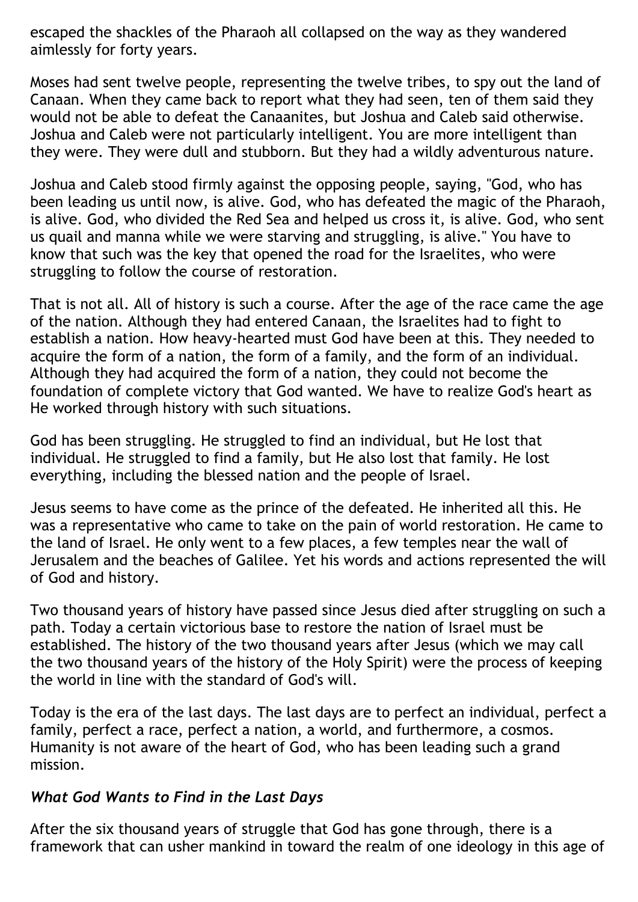escaped the shackles of the Pharaoh all collapsed on the way as they wandered aimlessly for forty years.

Moses had sent twelve people, representing the twelve tribes, to spy out the land of Canaan. When they came back to report what they had seen, ten of them said they would not be able to defeat the Canaanites, but Joshua and Caleb said otherwise. Joshua and Caleb were not particularly intelligent. You are more intelligent than they were. They were dull and stubborn. But they had a wildly adventurous nature.

Joshua and Caleb stood firmly against the opposing people, saying, "God, who has been leading us until now, is alive. God, who has defeated the magic of the Pharaoh, is alive. God, who divided the Red Sea and helped us cross it, is alive. God, who sent us quail and manna while we were starving and struggling, is alive." You have to know that such was the key that opened the road for the Israelites, who were struggling to follow the course of restoration.

That is not all. All of history is such a course. After the age of the race came the age of the nation. Although they had entered Canaan, the Israelites had to fight to establish a nation. How heavy-hearted must God have been at this. They needed to acquire the form of a nation, the form of a family, and the form of an individual. Although they had acquired the form of a nation, they could not become the foundation of complete victory that God wanted. We have to realize God's heart as He worked through history with such situations.

God has been struggling. He struggled to find an individual, but He lost that individual. He struggled to find a family, but He also lost that family. He lost everything, including the blessed nation and the people of Israel.

Jesus seems to have come as the prince of the defeated. He inherited all this. He was a representative who came to take on the pain of world restoration. He came to the land of Israel. He only went to a few places, a few temples near the wall of Jerusalem and the beaches of Galilee. Yet his words and actions represented the will of God and history.

Two thousand years of history have passed since Jesus died after struggling on such a path. Today a certain victorious base to restore the nation of Israel must be established. The history of the two thousand years after Jesus (which we may call the two thousand years of the history of the Holy Spirit) were the process of keeping the world in line with the standard of God's will.

Today is the era of the last days. The last days are to perfect an individual, perfect a family, perfect a race, perfect a nation, a world, and furthermore, a cosmos. Humanity is not aware of the heart of God, who has been leading such a grand mission.

### *What God Wants to Find in the Last Days*

After the six thousand years of struggle that God has gone through, there is a framework that can usher mankind in toward the realm of one ideology in this age of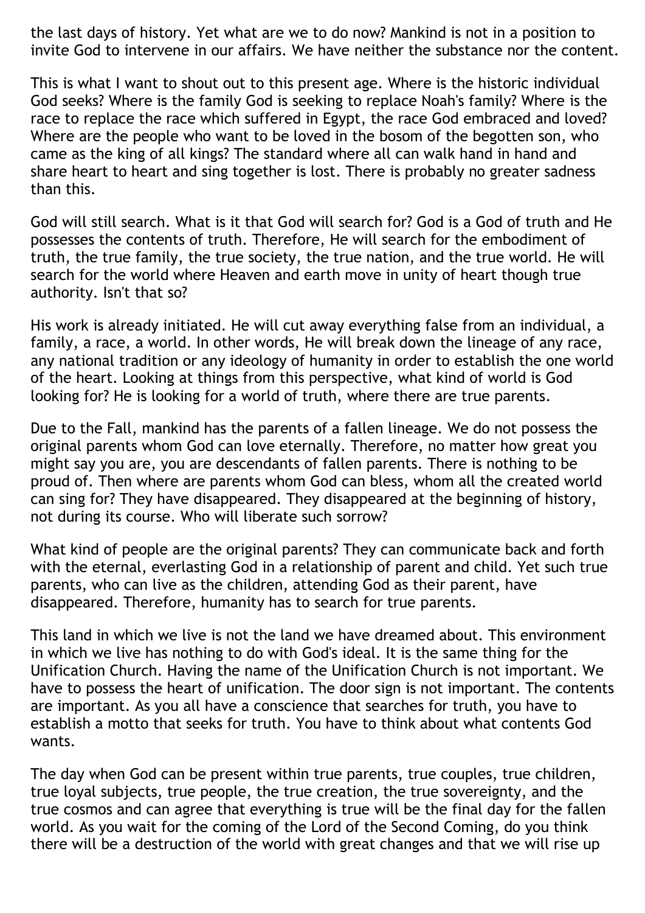the last days of history. Yet what are we to do now? Mankind is not in a position to invite God to intervene in our affairs. We have neither the substance nor the content.

This is what I want to shout out to this present age. Where is the historic individual God seeks? Where is the family God is seeking to replace Noah's family? Where is the race to replace the race which suffered in Egypt, the race God embraced and loved? Where are the people who want to be loved in the bosom of the begotten son, who came as the king of all kings? The standard where all can walk hand in hand and share heart to heart and sing together is lost. There is probably no greater sadness than this.

God will still search. What is it that God will search for? God is a God of truth and He possesses the contents of truth. Therefore, He will search for the embodiment of truth, the true family, the true society, the true nation, and the true world. He will search for the world where Heaven and earth move in unity of heart though true authority. Isn't that so?

His work is already initiated. He will cut away everything false from an individual, a family, a race, a world. In other words, He will break down the lineage of any race, any national tradition or any ideology of humanity in order to establish the one world of the heart. Looking at things from this perspective, what kind of world is God looking for? He is looking for a world of truth, where there are true parents.

Due to the Fall, mankind has the parents of a fallen lineage. We do not possess the original parents whom God can love eternally. Therefore, no matter how great you might say you are, you are descendants of fallen parents. There is nothing to be proud of. Then where are parents whom God can bless, whom all the created world can sing for? They have disappeared. They disappeared at the beginning of history, not during its course. Who will liberate such sorrow?

What kind of people are the original parents? They can communicate back and forth with the eternal, everlasting God in a relationship of parent and child. Yet such true parents, who can live as the children, attending God as their parent, have disappeared. Therefore, humanity has to search for true parents.

This land in which we live is not the land we have dreamed about. This environment in which we live has nothing to do with God's ideal. It is the same thing for the Unification Church. Having the name of the Unification Church is not important. We have to possess the heart of unification. The door sign is not important. The contents are important. As you all have a conscience that searches for truth, you have to establish a motto that seeks for truth. You have to think about what contents God wants.

The day when God can be present within true parents, true couples, true children, true loyal subjects, true people, the true creation, the true sovereignty, and the true cosmos and can agree that everything is true will be the final day for the fallen world. As you wait for the coming of the Lord of the Second Coming, do you think there will be a destruction of the world with great changes and that we will rise up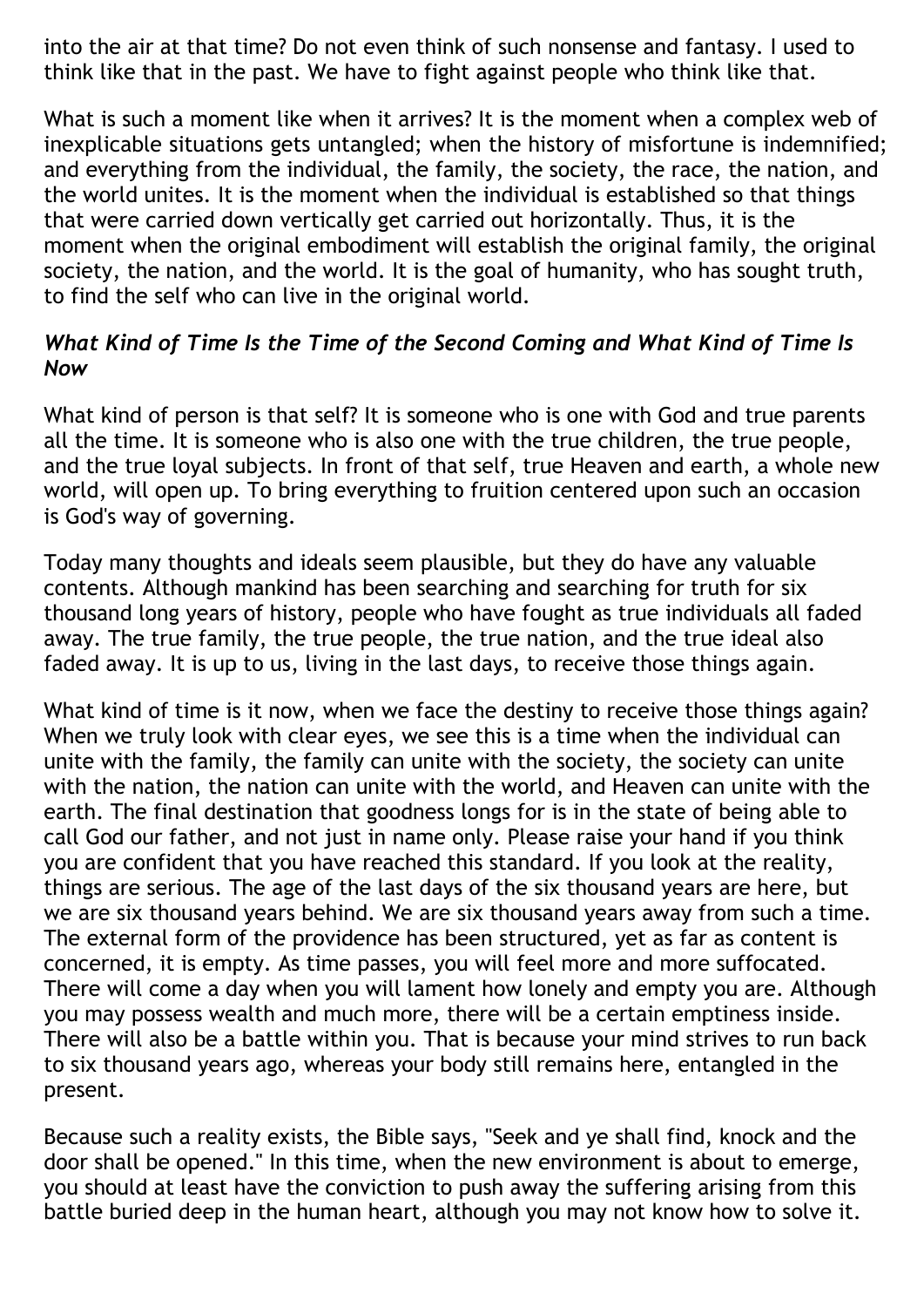into the air at that time? Do not even think of such nonsense and fantasy. I used to think like that in the past. We have to fight against people who think like that.

What is such a moment like when it arrives? It is the moment when a complex web of inexplicable situations gets untangled; when the history of misfortune is indemnified; and everything from the individual, the family, the society, the race, the nation, and the world unites. It is the moment when the individual is established so that things that were carried down vertically get carried out horizontally. Thus, it is the moment when the original embodiment will establish the original family, the original society, the nation, and the world. It is the goal of humanity, who has sought truth, to find the self who can live in the original world.

### *What Kind of Time Is the Time of the Second Coming and What Kind of Time Is Now*

What kind of person is that self? It is someone who is one with God and true parents all the time. It is someone who is also one with the true children, the true people, and the true loyal subjects. In front of that self, true Heaven and earth, a whole new world, will open up. To bring everything to fruition centered upon such an occasion is God's way of governing.

Today many thoughts and ideals seem plausible, but they do have any valuable contents. Although mankind has been searching and searching for truth for six thousand long years of history, people who have fought as true individuals all faded away. The true family, the true people, the true nation, and the true ideal also faded away. It is up to us, living in the last days, to receive those things again.

What kind of time is it now, when we face the destiny to receive those things again? When we truly look with clear eyes, we see this is a time when the individual can unite with the family, the family can unite with the society, the society can unite with the nation, the nation can unite with the world, and Heaven can unite with the earth. The final destination that goodness longs for is in the state of being able to call God our father, and not just in name only. Please raise your hand if you think you are confident that you have reached this standard. If you look at the reality, things are serious. The age of the last days of the six thousand years are here, but we are six thousand years behind. We are six thousand years away from such a time. The external form of the providence has been structured, yet as far as content is concerned, it is empty. As time passes, you will feel more and more suffocated. There will come a day when you will lament how lonely and empty you are. Although you may possess wealth and much more, there will be a certain emptiness inside. There will also be a battle within you. That is because your mind strives to run back to six thousand years ago, whereas your body still remains here, entangled in the present.

Because such a reality exists, the Bible says, "Seek and ye shall find, knock and the door shall be opened." In this time, when the new environment is about to emerge, you should at least have the conviction to push away the suffering arising from this battle buried deep in the human heart, although you may not know how to solve it.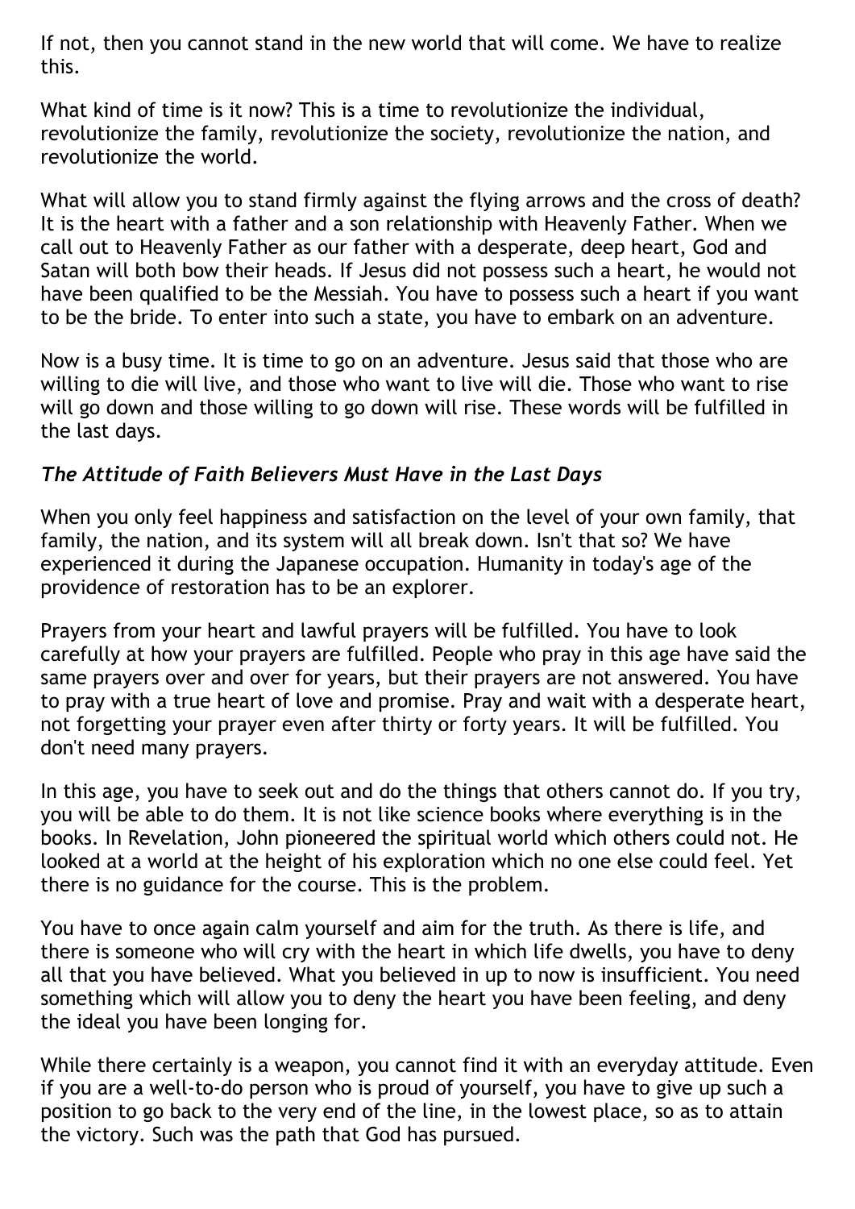If not, then you cannot stand in the new world that will come. We have to realize this.

What kind of time is it now? This is a time to revolutionize the individual, revolutionize the family, revolutionize the society, revolutionize the nation, and revolutionize the world.

What will allow you to stand firmly against the flying arrows and the cross of death? It is the heart with a father and a son relationship with Heavenly Father. When we call out to Heavenly Father as our father with a desperate, deep heart, God and Satan will both bow their heads. If Jesus did not possess such a heart, he would not have been qualified to be the Messiah. You have to possess such a heart if you want to be the bride. To enter into such a state, you have to embark on an adventure.

Now is a busy time. It is time to go on an adventure. Jesus said that those who are willing to die will live, and those who want to live will die. Those who want to rise will go down and those willing to go down will rise. These words will be fulfilled in the last days.

### *The Attitude of Faith Believers Must Have in the Last Days*

When you only feel happiness and satisfaction on the level of your own family, that family, the nation, and its system will all break down. Isn't that so? We have experienced it during the Japanese occupation. Humanity in today's age of the providence of restoration has to be an explorer.

Prayers from your heart and lawful prayers will be fulfilled. You have to look carefully at how your prayers are fulfilled. People who pray in this age have said the same prayers over and over for years, but their prayers are not answered. You have to pray with a true heart of love and promise. Pray and wait with a desperate heart, not forgetting your prayer even after thirty or forty years. It will be fulfilled. You don't need many prayers.

In this age, you have to seek out and do the things that others cannot do. If you try, you will be able to do them. It is not like science books where everything is in the books. In Revelation, John pioneered the spiritual world which others could not. He looked at a world at the height of his exploration which no one else could feel. Yet there is no guidance for the course. This is the problem.

You have to once again calm yourself and aim for the truth. As there is life, and there is someone who will cry with the heart in which life dwells, you have to deny all that you have believed. What you believed in up to now is insufficient. You need something which will allow you to deny the heart you have been feeling, and deny the ideal you have been longing for.

While there certainly is a weapon, you cannot find it with an everyday attitude. Even if you are a well-to-do person who is proud of yourself, you have to give up such a position to go back to the very end of the line, in the lowest place, so as to attain the victory. Such was the path that God has pursued.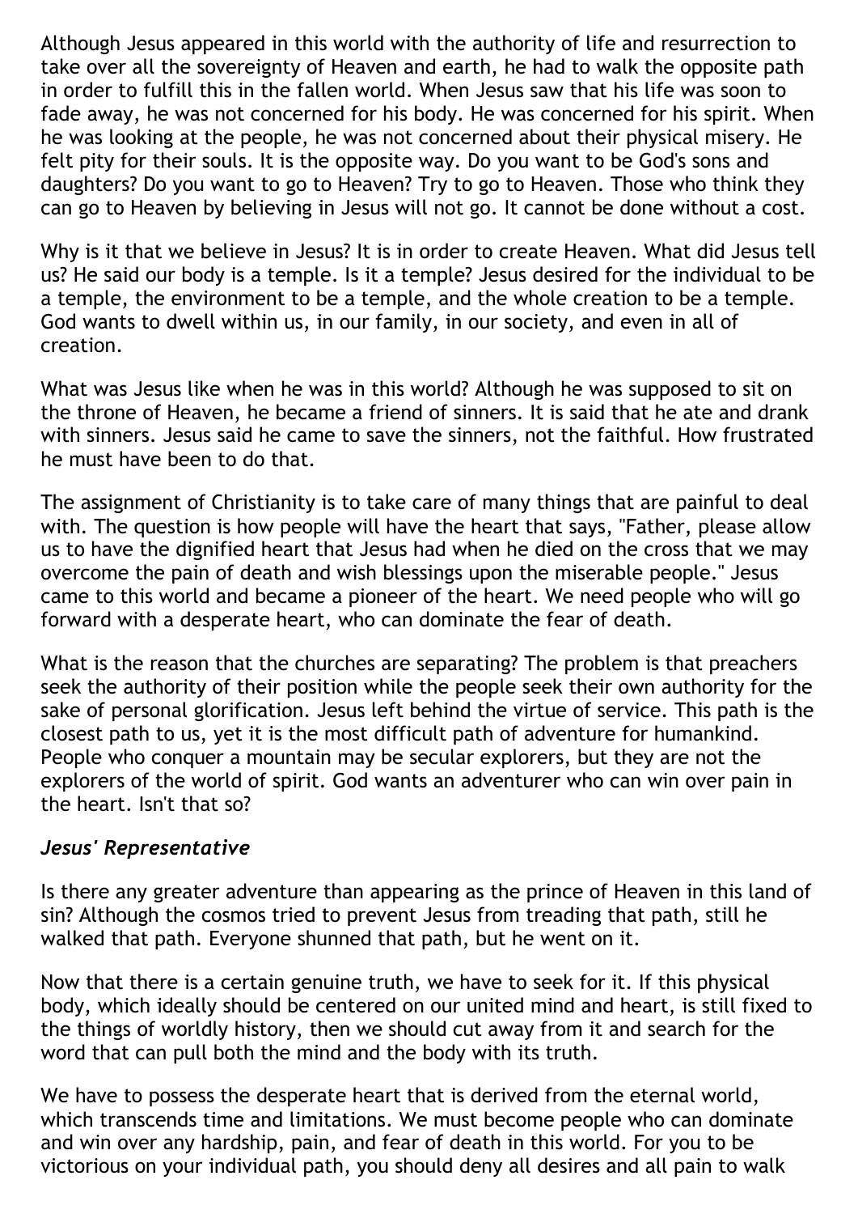Although Jesus appeared in this world with the authority of life and resurrection to take over all the sovereignty of Heaven and earth, he had to walk the opposite path in order to fulfill this in the fallen world. When Jesus saw that his life was soon to fade away, he was not concerned for his body. He was concerned for his spirit. When he was looking at the people, he was not concerned about their physical misery. He felt pity for their souls. It is the opposite way. Do you want to be God's sons and daughters? Do you want to go to Heaven? Try to go to Heaven. Those who think they can go to Heaven by believing in Jesus will not go. It cannot be done without a cost.

Why is it that we believe in Jesus? It is in order to create Heaven. What did Jesus tell us? He said our body is a temple. Is it a temple? Jesus desired for the individual to be a temple, the environment to be a temple, and the whole creation to be a temple. God wants to dwell within us, in our family, in our society, and even in all of creation.

What was Jesus like when he was in this world? Although he was supposed to sit on the throne of Heaven, he became a friend of sinners. It is said that he ate and drank with sinners. Jesus said he came to save the sinners, not the faithful. How frustrated he must have been to do that.

The assignment of Christianity is to take care of many things that are painful to deal with. The question is how people will have the heart that says, "Father, please allow us to have the dignified heart that Jesus had when he died on the cross that we may overcome the pain of death and wish blessings upon the miserable people." Jesus came to this world and became a pioneer of the heart. We need people who will go forward with a desperate heart, who can dominate the fear of death.

What is the reason that the churches are separating? The problem is that preachers seek the authority of their position while the people seek their own authority for the sake of personal glorification. Jesus left behind the virtue of service. This path is the closest path to us, yet it is the most difficult path of adventure for humankind. People who conquer a mountain may be secular explorers, but they are not the explorers of the world of spirit. God wants an adventurer who can win over pain in the heart. Isn't that so?

### *Jesus' Representative*

Is there any greater adventure than appearing as the prince of Heaven in this land of sin? Although the cosmos tried to prevent Jesus from treading that path, still he walked that path. Everyone shunned that path, but he went on it.

Now that there is a certain genuine truth, we have to seek for it. If this physical body, which ideally should be centered on our united mind and heart, is still fixed to the things of worldly history, then we should cut away from it and search for the word that can pull both the mind and the body with its truth.

We have to possess the desperate heart that is derived from the eternal world, which transcends time and limitations. We must become people who can dominate and win over any hardship, pain, and fear of death in this world. For you to be victorious on your individual path, you should deny all desires and all pain to walk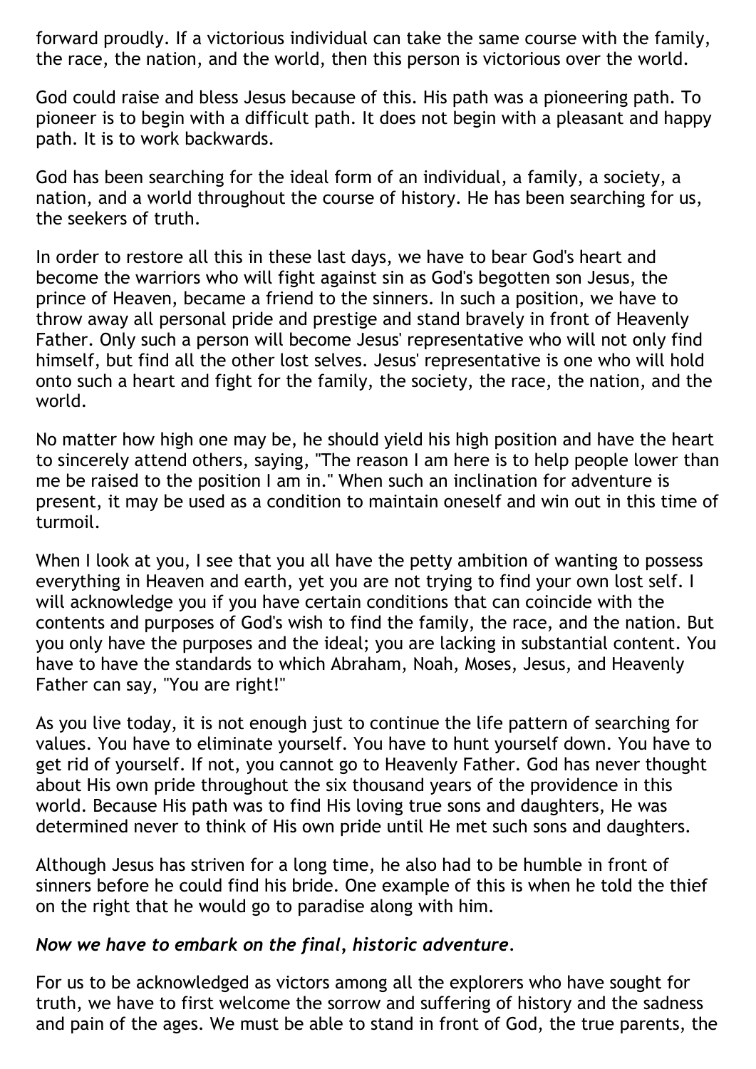forward proudly. If a victorious individual can take the same course with the family, the race, the nation, and the world, then this person is victorious over the world.

God could raise and bless Jesus because of this. His path was a pioneering path. To pioneer is to begin with a difficult path. It does not begin with a pleasant and happy path. It is to work backwards.

God has been searching for the ideal form of an individual, a family, a society, a nation, and a world throughout the course of history. He has been searching for us, the seekers of truth.

In order to restore all this in these last days, we have to bear God's heart and become the warriors who will fight against sin as God's begotten son Jesus, the prince of Heaven, became a friend to the sinners. In such a position, we have to throw away all personal pride and prestige and stand bravely in front of Heavenly Father. Only such a person will become Jesus' representative who will not only find himself, but find all the other lost selves. Jesus' representative is one who will hold onto such a heart and fight for the family, the society, the race, the nation, and the world.

No matter how high one may be, he should yield his high position and have the heart to sincerely attend others, saying, "The reason I am here is to help people lower than me be raised to the position I am in." When such an inclination for adventure is present, it may be used as a condition to maintain oneself and win out in this time of turmoil.

When I look at you, I see that you all have the petty ambition of wanting to possess everything in Heaven and earth, yet you are not trying to find your own lost self. I will acknowledge you if you have certain conditions that can coincide with the contents and purposes of God's wish to find the family, the race, and the nation. But you only have the purposes and the ideal; you are lacking in substantial content. You have to have the standards to which Abraham, Noah, Moses, Jesus, and Heavenly Father can say, "You are right!"

As you live today, it is not enough just to continue the life pattern of searching for values. You have to eliminate yourself. You have to hunt yourself down. You have to get rid of yourself. If not, you cannot go to Heavenly Father. God has never thought about His own pride throughout the six thousand years of the providence in this world. Because His path was to find His loving true sons and daughters, He was determined never to think of His own pride until He met such sons and daughters.

Although Jesus has striven for a long time, he also had to be humble in front of sinners before he could find his bride. One example of this is when he told the thief on the right that he would go to paradise along with him.

***Now we have to embark on the final, historic adventure.***

For us to be acknowledged as victors among all the explorers who have sought for truth, we have to first welcome the sorrow and suffering of history and the sadness and pain of the ages. We must be able to stand in front of God, the true parents, the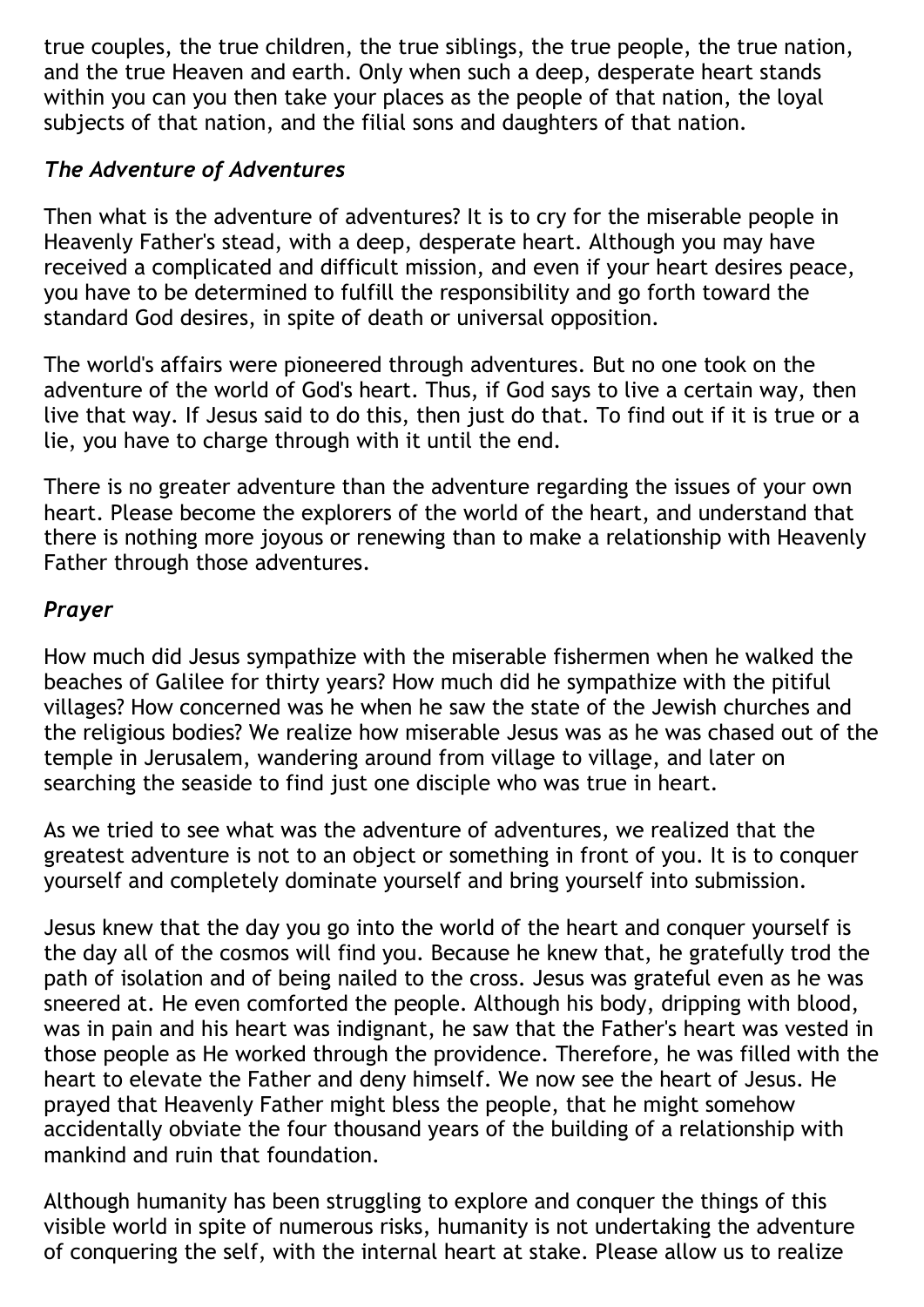true couples, the true children, the true siblings, the true people, the true nation, and the true Heaven and earth. Only when such a deep, desperate heart stands within you can you then take your places as the people of that nation, the loyal subjects of that nation, and the filial sons and daughters of that nation.

### *The Adventure of Adventures*

Then what is the adventure of adventures? It is to cry for the miserable people in Heavenly Father's stead, with a deep, desperate heart. Although you may have received a complicated and difficult mission, and even if your heart desires peace, you have to be determined to fulfill the responsibility and go forth toward the standard God desires, in spite of death or universal opposition.

The world's affairs were pioneered through adventures. But no one took on the adventure of the world of God's heart. Thus, if God says to live a certain way, then live that way. If Jesus said to do this, then just do that. To find out if it is true or a lie, you have to charge through with it until the end.

There is no greater adventure than the adventure regarding the issues of your own heart. Please become the explorers of the world of the heart, and understand that there is nothing more joyous or renewing than to make a relationship with Heavenly Father through those adventures.

### *Prayer*

How much did Jesus sympathize with the miserable fishermen when he walked the beaches of Galilee for thirty years? How much did he sympathize with the pitiful villages? How concerned was he when he saw the state of the Jewish churches and the religious bodies? We realize how miserable Jesus was as he was chased out of the temple in Jerusalem, wandering around from village to village, and later on searching the seaside to find just one disciple who was true in heart.

As we tried to see what was the adventure of adventures, we realized that the greatest adventure is not to an object or something in front of you. It is to conquer yourself and completely dominate yourself and bring yourself into submission.

Jesus knew that the day you go into the world of the heart and conquer yourself is the day all of the cosmos will find you. Because he knew that, he gratefully trod the path of isolation and of being nailed to the cross. Jesus was grateful even as he was sneered at. He even comforted the people. Although his body, dripping with blood, was in pain and his heart was indignant, he saw that the Father's heart was vested in those people as He worked through the providence. Therefore, he was filled with the heart to elevate the Father and deny himself. We now see the heart of Jesus. He prayed that Heavenly Father might bless the people, that he might somehow accidentally obviate the four thousand years of the building of a relationship with mankind and ruin that foundation.

Although humanity has been struggling to explore and conquer the things of this visible world in spite of numerous risks, humanity is not undertaking the adventure of conquering the self, with the internal heart at stake. Please allow us to realize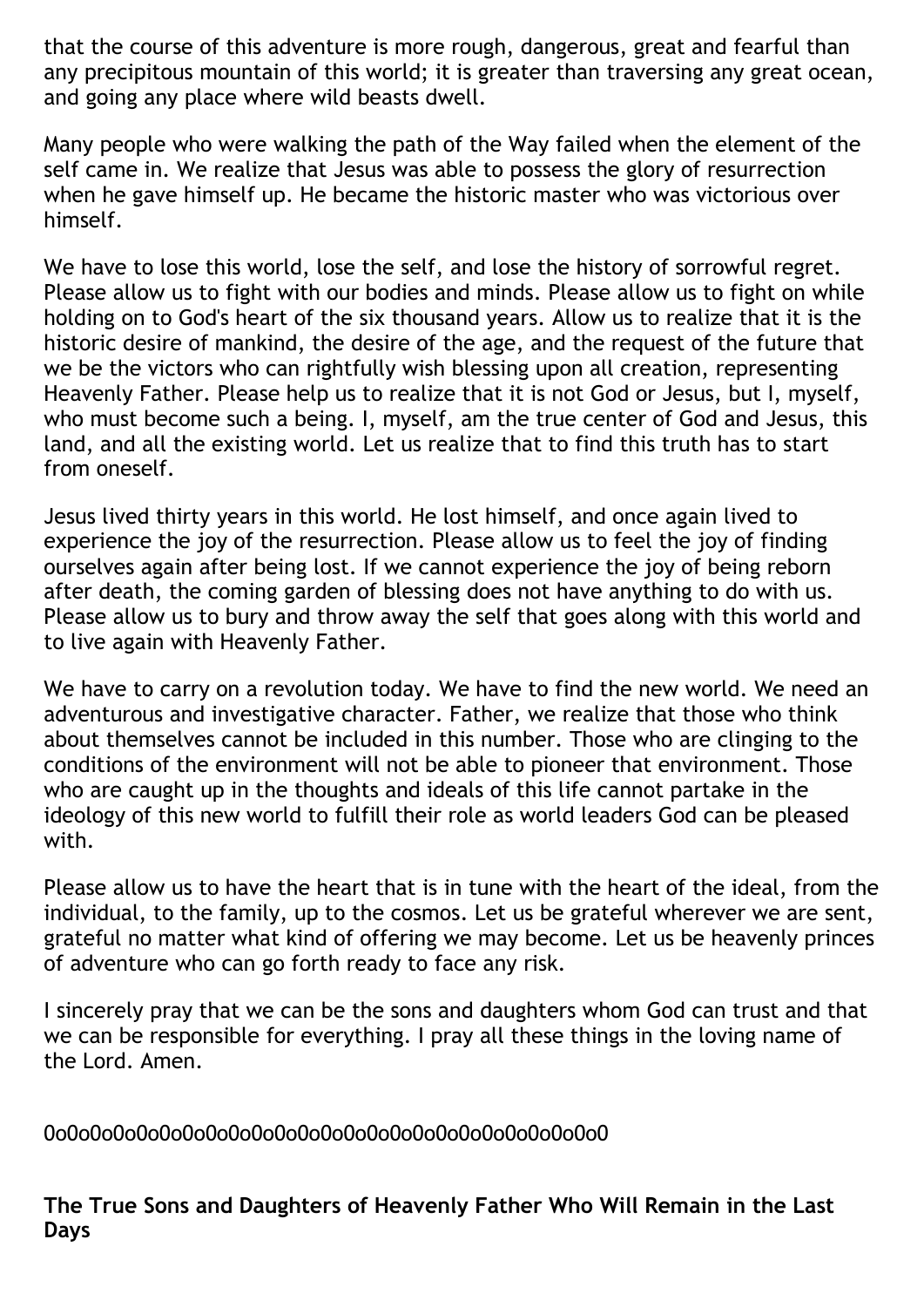that the course of this adventure is more rough, dangerous, great and fearful than any precipitous mountain of this world; it is greater than traversing any great ocean, and going any place where wild beasts dwell.

Many people who were walking the path of the Way failed when the element of the self came in. We realize that Jesus was able to possess the glory of resurrection when he gave himself up. He became the historic master who was victorious over himself.

We have to lose this world, lose the self, and lose the history of sorrowful regret. Please allow us to fight with our bodies and minds. Please allow us to fight on while holding on to God's heart of the six thousand years. Allow us to realize that it is the historic desire of mankind, the desire of the age, and the request of the future that we be the victors who can rightfully wish blessing upon all creation, representing Heavenly Father. Please help us to realize that it is not God or Jesus, but I, myself, who must become such a being. I, myself, am the true center of God and Jesus, this land, and all the existing world. Let us realize that to find this truth has to start from oneself.

Jesus lived thirty years in this world. He lost himself, and once again lived to experience the joy of the resurrection. Please allow us to feel the joy of finding ourselves again after being lost. If we cannot experience the joy of being reborn after death, the coming garden of blessing does not have anything to do with us. Please allow us to bury and throw away the self that goes along with this world and to live again with Heavenly Father.

We have to carry on a revolution today. We have to find the new world. We need an adventurous and investigative character. Father, we realize that those who think about themselves cannot be included in this number. Those who are clinging to the conditions of the environment will not be able to pioneer that environment. Those who are caught up in the thoughts and ideals of this life cannot partake in the ideology of this new world to fulfill their role as world leaders God can be pleased with.

Please allow us to have the heart that is in tune with the heart of the ideal, from the individual, to the family, up to the cosmos. Let us be grateful wherever we are sent, grateful no matter what kind of offering we may become. Let us be heavenly princes of adventure who can go forth ready to face any risk.

I sincerely pray that we can be the sons and daughters whom God can trust and that we can be responsible for everything. I pray all these things in the loving name of the Lord. Amen.

0o0o0o0o0o0o0o0o0o0o0o0o0o0o0o0o0o0o0o0o0o0o0

**The True Sons and Daughters of Heavenly Father Who Will Remain in the Last Days**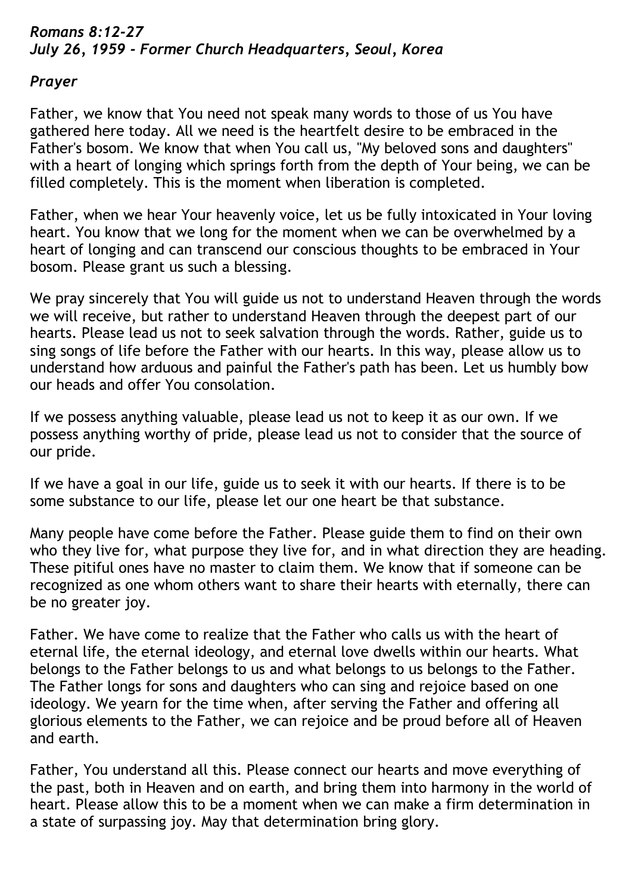***Romans 8:12-27***
***July 26, 1959 - Former Church Headquarters, Seoul, Korea***

***Prayer***

Father, we know that You need not speak many words to those of us You have gathered here today. All we need is the heartfelt desire to be embraced in the Father's bosom. We know that when You call us, "My beloved sons and daughters" with a heart of longing which springs forth from the depth of Your being, we can be filled completely. This is the moment when liberation is completed.

Father, when we hear Your heavenly voice, let us be fully intoxicated in Your loving heart. You know that we long for the moment when we can be overwhelmed by a heart of longing and can transcend our conscious thoughts to be embraced in Your bosom. Please grant us such a blessing.

We pray sincerely that You will guide us not to understand Heaven through the words we will receive, but rather to understand Heaven through the deepest part of our hearts. Please lead us not to seek salvation through the words. Rather, guide us to sing songs of life before the Father with our hearts. In this way, please allow us to understand how arduous and painful the Father's path has been. Let us humbly bow our heads and offer You consolation.

If we possess anything valuable, please lead us not to keep it as our own. If we possess anything worthy of pride, please lead us not to consider that the source of our pride.

If we have a goal in our life, guide us to seek it with our hearts. If there is to be some substance to our life, please let our one heart be that substance.

Many people have come before the Father. Please guide them to find on their own who they live for, what purpose they live for, and in what direction they are heading. These pitiful ones have no master to claim them. We know that if someone can be recognized as one whom others want to share their hearts with eternally, there can be no greater joy.

Father. We have come to realize that the Father who calls us with the heart of eternal life, the eternal ideology, and eternal love dwells within our hearts. What belongs to the Father belongs to us and what belongs to us belongs to the Father. The Father longs for sons and daughters who can sing and rejoice based on one ideology. We yearn for the time when, after serving the Father and offering all glorious elements to the Father, we can rejoice and be proud before all of Heaven and earth.

Father, You understand all this. Please connect our hearts and move everything of the past, both in Heaven and on earth, and bring them into harmony in the world of heart. Please allow this to be a moment when we can make a firm determination in a state of surpassing joy. May that determination bring glory.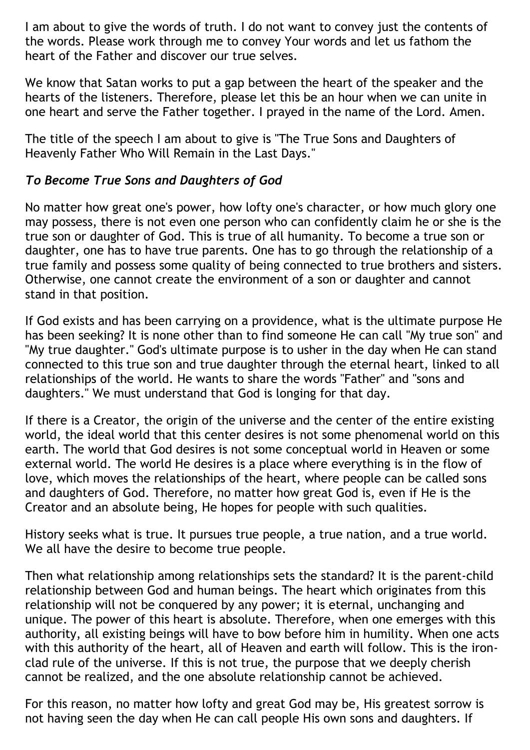I am about to give the words of truth. I do not want to convey just the contents of the words. Please work through me to convey Your words and let us fathom the heart of the Father and discover our true selves.

We know that Satan works to put a gap between the heart of the speaker and the hearts of the listeners. Therefore, please let this be an hour when we can unite in one heart and serve the Father together. I prayed in the name of the Lord. Amen.

The title of the speech I am about to give is "The True Sons and Daughters of Heavenly Father Who Will Remain in the Last Days."

### *To Become True Sons and Daughters of God*

No matter how great one's power, how lofty one's character, or how much glory one may possess, there is not even one person who can confidently claim he or she is the true son or daughter of God. This is true of all humanity. To become a true son or daughter, one has to have true parents. One has to go through the relationship of a true family and possess some quality of being connected to true brothers and sisters. Otherwise, one cannot create the environment of a son or daughter and cannot stand in that position.

If God exists and has been carrying on a providence, what is the ultimate purpose He has been seeking? It is none other than to find someone He can call "My true son" and "My true daughter." God's ultimate purpose is to usher in the day when He can stand connected to this true son and true daughter through the eternal heart, linked to all relationships of the world. He wants to share the words "Father" and "sons and daughters." We must understand that God is longing for that day.

If there is a Creator, the origin of the universe and the center of the entire existing world, the ideal world that this center desires is not some phenomenal world on this earth. The world that God desires is not some conceptual world in Heaven or some external world. The world He desires is a place where everything is in the flow of love, which moves the relationships of the heart, where people can be called sons and daughters of God. Therefore, no matter how great God is, even if He is the Creator and an absolute being, He hopes for people with such qualities.

History seeks what is true. It pursues true people, a true nation, and a true world. We all have the desire to become true people.

Then what relationship among relationships sets the standard? It is the parent-child relationship between God and human beings. The heart which originates from this relationship will not be conquered by any power; it is eternal, unchanging and unique. The power of this heart is absolute. Therefore, when one emerges with this authority, all existing beings will have to bow before him in humility. When one acts with this authority of the heart, all of Heaven and earth will follow. This is the iron-clad rule of the universe. If this is not true, the purpose that we deeply cherish cannot be realized, and the one absolute relationship cannot be achieved.

For this reason, no matter how lofty and great God may be, His greatest sorrow is not having seen the day when He can call people His own sons and daughters. If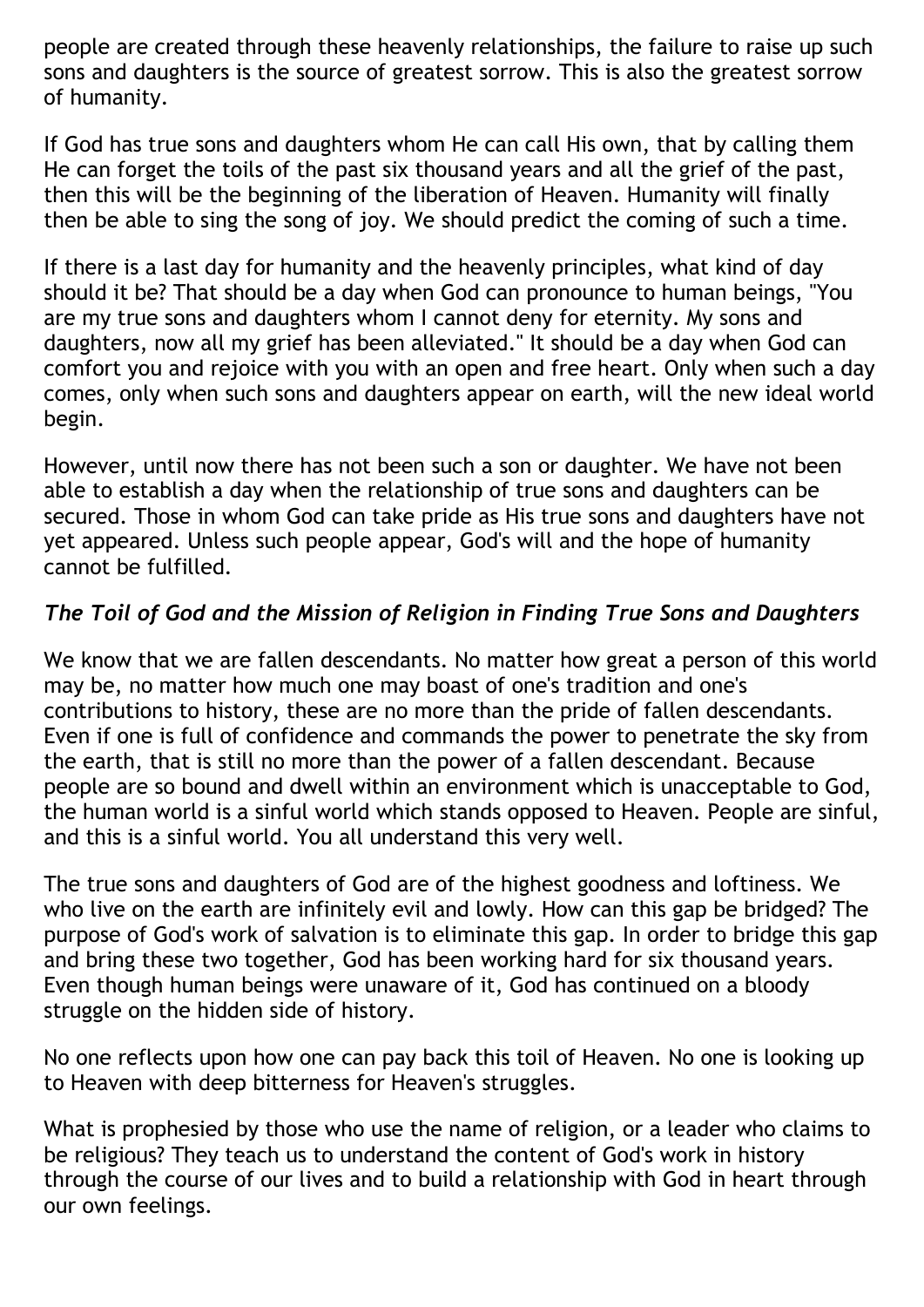people are created through these heavenly relationships, the failure to raise up such sons and daughters is the source of greatest sorrow. This is also the greatest sorrow of humanity.

If God has true sons and daughters whom He can call His own, that by calling them He can forget the toils of the past six thousand years and all the grief of the past, then this will be the beginning of the liberation of Heaven. Humanity will finally then be able to sing the song of joy. We should predict the coming of such a time.

If there is a last day for humanity and the heavenly principles, what kind of day should it be? That should be a day when God can pronounce to human beings, "You are my true sons and daughters whom I cannot deny for eternity. My sons and daughters, now all my grief has been alleviated." It should be a day when God can comfort you and rejoice with you with an open and free heart. Only when such a day comes, only when such sons and daughters appear on earth, will the new ideal world begin.

However, until now there has not been such a son or daughter. We have not been able to establish a day when the relationship of true sons and daughters can be secured. Those in whom God can take pride as His true sons and daughters have not yet appeared. Unless such people appear, God's will and the hope of humanity cannot be fulfilled.

### *The Toil of God and the Mission of Religion in Finding True Sons and Daughters*

We know that we are fallen descendants. No matter how great a person of this world may be, no matter how much one may boast of one's tradition and one's contributions to history, these are no more than the pride of fallen descendants. Even if one is full of confidence and commands the power to penetrate the sky from the earth, that is still no more than the power of a fallen descendant. Because people are so bound and dwell within an environment which is unacceptable to God, the human world is a sinful world which stands opposed to Heaven. People are sinful, and this is a sinful world. You all understand this very well.

The true sons and daughters of God are of the highest goodness and loftiness. We who live on the earth are infinitely evil and lowly. How can this gap be bridged? The purpose of God's work of salvation is to eliminate this gap. In order to bridge this gap and bring these two together, God has been working hard for six thousand years. Even though human beings were unaware of it, God has continued on a bloody struggle on the hidden side of history.

No one reflects upon how one can pay back this toil of Heaven. No one is looking up to Heaven with deep bitterness for Heaven's struggles.

What is prophesied by those who use the name of religion, or a leader who claims to be religious? They teach us to understand the content of God's work in history through the course of our lives and to build a relationship with God in heart through our own feelings.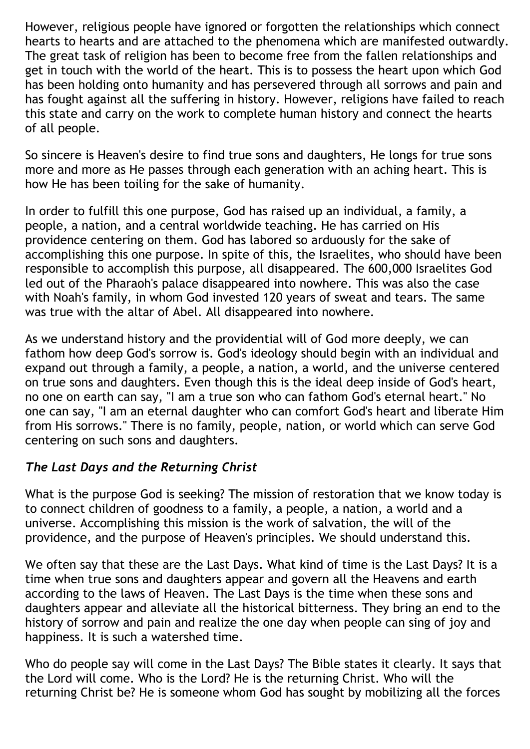However, religious people have ignored or forgotten the relationships which connect hearts to hearts and are attached to the phenomena which are manifested outwardly. The great task of religion has been to become free from the fallen relationships and get in touch with the world of the heart. This is to possess the heart upon which God has been holding onto humanity and has persevered through all sorrows and pain and has fought against all the suffering in history. However, religions have failed to reach this state and carry on the work to complete human history and connect the hearts of all people.

So sincere is Heaven's desire to find true sons and daughters, He longs for true sons more and more as He passes through each generation with an aching heart. This is how He has been toiling for the sake of humanity.

In order to fulfill this one purpose, God has raised up an individual, a family, a people, a nation, and a central worldwide teaching. He has carried on His providence centering on them. God has labored so arduously for the sake of accomplishing this one purpose. In spite of this, the Israelites, who should have been responsible to accomplish this purpose, all disappeared. The 600,000 Israelites God led out of the Pharaoh's palace disappeared into nowhere. This was also the case with Noah's family, in whom God invested 120 years of sweat and tears. The same was true with the altar of Abel. All disappeared into nowhere.

As we understand history and the providential will of God more deeply, we can fathom how deep God's sorrow is. God's ideology should begin with an individual and expand out through a family, a people, a nation, a world, and the universe centered on true sons and daughters. Even though this is the ideal deep inside of God's heart, no one on earth can say, "I am a true son who can fathom God's eternal heart." No one can say, "I am an eternal daughter who can comfort God's heart and liberate Him from His sorrows." There is no family, people, nation, or world which can serve God centering on such sons and daughters.

### *The Last Days and the Returning Christ*

What is the purpose God is seeking? The mission of restoration that we know today is to connect children of goodness to a family, a people, a nation, a world and a universe. Accomplishing this mission is the work of salvation, the will of the providence, and the purpose of Heaven's principles. We should understand this.

We often say that these are the Last Days. What kind of time is the Last Days? It is a time when true sons and daughters appear and govern all the Heavens and earth according to the laws of Heaven. The Last Days is the time when these sons and daughters appear and alleviate all the historical bitterness. They bring an end to the history of sorrow and pain and realize the one day when people can sing of joy and happiness. It is such a watershed time.

Who do people say will come in the Last Days? The Bible states it clearly. It says that the Lord will come. Who is the Lord? He is the returning Christ. Who will the returning Christ be? He is someone whom God has sought by mobilizing all the forces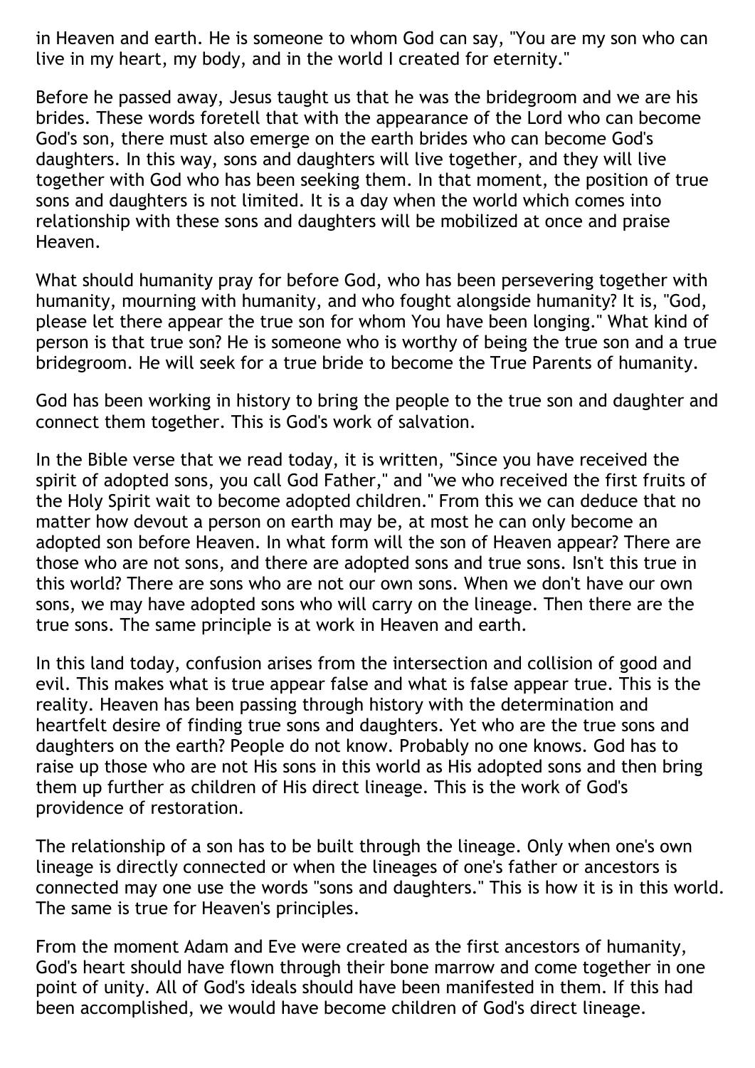in Heaven and earth. He is someone to whom God can say, "You are my son who can live in my heart, my body, and in the world I created for eternity."

Before he passed away, Jesus taught us that he was the bridegroom and we are his brides. These words foretell that with the appearance of the Lord who can become God's son, there must also emerge on the earth brides who can become God's daughters. In this way, sons and daughters will live together, and they will live together with God who has been seeking them. In that moment, the position of true sons and daughters is not limited. It is a day when the world which comes into relationship with these sons and daughters will be mobilized at once and praise Heaven.

What should humanity pray for before God, who has been persevering together with humanity, mourning with humanity, and who fought alongside humanity? It is, "God, please let there appear the true son for whom You have been longing." What kind of person is that true son? He is someone who is worthy of being the true son and a true bridegroom. He will seek for a true bride to become the True Parents of humanity.

God has been working in history to bring the people to the true son and daughter and connect them together. This is God's work of salvation.

In the Bible verse that we read today, it is written, "Since you have received the spirit of adopted sons, you call God Father," and "we who received the first fruits of the Holy Spirit wait to become adopted children." From this we can deduce that no matter how devout a person on earth may be, at most he can only become an adopted son before Heaven. In what form will the son of Heaven appear? There are those who are not sons, and there are adopted sons and true sons. Isn't this true in this world? There are sons who are not our own sons. When we don't have our own sons, we may have adopted sons who will carry on the lineage. Then there are the true sons. The same principle is at work in Heaven and earth.

In this land today, confusion arises from the intersection and collision of good and evil. This makes what is true appear false and what is false appear true. This is the reality. Heaven has been passing through history with the determination and heartfelt desire of finding true sons and daughters. Yet who are the true sons and daughters on the earth? People do not know. Probably no one knows. God has to raise up those who are not His sons in this world as His adopted sons and then bring them up further as children of His direct lineage. This is the work of God's providence of restoration.

The relationship of a son has to be built through the lineage. Only when one's own lineage is directly connected or when the lineages of one's father or ancestors is connected may one use the words "sons and daughters." This is how it is in this world. The same is true for Heaven's principles.

From the moment Adam and Eve were created as the first ancestors of humanity, God's heart should have flown through their bone marrow and come together in one point of unity. All of God's ideals should have been manifested in them. If this had been accomplished, we would have become children of God's direct lineage.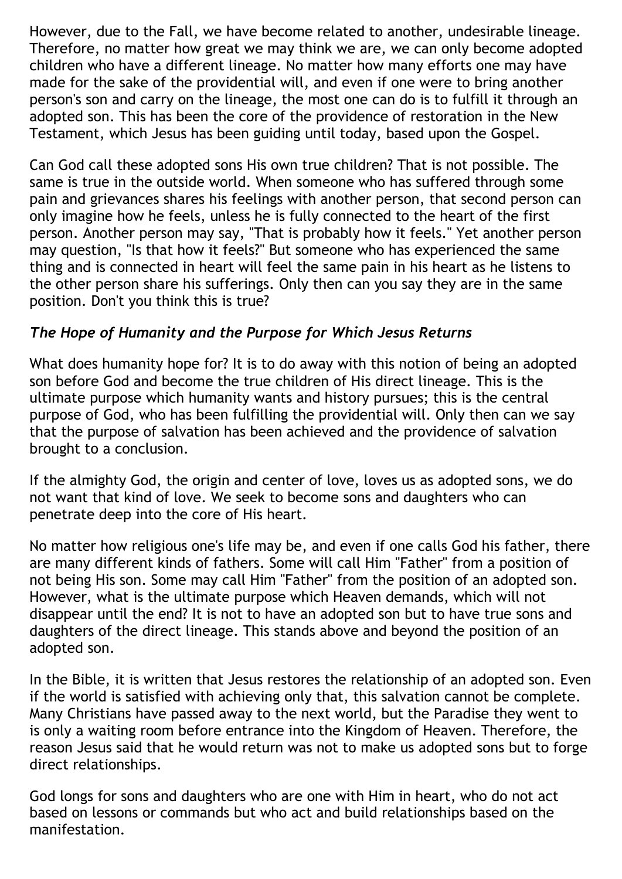However, due to the Fall, we have become related to another, undesirable lineage. Therefore, no matter how great we may think we are, we can only become adopted children who have a different lineage. No matter how many efforts one may have made for the sake of the providential will, and even if one were to bring another person's son and carry on the lineage, the most one can do is to fulfill it through an adopted son. This has been the core of the providence of restoration in the New Testament, which Jesus has been guiding until today, based upon the Gospel.

Can God call these adopted sons His own true children? That is not possible. The same is true in the outside world. When someone who has suffered through some pain and grievances shares his feelings with another person, that second person can only imagine how he feels, unless he is fully connected to the heart of the first person. Another person may say, "That is probably how it feels." Yet another person may question, "Is that how it feels?" But someone who has experienced the same thing and is connected in heart will feel the same pain in his heart as he listens to the other person share his sufferings. Only then can you say they are in the same position. Don't you think this is true?

### *The Hope of Humanity and the Purpose for Which Jesus Returns*

What does humanity hope for? It is to do away with this notion of being an adopted son before God and become the true children of His direct lineage. This is the ultimate purpose which humanity wants and history pursues; this is the central purpose of God, who has been fulfilling the providential will. Only then can we say that the purpose of salvation has been achieved and the providence of salvation brought to a conclusion.

If the almighty God, the origin and center of love, loves us as adopted sons, we do not want that kind of love. We seek to become sons and daughters who can penetrate deep into the core of His heart.

No matter how religious one's life may be, and even if one calls God his father, there are many different kinds of fathers. Some will call Him "Father" from a position of not being His son. Some may call Him "Father" from the position of an adopted son. However, what is the ultimate purpose which Heaven demands, which will not disappear until the end? It is not to have an adopted son but to have true sons and daughters of the direct lineage. This stands above and beyond the position of an adopted son.

In the Bible, it is written that Jesus restores the relationship of an adopted son. Even if the world is satisfied with achieving only that, this salvation cannot be complete. Many Christians have passed away to the next world, but the Paradise they went to is only a waiting room before entrance into the Kingdom of Heaven. Therefore, the reason Jesus said that he would return was not to make us adopted sons but to forge direct relationships.

God longs for sons and daughters who are one with Him in heart, who do not act based on lessons or commands but who act and build relationships based on the manifestation.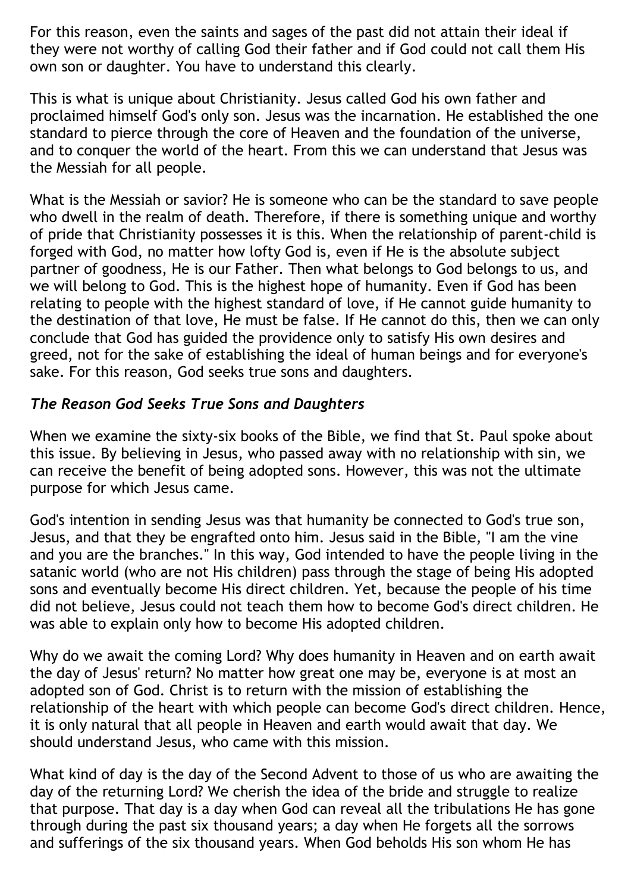For this reason, even the saints and sages of the past did not attain their ideal if they were not worthy of calling God their father and if God could not call them His own son or daughter. You have to understand this clearly.

This is what is unique about Christianity. Jesus called God his own father and proclaimed himself God's only son. Jesus was the incarnation. He established the one standard to pierce through the core of Heaven and the foundation of the universe, and to conquer the world of the heart. From this we can understand that Jesus was the Messiah for all people.

What is the Messiah or savior? He is someone who can be the standard to save people who dwell in the realm of death. Therefore, if there is something unique and worthy of pride that Christianity possesses it is this. When the relationship of parent-child is forged with God, no matter how lofty God is, even if He is the absolute subject partner of goodness, He is our Father. Then what belongs to God belongs to us, and we will belong to God. This is the highest hope of humanity. Even if God has been relating to people with the highest standard of love, if He cannot guide humanity to the destination of that love, He must be false. If He cannot do this, then we can only conclude that God has guided the providence only to satisfy His own desires and greed, not for the sake of establishing the ideal of human beings and for everyone's sake. For this reason, God seeks true sons and daughters.

### *The Reason God Seeks True Sons and Daughters*

When we examine the sixty-six books of the Bible, we find that St. Paul spoke about this issue. By believing in Jesus, who passed away with no relationship with sin, we can receive the benefit of being adopted sons. However, this was not the ultimate purpose for which Jesus came.

God's intention in sending Jesus was that humanity be connected to God's true son, Jesus, and that they be engrafted onto him. Jesus said in the Bible, "I am the vine and you are the branches." In this way, God intended to have the people living in the satanic world (who are not His children) pass through the stage of being His adopted sons and eventually become His direct children. Yet, because the people of his time did not believe, Jesus could not teach them how to become God's direct children. He was able to explain only how to become His adopted children.

Why do we await the coming Lord? Why does humanity in Heaven and on earth await the day of Jesus' return? No matter how great one may be, everyone is at most an adopted son of God. Christ is to return with the mission of establishing the relationship of the heart with which people can become God's direct children. Hence, it is only natural that all people in Heaven and earth would await that day. We should understand Jesus, who came with this mission.

What kind of day is the day of the Second Advent to those of us who are awaiting the day of the returning Lord? We cherish the idea of the bride and struggle to realize that purpose. That day is a day when God can reveal all the tribulations He has gone through during the past six thousand years; a day when He forgets all the sorrows and sufferings of the six thousand years. When God beholds His son whom He has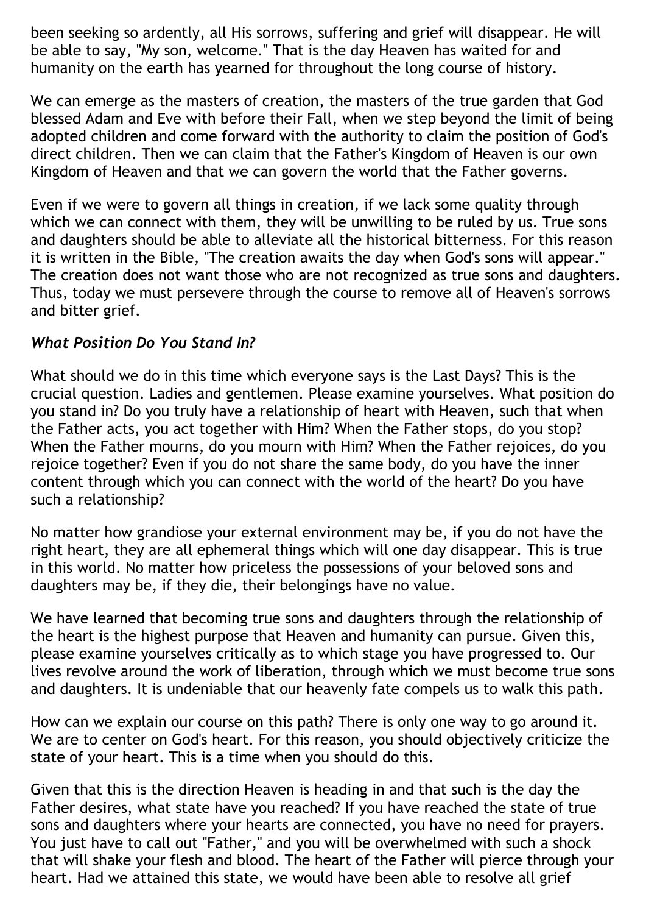been seeking so ardently, all His sorrows, suffering and grief will disappear. He will be able to say, "My son, welcome." That is the day Heaven has waited for and humanity on the earth has yearned for throughout the long course of history.

We can emerge as the masters of creation, the masters of the true garden that God blessed Adam and Eve with before their Fall, when we step beyond the limit of being adopted children and come forward with the authority to claim the position of God's direct children. Then we can claim that the Father's Kingdom of Heaven is our own Kingdom of Heaven and that we can govern the world that the Father governs.

Even if we were to govern all things in creation, if we lack some quality through which we can connect with them, they will be unwilling to be ruled by us. True sons and daughters should be able to alleviate all the historical bitterness. For this reason it is written in the Bible, "The creation awaits the day when God's sons will appear." The creation does not want those who are not recognized as true sons and daughters. Thus, today we must persevere through the course to remove all of Heaven's sorrows and bitter grief.

### *What Position Do You Stand In?*

What should we do in this time which everyone says is the Last Days? This is the crucial question. Ladies and gentlemen. Please examine yourselves. What position do you stand in? Do you truly have a relationship of heart with Heaven, such that when the Father acts, you act together with Him? When the Father stops, do you stop? When the Father mourns, do you mourn with Him? When the Father rejoices, do you rejoice together? Even if you do not share the same body, do you have the inner content through which you can connect with the world of the heart? Do you have such a relationship?

No matter how grandiose your external environment may be, if you do not have the right heart, they are all ephemeral things which will one day disappear. This is true in this world. No matter how priceless the possessions of your beloved sons and daughters may be, if they die, their belongings have no value.

We have learned that becoming true sons and daughters through the relationship of the heart is the highest purpose that Heaven and humanity can pursue. Given this, please examine yourselves critically as to which stage you have progressed to. Our lives revolve around the work of liberation, through which we must become true sons and daughters. It is undeniable that our heavenly fate compels us to walk this path.

How can we explain our course on this path? There is only one way to go around it. We are to center on God's heart. For this reason, you should objectively criticize the state of your heart. This is a time when you should do this.

Given that this is the direction Heaven is heading in and that such is the day the Father desires, what state have you reached? If you have reached the state of true sons and daughters where your hearts are connected, you have no need for prayers. You just have to call out "Father," and you will be overwhelmed with such a shock that will shake your flesh and blood. The heart of the Father will pierce through your heart. Had we attained this state, we would have been able to resolve all grief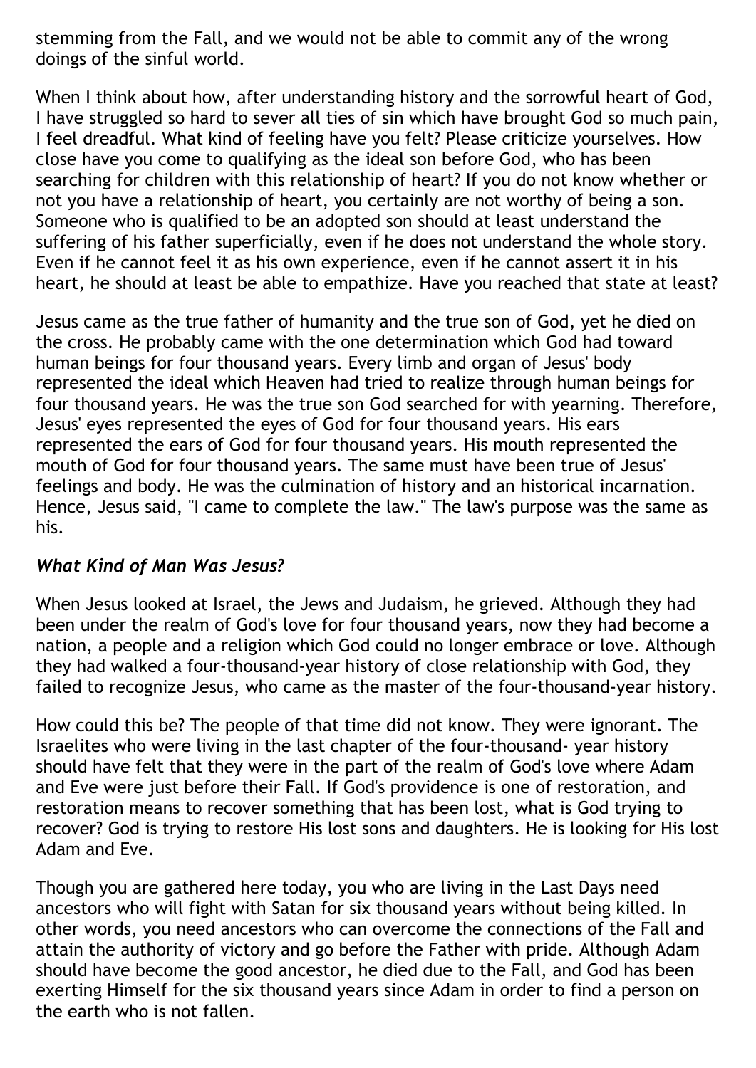stemming from the Fall, and we would not be able to commit any of the wrong doings of the sinful world.

When I think about how, after understanding history and the sorrowful heart of God, I have struggled so hard to sever all ties of sin which have brought God so much pain, I feel dreadful. What kind of feeling have you felt? Please criticize yourselves. How close have you come to qualifying as the ideal son before God, who has been searching for children with this relationship of heart? If you do not know whether or not you have a relationship of heart, you certainly are not worthy of being a son. Someone who is qualified to be an adopted son should at least understand the suffering of his father superficially, even if he does not understand the whole story. Even if he cannot feel it as his own experience, even if he cannot assert it in his heart, he should at least be able to empathize. Have you reached that state at least?

Jesus came as the true father of humanity and the true son of God, yet he died on the cross. He probably came with the one determination which God had toward human beings for four thousand years. Every limb and organ of Jesus' body represented the ideal which Heaven had tried to realize through human beings for four thousand years. He was the true son God searched for with yearning. Therefore, Jesus' eyes represented the eyes of God for four thousand years. His ears represented the ears of God for four thousand years. His mouth represented the mouth of God for four thousand years. The same must have been true of Jesus' feelings and body. He was the culmination of history and an historical incarnation. Hence, Jesus said, "I came to complete the law." The law's purpose was the same as his.

### *What Kind of Man Was Jesus?*

When Jesus looked at Israel, the Jews and Judaism, he grieved. Although they had been under the realm of God's love for four thousand years, now they had become a nation, a people and a religion which God could no longer embrace or love. Although they had walked a four-thousand-year history of close relationship with God, they failed to recognize Jesus, who came as the master of the four-thousand-year history.

How could this be? The people of that time did not know. They were ignorant. The Israelites who were living in the last chapter of the four-thousand- year history should have felt that they were in the part of the realm of God's love where Adam and Eve were just before their Fall. If God's providence is one of restoration, and restoration means to recover something that has been lost, what is God trying to recover? God is trying to restore His lost sons and daughters. He is looking for His lost Adam and Eve.

Though you are gathered here today, you who are living in the Last Days need ancestors who will fight with Satan for six thousand years without being killed. In other words, you need ancestors who can overcome the connections of the Fall and attain the authority of victory and go before the Father with pride. Although Adam should have become the good ancestor, he died due to the Fall, and God has been exerting Himself for the six thousand years since Adam in order to find a person on the earth who is not fallen.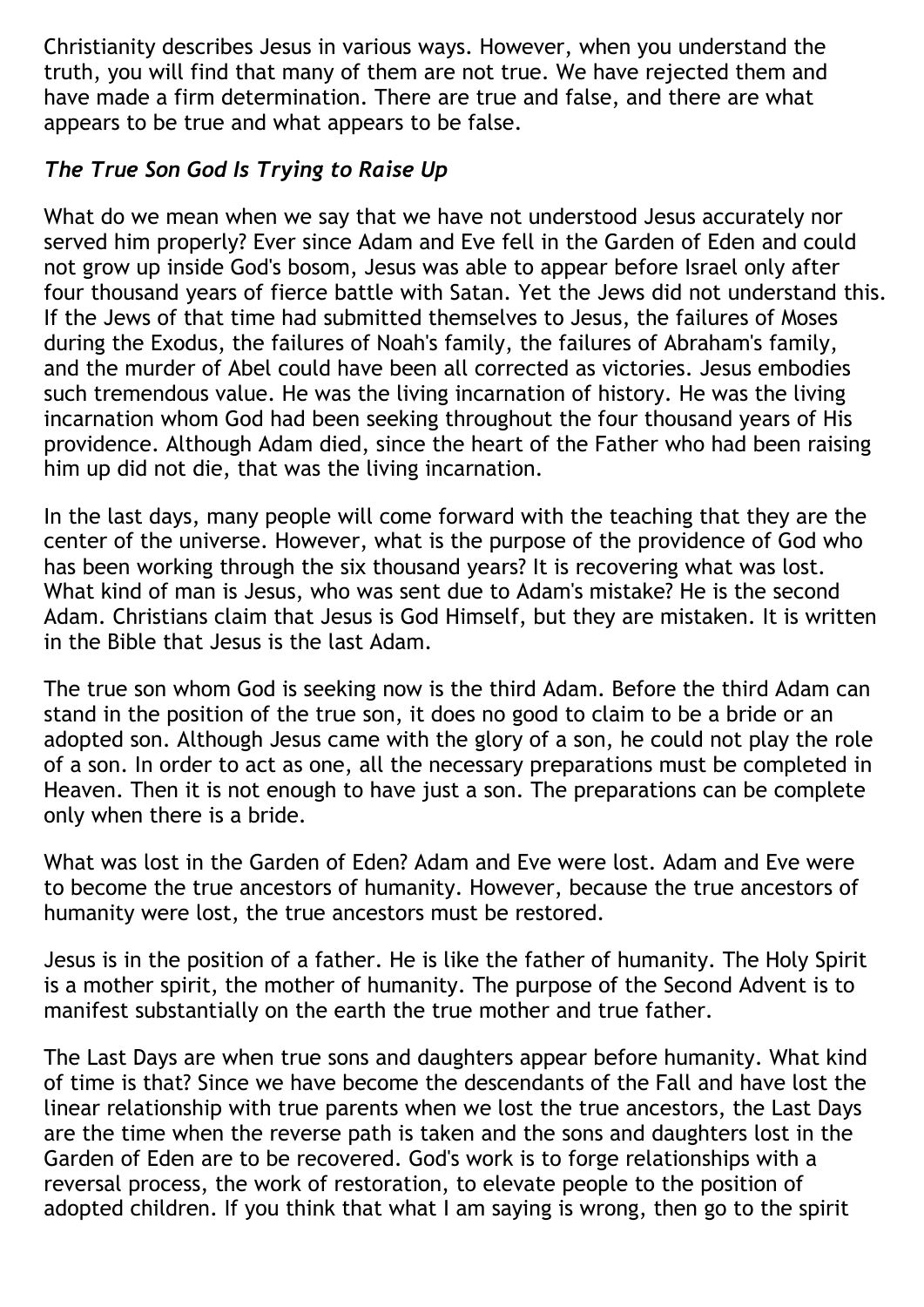Christianity describes Jesus in various ways. However, when you understand the truth, you will find that many of them are not true. We have rejected them and have made a firm determination. There are true and false, and there are what appears to be true and what appears to be false.

### *The True Son God Is Trying to Raise Up*

What do we mean when we say that we have not understood Jesus accurately nor served him properly? Ever since Adam and Eve fell in the Garden of Eden and could not grow up inside God's bosom, Jesus was able to appear before Israel only after four thousand years of fierce battle with Satan. Yet the Jews did not understand this. If the Jews of that time had submitted themselves to Jesus, the failures of Moses during the Exodus, the failures of Noah's family, the failures of Abraham's family, and the murder of Abel could have been all corrected as victories. Jesus embodies such tremendous value. He was the living incarnation of history. He was the living incarnation whom God had been seeking throughout the four thousand years of His providence. Although Adam died, since the heart of the Father who had been raising him up did not die, that was the living incarnation.

In the last days, many people will come forward with the teaching that they are the center of the universe. However, what is the purpose of the providence of God who has been working through the six thousand years? It is recovering what was lost. What kind of man is Jesus, who was sent due to Adam's mistake? He is the second Adam. Christians claim that Jesus is God Himself, but they are mistaken. It is written in the Bible that Jesus is the last Adam.

The true son whom God is seeking now is the third Adam. Before the third Adam can stand in the position of the true son, it does no good to claim to be a bride or an adopted son. Although Jesus came with the glory of a son, he could not play the role of a son. In order to act as one, all the necessary preparations must be completed in Heaven. Then it is not enough to have just a son. The preparations can be complete only when there is a bride.

What was lost in the Garden of Eden? Adam and Eve were lost. Adam and Eve were to become the true ancestors of humanity. However, because the true ancestors of humanity were lost, the true ancestors must be restored.

Jesus is in the position of a father. He is like the father of humanity. The Holy Spirit is a mother spirit, the mother of humanity. The purpose of the Second Advent is to manifest substantially on the earth the true mother and true father.

The Last Days are when true sons and daughters appear before humanity. What kind of time is that? Since we have become the descendants of the Fall and have lost the linear relationship with true parents when we lost the true ancestors, the Last Days are the time when the reverse path is taken and the sons and daughters lost in the Garden of Eden are to be recovered. God's work is to forge relationships with a reversal process, the work of restoration, to elevate people to the position of adopted children. If you think that what I am saying is wrong, then go to the spirit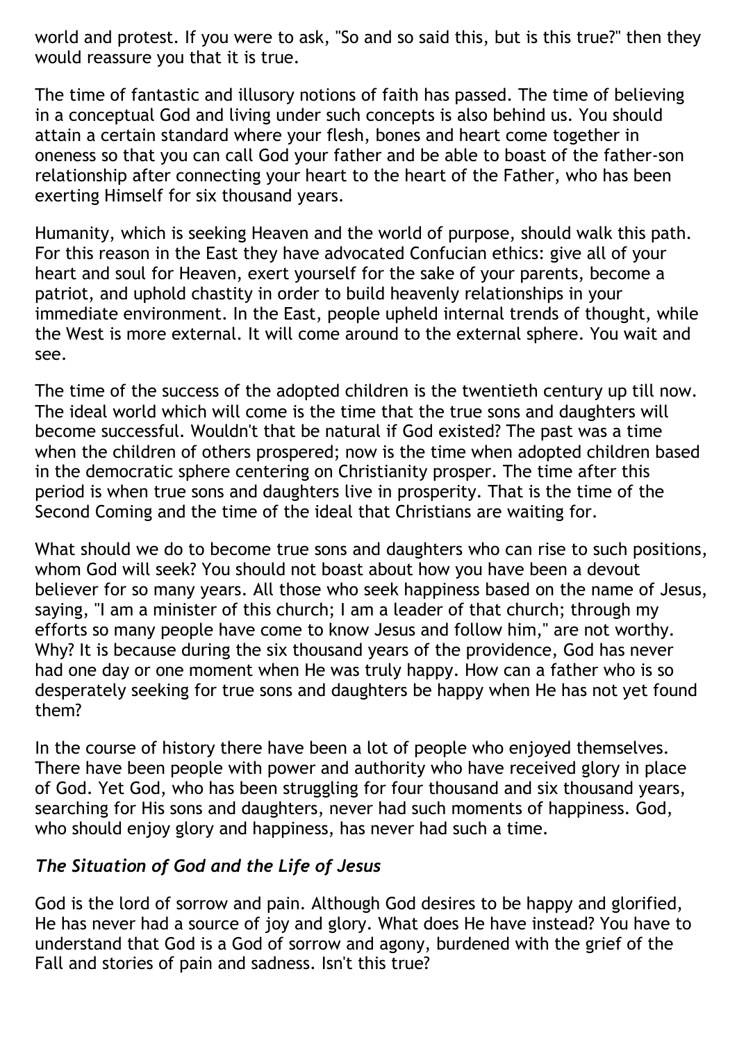world and protest. If you were to ask, "So and so said this, but is this true?" then they would reassure you that it is true.

The time of fantastic and illusory notions of faith has passed. The time of believing in a conceptual God and living under such concepts is also behind us. You should attain a certain standard where your flesh, bones and heart come together in oneness so that you can call God your father and be able to boast of the father-son relationship after connecting your heart to the heart of the Father, who has been exerting Himself for six thousand years.

Humanity, which is seeking Heaven and the world of purpose, should walk this path. For this reason in the East they have advocated Confucian ethics: give all of your heart and soul for Heaven, exert yourself for the sake of your parents, become a patriot, and uphold chastity in order to build heavenly relationships in your immediate environment. In the East, people upheld internal trends of thought, while the West is more external. It will come around to the external sphere. You wait and see.

The time of the success of the adopted children is the twentieth century up till now. The ideal world which will come is the time that the true sons and daughters will become successful. Wouldn't that be natural if God existed? The past was a time when the children of others prospered; now is the time when adopted children based in the democratic sphere centering on Christianity prosper. The time after this period is when true sons and daughters live in prosperity. That is the time of the Second Coming and the time of the ideal that Christians are waiting for.

What should we do to become true sons and daughters who can rise to such positions, whom God will seek? You should not boast about how you have been a devout believer for so many years. All those who seek happiness based on the name of Jesus, saying, "I am a minister of this church; I am a leader of that church; through my efforts so many people have come to know Jesus and follow him," are not worthy. Why? It is because during the six thousand years of the providence, God has never had one day or one moment when He was truly happy. How can a father who is so desperately seeking for true sons and daughters be happy when He has not yet found them?

In the course of history there have been a lot of people who enjoyed themselves. There have been people with power and authority who have received glory in place of God. Yet God, who has been struggling for four thousand and six thousand years, searching for His sons and daughters, never had such moments of happiness. God, who should enjoy glory and happiness, has never had such a time.

### *The Situation of God and the Life of Jesus*

God is the lord of sorrow and pain. Although God desires to be happy and glorified, He has never had a source of joy and glory. What does He have instead? You have to understand that God is a God of sorrow and agony, burdened with the grief of the Fall and stories of pain and sadness. Isn't this true?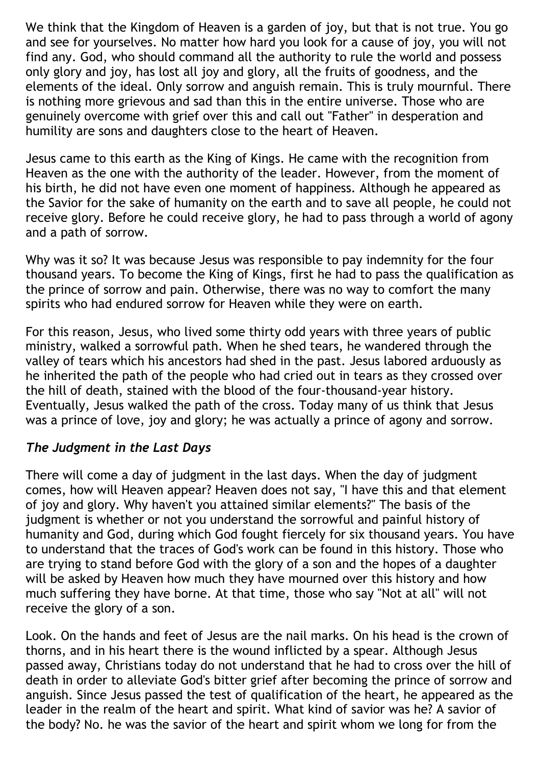We think that the Kingdom of Heaven is a garden of joy, but that is not true. You go and see for yourselves. No matter how hard you look for a cause of joy, you will not find any. God, who should command all the authority to rule the world and possess only glory and joy, has lost all joy and glory, all the fruits of goodness, and the elements of the ideal. Only sorrow and anguish remain. This is truly mournful. There is nothing more grievous and sad than this in the entire universe. Those who are genuinely overcome with grief over this and call out "Father" in desperation and humility are sons and daughters close to the heart of Heaven.

Jesus came to this earth as the King of Kings. He came with the recognition from Heaven as the one with the authority of the leader. However, from the moment of his birth, he did not have even one moment of happiness. Although he appeared as the Savior for the sake of humanity on the earth and to save all people, he could not receive glory. Before he could receive glory, he had to pass through a world of agony and a path of sorrow.

Why was it so? It was because Jesus was responsible to pay indemnity for the four thousand years. To become the King of Kings, first he had to pass the qualification as the prince of sorrow and pain. Otherwise, there was no way to comfort the many spirits who had endured sorrow for Heaven while they were on earth.

For this reason, Jesus, who lived some thirty odd years with three years of public ministry, walked a sorrowful path. When he shed tears, he wandered through the valley of tears which his ancestors had shed in the past. Jesus labored arduously as he inherited the path of the people who had cried out in tears as they crossed over the hill of death, stained with the blood of the four-thousand-year history. Eventually, Jesus walked the path of the cross. Today many of us think that Jesus was a prince of love, joy and glory; he was actually a prince of agony and sorrow.

### *The Judgment in the Last Days*

There will come a day of judgment in the last days. When the day of judgment comes, how will Heaven appear? Heaven does not say, "I have this and that element of joy and glory. Why haven't you attained similar elements?" The basis of the judgment is whether or not you understand the sorrowful and painful history of humanity and God, during which God fought fiercely for six thousand years. You have to understand that the traces of God's work can be found in this history. Those who are trying to stand before God with the glory of a son and the hopes of a daughter will be asked by Heaven how much they have mourned over this history and how much suffering they have borne. At that time, those who say "Not at all" will not receive the glory of a son.

Look. On the hands and feet of Jesus are the nail marks. On his head is the crown of thorns, and in his heart there is the wound inflicted by a spear. Although Jesus passed away, Christians today do not understand that he had to cross over the hill of death in order to alleviate God's bitter grief after becoming the prince of sorrow and anguish. Since Jesus passed the test of qualification of the heart, he appeared as the leader in the realm of the heart and spirit. What kind of savior was he? A savior of the body? No. he was the savior of the heart and spirit whom we long for from the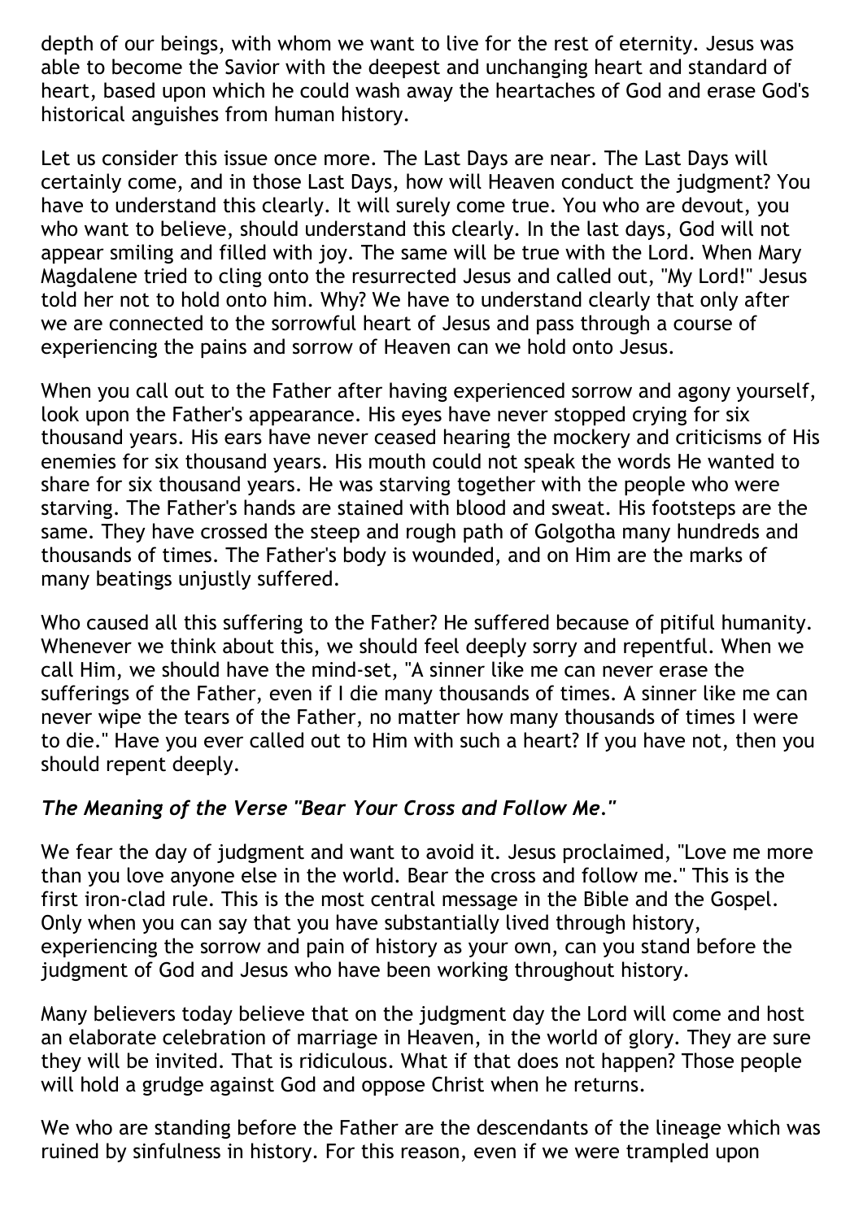depth of our beings, with whom we want to live for the rest of eternity. Jesus was able to become the Savior with the deepest and unchanging heart and standard of heart, based upon which he could wash away the heartaches of God and erase God's historical anguishes from human history.

Let us consider this issue once more. The Last Days are near. The Last Days will certainly come, and in those Last Days, how will Heaven conduct the judgment? You have to understand this clearly. It will surely come true. You who are devout, you who want to believe, should understand this clearly. In the last days, God will not appear smiling and filled with joy. The same will be true with the Lord. When Mary Magdalene tried to cling onto the resurrected Jesus and called out, "My Lord!" Jesus told her not to hold onto him. Why? We have to understand clearly that only after we are connected to the sorrowful heart of Jesus and pass through a course of experiencing the pains and sorrow of Heaven can we hold onto Jesus.

When you call out to the Father after having experienced sorrow and agony yourself, look upon the Father's appearance. His eyes have never stopped crying for six thousand years. His ears have never ceased hearing the mockery and criticisms of His enemies for six thousand years. His mouth could not speak the words He wanted to share for six thousand years. He was starving together with the people who were starving. The Father's hands are stained with blood and sweat. His footsteps are the same. They have crossed the steep and rough path of Golgotha many hundreds and thousands of times. The Father's body is wounded, and on Him are the marks of many beatings unjustly suffered.

Who caused all this suffering to the Father? He suffered because of pitiful humanity. Whenever we think about this, we should feel deeply sorry and repentful. When we call Him, we should have the mind-set, "A sinner like me can never erase the sufferings of the Father, even if I die many thousands of times. A sinner like me can never wipe the tears of the Father, no matter how many thousands of times I were to die." Have you ever called out to Him with such a heart? If you have not, then you should repent deeply.

### *The Meaning of the Verse "Bear Your Cross and Follow Me."*

We fear the day of judgment and want to avoid it. Jesus proclaimed, "Love me more than you love anyone else in the world. Bear the cross and follow me." This is the first iron-clad rule. This is the most central message in the Bible and the Gospel. Only when you can say that you have substantially lived through history, experiencing the sorrow and pain of history as your own, can you stand before the judgment of God and Jesus who have been working throughout history.

Many believers today believe that on the judgment day the Lord will come and host an elaborate celebration of marriage in Heaven, in the world of glory. They are sure they will be invited. That is ridiculous. What if that does not happen? Those people will hold a grudge against God and oppose Christ when he returns.

We who are standing before the Father are the descendants of the lineage which was ruined by sinfulness in history. For this reason, even if we were trampled upon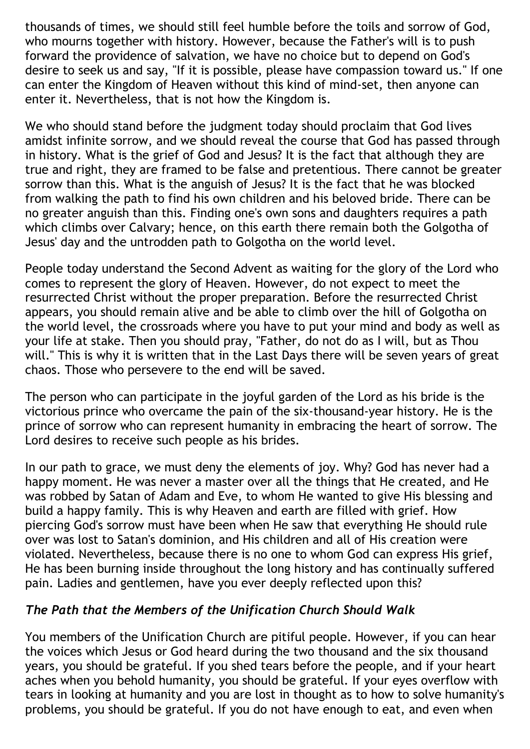thousands of times, we should still feel humble before the toils and sorrow of God, who mourns together with history. However, because the Father's will is to push forward the providence of salvation, we have no choice but to depend on God's desire to seek us and say, "If it is possible, please have compassion toward us." If one can enter the Kingdom of Heaven without this kind of mind-set, then anyone can enter it. Nevertheless, that is not how the Kingdom is.

We who should stand before the judgment today should proclaim that God lives amidst infinite sorrow, and we should reveal the course that God has passed through in history. What is the grief of God and Jesus? It is the fact that although they are true and right, they are framed to be false and pretentious. There cannot be greater sorrow than this. What is the anguish of Jesus? It is the fact that he was blocked from walking the path to find his own children and his beloved bride. There can be no greater anguish than this. Finding one's own sons and daughters requires a path which climbs over Calvary; hence, on this earth there remain both the Golgotha of Jesus' day and the untrodden path to Golgotha on the world level.

People today understand the Second Advent as waiting for the glory of the Lord who comes to represent the glory of Heaven. However, do not expect to meet the resurrected Christ without the proper preparation. Before the resurrected Christ appears, you should remain alive and be able to climb over the hill of Golgotha on the world level, the crossroads where you have to put your mind and body as well as your life at stake. Then you should pray, "Father, do not do as I will, but as Thou will." This is why it is written that in the Last Days there will be seven years of great chaos. Those who persevere to the end will be saved.

The person who can participate in the joyful garden of the Lord as his bride is the victorious prince who overcame the pain of the six-thousand-year history. He is the prince of sorrow who can represent humanity in embracing the heart of sorrow. The Lord desires to receive such people as his brides.

In our path to grace, we must deny the elements of joy. Why? God has never had a happy moment. He was never a master over all the things that He created, and He was robbed by Satan of Adam and Eve, to whom He wanted to give His blessing and build a happy family. This is why Heaven and earth are filled with grief. How piercing God's sorrow must have been when He saw that everything He should rule over was lost to Satan's dominion, and His children and all of His creation were violated. Nevertheless, because there is no one to whom God can express His grief, He has been burning inside throughout the long history and has continually suffered pain. Ladies and gentlemen, have you ever deeply reflected upon this?

### *The Path that the Members of the Unification Church Should Walk*

You members of the Unification Church are pitiful people. However, if you can hear the voices which Jesus or God heard during the two thousand and the six thousand years, you should be grateful. If you shed tears before the people, and if your heart aches when you behold humanity, you should be grateful. If your eyes overflow with tears in looking at humanity and you are lost in thought as to how to solve humanity's problems, you should be grateful. If you do not have enough to eat, and even when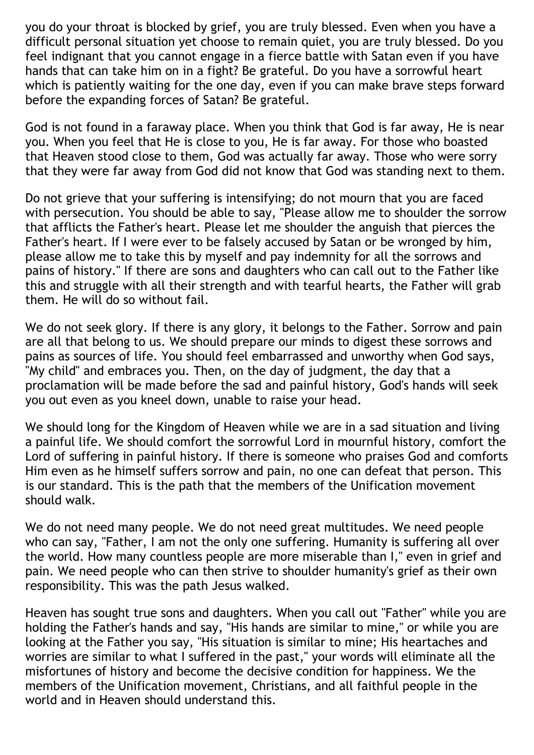you do your throat is blocked by grief, you are truly blessed. Even when you have a difficult personal situation yet choose to remain quiet, you are truly blessed. Do you feel indignant that you cannot engage in a fierce battle with Satan even if you have hands that can take him on in a fight? Be grateful. Do you have a sorrowful heart which is patiently waiting for the one day, even if you can make brave steps forward before the expanding forces of Satan? Be grateful.

God is not found in a faraway place. When you think that God is far away, He is near you. When you feel that He is close to you, He is far away. For those who boasted that Heaven stood close to them, God was actually far away. Those who were sorry that they were far away from God did not know that God was standing next to them.

Do not grieve that your suffering is intensifying; do not mourn that you are faced with persecution. You should be able to say, "Please allow me to shoulder the sorrow that afflicts the Father's heart. Please let me shoulder the anguish that pierces the Father's heart. If I were ever to be falsely accused by Satan or be wronged by him, please allow me to take this by myself and pay indemnity for all the sorrows and pains of history." If there are sons and daughters who can call out to the Father like this and struggle with all their strength and with tearful hearts, the Father will grab them. He will do so without fail.

We do not seek glory. If there is any glory, it belongs to the Father. Sorrow and pain are all that belong to us. We should prepare our minds to digest these sorrows and pains as sources of life. You should feel embarrassed and unworthy when God says, "My child" and embraces you. Then, on the day of judgment, the day that a proclamation will be made before the sad and painful history, God's hands will seek you out even as you kneel down, unable to raise your head.

We should long for the Kingdom of Heaven while we are in a sad situation and living a painful life. We should comfort the sorrowful Lord in mournful history, comfort the Lord of suffering in painful history. If there is someone who praises God and comforts Him even as he himself suffers sorrow and pain, no one can defeat that person. This is our standard. This is the path that the members of the Unification movement should walk.

We do not need many people. We do not need great multitudes. We need people who can say, "Father, I am not the only one suffering. Humanity is suffering all over the world. How many countless people are more miserable than I," even in grief and pain. We need people who can then strive to shoulder humanity's grief as their own responsibility. This was the path Jesus walked.

Heaven has sought true sons and daughters. When you call out "Father" while you are holding the Father's hands and say, "His hands are similar to mine," or while you are looking at the Father you say, "His situation is similar to mine; His heartaches and worries are similar to what I suffered in the past," your words will eliminate all the misfortunes of history and become the decisive condition for happiness. We the members of the Unification movement, Christians, and all faithful people in the world and in Heaven should understand this.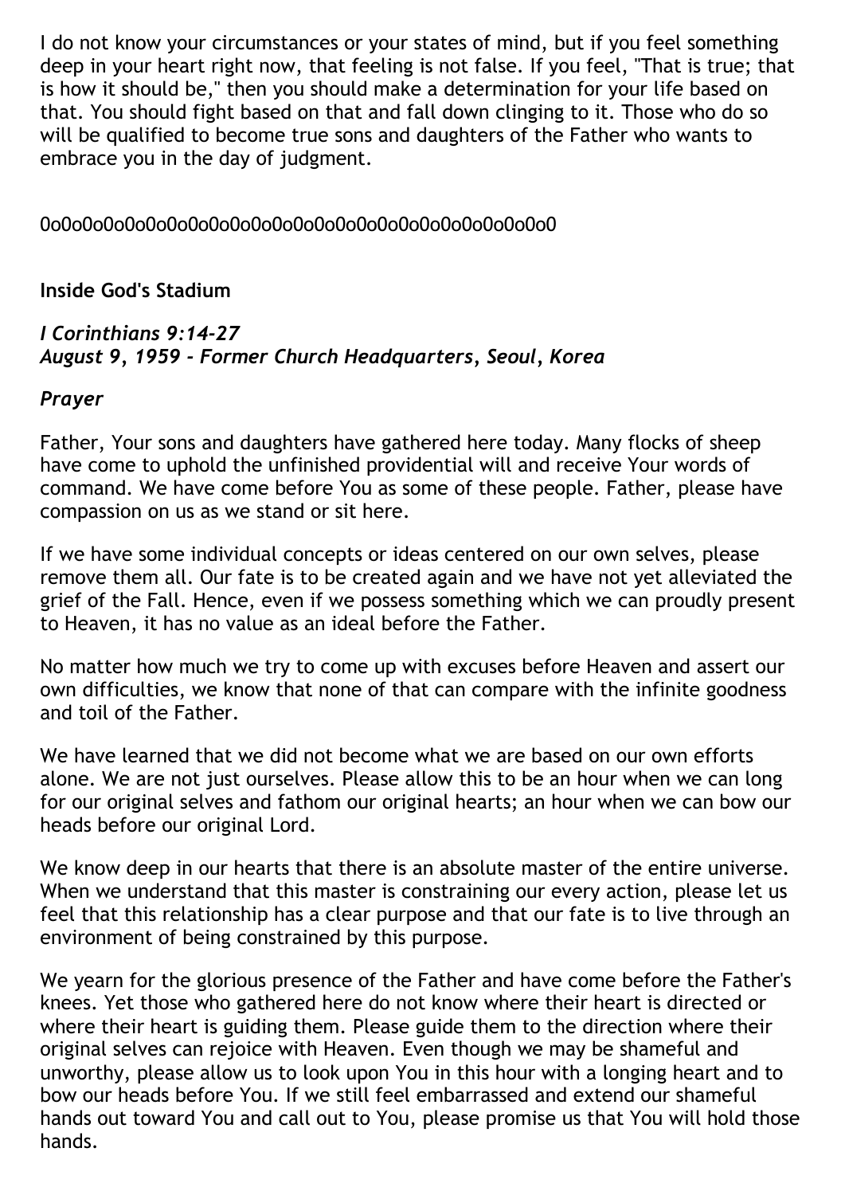I do not know your circumstances or your states of mind, but if you feel something deep in your heart right now, that feeling is not false. If you feel, "That is true; that is how it should be," then you should make a determination for your life based on that. You should fight based on that and fall down clinging to it. Those who do so will be qualified to become true sons and daughters of the Father who wants to embrace you in the day of judgment.

0o0o0o0o0o0o0o0o0o0o0o0o0o0o0o0o0o0o0o0o0o0o0o0

**Inside God's Stadium**

***I Corinthians 9:14-27***
***August 9, 1959 - Former Church Headquarters, Seoul, Korea***

***Prayer***

Father, Your sons and daughters have gathered here today. Many flocks of sheep have come to uphold the unfinished providential will and receive Your words of command. We have come before You as some of these people. Father, please have compassion on us as we stand or sit here.

If we have some individual concepts or ideas centered on our own selves, please remove them all. Our fate is to be created again and we have not yet alleviated the grief of the Fall. Hence, even if we possess something which we can proudly present to Heaven, it has no value as an ideal before the Father.

No matter how much we try to come up with excuses before Heaven and assert our own difficulties, we know that none of that can compare with the infinite goodness and toil of the Father.

We have learned that we did not become what we are based on our own efforts alone. We are not just ourselves. Please allow this to be an hour when we can long for our original selves and fathom our original hearts; an hour when we can bow our heads before our original Lord.

We know deep in our hearts that there is an absolute master of the entire universe. When we understand that this master is constraining our every action, please let us feel that this relationship has a clear purpose and that our fate is to live through an environment of being constrained by this purpose.

We yearn for the glorious presence of the Father and have come before the Father's knees. Yet those who gathered here do not know where their heart is directed or where their heart is guiding them. Please guide them to the direction where their original selves can rejoice with Heaven. Even though we may be shameful and unworthy, please allow us to look upon You in this hour with a longing heart and to bow our heads before You. If we still feel embarrassed and extend our shameful hands out toward You and call out to You, please promise us that You will hold those hands.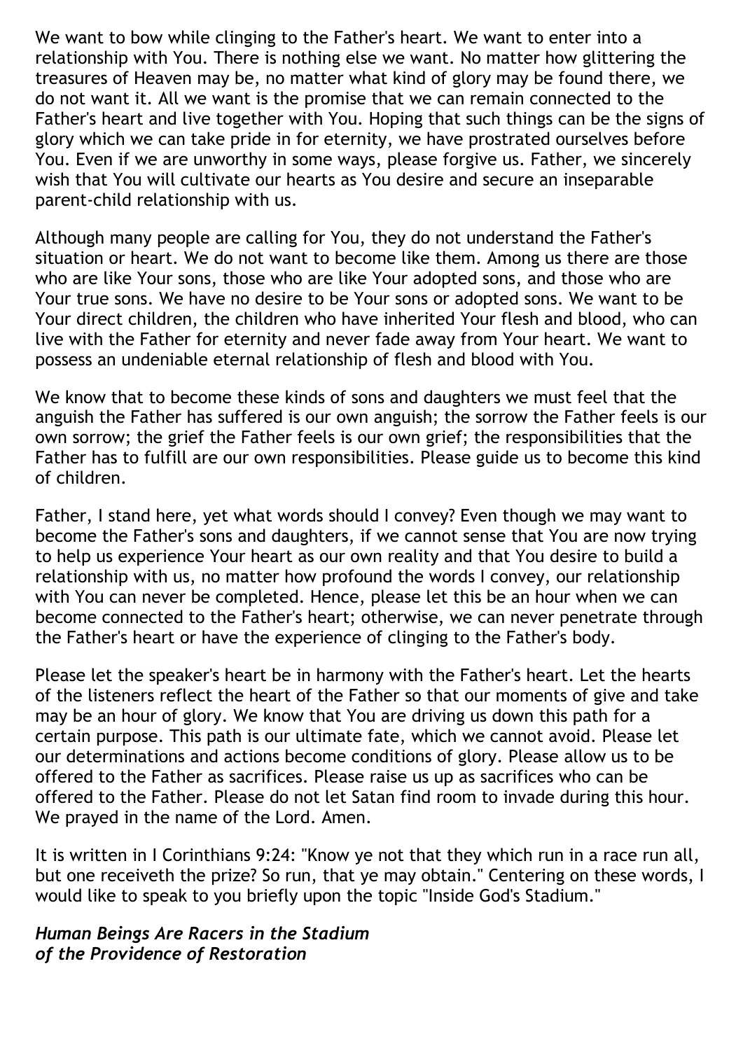We want to bow while clinging to the Father's heart. We want to enter into a relationship with You. There is nothing else we want. No matter how glittering the treasures of Heaven may be, no matter what kind of glory may be found there, we do not want it. All we want is the promise that we can remain connected to the Father's heart and live together with You. Hoping that such things can be the signs of glory which we can take pride in for eternity, we have prostrated ourselves before You. Even if we are unworthy in some ways, please forgive us. Father, we sincerely wish that You will cultivate our hearts as You desire and secure an inseparable parent-child relationship with us.

Although many people are calling for You, they do not understand the Father's situation or heart. We do not want to become like them. Among us there are those who are like Your sons, those who are like Your adopted sons, and those who are Your true sons. We have no desire to be Your sons or adopted sons. We want to be Your direct children, the children who have inherited Your flesh and blood, who can live with the Father for eternity and never fade away from Your heart. We want to possess an undeniable eternal relationship of flesh and blood with You.

We know that to become these kinds of sons and daughters we must feel that the anguish the Father has suffered is our own anguish; the sorrow the Father feels is our own sorrow; the grief the Father feels is our own grief; the responsibilities that the Father has to fulfill are our own responsibilities. Please guide us to become this kind of children.

Father, I stand here, yet what words should I convey? Even though we may want to become the Father's sons and daughters, if we cannot sense that You are now trying to help us experience Your heart as our own reality and that You desire to build a relationship with us, no matter how profound the words I convey, our relationship with You can never be completed. Hence, please let this be an hour when we can become connected to the Father's heart; otherwise, we can never penetrate through the Father's heart or have the experience of clinging to the Father's body.

Please let the speaker's heart be in harmony with the Father's heart. Let the hearts of the listeners reflect the heart of the Father so that our moments of give and take may be an hour of glory. We know that You are driving us down this path for a certain purpose. This path is our ultimate fate, which we cannot avoid. Please let our determinations and actions become conditions of glory. Please allow us to be offered to the Father as sacrifices. Please raise us up as sacrifices who can be offered to the Father. Please do not let Satan find room to invade during this hour. We prayed in the name of the Lord. Amen.

It is written in I Corinthians 9:24: "Know ye not that they which run in a race run all, but one receiveth the prize? So run, that ye may obtain." Centering on these words, I would like to speak to you briefly upon the topic "Inside God's Stadium."

### *Human Beings Are Racers in the Stadium of the Providence of Restoration*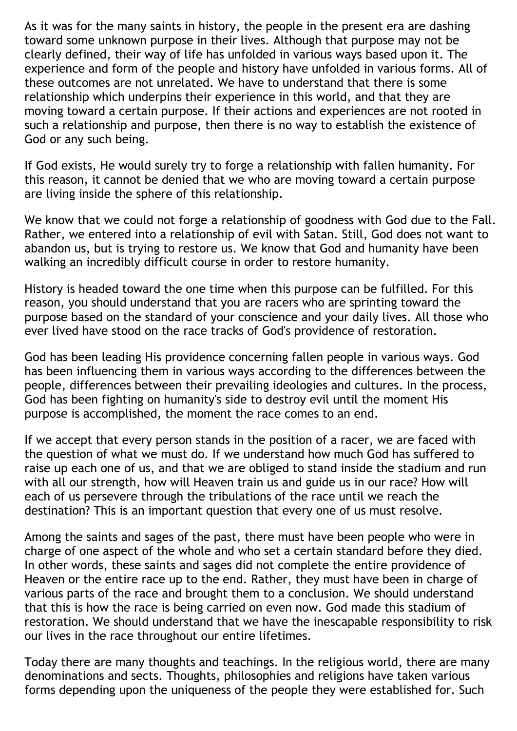As it was for the many saints in history, the people in the present era are dashing toward some unknown purpose in their lives. Although that purpose may not be clearly defined, their way of life has unfolded in various ways based upon it. The experience and form of the people and history have unfolded in various forms. All of these outcomes are not unrelated. We have to understand that there is some relationship which underpins their experience in this world, and that they are moving toward a certain purpose. If their actions and experiences are not rooted in such a relationship and purpose, then there is no way to establish the existence of God or any such being.

If God exists, He would surely try to forge a relationship with fallen humanity. For this reason, it cannot be denied that we who are moving toward a certain purpose are living inside the sphere of this relationship.

We know that we could not forge a relationship of goodness with God due to the Fall. Rather, we entered into a relationship of evil with Satan. Still, God does not want to abandon us, but is trying to restore us. We know that God and humanity have been walking an incredibly difficult course in order to restore humanity.

History is headed toward the one time when this purpose can be fulfilled. For this reason, you should understand that you are racers who are sprinting toward the purpose based on the standard of your conscience and your daily lives. All those who ever lived have stood on the race tracks of God's providence of restoration.

God has been leading His providence concerning fallen people in various ways. God has been influencing them in various ways according to the differences between the people, differences between their prevailing ideologies and cultures. In the process, God has been fighting on humanity's side to destroy evil until the moment His purpose is accomplished, the moment the race comes to an end.

If we accept that every person stands in the position of a racer, we are faced with the question of what we must do. If we understand how much God has suffered to raise up each one of us, and that we are obliged to stand inside the stadium and run with all our strength, how will Heaven train us and guide us in our race? How will each of us persevere through the tribulations of the race until we reach the destination? This is an important question that every one of us must resolve.

Among the saints and sages of the past, there must have been people who were in charge of one aspect of the whole and who set a certain standard before they died. In other words, these saints and sages did not complete the entire providence of Heaven or the entire race up to the end. Rather, they must have been in charge of various parts of the race and brought them to a conclusion. We should understand that this is how the race is being carried on even now. God made this stadium of restoration. We should understand that we have the inescapable responsibility to risk our lives in the race throughout our entire lifetimes.

Today there are many thoughts and teachings. In the religious world, there are many denominations and sects. Thoughts, philosophies and religions have taken various forms depending upon the uniqueness of the people they were established for. Such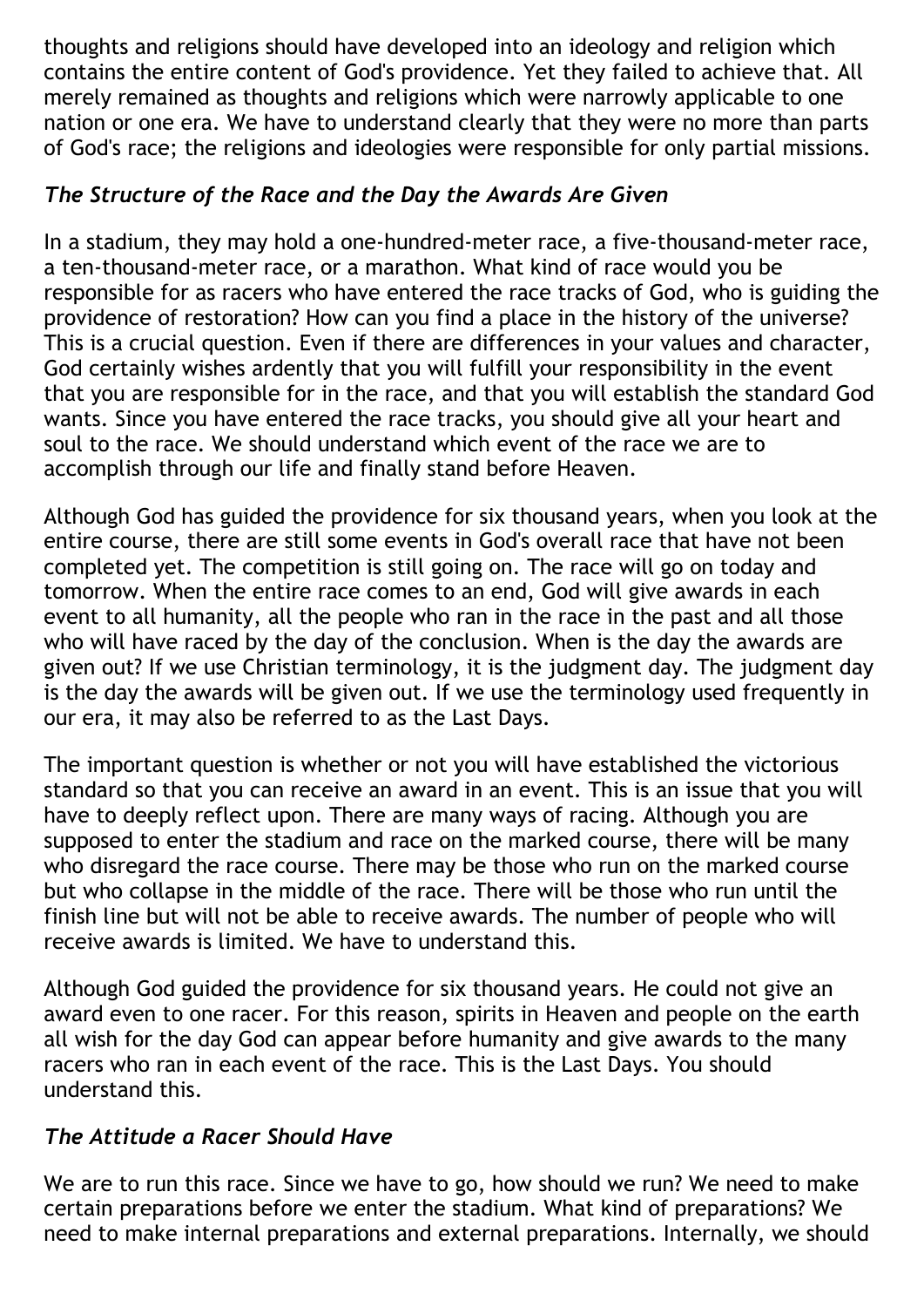thoughts and religions should have developed into an ideology and religion which contains the entire content of God's providence. Yet they failed to achieve that. All merely remained as thoughts and religions which were narrowly applicable to one nation or one era. We have to understand clearly that they were no more than parts of God's race; the religions and ideologies were responsible for only partial missions.

### *The Structure of the Race and the Day the Awards Are Given*

In a stadium, they may hold a one-hundred-meter race, a five-thousand-meter race, a ten-thousand-meter race, or a marathon. What kind of race would you be responsible for as racers who have entered the race tracks of God, who is guiding the providence of restoration? How can you find a place in the history of the universe? This is a crucial question. Even if there are differences in your values and character, God certainly wishes ardently that you will fulfill your responsibility in the event that you are responsible for in the race, and that you will establish the standard God wants. Since you have entered the race tracks, you should give all your heart and soul to the race. We should understand which event of the race we are to accomplish through our life and finally stand before Heaven.

Although God has guided the providence for six thousand years, when you look at the entire course, there are still some events in God's overall race that have not been completed yet. The competition is still going on. The race will go on today and tomorrow. When the entire race comes to an end, God will give awards in each event to all humanity, all the people who ran in the race in the past and all those who will have raced by the day of the conclusion. When is the day the awards are given out? If we use Christian terminology, it is the judgment day. The judgment day is the day the awards will be given out. If we use the terminology used frequently in our era, it may also be referred to as the Last Days.

The important question is whether or not you will have established the victorious standard so that you can receive an award in an event. This is an issue that you will have to deeply reflect upon. There are many ways of racing. Although you are supposed to enter the stadium and race on the marked course, there will be many who disregard the race course. There may be those who run on the marked course but who collapse in the middle of the race. There will be those who run until the finish line but will not be able to receive awards. The number of people who will receive awards is limited. We have to understand this.

Although God guided the providence for six thousand years. He could not give an award even to one racer. For this reason, spirits in Heaven and people on the earth all wish for the day God can appear before humanity and give awards to the many racers who ran in each event of the race. This is the Last Days. You should understand this.

### *The Attitude a Racer Should Have*

We are to run this race. Since we have to go, how should we run? We need to make certain preparations before we enter the stadium. What kind of preparations? We need to make internal preparations and external preparations. Internally, we should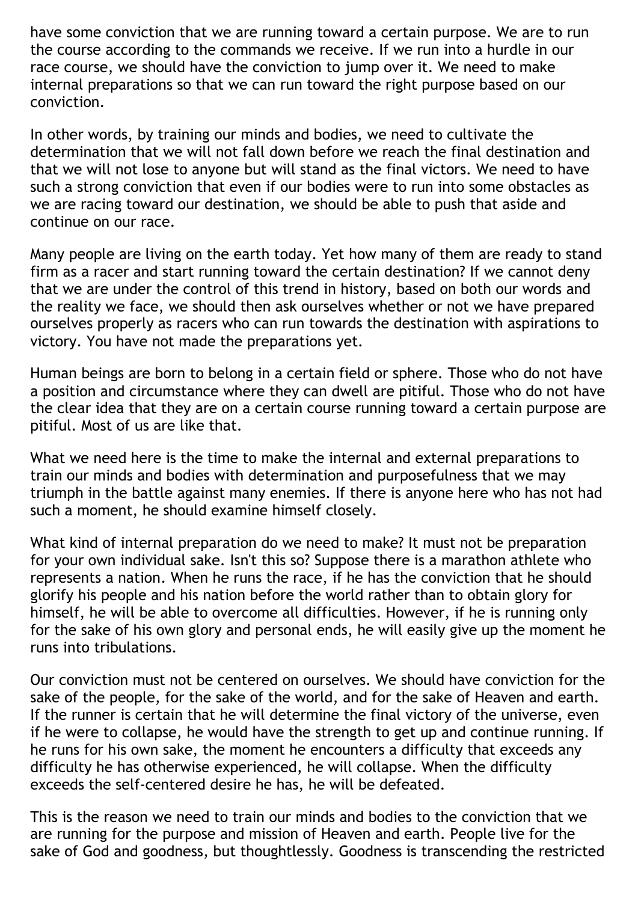have some conviction that we are running toward a certain purpose. We are to run the course according to the commands we receive. If we run into a hurdle in our race course, we should have the conviction to jump over it. We need to make internal preparations so that we can run toward the right purpose based on our conviction.

In other words, by training our minds and bodies, we need to cultivate the determination that we will not fall down before we reach the final destination and that we will not lose to anyone but will stand as the final victors. We need to have such a strong conviction that even if our bodies were to run into some obstacles as we are racing toward our destination, we should be able to push that aside and continue on our race.

Many people are living on the earth today. Yet how many of them are ready to stand firm as a racer and start running toward the certain destination? If we cannot deny that we are under the control of this trend in history, based on both our words and the reality we face, we should then ask ourselves whether or not we have prepared ourselves properly as racers who can run towards the destination with aspirations to victory. You have not made the preparations yet.

Human beings are born to belong in a certain field or sphere. Those who do not have a position and circumstance where they can dwell are pitiful. Those who do not have the clear idea that they are on a certain course running toward a certain purpose are pitiful. Most of us are like that.

What we need here is the time to make the internal and external preparations to train our minds and bodies with determination and purposefulness that we may triumph in the battle against many enemies. If there is anyone here who has not had such a moment, he should examine himself closely.

What kind of internal preparation do we need to make? It must not be preparation for your own individual sake. Isn't this so? Suppose there is a marathon athlete who represents a nation. When he runs the race, if he has the conviction that he should glorify his people and his nation before the world rather than to obtain glory for himself, he will be able to overcome all difficulties. However, if he is running only for the sake of his own glory and personal ends, he will easily give up the moment he runs into tribulations.

Our conviction must not be centered on ourselves. We should have conviction for the sake of the people, for the sake of the world, and for the sake of Heaven and earth. If the runner is certain that he will determine the final victory of the universe, even if he were to collapse, he would have the strength to get up and continue running. If he runs for his own sake, the moment he encounters a difficulty that exceeds any difficulty he has otherwise experienced, he will collapse. When the difficulty exceeds the self-centered desire he has, he will be defeated.

This is the reason we need to train our minds and bodies to the conviction that we are running for the purpose and mission of Heaven and earth. People live for the sake of God and goodness, but thoughtlessly. Goodness is transcending the restricted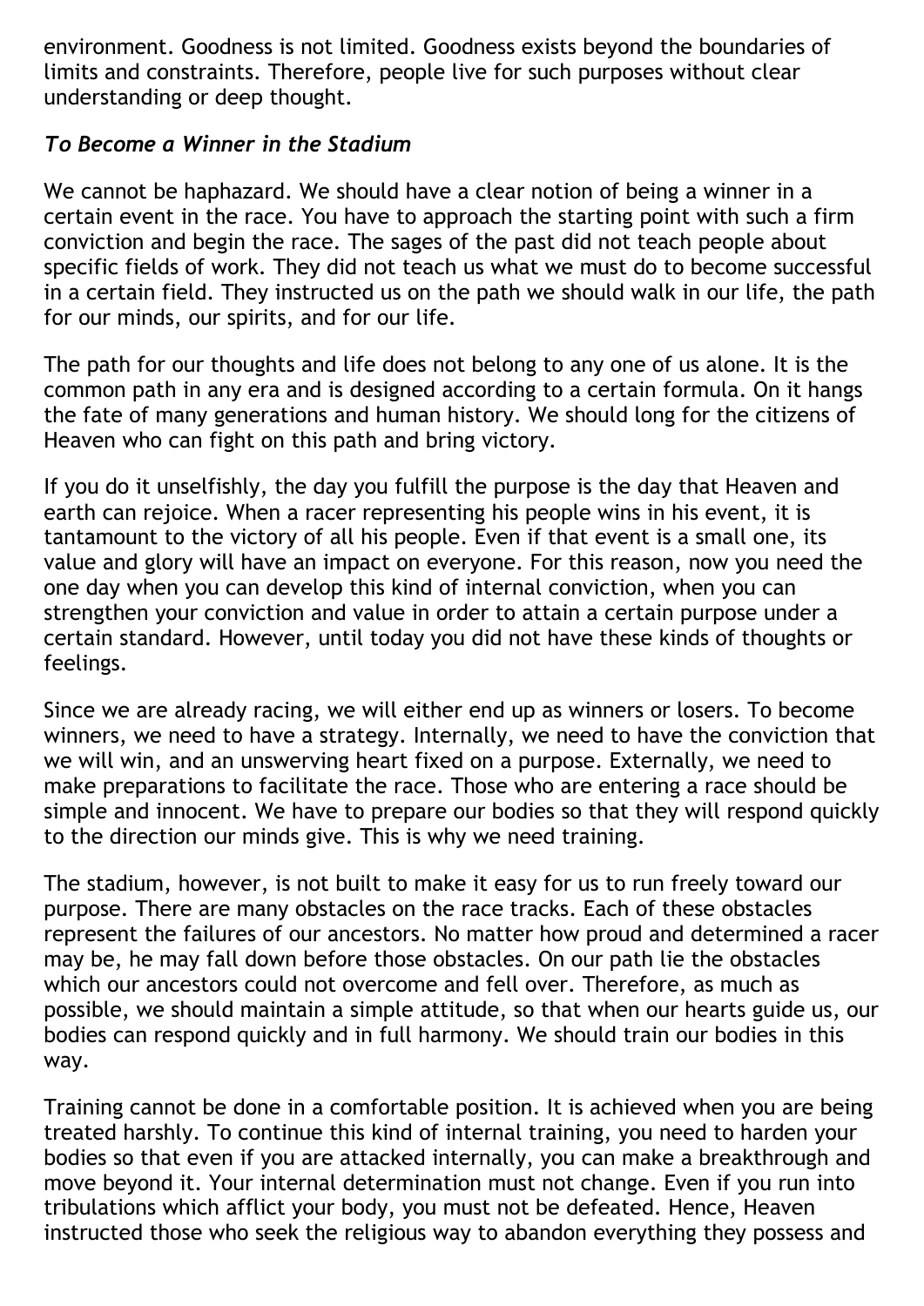environment. Goodness is not limited. Goodness exists beyond the boundaries of limits and constraints. Therefore, people live for such purposes without clear understanding or deep thought.

### *To Become a Winner in the Stadium*

We cannot be haphazard. We should have a clear notion of being a winner in a certain event in the race. You have to approach the starting point with such a firm conviction and begin the race. The sages of the past did not teach people about specific fields of work. They did not teach us what we must do to become successful in a certain field. They instructed us on the path we should walk in our life, the path for our minds, our spirits, and for our life.

The path for our thoughts and life does not belong to any one of us alone. It is the common path in any era and is designed according to a certain formula. On it hangs the fate of many generations and human history. We should long for the citizens of Heaven who can fight on this path and bring victory.

If you do it unselfishly, the day you fulfill the purpose is the day that Heaven and earth can rejoice. When a racer representing his people wins in his event, it is tantamount to the victory of all his people. Even if that event is a small one, its value and glory will have an impact on everyone. For this reason, now you need the one day when you can develop this kind of internal conviction, when you can strengthen your conviction and value in order to attain a certain purpose under a certain standard. However, until today you did not have these kinds of thoughts or feelings.

Since we are already racing, we will either end up as winners or losers. To become winners, we need to have a strategy. Internally, we need to have the conviction that we will win, and an unswerving heart fixed on a purpose. Externally, we need to make preparations to facilitate the race. Those who are entering a race should be simple and innocent. We have to prepare our bodies so that they will respond quickly to the direction our minds give. This is why we need training.

The stadium, however, is not built to make it easy for us to run freely toward our purpose. There are many obstacles on the race tracks. Each of these obstacles represent the failures of our ancestors. No matter how proud and determined a racer may be, he may fall down before those obstacles. On our path lie the obstacles which our ancestors could not overcome and fell over. Therefore, as much as possible, we should maintain a simple attitude, so that when our hearts guide us, our bodies can respond quickly and in full harmony. We should train our bodies in this way.

Training cannot be done in a comfortable position. It is achieved when you are being treated harshly. To continue this kind of internal training, you need to harden your bodies so that even if you are attacked internally, you can make a breakthrough and move beyond it. Your internal determination must not change. Even if you run into tribulations which afflict your body, you must not be defeated. Hence, Heaven instructed those who seek the religious way to abandon everything they possess and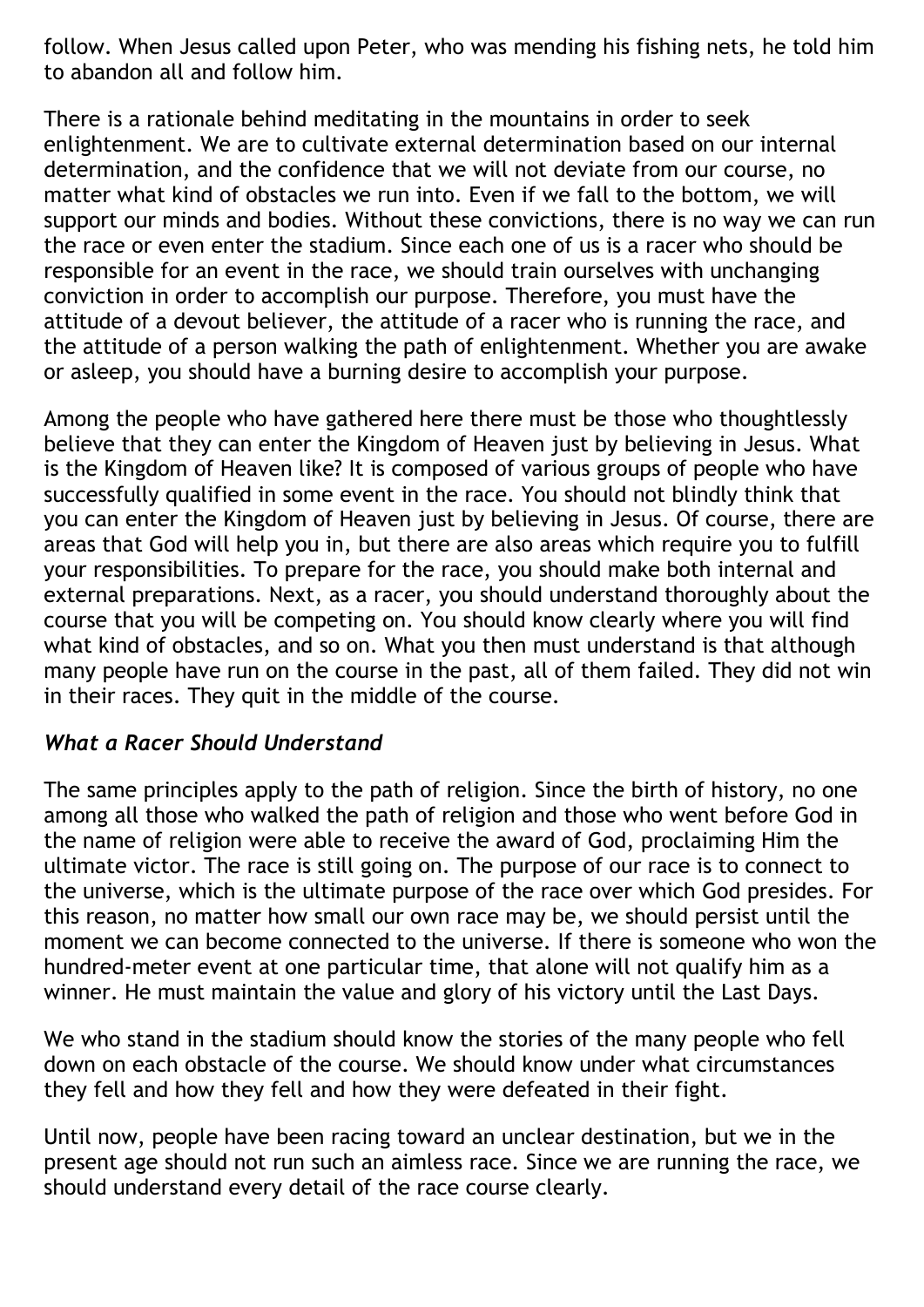follow. When Jesus called upon Peter, who was mending his fishing nets, he told him to abandon all and follow him.

There is a rationale behind meditating in the mountains in order to seek enlightenment. We are to cultivate external determination based on our internal determination, and the confidence that we will not deviate from our course, no matter what kind of obstacles we run into. Even if we fall to the bottom, we will support our minds and bodies. Without these convictions, there is no way we can run the race or even enter the stadium. Since each one of us is a racer who should be responsible for an event in the race, we should train ourselves with unchanging conviction in order to accomplish our purpose. Therefore, you must have the attitude of a devout believer, the attitude of a racer who is running the race, and the attitude of a person walking the path of enlightenment. Whether you are awake or asleep, you should have a burning desire to accomplish your purpose.

Among the people who have gathered here there must be those who thoughtlessly believe that they can enter the Kingdom of Heaven just by believing in Jesus. What is the Kingdom of Heaven like? It is composed of various groups of people who have successfully qualified in some event in the race. You should not blindly think that you can enter the Kingdom of Heaven just by believing in Jesus. Of course, there are areas that God will help you in, but there are also areas which require you to fulfill your responsibilities. To prepare for the race, you should make both internal and external preparations. Next, as a racer, you should understand thoroughly about the course that you will be competing on. You should know clearly where you will find what kind of obstacles, and so on. What you then must understand is that although many people have run on the course in the past, all of them failed. They did not win in their races. They quit in the middle of the course.

### *What a Racer Should Understand*

The same principles apply to the path of religion. Since the birth of history, no one among all those who walked the path of religion and those who went before God in the name of religion were able to receive the award of God, proclaiming Him the ultimate victor. The race is still going on. The purpose of our race is to connect to the universe, which is the ultimate purpose of the race over which God presides. For this reason, no matter how small our own race may be, we should persist until the moment we can become connected to the universe. If there is someone who won the hundred-meter event at one particular time, that alone will not qualify him as a winner. He must maintain the value and glory of his victory until the Last Days.

We who stand in the stadium should know the stories of the many people who fell down on each obstacle of the course. We should know under what circumstances they fell and how they fell and how they were defeated in their fight.

Until now, people have been racing toward an unclear destination, but we in the present age should not run such an aimless race. Since we are running the race, we should understand every detail of the race course clearly.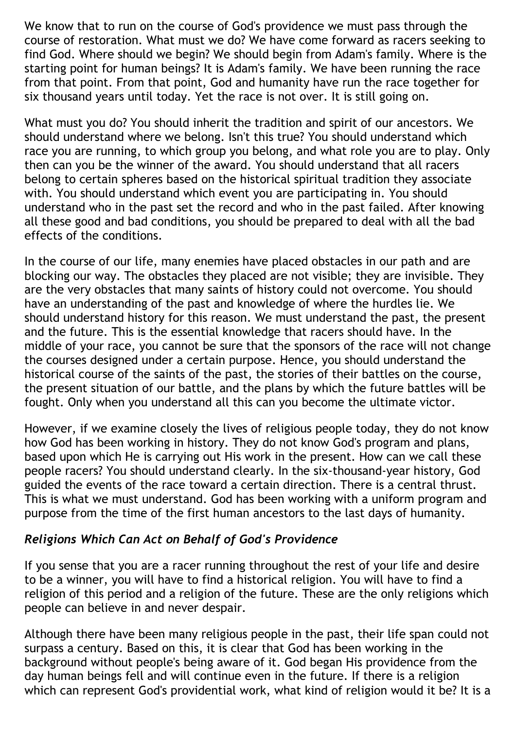We know that to run on the course of God's providence we must pass through the course of restoration. What must we do? We have come forward as racers seeking to find God. Where should we begin? We should begin from Adam's family. Where is the starting point for human beings? It is Adam's family. We have been running the race from that point. From that point, God and humanity have run the race together for six thousand years until today. Yet the race is not over. It is still going on.

What must you do? You should inherit the tradition and spirit of our ancestors. We should understand where we belong. Isn't this true? You should understand which race you are running, to which group you belong, and what role you are to play. Only then can you be the winner of the award. You should understand that all racers belong to certain spheres based on the historical spiritual tradition they associate with. You should understand which event you are participating in. You should understand who in the past set the record and who in the past failed. After knowing all these good and bad conditions, you should be prepared to deal with all the bad effects of the conditions.

In the course of our life, many enemies have placed obstacles in our path and are blocking our way. The obstacles they placed are not visible; they are invisible. They are the very obstacles that many saints of history could not overcome. You should have an understanding of the past and knowledge of where the hurdles lie. We should understand history for this reason. We must understand the past, the present and the future. This is the essential knowledge that racers should have. In the middle of your race, you cannot be sure that the sponsors of the race will not change the courses designed under a certain purpose. Hence, you should understand the historical course of the saints of the past, the stories of their battles on the course, the present situation of our battle, and the plans by which the future battles will be fought. Only when you understand all this can you become the ultimate victor.

However, if we examine closely the lives of religious people today, they do not know how God has been working in history. They do not know God's program and plans, based upon which He is carrying out His work in the present. How can we call these people racers? You should understand clearly. In the six-thousand-year history, God guided the events of the race toward a certain direction. There is a central thrust. This is what we must understand. God has been working with a uniform program and purpose from the time of the first human ancestors to the last days of humanity.

### *Religions Which Can Act on Behalf of God's Providence*

If you sense that you are a racer running throughout the rest of your life and desire to be a winner, you will have to find a historical religion. You will have to find a religion of this period and a religion of the future. These are the only religions which people can believe in and never despair.

Although there have been many religious people in the past, their life span could not surpass a century. Based on this, it is clear that God has been working in the background without people's being aware of it. God began His providence from the day human beings fell and will continue even in the future. If there is a religion which can represent God's providential work, what kind of religion would it be? It is a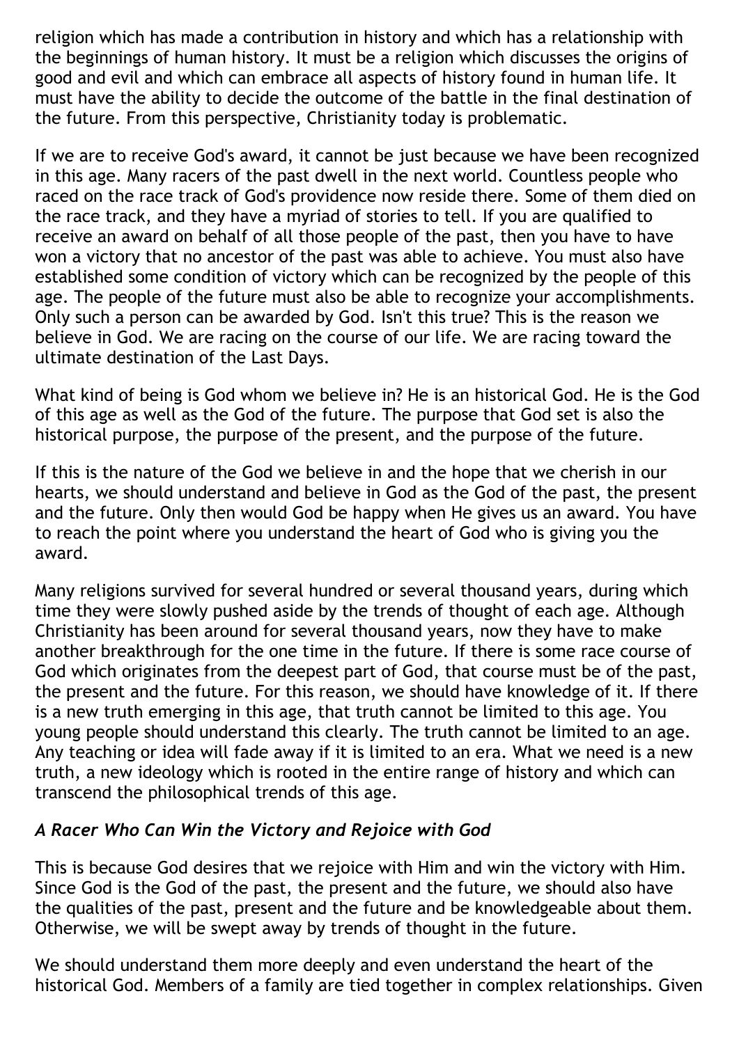religion which has made a contribution in history and which has a relationship with the beginnings of human history. It must be a religion which discusses the origins of good and evil and which can embrace all aspects of history found in human life. It must have the ability to decide the outcome of the battle in the final destination of the future. From this perspective, Christianity today is problematic.

If we are to receive God's award, it cannot be just because we have been recognized in this age. Many racers of the past dwell in the next world. Countless people who raced on the race track of God's providence now reside there. Some of them died on the race track, and they have a myriad of stories to tell. If you are qualified to receive an award on behalf of all those people of the past, then you have to have won a victory that no ancestor of the past was able to achieve. You must also have established some condition of victory which can be recognized by the people of this age. The people of the future must also be able to recognize your accomplishments. Only such a person can be awarded by God. Isn't this true? This is the reason we believe in God. We are racing on the course of our life. We are racing toward the ultimate destination of the Last Days.

What kind of being is God whom we believe in? He is an historical God. He is the God of this age as well as the God of the future. The purpose that God set is also the historical purpose, the purpose of the present, and the purpose of the future.

If this is the nature of the God we believe in and the hope that we cherish in our hearts, we should understand and believe in God as the God of the past, the present and the future. Only then would God be happy when He gives us an award. You have to reach the point where you understand the heart of God who is giving you the award.

Many religions survived for several hundred or several thousand years, during which time they were slowly pushed aside by the trends of thought of each age. Although Christianity has been around for several thousand years, now they have to make another breakthrough for the one time in the future. If there is some race course of God which originates from the deepest part of God, that course must be of the past, the present and the future. For this reason, we should have knowledge of it. If there is a new truth emerging in this age, that truth cannot be limited to this age. You young people should understand this clearly. The truth cannot be limited to an age. Any teaching or idea will fade away if it is limited to an era. What we need is a new truth, a new ideology which is rooted in the entire range of history and which can transcend the philosophical trends of this age.

### *A Racer Who Can Win the Victory and Rejoice with God*

This is because God desires that we rejoice with Him and win the victory with Him. Since God is the God of the past, the present and the future, we should also have the qualities of the past, present and the future and be knowledgeable about them. Otherwise, we will be swept away by trends of thought in the future.

We should understand them more deeply and even understand the heart of the historical God. Members of a family are tied together in complex relationships. Given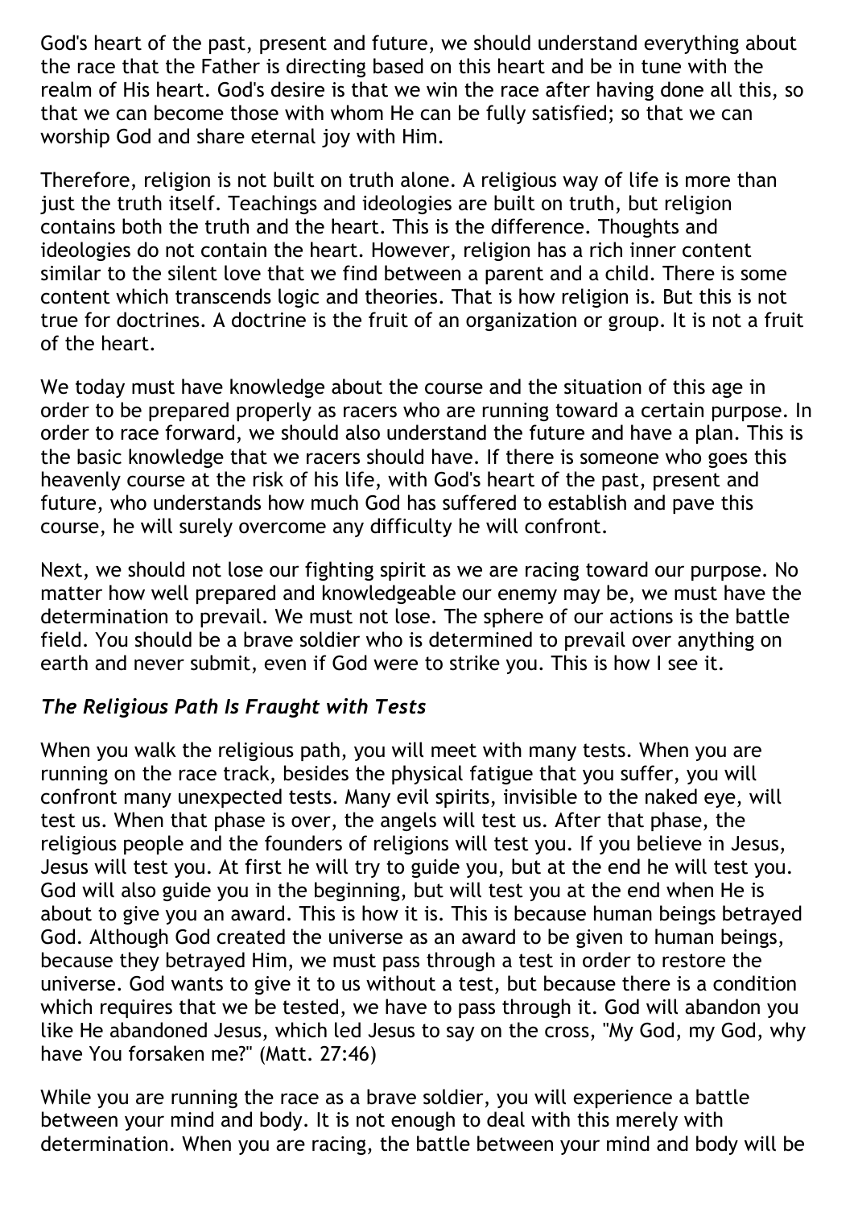God's heart of the past, present and future, we should understand everything about the race that the Father is directing based on this heart and be in tune with the realm of His heart. God's desire is that we win the race after having done all this, so that we can become those with whom He can be fully satisfied; so that we can worship God and share eternal joy with Him.

Therefore, religion is not built on truth alone. A religious way of life is more than just the truth itself. Teachings and ideologies are built on truth, but religion contains both the truth and the heart. This is the difference. Thoughts and ideologies do not contain the heart. However, religion has a rich inner content similar to the silent love that we find between a parent and a child. There is some content which transcends logic and theories. That is how religion is. But this is not true for doctrines. A doctrine is the fruit of an organization or group. It is not a fruit of the heart.

We today must have knowledge about the course and the situation of this age in order to be prepared properly as racers who are running toward a certain purpose. In order to race forward, we should also understand the future and have a plan. This is the basic knowledge that we racers should have. If there is someone who goes this heavenly course at the risk of his life, with God's heart of the past, present and future, who understands how much God has suffered to establish and pave this course, he will surely overcome any difficulty he will confront.

Next, we should not lose our fighting spirit as we are racing toward our purpose. No matter how well prepared and knowledgeable our enemy may be, we must have the determination to prevail. We must not lose. The sphere of our actions is the battle field. You should be a brave soldier who is determined to prevail over anything on earth and never submit, even if God were to strike you. This is how I see it.

### *The Religious Path Is Fraught with Tests*

When you walk the religious path, you will meet with many tests. When you are running on the race track, besides the physical fatigue that you suffer, you will confront many unexpected tests. Many evil spirits, invisible to the naked eye, will test us. When that phase is over, the angels will test us. After that phase, the religious people and the founders of religions will test you. If you believe in Jesus, Jesus will test you. At first he will try to guide you, but at the end he will test you. God will also guide you in the beginning, but will test you at the end when He is about to give you an award. This is how it is. This is because human beings betrayed God. Although God created the universe as an award to be given to human beings, because they betrayed Him, we must pass through a test in order to restore the universe. God wants to give it to us without a test, but because there is a condition which requires that we be tested, we have to pass through it. God will abandon you like He abandoned Jesus, which led Jesus to say on the cross, "My God, my God, why have You forsaken me?" (Matt. 27:46)

While you are running the race as a brave soldier, you will experience a battle between your mind and body. It is not enough to deal with this merely with determination. When you are racing, the battle between your mind and body will be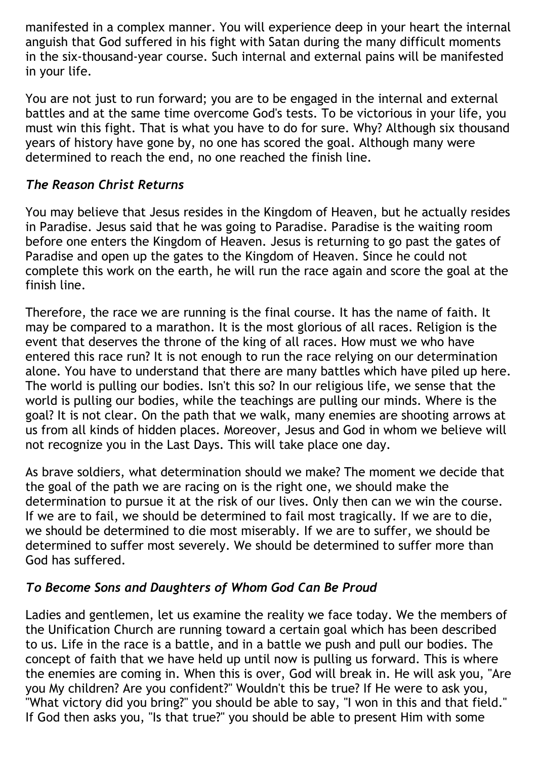manifested in a complex manner. You will experience deep in your heart the internal anguish that God suffered in his fight with Satan during the many difficult moments in the six-thousand-year course. Such internal and external pains will be manifested in your life.

You are not just to run forward; you are to be engaged in the internal and external battles and at the same time overcome God's tests. To be victorious in your life, you must win this fight. That is what you have to do for sure. Why? Although six thousand years of history have gone by, no one has scored the goal. Although many were determined to reach the end, no one reached the finish line.

### *The Reason Christ Returns*

You may believe that Jesus resides in the Kingdom of Heaven, but he actually resides in Paradise. Jesus said that he was going to Paradise. Paradise is the waiting room before one enters the Kingdom of Heaven. Jesus is returning to go past the gates of Paradise and open up the gates to the Kingdom of Heaven. Since he could not complete this work on the earth, he will run the race again and score the goal at the finish line.

Therefore, the race we are running is the final course. It has the name of faith. It may be compared to a marathon. It is the most glorious of all races. Religion is the event that deserves the throne of the king of all races. How must we who have entered this race run? It is not enough to run the race relying on our determination alone. You have to understand that there are many battles which have piled up here. The world is pulling our bodies. Isn't this so? In our religious life, we sense that the world is pulling our bodies, while the teachings are pulling our minds. Where is the goal? It is not clear. On the path that we walk, many enemies are shooting arrows at us from all kinds of hidden places. Moreover, Jesus and God in whom we believe will not recognize you in the Last Days. This will take place one day.

As brave soldiers, what determination should we make? The moment we decide that the goal of the path we are racing on is the right one, we should make the determination to pursue it at the risk of our lives. Only then can we win the course. If we are to fail, we should be determined to fail most tragically. If we are to die, we should be determined to die most miserably. If we are to suffer, we should be determined to suffer most severely. We should be determined to suffer more than God has suffered.

### *To Become Sons and Daughters of Whom God Can Be Proud*

Ladies and gentlemen, let us examine the reality we face today. We the members of the Unification Church are running toward a certain goal which has been described to us. Life in the race is a battle, and in a battle we push and pull our bodies. The concept of faith that we have held up until now is pulling us forward. This is where the enemies are coming in. When this is over, God will break in. He will ask you, "Are you My children? Are you confident?" Wouldn't this be true? If He were to ask you, "What victory did you bring?" you should be able to say, "I won in this and that field." If God then asks you, "Is that true?" you should be able to present Him with some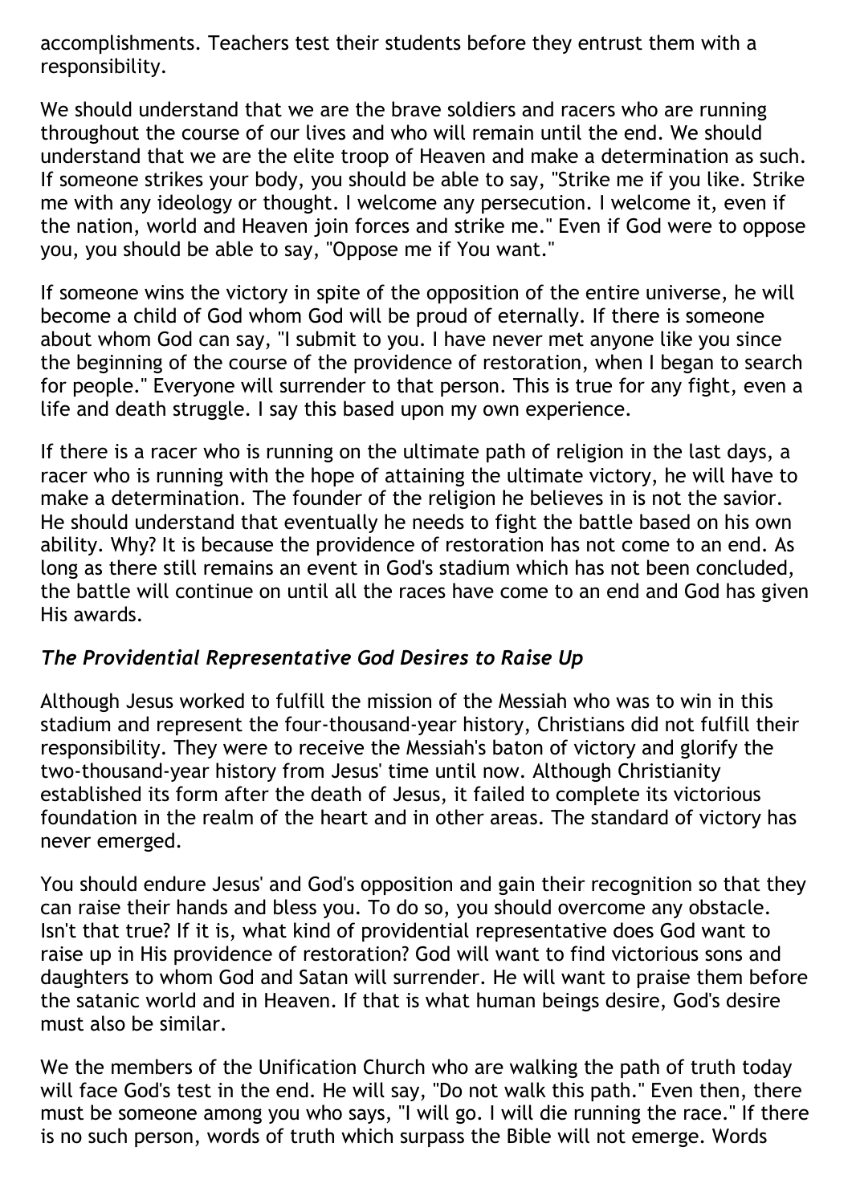accomplishments. Teachers test their students before they entrust them with a responsibility.

We should understand that we are the brave soldiers and racers who are running throughout the course of our lives and who will remain until the end. We should understand that we are the elite troop of Heaven and make a determination as such. If someone strikes your body, you should be able to say, "Strike me if you like. Strike me with any ideology or thought. I welcome any persecution. I welcome it, even if the nation, world and Heaven join forces and strike me." Even if God were to oppose you, you should be able to say, "Oppose me if You want."

If someone wins the victory in spite of the opposition of the entire universe, he will become a child of God whom God will be proud of eternally. If there is someone about whom God can say, "I submit to you. I have never met anyone like you since the beginning of the course of the providence of restoration, when I began to search for people." Everyone will surrender to that person. This is true for any fight, even a life and death struggle. I say this based upon my own experience.

If there is a racer who is running on the ultimate path of religion in the last days, a racer who is running with the hope of attaining the ultimate victory, he will have to make a determination. The founder of the religion he believes in is not the savior. He should understand that eventually he needs to fight the battle based on his own ability. Why? It is because the providence of restoration has not come to an end. As long as there still remains an event in God's stadium which has not been concluded, the battle will continue on until all the races have come to an end and God has given His awards.

### *The Providential Representative God Desires to Raise Up*

Although Jesus worked to fulfill the mission of the Messiah who was to win in this stadium and represent the four-thousand-year history, Christians did not fulfill their responsibility. They were to receive the Messiah's baton of victory and glorify the two-thousand-year history from Jesus' time until now. Although Christianity established its form after the death of Jesus, it failed to complete its victorious foundation in the realm of the heart and in other areas. The standard of victory has never emerged.

You should endure Jesus' and God's opposition and gain their recognition so that they can raise their hands and bless you. To do so, you should overcome any obstacle. Isn't that true? If it is, what kind of providential representative does God want to raise up in His providence of restoration? God will want to find victorious sons and daughters to whom God and Satan will surrender. He will want to praise them before the satanic world and in Heaven. If that is what human beings desire, God's desire must also be similar.

We the members of the Unification Church who are walking the path of truth today will face God's test in the end. He will say, "Do not walk this path." Even then, there must be someone among you who says, "I will go. I will die running the race." If there is no such person, words of truth which surpass the Bible will not emerge. Words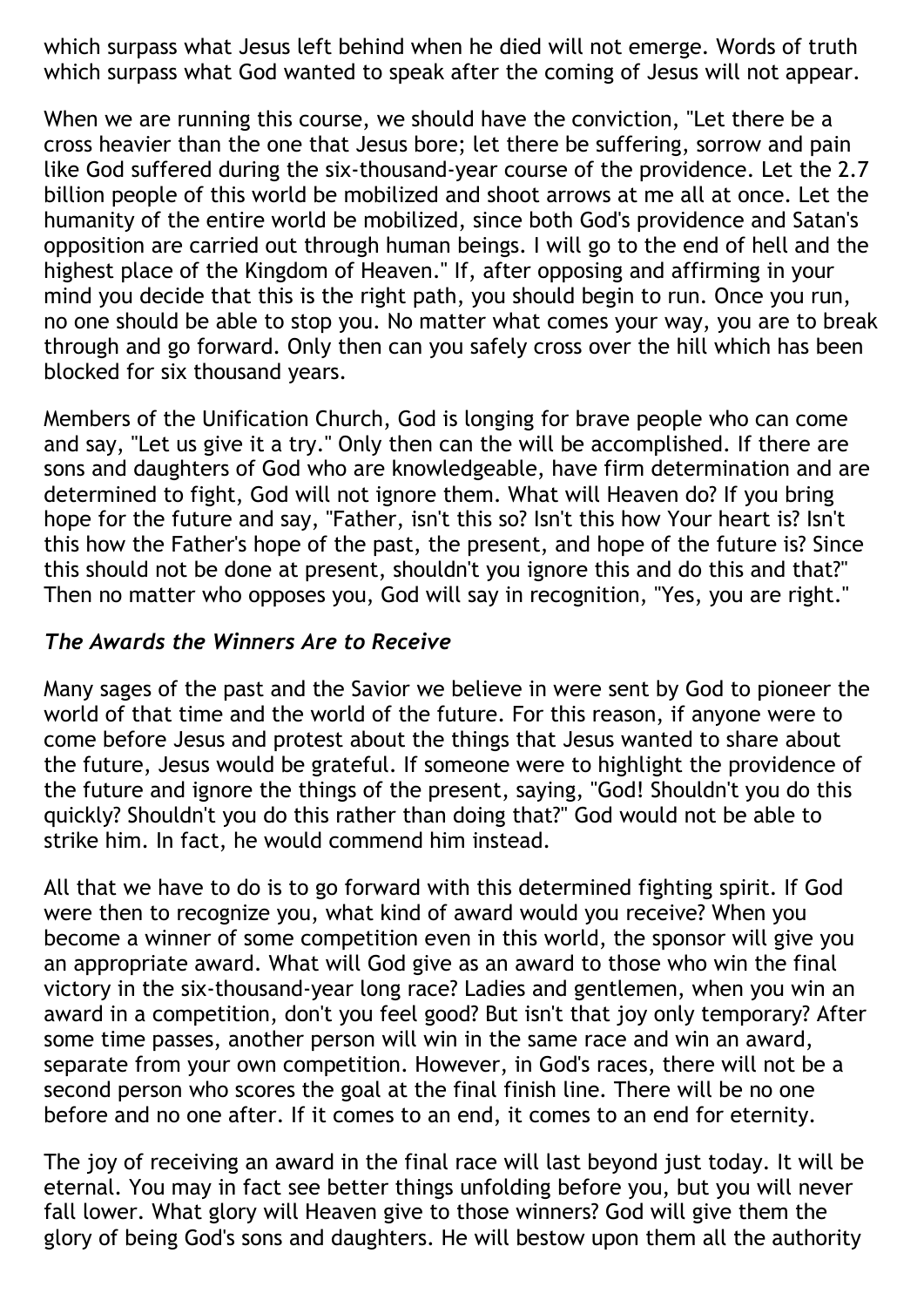which surpass what Jesus left behind when he died will not emerge. Words of truth which surpass what God wanted to speak after the coming of Jesus will not appear.

When we are running this course, we should have the conviction, "Let there be a cross heavier than the one that Jesus bore; let there be suffering, sorrow and pain like God suffered during the six-thousand-year course of the providence. Let the 2.7 billion people of this world be mobilized and shoot arrows at me all at once. Let the humanity of the entire world be mobilized, since both God's providence and Satan's opposition are carried out through human beings. I will go to the end of hell and the highest place of the Kingdom of Heaven." If, after opposing and affirming in your mind you decide that this is the right path, you should begin to run. Once you run, no one should be able to stop you. No matter what comes your way, you are to break through and go forward. Only then can you safely cross over the hill which has been blocked for six thousand years.

Members of the Unification Church, God is longing for brave people who can come and say, "Let us give it a try." Only then can the will be accomplished. If there are sons and daughters of God who are knowledgeable, have firm determination and are determined to fight, God will not ignore them. What will Heaven do? If you bring hope for the future and say, "Father, isn't this so? Isn't this how Your heart is? Isn't this how the Father's hope of the past, the present, and hope of the future is? Since this should not be done at present, shouldn't you ignore this and do this and that?" Then no matter who opposes you, God will say in recognition, "Yes, you are right."

### *The Awards the Winners Are to Receive*

Many sages of the past and the Savior we believe in were sent by God to pioneer the world of that time and the world of the future. For this reason, if anyone were to come before Jesus and protest about the things that Jesus wanted to share about the future, Jesus would be grateful. If someone were to highlight the providence of the future and ignore the things of the present, saying, "God! Shouldn't you do this quickly? Shouldn't you do this rather than doing that?" God would not be able to strike him. In fact, he would commend him instead.

All that we have to do is to go forward with this determined fighting spirit. If God were then to recognize you, what kind of award would you receive? When you become a winner of some competition even in this world, the sponsor will give you an appropriate award. What will God give as an award to those who win the final victory in the six-thousand-year long race? Ladies and gentlemen, when you win an award in a competition, don't you feel good? But isn't that joy only temporary? After some time passes, another person will win in the same race and win an award, separate from your own competition. However, in God's races, there will not be a second person who scores the goal at the final finish line. There will be no one before and no one after. If it comes to an end, it comes to an end for eternity.

The joy of receiving an award in the final race will last beyond just today. It will be eternal. You may in fact see better things unfolding before you, but you will never fall lower. What glory will Heaven give to those winners? God will give them the glory of being God's sons and daughters. He will bestow upon them all the authority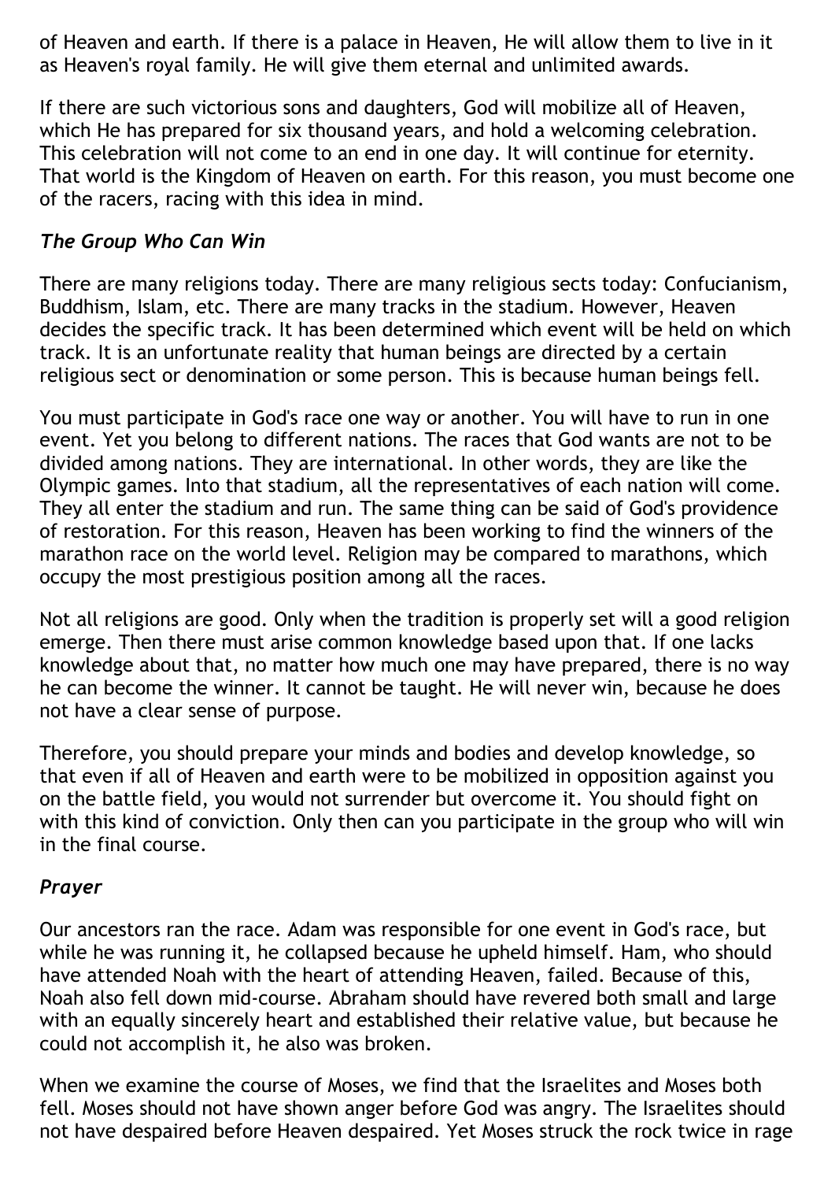of Heaven and earth. If there is a palace in Heaven, He will allow them to live in it as Heaven's royal family. He will give them eternal and unlimited awards.

If there are such victorious sons and daughters, God will mobilize all of Heaven, which He has prepared for six thousand years, and hold a welcoming celebration. This celebration will not come to an end in one day. It will continue for eternity. That world is the Kingdom of Heaven on earth. For this reason, you must become one of the racers, racing with this idea in mind.

### *The Group Who Can Win*

There are many religions today. There are many religious sects today: Confucianism, Buddhism, Islam, etc. There are many tracks in the stadium. However, Heaven decides the specific track. It has been determined which event will be held on which track. It is an unfortunate reality that human beings are directed by a certain religious sect or denomination or some person. This is because human beings fell.

You must participate in God's race one way or another. You will have to run in one event. Yet you belong to different nations. The races that God wants are not to be divided among nations. They are international. In other words, they are like the Olympic games. Into that stadium, all the representatives of each nation will come. They all enter the stadium and run. The same thing can be said of God's providence of restoration. For this reason, Heaven has been working to find the winners of the marathon race on the world level. Religion may be compared to marathons, which occupy the most prestigious position among all the races.

Not all religions are good. Only when the tradition is properly set will a good religion emerge. Then there must arise common knowledge based upon that. If one lacks knowledge about that, no matter how much one may have prepared, there is no way he can become the winner. It cannot be taught. He will never win, because he does not have a clear sense of purpose.

Therefore, you should prepare your minds and bodies and develop knowledge, so that even if all of Heaven and earth were to be mobilized in opposition against you on the battle field, you would not surrender but overcome it. You should fight on with this kind of conviction. Only then can you participate in the group who will win in the final course.

### *Prayer*

Our ancestors ran the race. Adam was responsible for one event in God's race, but while he was running it, he collapsed because he upheld himself. Ham, who should have attended Noah with the heart of attending Heaven, failed. Because of this, Noah also fell down mid-course. Abraham should have revered both small and large with an equally sincerely heart and established their relative value, but because he could not accomplish it, he also was broken.

When we examine the course of Moses, we find that the Israelites and Moses both fell. Moses should not have shown anger before God was angry. The Israelites should not have despaired before Heaven despaired. Yet Moses struck the rock twice in rage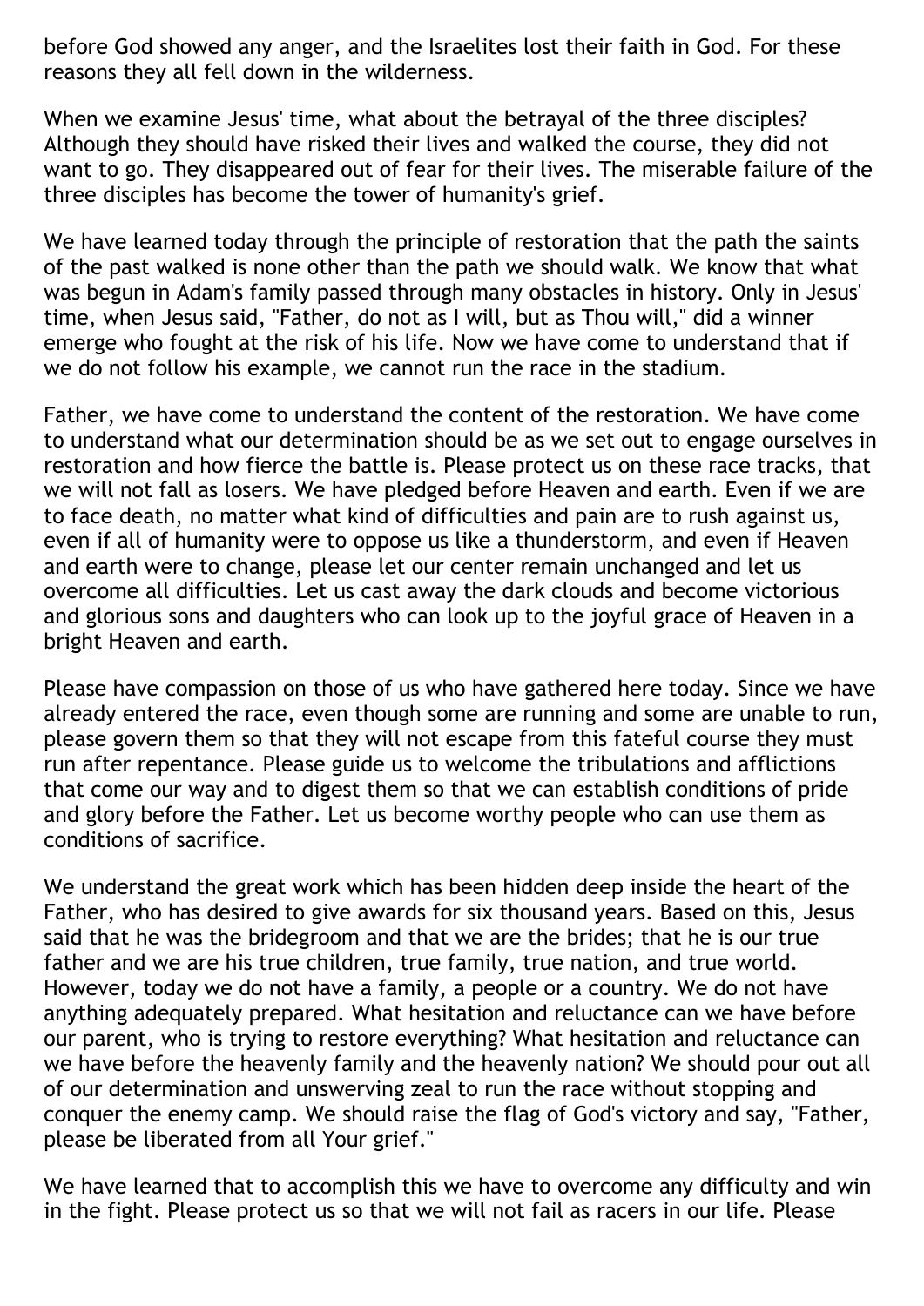before God showed any anger, and the Israelites lost their faith in God. For these reasons they all fell down in the wilderness.

When we examine Jesus' time, what about the betrayal of the three disciples? Although they should have risked their lives and walked the course, they did not want to go. They disappeared out of fear for their lives. The miserable failure of the three disciples has become the tower of humanity's grief.

We have learned today through the principle of restoration that the path the saints of the past walked is none other than the path we should walk. We know that what was begun in Adam's family passed through many obstacles in history. Only in Jesus' time, when Jesus said, "Father, do not as I will, but as Thou will," did a winner emerge who fought at the risk of his life. Now we have come to understand that if we do not follow his example, we cannot run the race in the stadium.

Father, we have come to understand the content of the restoration. We have come to understand what our determination should be as we set out to engage ourselves in restoration and how fierce the battle is. Please protect us on these race tracks, that we will not fall as losers. We have pledged before Heaven and earth. Even if we are to face death, no matter what kind of difficulties and pain are to rush against us, even if all of humanity were to oppose us like a thunderstorm, and even if Heaven and earth were to change, please let our center remain unchanged and let us overcome all difficulties. Let us cast away the dark clouds and become victorious and glorious sons and daughters who can look up to the joyful grace of Heaven in a bright Heaven and earth.

Please have compassion on those of us who have gathered here today. Since we have already entered the race, even though some are running and some are unable to run, please govern them so that they will not escape from this fateful course they must run after repentance. Please guide us to welcome the tribulations and afflictions that come our way and to digest them so that we can establish conditions of pride and glory before the Father. Let us become worthy people who can use them as conditions of sacrifice.

We understand the great work which has been hidden deep inside the heart of the Father, who has desired to give awards for six thousand years. Based on this, Jesus said that he was the bridegroom and that we are the brides; that he is our true father and we are his true children, true family, true nation, and true world. However, today we do not have a family, a people or a country. We do not have anything adequately prepared. What hesitation and reluctance can we have before our parent, who is trying to restore everything? What hesitation and reluctance can we have before the heavenly family and the heavenly nation? We should pour out all of our determination and unswerving zeal to run the race without stopping and conquer the enemy camp. We should raise the flag of God's victory and say, "Father, please be liberated from all Your grief."

We have learned that to accomplish this we have to overcome any difficulty and win in the fight. Please protect us so that we will not fail as racers in our life. Please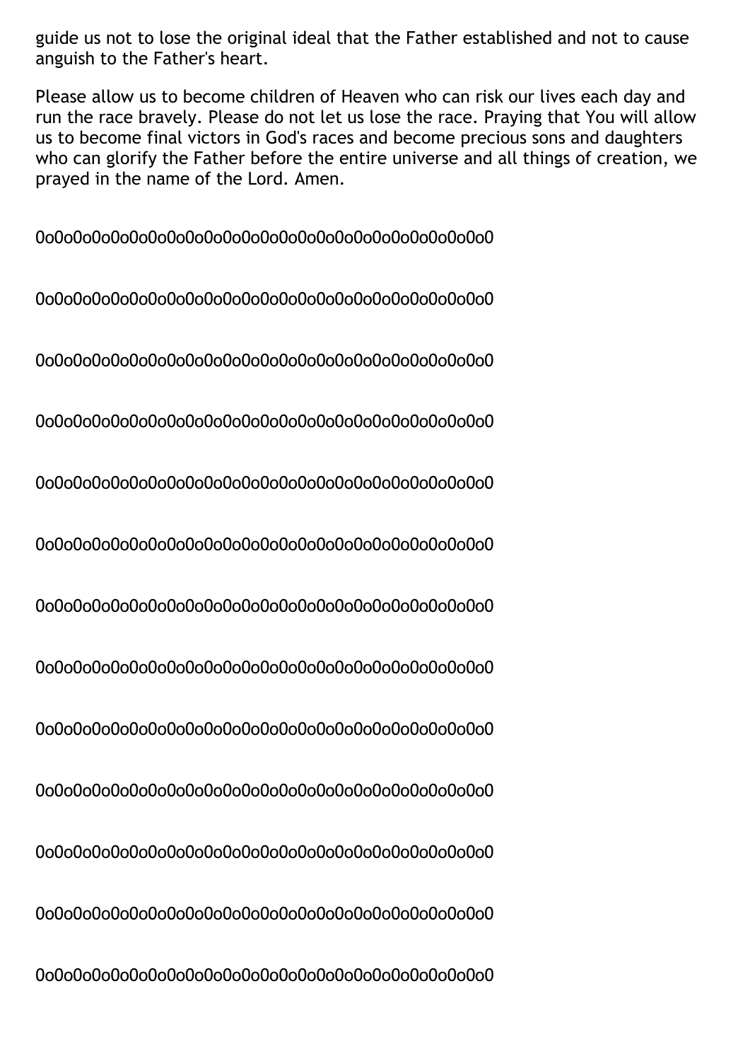guide us not to lose the original ideal that the Father established and not to cause anguish to the Father's heart.

Please allow us to become children of Heaven who can risk our lives each day and run the race bravely. Please do not let us lose the race. Praying that You will allow us to become final victors in God's races and become precious sons and daughters who can glorify the Father before the entire universe and all things of creation, we prayed in the name of the Lord. Amen.

0o0o0o0o0o0o0o0o0o0o0o0o0o0o0o0o0o0o0o0o0o0o0

0o0o0o0o0o0o0o0o0o0o0o0o0o0o0o0o0o0o0o0o0o0o0

0o0o0o0o0o0o0o0o0o0o0o0o0o0o0o0o0o0o0o0o0o0o0

0o0o0o0o0o0o0o0o0o0o0o0o0o0o0o0o0o0o0o0o0o0o0

0o0o0o0o0o0o0o0o0o0o0o0o0o0o0o0o0o0o0o0o0o0o0

0o0o0o0o0o0o0o0o0o0o0o0o0o0o0o0o0o0o0o0o0o0o0

0o0o0o0o0o0o0o0o0o0o0o0o0o0o0o0o0o0o0o0o0o0o0

0o0o0o0o0o0o0o0o0o0o0o0o0o0o0o0o0o0o0o0o0o0o0

0o0o0o0o0o0o0o0o0o0o0o0o0o0o0o0o0o0o0o0o0o0o0

0o0o0o0o0o0o0o0o0o0o0o0o0o0o0o0o0o0o0o0o0o0o0

0o0o0o0o0o0o0o0o0o0o0o0o0o0o0o0o0o0o0o0o0o0o0

0o0o0o0o0o0o0o0o0o0o0o0o0o0o0o0o0o0o0o0o0o0o0

0o0o0o0o0o0o0o0o0o0o0o0o0o0o0o0o0o0o0o0o0o0o0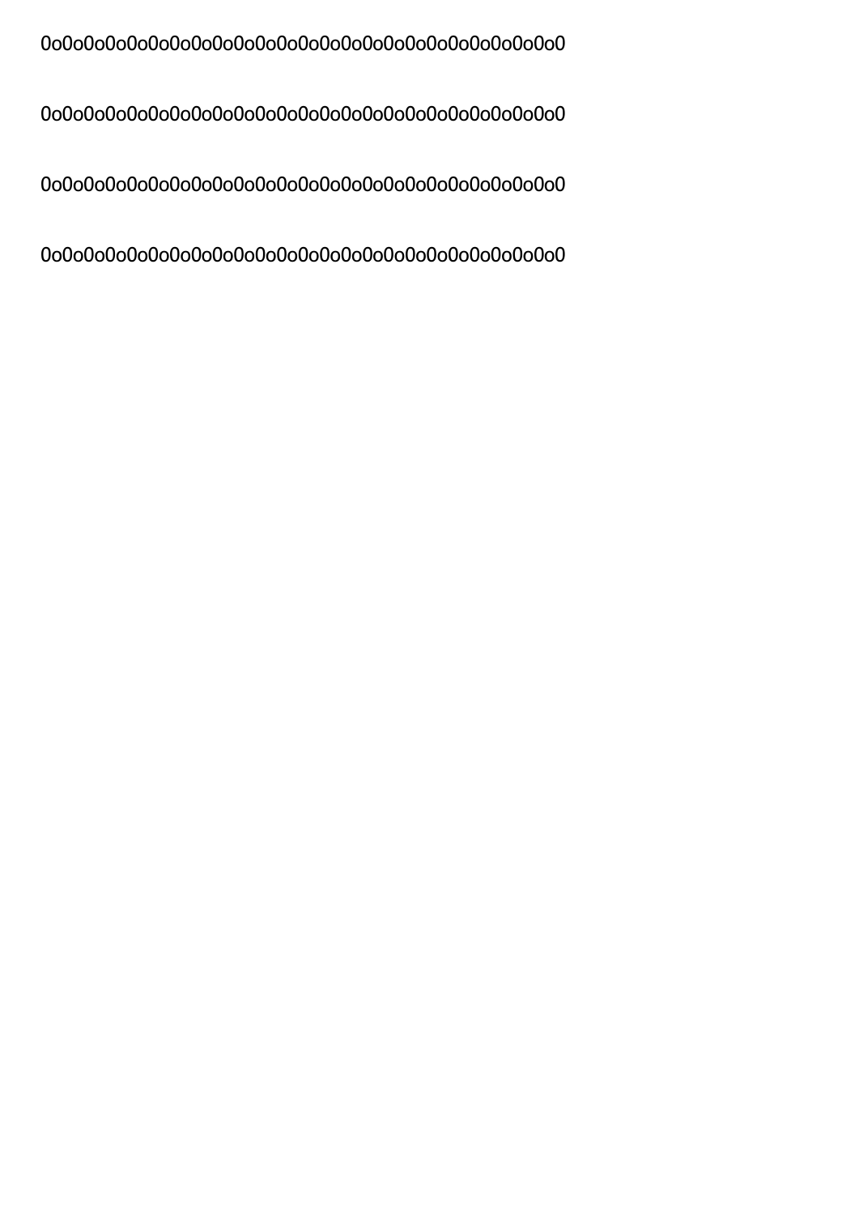0o0o0o0o0o0o0o0o0o0o0o0o0o0o0o0o0o0o0o0o0o0o0o0o0o0o0o0o0o0o0

0o0o0o0o0o0o0o0o0o0o0o0o0o0o0o0o0o0o0o0o0o0o0o0o0o0o0o0o0o0o0

0o0o0o0o0o0o0o0o0o0o0o0o0o0o0o0o0o0o0o0o0o0o0o0o0o0o0o0o0o0o0

0o0o0o0o0o0o0o0o0o0o0o0o0o0o0o0o0o0o0o0o0o0o0o0o0o0o0o0o0o0o0